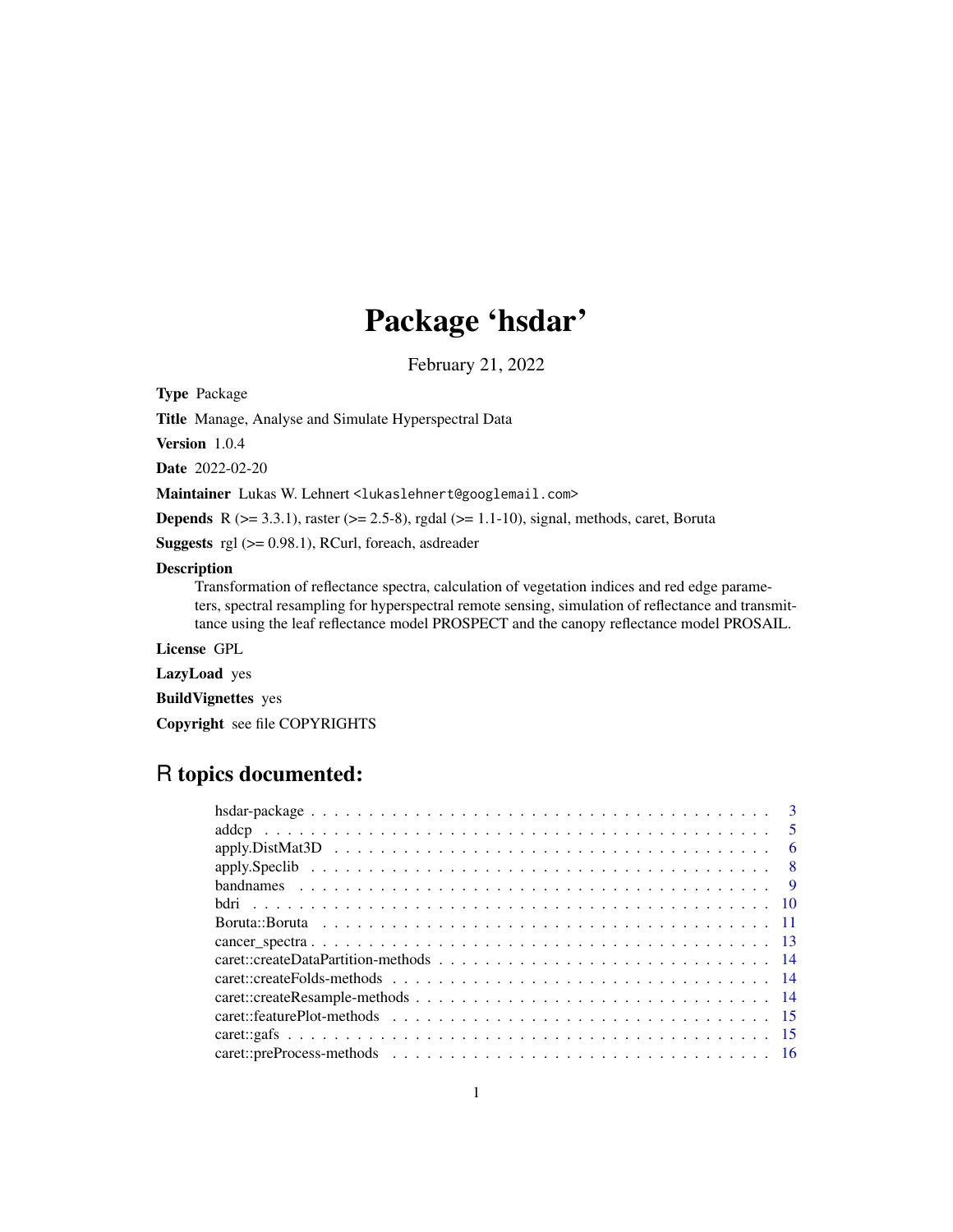# Package 'hsdar'

February 21, 2022

**Type** Package

**Title** Manage, Analyse and Simulate Hyperspectral Data

**Version** 1.0.4

**Date** 2022-02-20

**Maintainer** Lukas W. Lehnert <lukaslehnert@googlemail.com>

**Depends** R (>= 3.3.1), raster (>= 2.5-8), rgdal (>= 1.1-10), signal, methods, caret, Boruta

**Suggests** rgl (>= 0.98.1), RCurl, foreach, asdreader

**Description**
Transformation of reflectance spectra, calculation of vegetation indices and red edge parameters, spectral resampling for hyperspectral remote sensing, simulation of reflectance and transmittance using the leaf reflectance model PROSPECT and the canopy reflectance model PROSAIL.

**License** GPL

**LazyLoad** yes

**BuildVignettes** yes

**Copyright** see file COPYRIGHTS

## R topics documented:

| | |
|---|---|
| hsdar-package | 3 |
| addcp | 5 |
| apply.DistMat3D | 6 |
| apply.Speclib | 8 |
| bandnames | 9 |
| bdri | 10 |
| Boruta::Boruta | 11 |
| cancer_spectra | 13 |
| caret::createDataPartition-methods | 14 |
| caret::createFolds-methods | 14 |
| caret::createResample-methods | 14 |
| caret::featurePlot-methods | 15 |
| caret::gafs | 15 |
| caret::preProcess-methods | 16 |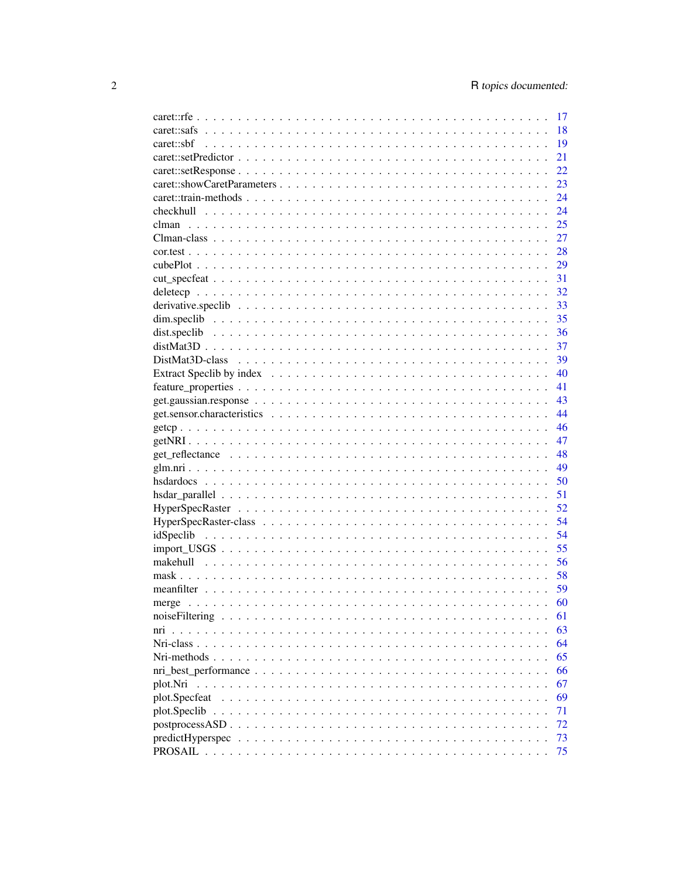| | |
|---|---|
| caret::rfe | 17 |
| caret::safs | 18 |
| caret::sbf | 19 |
| caret::setPredictor | 21 |
| caret::setResponse | 22 |
| caret::showCaretParameters | 23 |
| caret::train-methods | 24 |
| checkhull | 24 |
| clman | 25 |
| Clman-class | 27 |
| cor.test | 28 |
| cubePlot | 29 |
| cut_specfeat | 31 |
| deletecp | 32 |
| derivative.speclib | 33 |
| dim.speclib | 35 |
| dist.speclib | 36 |
| distMat3D | 37 |
| DistMat3D-class | 39 |
| Extract Speclib by index | 40 |
| feature_properties | 41 |
| get.gaussian.response | 43 |
| get.sensor.characteristics | 44 |
| getcp | 46 |
| getNRI | 47 |
| get_reflectance | 48 |
| glm.nri | 49 |
| hsdardocs | 50 |
| hsdar_parallel | 51 |
| HyperSpecRaster | 52 |
| HyperSpecRaster-class | 54 |
| idSpeclib | 54 |
| import_USGS | 55 |
| makehull | 56 |
| mask | 58 |
| meanfilter | 59 |
| merge | 60 |
| noiseFiltering | 61 |
| nri | 63 |
| Nri-class | 64 |
| Nri-methods | 65 |
| nri_best_performance | 66 |
| plot.Nri | 67 |
| plot.Specfeat | 69 |
| plot.Speclib | 71 |
| postprocessASD | 72 |
| predictHyperspec | 73 |
| PROSAIL | 75 |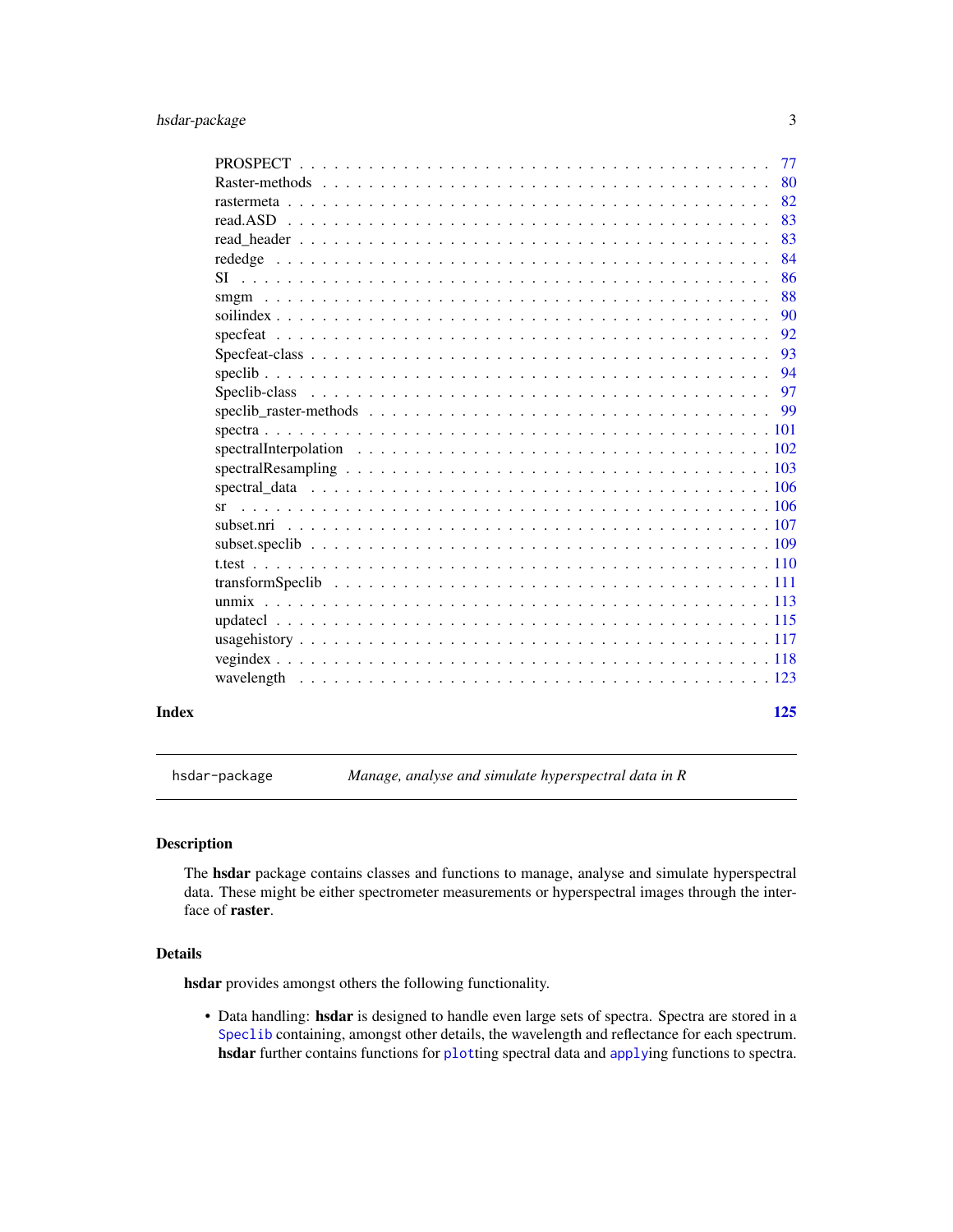| | |
|---|---|
| PROSPECT | 77 |
| Raster-methods | 80 |
| rastermeta | 82 |
| read.ASD | 83 |
| read_header | 83 |
| rededge | 84 |
| SI | 86 |
| smgm | 88 |
| soilindex | 90 |
| specfeat | 92 |
| Specfeat-class | 93 |
| speclib | 94 |
| Speclib-class | 97 |
| speclib_raster-methods | 99 |
| spectra | 101 |
| spectralInterpolation | 102 |
| spectralResampling | 103 |
| spectral_data | 106 |
| sr | 106 |
| subset.nri | 107 |
| subset.speclib | 109 |
| t.test | 110 |
| transformSpeclib | 111 |
| unmix | 113 |
| updatecl | 115 |
| usagehistory | 117 |
| vegindex | 118 |
| wavelength | 123 |

**Index** **125**

---

`hsdar-package` *Manage, analyse and simulate hyperspectral data in R*

---

## Description

The **hsdar** package contains classes and functions to manage, analyse and simulate hyperspectral data. These might be either spectrometer measurements or hyperspectral images through the interface of **raster**.

## Details

**hsdar** provides amongst others the following functionality.

- Data handling: **hsdar** is designed to handle even large sets of spectra. Spectra are stored in a `Speclib` containing, amongst other details, the wavelength and reflectance for each spectrum. **hsdar** further contains functions for `plot`ting spectral data and `apply`ing functions to spectra.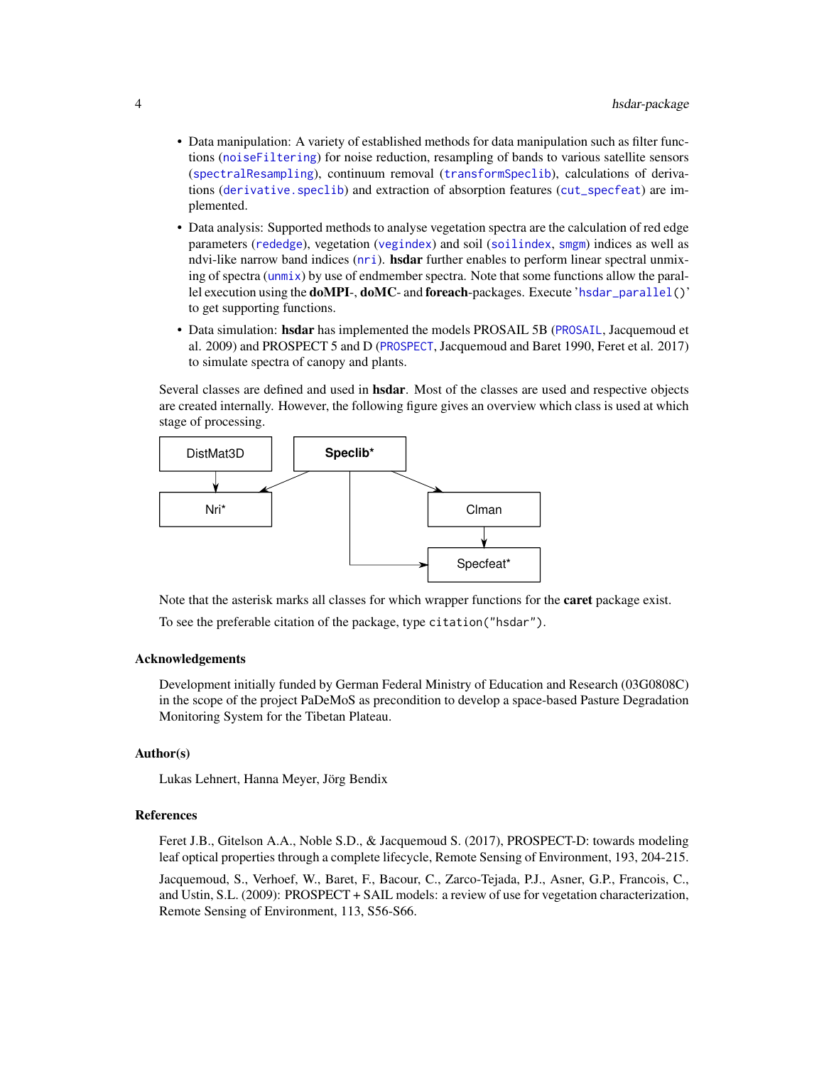- Data manipulation: A variety of established methods for data manipulation such as filter functions (`noiseFiltering`) for noise reduction, resampling of bands to various satellite sensors (`spectralResampling`), continuum removal (`transformSpeclib`), calculations of derivations (`derivative.speclib`) and extraction of absorption features (`cut_specfeat`) are implemented.
- Data analysis: Supported methods to analyse vegetation spectra are the calculation of red edge parameters (`rededge`), vegetation (`vegindex`) and soil (`soilindex`, `smgm`) indices as well as ndvi-like narrow band indices (`nri`). **hsdar** further enables to perform linear spectral unmixing of spectra (`unmix`) by use of endmember spectra. Note that some functions allow the parallel execution using the **doMPI**-, **doMC**- and **foreach**-packages. Execute '`hsdar_parallel()`' to get supporting functions.
- Data simulation: **hsdar** has implemented the models PROSAIL 5B (`PROSAIL`, Jacquemoud et al. 2009) and PROSPECT 5 and D (`PROSPECT`, Jacquemoud and Baret 1990, Feret et al. 2017) to simulate spectra of canopy and plants.

Several classes are defined and used in **hsdar**. Most of the classes are used and respective objects are created internally. However, the following figure gives an overview which class is used at which stage of processing.

DistMat3D → Nri*
Speclib* → Nri*
Speclib* → Clman
Speclib* → Specfeat*
Clman → Specfeat*

Note that the asterisk marks all classes for which wrapper functions for the **caret** package exist.

To see the preferable citation of the package, type `citation("hsdar")`.

### Acknowledgements

Development initially funded by German Federal Ministry of Education and Research (03G0808C) in the scope of the project PaDeMoS as precondition to develop a space-based Pasture Degradation Monitoring System for the Tibetan Plateau.

### Author(s)

Lukas Lehnert, Hanna Meyer, Jörg Bendix

### References

Feret J.B., Gitelson A.A., Noble S.D., & Jacquemoud S. (2017), PROSPECT-D: towards modeling leaf optical properties through a complete lifecycle, Remote Sensing of Environment, 193, 204-215.

Jacquemoud, S., Verhoef, W., Baret, F., Bacour, C., Zarco-Tejada, P.J., Asner, G.P., Francois, C., and Ustin, S.L. (2009): PROSPECT + SAIL models: a review of use for vegetation characterization, Remote Sensing of Environment, 113, S56-S66.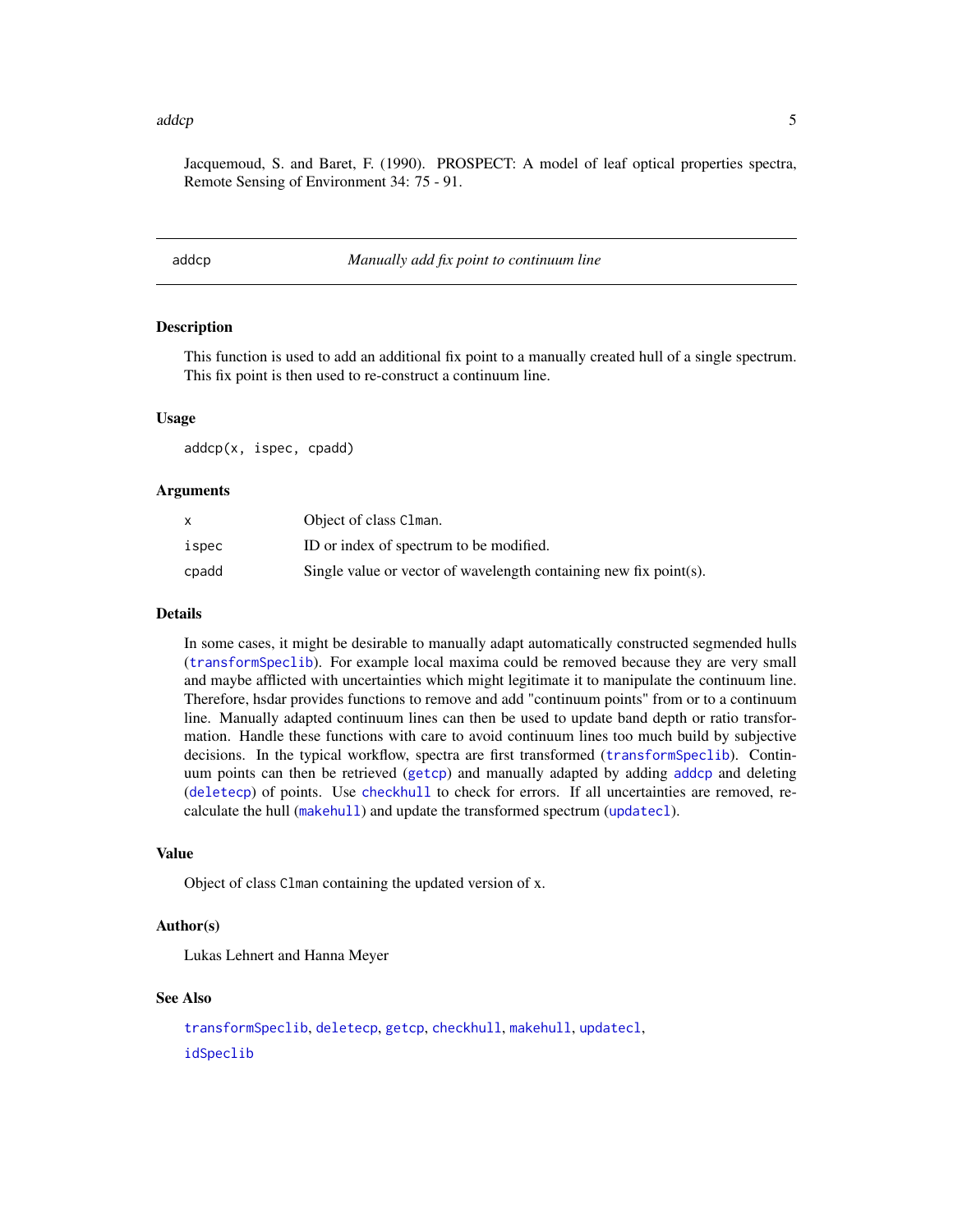Jacquemoud, S. and Baret, F. (1990). PROSPECT: A model of leaf optical properties spectra, Remote Sensing of Environment 34: 75 - 91.

---

## addcp — *Manually add fix point to continuum line*

---

### Description

This function is used to add an additional fix point to a manually created hull of a single spectrum. This fix point is then used to re-construct a continuum line.

### Usage

```
addcp(x, ispec, cpadd)
```

### Arguments

| | |
|---|---|
| `x` | Object of class `Clman`. |
| `ispec` | ID or index of spectrum to be modified. |
| `cpadd` | Single value or vector of wavelength containing new fix point(s). |

### Details

In some cases, it might be desirable to manually adapt automatically constructed segmended hulls (`transformSpeclib`). For example local maxima could be removed because they are very small and maybe afflicted with uncertainties which might legitimate it to manipulate the continuum line. Therefore, hsdar provides functions to remove and add "continuum points" from or to a continuum line. Manually adapted continuum lines can then be used to update band depth or ratio transformation. Handle these functions with care to avoid continuum lines too much build by subjective decisions. In the typical workflow, spectra are first transformed (`transformSpeclib`). Continuum points can then be retrieved (`getcp`) and manually adapted by adding `addcp` and deleting (`deletecp`) of points. Use `checkhull` to check for errors. If all uncertainties are removed, recalculate the hull (`makehull`) and update the transformed spectrum (`updatecl`).

### Value

Object of class `Clman` containing the updated version of x.

### Author(s)

Lukas Lehnert and Hanna Meyer

### See Also

`transformSpeclib`, `deletecp`, `getcp`, `checkhull`, `makehull`, `updatecl`,

`idSpeclib`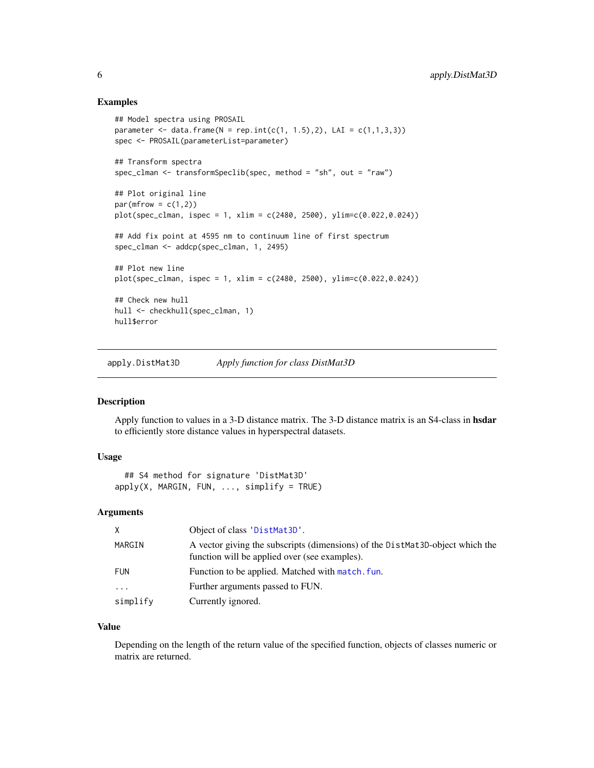## Examples

```
## Model spectra using PROSAIL
parameter <- data.frame(N = rep.int(c(1, 1.5),2), LAI = c(1,1,3,3))
spec <- PROSAIL(parameterList=parameter)

## Transform spectra
spec_clman <- transformSpeclib(spec, method = "sh", out = "raw")

## Plot original line
par(mfrow = c(1,2))
plot(spec_clman, ispec = 1, xlim = c(2480, 2500), ylim=c(0.022,0.024))

## Add fix point at 4595 nm to continuum line of first spectrum
spec_clman <- addcp(spec_clman, 1, 2495)

## Plot new line
plot(spec_clman, ispec = 1, xlim = c(2480, 2500), ylim=c(0.022,0.024))

## Check new hull
hull <- checkhull(spec_clman, 1)
hull$error
```

---

# apply.DistMat3D — *Apply function for class DistMat3D*

## Description

Apply function to values in a 3-D distance matrix. The 3-D distance matrix is an S4-class in **hsdar** to efficiently store distance values in hyperspectral datasets.

## Usage

```
## S4 method for signature 'DistMat3D'
apply(X, MARGIN, FUN, ..., simplify = TRUE)
```

## Arguments

| | |
|---|---|
| X | Object of class 'DistMat3D'. |
| MARGIN | A vector giving the subscripts (dimensions) of the DistMat3D-object which the function will be applied over (see examples). |
| FUN | Function to be applied. Matched with match.fun. |
| ... | Further arguments passed to FUN. |
| simplify | Currently ignored. |

## Value

Depending on the length of the return value of the specified function, objects of classes numeric or matrix are returned.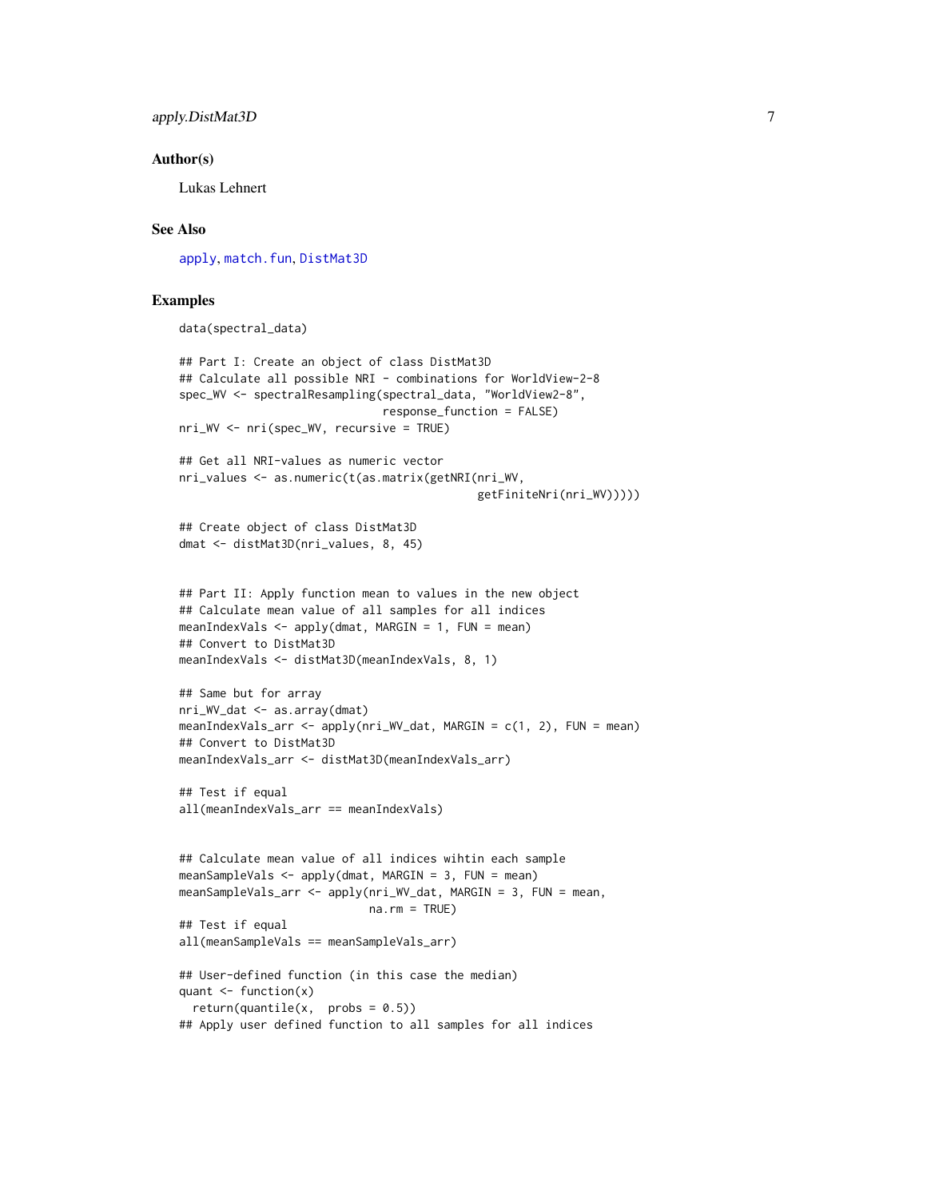### Author(s)

Lukas Lehnert

### See Also

apply, match.fun, DistMat3D

### Examples

```
data(spectral_data)

## Part I: Create an object of class DistMat3D
## Calculate all possible NRI - combinations for WorldView-2-8
spec_WV <- spectralResampling(spectral_data, "WorldView2-8",
                              response_function = FALSE)
nri_WV <- nri(spec_WV, recursive = TRUE)

## Get all NRI-values as numeric vector
nri_values <- as.numeric(t(as.matrix(getNRI(nri_WV,
                                            getFiniteNri(nri_WV)))))

## Create object of class DistMat3D
dmat <- distMat3D(nri_values, 8, 45)


## Part II: Apply function mean to values in the new object
## Calculate mean value of all samples for all indices
meanIndexVals <- apply(dmat, MARGIN = 1, FUN = mean)
## Convert to DistMat3D
meanIndexVals <- distMat3D(meanIndexVals, 8, 1)

## Same but for array
nri_WV_dat <- as.array(dmat)
meanIndexVals_arr <- apply(nri_WV_dat, MARGIN = c(1, 2), FUN = mean)
## Convert to DistMat3D
meanIndexVals_arr <- distMat3D(meanIndexVals_arr)

## Test if equal
all(meanIndexVals_arr == meanIndexVals)


## Calculate mean value of all indices wihtin each sample
meanSampleVals <- apply(dmat, MARGIN = 3, FUN = mean)
meanSampleVals_arr <- apply(nri_WV_dat, MARGIN = 3, FUN = mean,
                            na.rm = TRUE)
## Test if equal
all(meanSampleVals == meanSampleVals_arr)

## User-defined function (in this case the median)
quant <- function(x)
  return(quantile(x,  probs = 0.5))
## Apply user defined function to all samples for all indices
```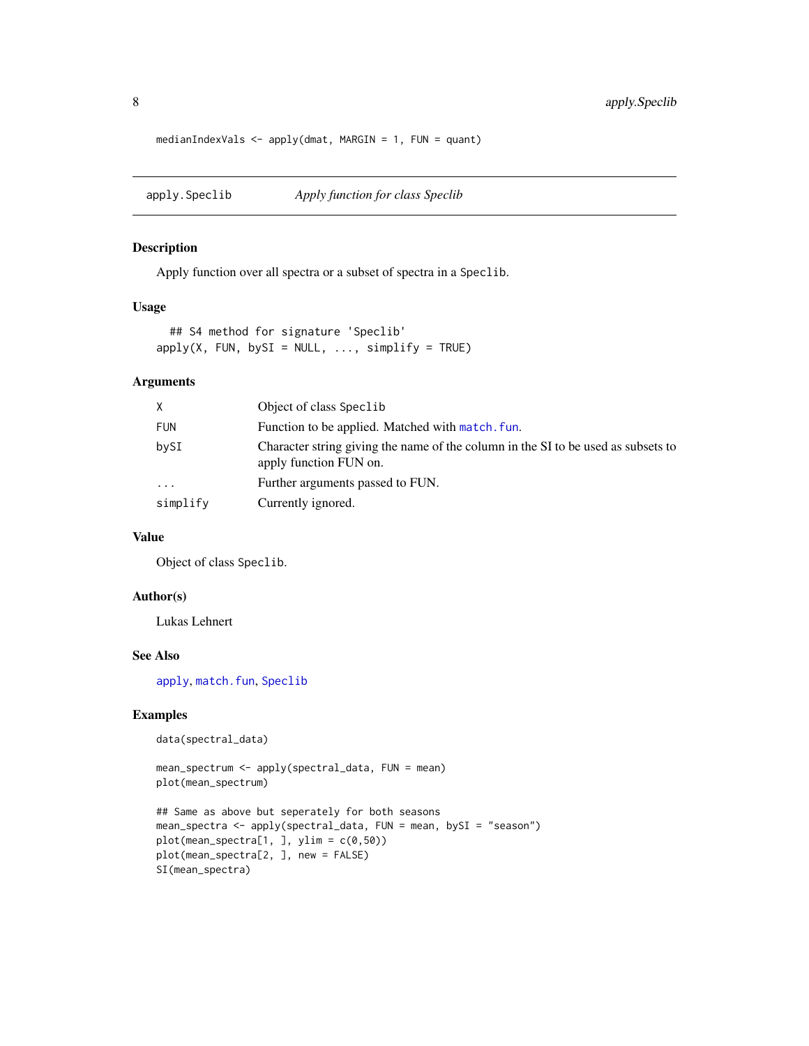```
medianIndexVals <- apply(dmat, MARGIN = 1, FUN = quant)
```

---

## apply.Speclib — *Apply function for class Speclib*

### Description

Apply function over all spectra or a subset of spectra in a `Speclib`.

### Usage

```
## S4 method for signature 'Speclib'
apply(X, FUN, bySI = NULL, ..., simplify = TRUE)
```

### Arguments

| | |
|---|---|
| `X` | Object of class `Speclib` |
| `FUN` | Function to be applied. Matched with `match.fun`. |
| `bySI` | Character string giving the name of the column in the SI to be used as subsets to apply function FUN on. |
| `...` | Further arguments passed to FUN. |
| `simplify` | Currently ignored. |

### Value

Object of class `Speclib`.

### Author(s)

Lukas Lehnert

### See Also

`apply`, `match.fun`, `Speclib`

### Examples

```
data(spectral_data)

mean_spectrum <- apply(spectral_data, FUN = mean)
plot(mean_spectrum)

## Same as above but seperately for both seasons
mean_spectra <- apply(spectral_data, FUN = mean, bySI = "season")
plot(mean_spectra[1, ], ylim = c(0,50))
plot(mean_spectra[2, ], new = FALSE)
SI(mean_spectra)
```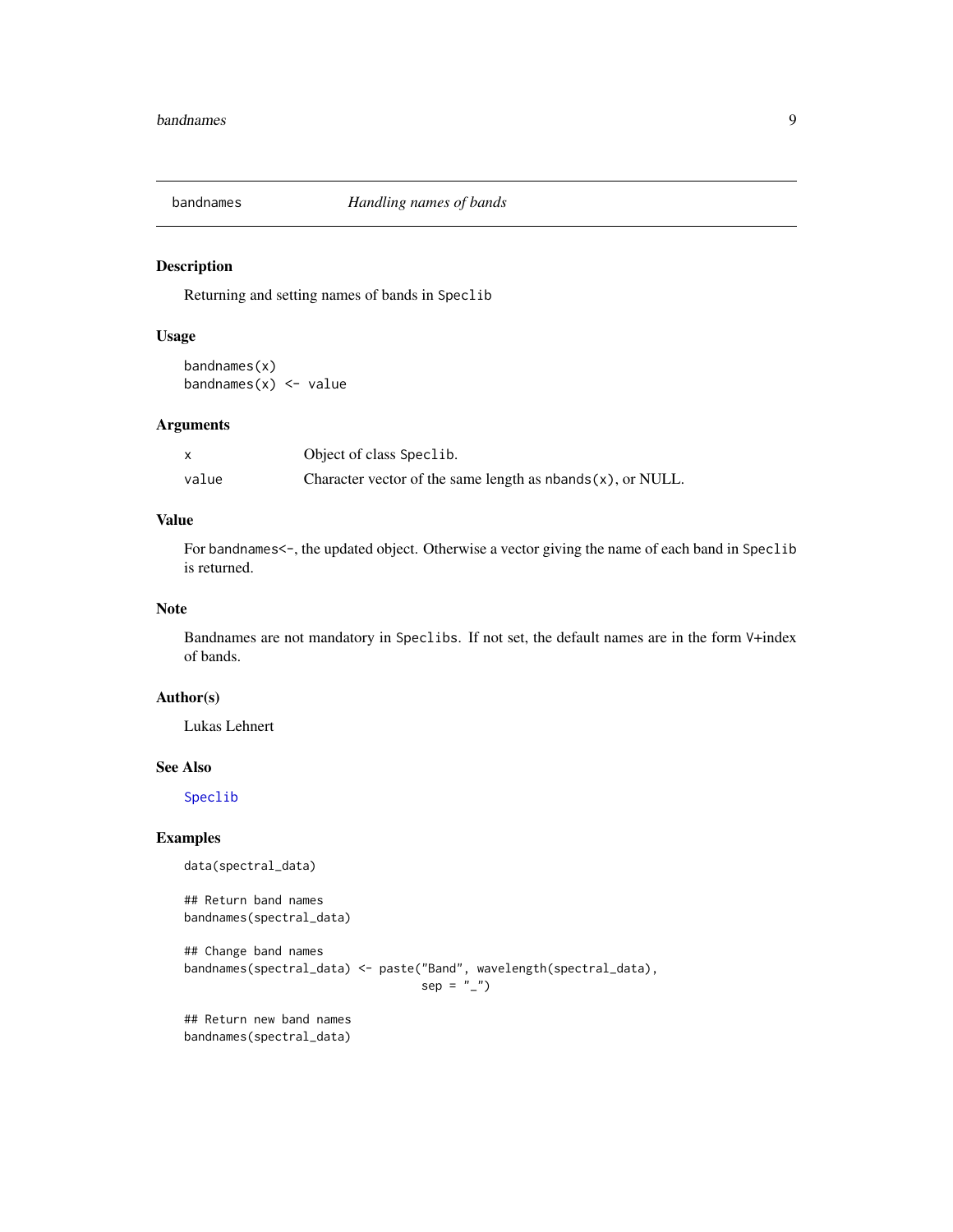# bandnames — *Handling names of bands*

## Description

Returning and setting names of bands in `Speclib`

## Usage

```
bandnames(x)
bandnames(x) <- value
```

## Arguments

| | |
|---|---|
| `x` | Object of class `Speclib`. |
| `value` | Character vector of the same length as `nbands(x)`, or NULL. |

## Value

For `bandnames<-`, the updated object. Otherwise a vector giving the name of each band in `Speclib` is returned.

## Note

Bandnames are not mandatory in `Speclibs`. If not set, the default names are in the form `V`+index of bands.

## Author(s)

Lukas Lehnert

## See Also

`Speclib`

## Examples

```
data(spectral_data)

## Return band names
bandnames(spectral_data)

## Change band names
bandnames(spectral_data) <- paste("Band", wavelength(spectral_data),
                                  sep = "_")

## Return new band names
bandnames(spectral_data)
```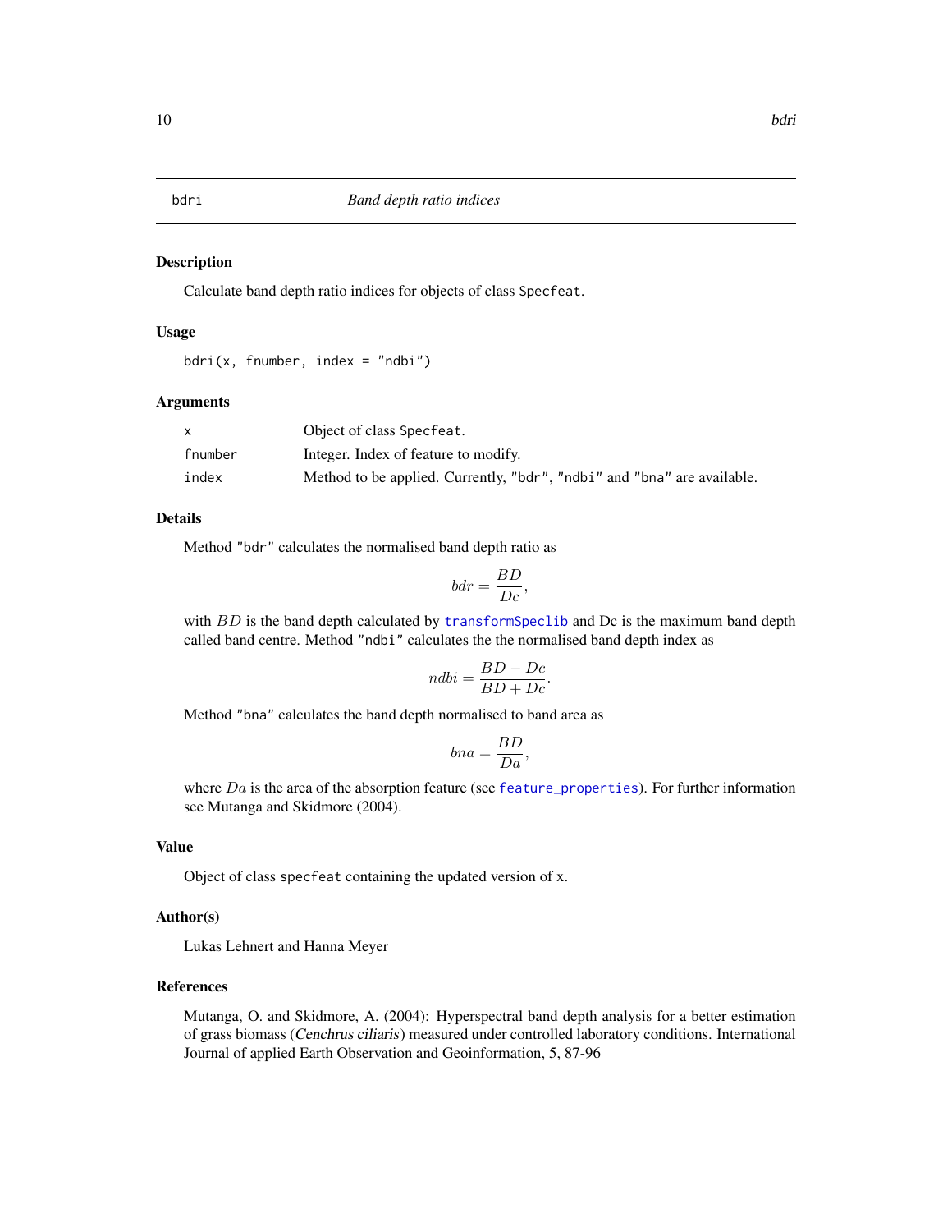# bdri — *Band depth ratio indices*

## Description

Calculate band depth ratio indices for objects of class `Specfeat`.

## Usage

```
bdri(x, fnumber, index = "ndbi")
```

## Arguments

| | |
|---|---|
| `x` | Object of class `Specfeat`. |
| `fnumber` | Integer. Index of feature to modify. |
| `index` | Method to be applied. Currently, `"bdr"`, `"ndbi"` and `"bna"` are available. |

## Details

Method `"bdr"` calculates the normalised band depth ratio as

$$bdr = \frac{BD}{Dc},$$

with $BD$ is the band depth calculated by `transformSpeclib` and Dc is the maximum band depth called band centre. Method `"ndbi"` calculates the the normalised band depth index as

$$ndbi = \frac{BD - Dc}{BD + Dc}.$$

Method `"bna"` calculates the band depth normalised to band area as

$$bna = \frac{BD}{Da},$$

where $Da$ is the area of the absorption feature (see `feature_properties`). For further information see Mutanga and Skidmore (2004).

## Value

Object of class `specfeat` containing the updated version of x.

## Author(s)

Lukas Lehnert and Hanna Meyer

## References

Mutanga, O. and Skidmore, A. (2004): Hyperspectral band depth analysis for a better estimation of grass biomass (*Cenchrus ciliaris*) measured under controlled laboratory conditions. International Journal of applied Earth Observation and Geoinformation, 5, 87-96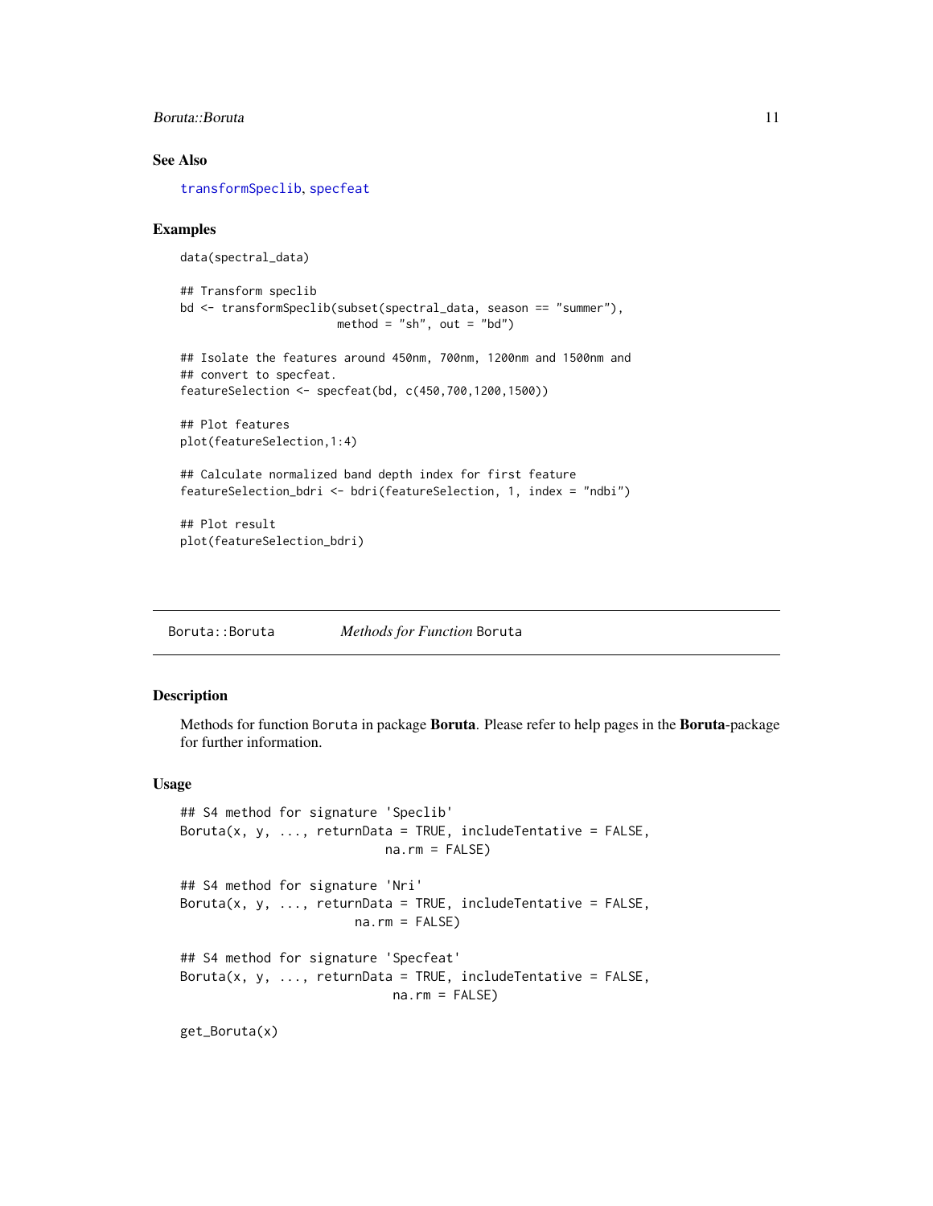## See Also

transformSpeclib, specfeat

## Examples

```
data(spectral_data)

## Transform speclib
bd <- transformSpeclib(subset(spectral_data, season == "summer"),
                       method = "sh", out = "bd")

## Isolate the features around 450nm, 700nm, 1200nm and 1500nm and
## convert to specfeat.
featureSelection <- specfeat(bd, c(450,700,1200,1500))

## Plot features
plot(featureSelection,1:4)

## Calculate normalized band depth index for first feature
featureSelection_bdri <- bdri(featureSelection, 1, index = "ndbi")

## Plot result
plot(featureSelection_bdri)
```

---

# Boruta::Boruta *Methods for Function* Boruta

## Description

Methods for function Boruta in package **Boruta**. Please refer to help pages in the **Boruta**-package for further information.

## Usage

```
## S4 method for signature 'Speclib'
Boruta(x, y, ..., returnData = TRUE, includeTentative = FALSE,
                            na.rm = FALSE)

## S4 method for signature 'Nri'
Boruta(x, y, ..., returnData = TRUE, includeTentative = FALSE,
                        na.rm = FALSE)

## S4 method for signature 'Specfeat'
Boruta(x, y, ..., returnData = TRUE, includeTentative = FALSE,
                             na.rm = FALSE)

get_Boruta(x)
```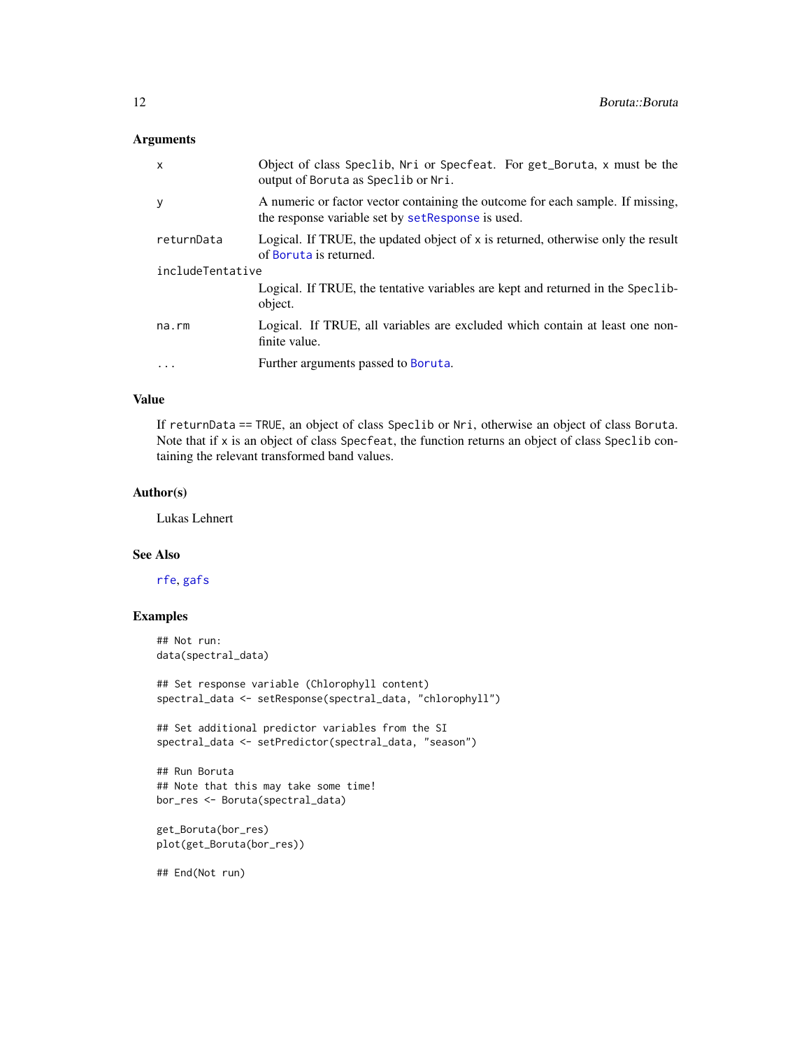### Arguments

| | |
|---|---|
| `x` | Object of class `Speclib`, `Nri` or `Specfeat`. For `get_Boruta`, `x` must be the output of `Boruta` as `Speclib` or `Nri`. |
| `y` | A numeric or factor vector containing the outcome for each sample. If missing, the response variable set by `setResponse` is used. |
| `returnData` | Logical. If TRUE, the updated object of `x` is returned, otherwise only the result of `Boruta` is returned. |
| `includeTentative` | Logical. If TRUE, the tentative variables are kept and returned in the `Speclib`-object. |
| `na.rm` | Logical. If TRUE, all variables are excluded which contain at least one non-finite value. |
| `...` | Further arguments passed to `Boruta`. |

### Value

If `returnData == TRUE`, an object of class `Speclib` or `Nri`, otherwise an object of class `Boruta`. Note that if `x` is an object of class `Specfeat`, the function returns an object of class `Speclib` containing the relevant transformed band values.

### Author(s)

Lukas Lehnert

### See Also

`rfe`, `gafs`

### Examples

```
## Not run:
data(spectral_data)

## Set response variable (Chlorophyll content)
spectral_data <- setResponse(spectral_data, "chlorophyll")

## Set additional predictor variables from the SI
spectral_data <- setPredictor(spectral_data, "season")

## Run Boruta
## Note that this may take some time!
bor_res <- Boruta(spectral_data)

get_Boruta(bor_res)
plot(get_Boruta(bor_res))

## End(Not run)
```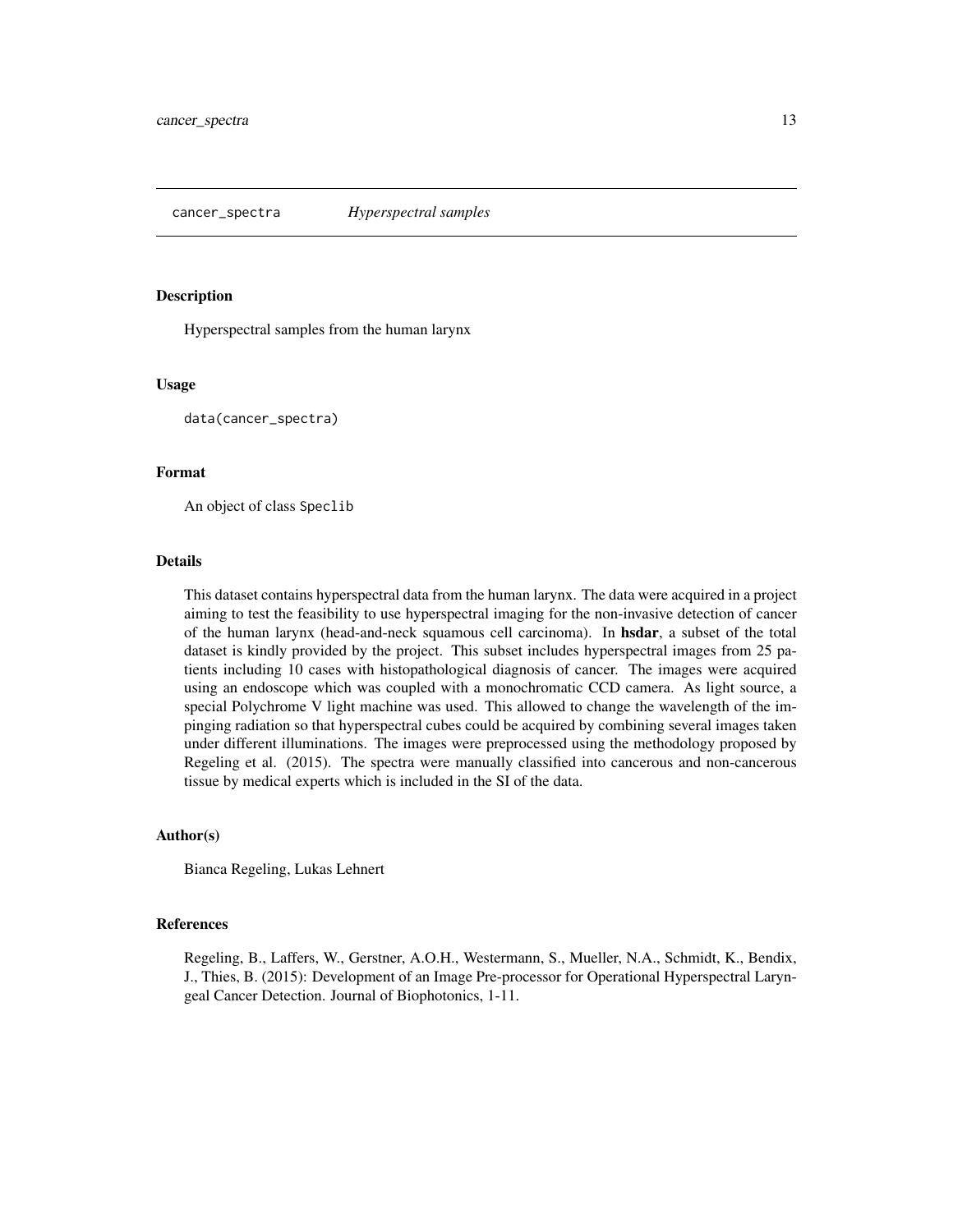## cancer_spectra *Hyperspectral samples*

### Description

Hyperspectral samples from the human larynx

### Usage

```
data(cancer_spectra)
```

### Format

An object of class Speclib

### Details

This dataset contains hyperspectral data from the human larynx. The data were acquired in a project aiming to test the feasibility to use hyperspectral imaging for the non-invasive detection of cancer of the human larynx (head-and-neck squamous cell carcinoma). In **hsdar**, a subset of the total dataset is kindly provided by the project. This subset includes hyperspectral images from 25 patients including 10 cases with histopathological diagnosis of cancer. The images were acquired using an endoscope which was coupled with a monochromatic CCD camera. As light source, a special Polychrome V light machine was used. This allowed to change the wavelength of the impinging radiation so that hyperspectral cubes could be acquired by combining several images taken under different illuminations. The images were preprocessed using the methodology proposed by Regeling et al. (2015). The spectra were manually classified into cancerous and non-cancerous tissue by medical experts which is included in the SI of the data.

### Author(s)

Bianca Regeling, Lukas Lehnert

### References

Regeling, B., Laffers, W., Gerstner, A.O.H., Westermann, S., Mueller, N.A., Schmidt, K., Bendix, J., Thies, B. (2015): Development of an Image Pre-processor for Operational Hyperspectral Laryngeal Cancer Detection. Journal of Biophotonics, 1-11.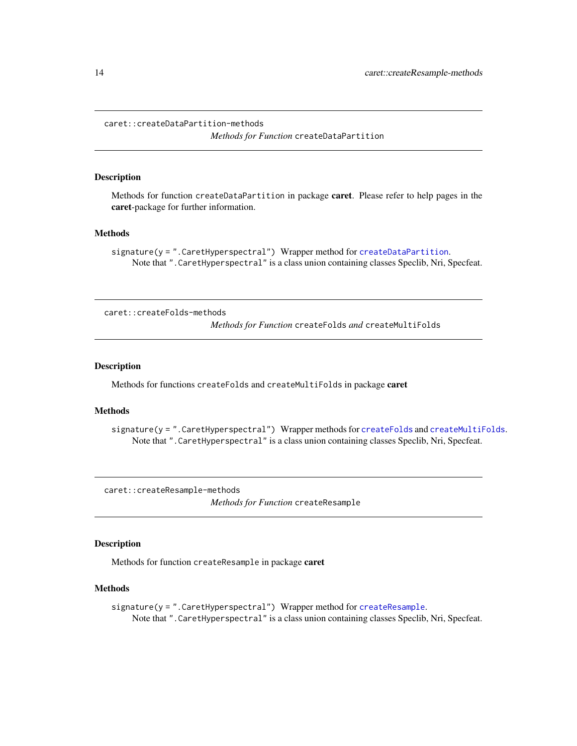## caret::createDataPartition-methods

*Methods for Function* `createDataPartition`

### Description

Methods for function `createDataPartition` in package **caret**. Please refer to help pages in the **caret**-package for further information.

### Methods

`signature(y = ".CaretHyperspectral")` Wrapper method for `createDataPartition`.
Note that `".CaretHyperspectral"` is a class union containing classes Speclib, Nri, Specfeat.

## caret::createFolds-methods

*Methods for Function* `createFolds` *and* `createMultiFolds`

### Description

Methods for functions `createFolds` and `createMultiFolds` in package **caret**

### Methods

`signature(y = ".CaretHyperspectral")` Wrapper methods for `createFolds` and `createMultiFolds`.
Note that `".CaretHyperspectral"` is a class union containing classes Speclib, Nri, Specfeat.

## caret::createResample-methods

*Methods for Function* `createResample`

### Description

Methods for function `createResample` in package **caret**

### Methods

`signature(y = ".CaretHyperspectral")` Wrapper method for `createResample`.
Note that `".CaretHyperspectral"` is a class union containing classes Speclib, Nri, Specfeat.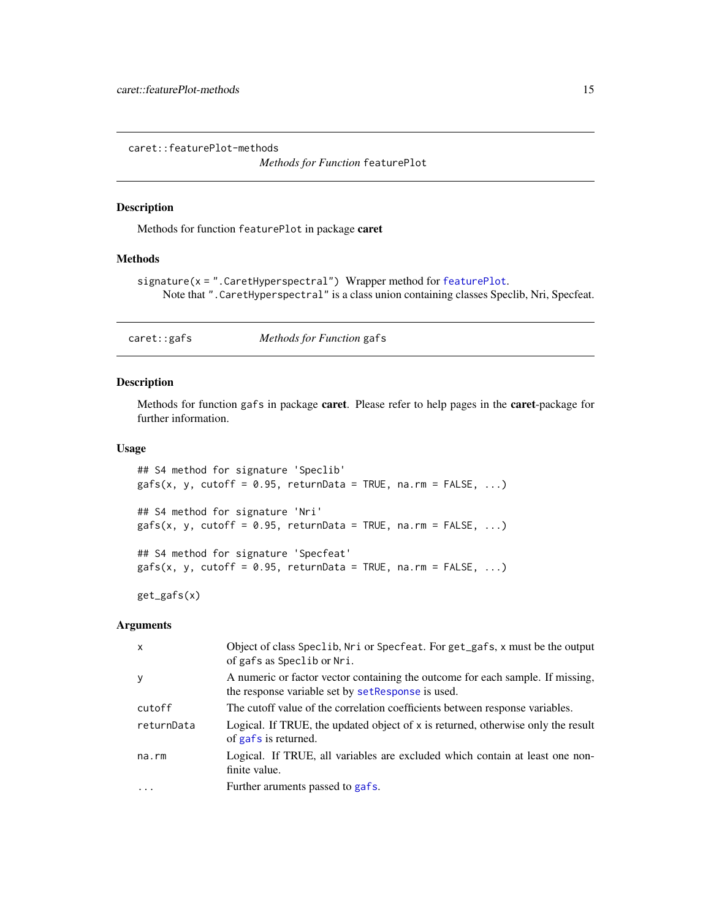## caret::featurePlot-methods

*Methods for Function* `featurePlot`

### Description

Methods for function `featurePlot` in package **caret**

### Methods

`signature(x = ".CaretHyperspectral")` Wrapper method for `featurePlot`.
Note that `".CaretHyperspectral"` is a class union containing classes Speclib, Nri, Specfeat.

## caret::gafs

*Methods for Function* `gafs`

### Description

Methods for function `gafs` in package **caret**. Please refer to help pages in the **caret**-package for further information.

### Usage

```
## S4 method for signature 'Speclib'
gafs(x, y, cutoff = 0.95, returnData = TRUE, na.rm = FALSE, ...)

## S4 method for signature 'Nri'
gafs(x, y, cutoff = 0.95, returnData = TRUE, na.rm = FALSE, ...)

## S4 method for signature 'Specfeat'
gafs(x, y, cutoff = 0.95, returnData = TRUE, na.rm = FALSE, ...)

get_gafs(x)
```

### Arguments

| | |
|---|---|
| `x` | Object of class `Speclib`, `Nri` or `Specfeat`. For `get_gafs`, `x` must be the output of `gafs` as `Speclib` or `Nri`. |
| `y` | A numeric or factor vector containing the outcome for each sample. If missing, the response variable set by `setResponse` is used. |
| `cutoff` | The cutoff value of the correlation coefficients between response variables. |
| `returnData` | Logical. If TRUE, the updated object of `x` is returned, otherwise only the result of `gafs` is returned. |
| `na.rm` | Logical. If TRUE, all variables are excluded which contain at least one non-finite value. |
| `...` | Further aruments passed to `gafs`. |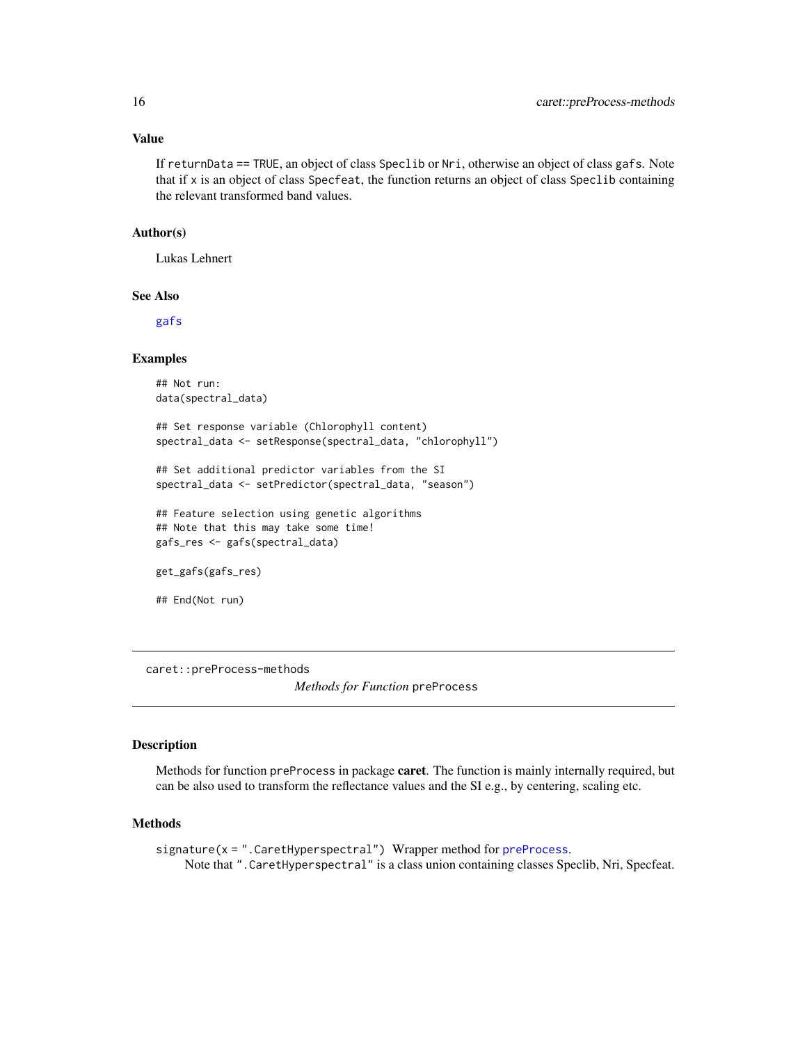### Value

If `returnData == TRUE`, an object of class `Speclib` or `Nri`, otherwise an object of class `gafs`. Note that if `x` is an object of class `Specfeat`, the function returns an object of class `Speclib` containing the relevant transformed band values.

### Author(s)

Lukas Lehnert

### See Also

`gafs`

### Examples

```
## Not run:
data(spectral_data)

## Set response variable (Chlorophyll content)
spectral_data <- setResponse(spectral_data, "chlorophyll")

## Set additional predictor variables from the SI
spectral_data <- setPredictor(spectral_data, "season")

## Feature selection using genetic algorithms
## Note that this may take some time!
gafs_res <- gafs(spectral_data)

get_gafs(gafs_res)

## End(Not run)
```

---

## caret::preProcess-methods

*Methods for Function* `preProcess`

### Description

Methods for function `preProcess` in package **caret**. The function is mainly internally required, but can be also used to transform the reflectance values and the SI e.g., by centering, scaling etc.

### Methods

`signature(x = ".CaretHyperspectral")` Wrapper method for `preProcess`.
Note that `".CaretHyperspectral"` is a class union containing classes Speclib, Nri, Specfeat.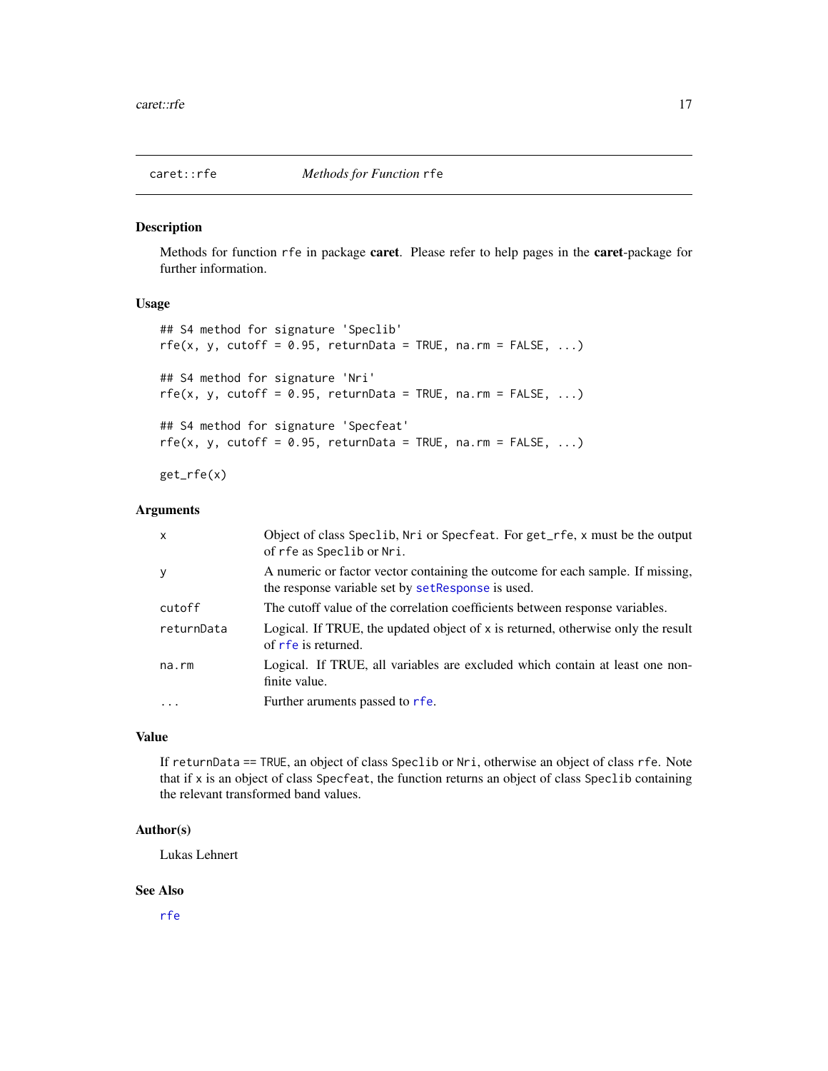## caret::rfe *Methods for Function* rfe

### Description

Methods for function rfe in package **caret**. Please refer to help pages in the **caret**-package for further information.

### Usage

```
## S4 method for signature 'Speclib'
rfe(x, y, cutoff = 0.95, returnData = TRUE, na.rm = FALSE, ...)

## S4 method for signature 'Nri'
rfe(x, y, cutoff = 0.95, returnData = TRUE, na.rm = FALSE, ...)

## S4 method for signature 'Specfeat'
rfe(x, y, cutoff = 0.95, returnData = TRUE, na.rm = FALSE, ...)

get_rfe(x)
```

### Arguments

| | |
|---|---|
| x | Object of class Speclib, Nri or Specfeat. For get_rfe, x must be the output of rfe as Speclib or Nri. |
| y | A numeric or factor vector containing the outcome for each sample. If missing, the response variable set by setResponse is used. |
| cutoff | The cutoff value of the correlation coefficients between response variables. |
| returnData | Logical. If TRUE, the updated object of x is returned, otherwise only the result of rfe is returned. |
| na.rm | Logical. If TRUE, all variables are excluded which contain at least one non-finite value. |
| ... | Further aruments passed to rfe. |

### Value

If returnData == TRUE, an object of class Speclib or Nri, otherwise an object of class rfe. Note that if x is an object of class Specfeat, the function returns an object of class Speclib containing the relevant transformed band values.

### Author(s)

Lukas Lehnert

### See Also

rfe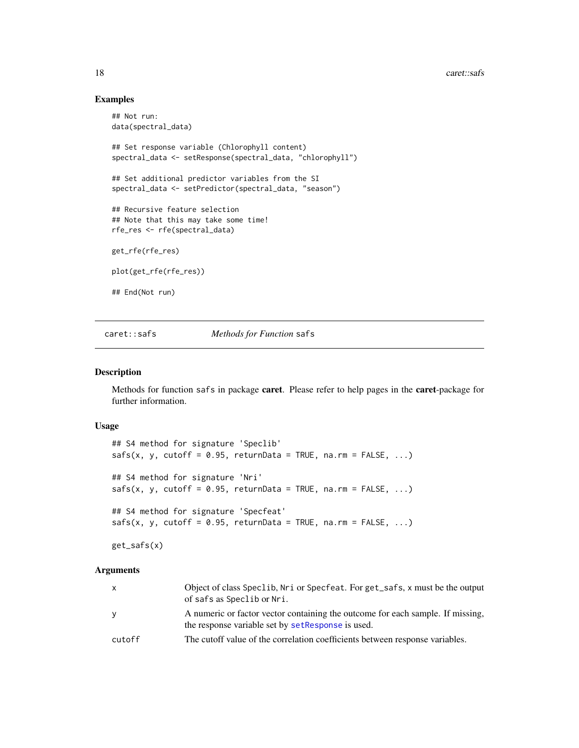### Examples

```
## Not run:
data(spectral_data)

## Set response variable (Chlorophyll content)
spectral_data <- setResponse(spectral_data, "chlorophyll")

## Set additional predictor variables from the SI
spectral_data <- setPredictor(spectral_data, "season")

## Recursive feature selection
## Note that this may take some time!
rfe_res <- rfe(spectral_data)

get_rfe(rfe_res)

plot(get_rfe(rfe_res))

## End(Not run)
```

---

## caret::safs    *Methods for Function* safs

### Description

Methods for function safs in package **caret**. Please refer to help pages in the **caret**-package for further information.

### Usage

```
## S4 method for signature 'Speclib'
safs(x, y, cutoff = 0.95, returnData = TRUE, na.rm = FALSE, ...)

## S4 method for signature 'Nri'
safs(x, y, cutoff = 0.95, returnData = TRUE, na.rm = FALSE, ...)

## S4 method for signature 'Specfeat'
safs(x, y, cutoff = 0.95, returnData = TRUE, na.rm = FALSE, ...)

get_safs(x)
```

### Arguments

| | |
|---|---|
| x | Object of class Speclib, Nri or Specfeat. For get_safs, x must be the output of safs as Speclib or Nri. |
| y | A numeric or factor vector containing the outcome for each sample. If missing, the response variable set by setResponse is used. |
| cutoff | The cutoff value of the correlation coefficients between response variables. |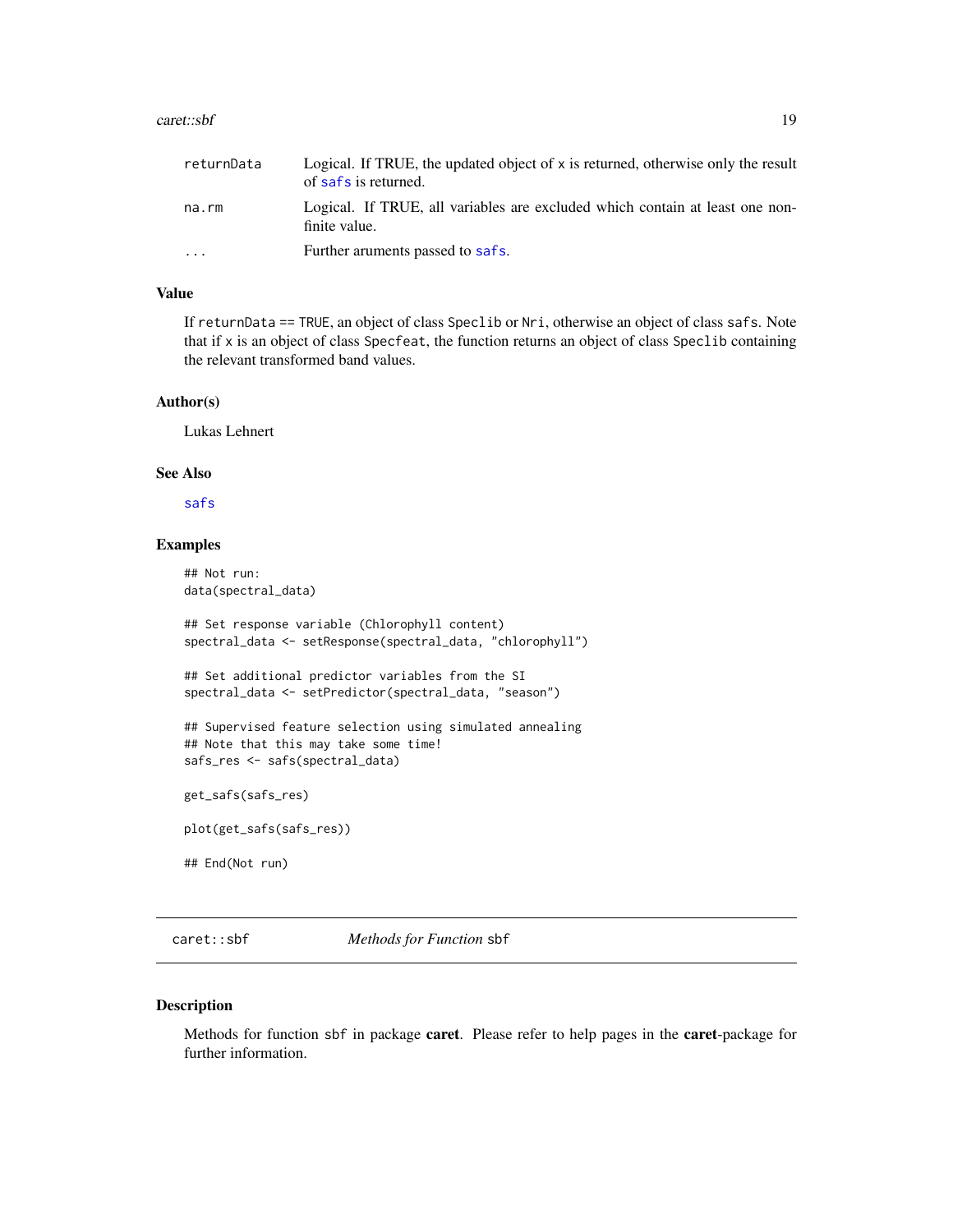| | |
|---|---|
| returnData | Logical. If TRUE, the updated object of x is returned, otherwise only the result of safs is returned. |
| na.rm | Logical. If TRUE, all variables are excluded which contain at least one non-finite value. |
| ... | Further aruments passed to safs. |

### Value

If returnData == TRUE, an object of class Speclib or Nri, otherwise an object of class safs. Note that if x is an object of class Specfeat, the function returns an object of class Speclib containing the relevant transformed band values.

### Author(s)

Lukas Lehnert

### See Also

safs

### Examples

```
## Not run:
data(spectral_data)

## Set response variable (Chlorophyll content)
spectral_data <- setResponse(spectral_data, "chlorophyll")

## Set additional predictor variables from the SI
spectral_data <- setPredictor(spectral_data, "season")

## Supervised feature selection using simulated annealing
## Note that this may take some time!
safs_res <- safs(spectral_data)

get_safs(safs_res)

plot(get_safs(safs_res))

## End(Not run)
```

---

## caret::sbf *Methods for Function* sbf

### Description

Methods for function sbf in package **caret**. Please refer to help pages in the **caret**-package for further information.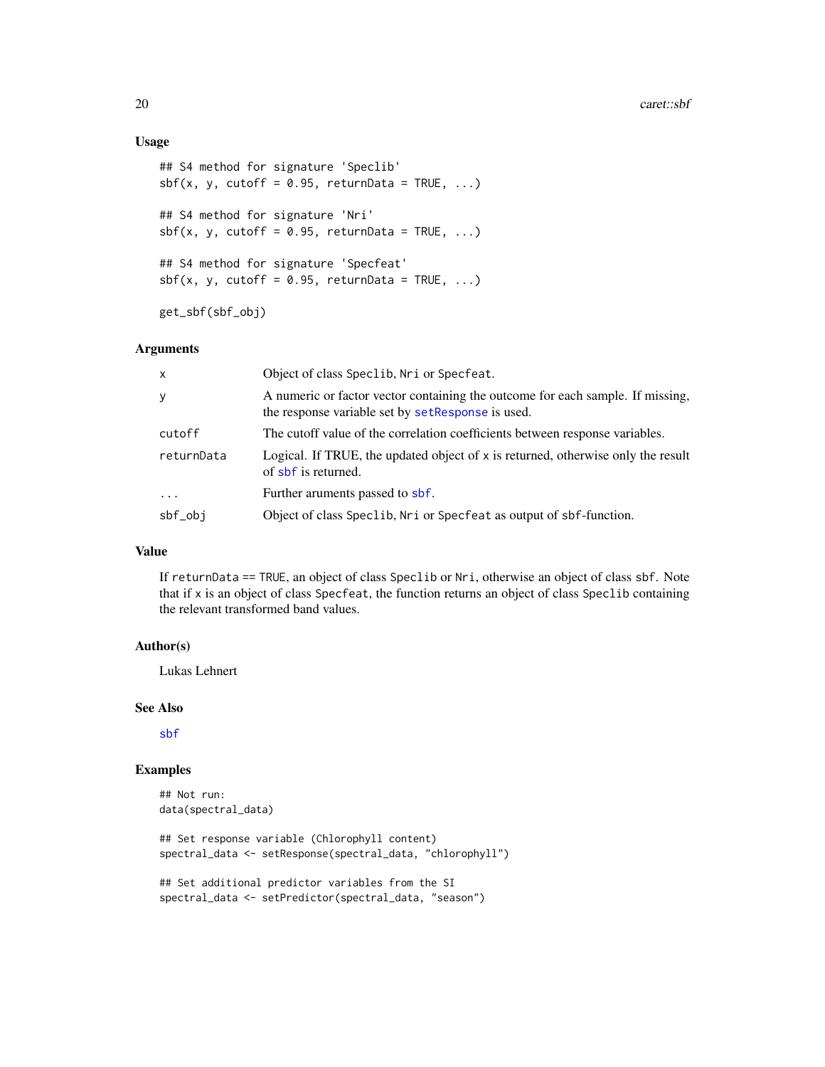## Usage

```
## S4 method for signature 'Speclib'
sbf(x, y, cutoff = 0.95, returnData = TRUE, ...)

## S4 method for signature 'Nri'
sbf(x, y, cutoff = 0.95, returnData = TRUE, ...)

## S4 method for signature 'Specfeat'
sbf(x, y, cutoff = 0.95, returnData = TRUE, ...)

get_sbf(sbf_obj)
```

## Arguments

| | |
|---|---|
| x | Object of class Speclib, Nri or Specfeat. |
| y | A numeric or factor vector containing the outcome for each sample. If missing, the response variable set by setResponse is used. |
| cutoff | The cutoff value of the correlation coefficients between response variables. |
| returnData | Logical. If TRUE, the updated object of x is returned, otherwise only the result of sbf is returned. |
| ... | Further aruments passed to sbf. |
| sbf_obj | Object of class Speclib, Nri or Specfeat as output of sbf-function. |

## Value

If returnData == TRUE, an object of class Speclib or Nri, otherwise an object of class sbf. Note that if x is an object of class Specfeat, the function returns an object of class Speclib containing the relevant transformed band values.

## Author(s)

Lukas Lehnert

## See Also

sbf

## Examples

```
## Not run:
data(spectral_data)

## Set response variable (Chlorophyll content)
spectral_data <- setResponse(spectral_data, "chlorophyll")

## Set additional predictor variables from the SI
spectral_data <- setPredictor(spectral_data, "season")
```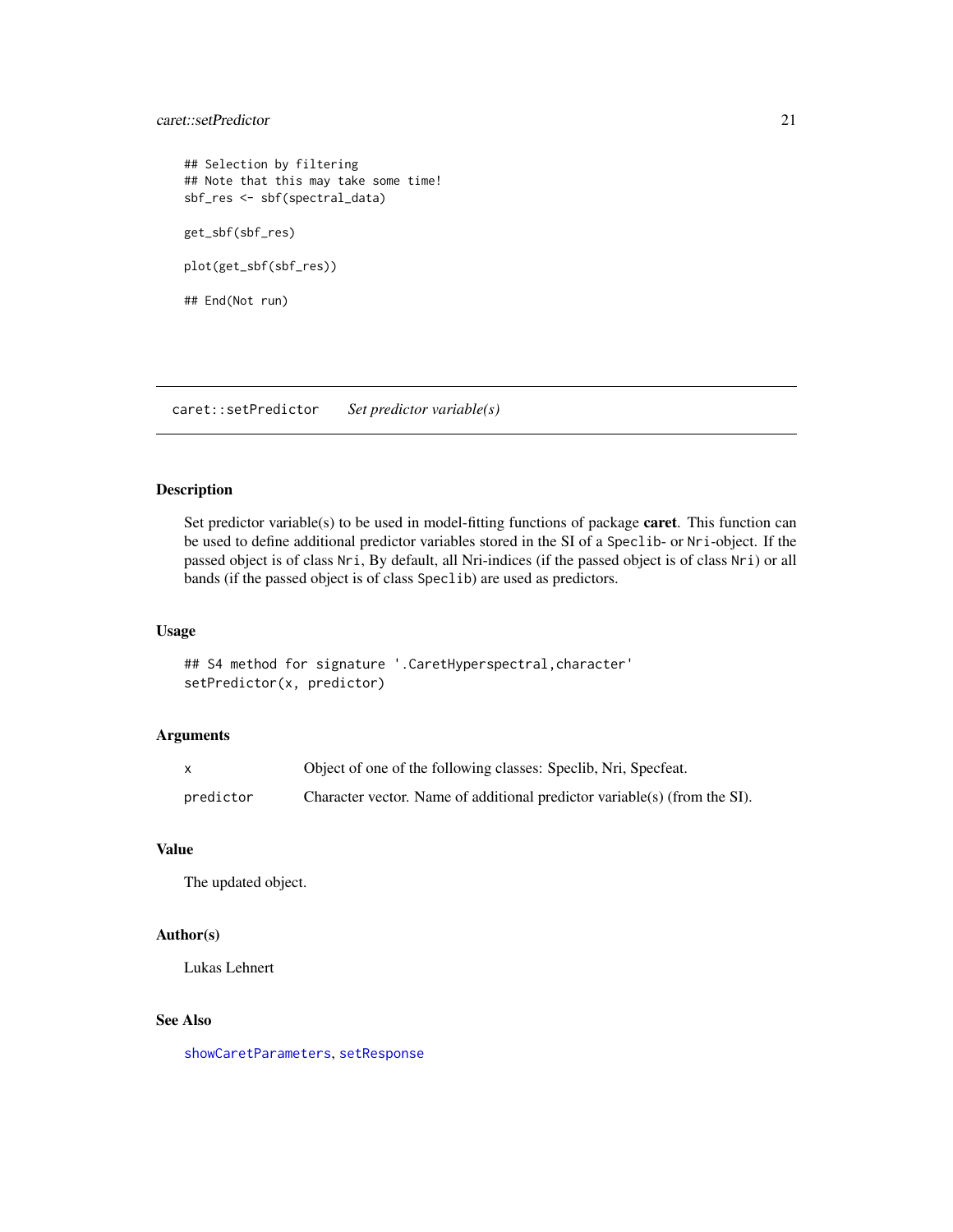```
## Selection by filtering
## Note that this may take some time!
sbf_res <- sbf(spectral_data)

get_sbf(sbf_res)

plot(get_sbf(sbf_res))

## End(Not run)
```

---

## caret::setPredictor — *Set predictor variable(s)*

---

### Description

Set predictor variable(s) to be used in model-fitting functions of package **caret**. This function can be used to define additional predictor variables stored in the SI of a `Speclib`- or `Nri`-object. If the passed object is of class `Nri`, By default, all Nri-indices (if the passed object is of class `Nri`) or all bands (if the passed object is of class `Speclib`) are used as predictors.

### Usage

```
## S4 method for signature '.CaretHyperspectral,character'
setPredictor(x, predictor)
```

### Arguments

| | |
|---|---|
| `x` | Object of one of the following classes: Speclib, Nri, Specfeat. |
| `predictor` | Character vector. Name of additional predictor variable(s) (from the SI). |

### Value

The updated object.

### Author(s)

Lukas Lehnert

### See Also

`showCaretParameters`, `setResponse`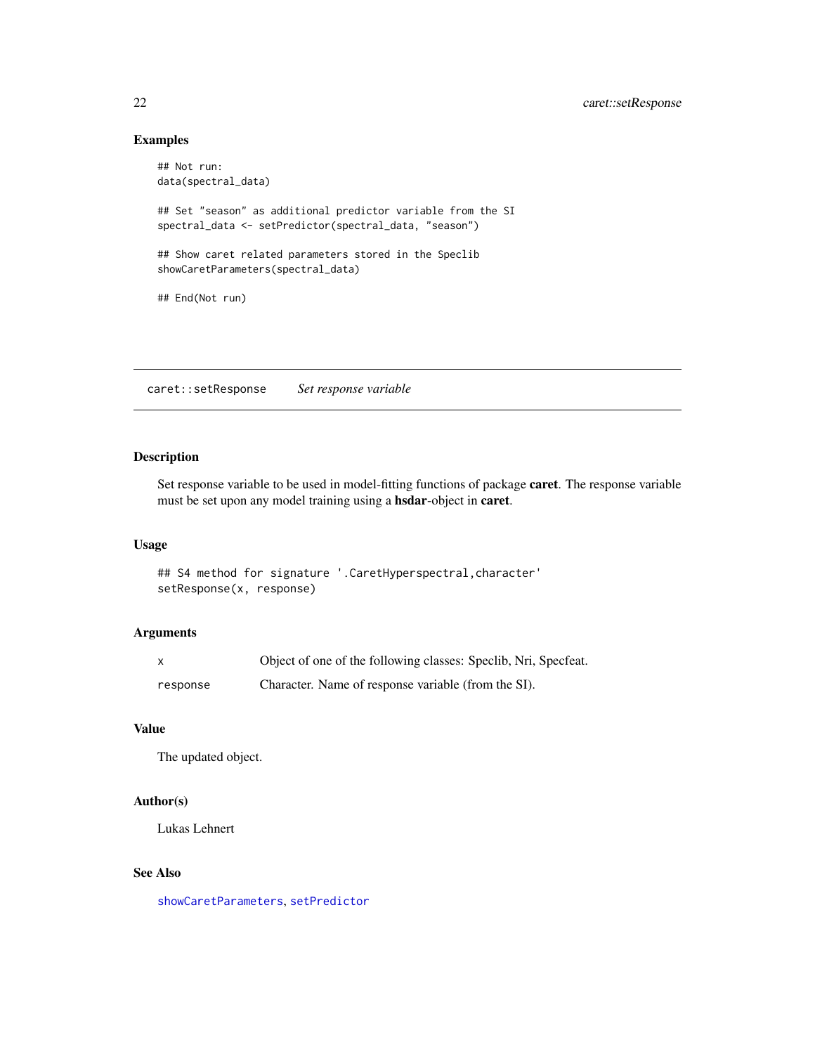## Examples

```
## Not run:
data(spectral_data)

## Set "season" as additional predictor variable from the SI
spectral_data <- setPredictor(spectral_data, "season")

## Show caret related parameters stored in the Speclib
showCaretParameters(spectral_data)

## End(Not run)
```

---

# caret::setResponse    *Set response variable*

---

## Description

Set response variable to be used in model-fitting functions of package **caret**. The response variable must be set upon any model training using a **hsdar**-object in **caret**.

## Usage

```
## S4 method for signature '.CaretHyperspectral,character'
setResponse(x, response)
```

## Arguments

| | |
|---|---|
| `x` | Object of one of the following classes: Speclib, Nri, Specfeat. |
| `response` | Character. Name of response variable (from the SI). |

## Value

The updated object.

## Author(s)

Lukas Lehnert

## See Also

`showCaretParameters`, `setPredictor`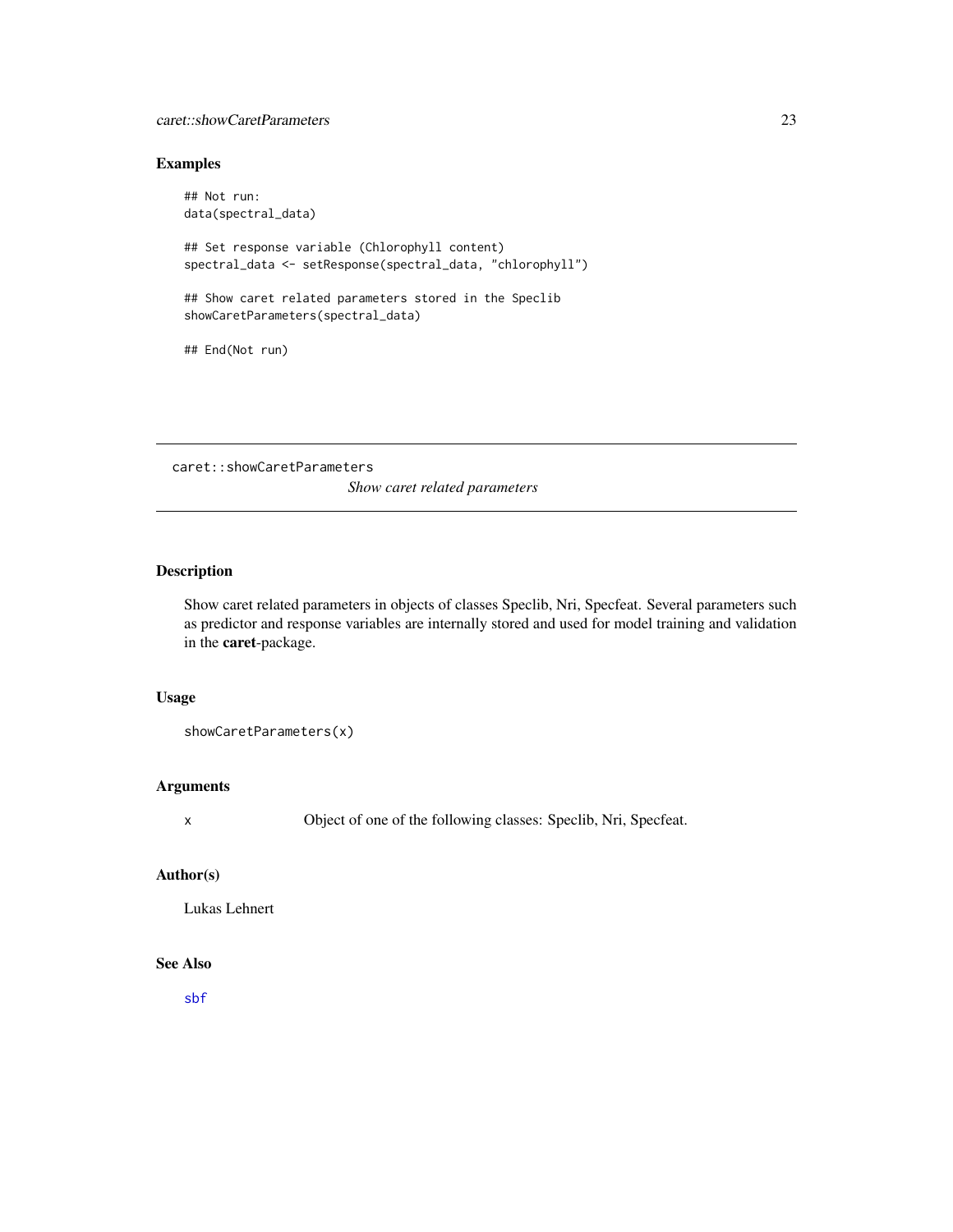### Examples

```
## Not run:
data(spectral_data)

## Set response variable (Chlorophyll content)
spectral_data <- setResponse(spectral_data, "chlorophyll")

## Show caret related parameters stored in the Speclib
showCaretParameters(spectral_data)

## End(Not run)
```

---

## caret::showCaretParameters

*Show caret related parameters*

---

### Description

Show caret related parameters in objects of classes Speclib, Nri, Specfeat. Several parameters such as predictor and response variables are internally stored and used for model training and validation in the **caret**-package.

### Usage

```
showCaretParameters(x)
```

### Arguments

| | |
|---|---|
| x | Object of one of the following classes: Speclib, Nri, Specfeat. |

### Author(s)

Lukas Lehnert

### See Also

sbf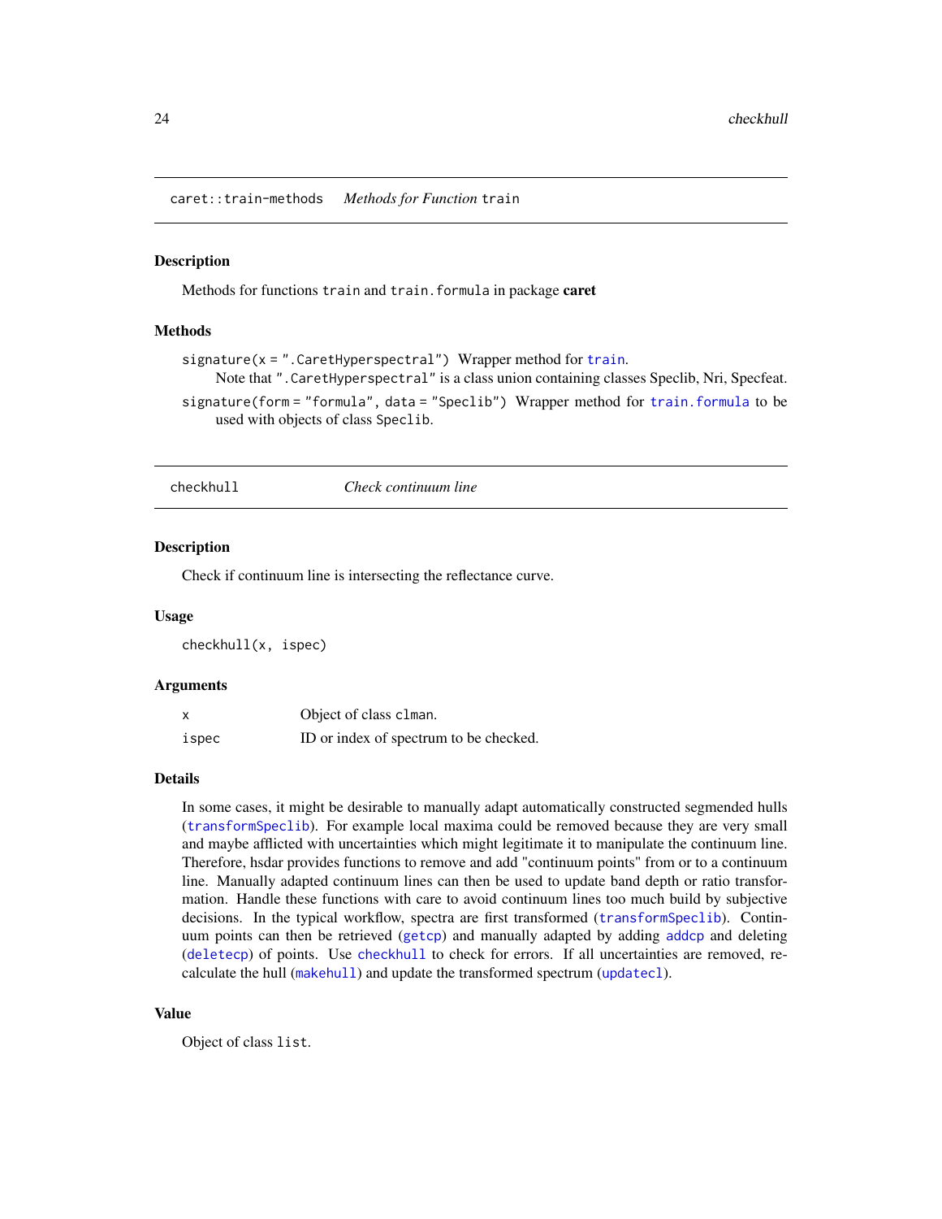## caret::train-methods    *Methods for Function* `train`

### Description

Methods for functions `train` and `train.formula` in package **caret**

### Methods

`signature(x = ".CaretHyperspectral")` Wrapper method for `train`.
    Note that `".CaretHyperspectral"` is a class union containing classes Speclib, Nri, Specfeat.

`signature(form = "formula", data = "Speclib")` Wrapper method for `train.formula` to be used with objects of class `Speclib`.

## checkhull    *Check continuum line*

### Description

Check if continuum line is intersecting the reflectance curve.

### Usage

```
checkhull(x, ispec)
```

### Arguments

| | |
|---|---|
| x | Object of class `clman`. |
| ispec | ID or index of spectrum to be checked. |

### Details

In some cases, it might be desirable to manually adapt automatically constructed segmended hulls (`transformSpeclib`). For example local maxima could be removed because they are very small and maybe afflicted with uncertainties which might legitimate it to manipulate the continuum line. Therefore, hsdar provides functions to remove and add "continuum points" from or to a continuum line. Manually adapted continuum lines can then be used to update band depth or ratio transformation. Handle these functions with care to avoid continuum lines too much build by subjective decisions. In the typical workflow, spectra are first transformed (`transformSpeclib`). Continuum points can then be retrieved (`getcp`) and manually adapted by adding `addcp` and deleting (`deletecp`) of points. Use `checkhull` to check for errors. If all uncertainties are removed, recalculate the hull (`makehull`) and update the transformed spectrum (`updatecl`).

### Value

Object of class `list`.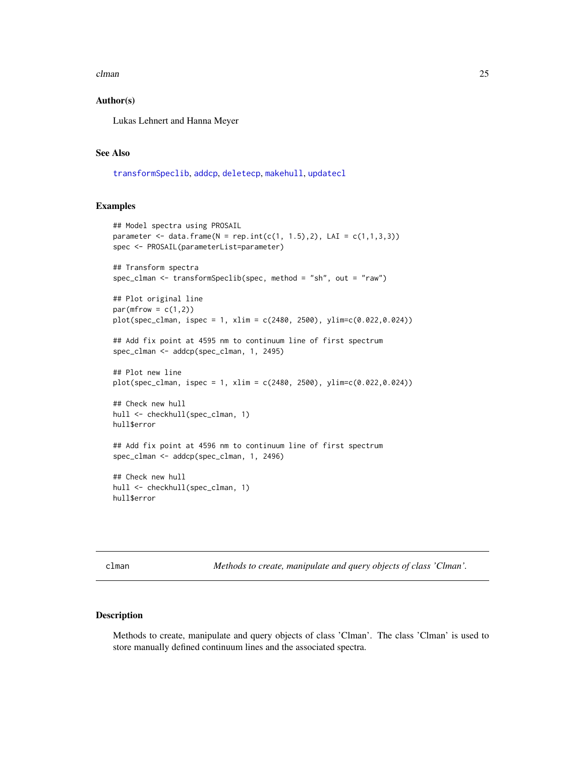### Author(s)

Lukas Lehnert and Hanna Meyer

### See Also

transformSpeclib, addcp, deletecp, makehull, updatecl

### Examples

```
## Model spectra using PROSAIL
parameter <- data.frame(N = rep.int(c(1, 1.5),2), LAI = c(1,1,3,3))
spec <- PROSAIL(parameterList=parameter)

## Transform spectra
spec_clman <- transformSpeclib(spec, method = "sh", out = "raw")

## Plot original line
par(mfrow = c(1,2))
plot(spec_clman, ispec = 1, xlim = c(2480, 2500), ylim=c(0.022,0.024))

## Add fix point at 4595 nm to continuum line of first spectrum
spec_clman <- addcp(spec_clman, 1, 2495)

## Plot new line
plot(spec_clman, ispec = 1, xlim = c(2480, 2500), ylim=c(0.022,0.024))

## Check new hull
hull <- checkhull(spec_clman, 1)
hull$error

## Add fix point at 4596 nm to continuum line of first spectrum
spec_clman <- addcp(spec_clman, 1, 2496)

## Check new hull
hull <- checkhull(spec_clman, 1)
hull$error
```

---

## clman — *Methods to create, manipulate and query objects of class 'Clman'.*

### Description

Methods to create, manipulate and query objects of class 'Clman'. The class 'Clman' is used to store manually defined continuum lines and the associated spectra.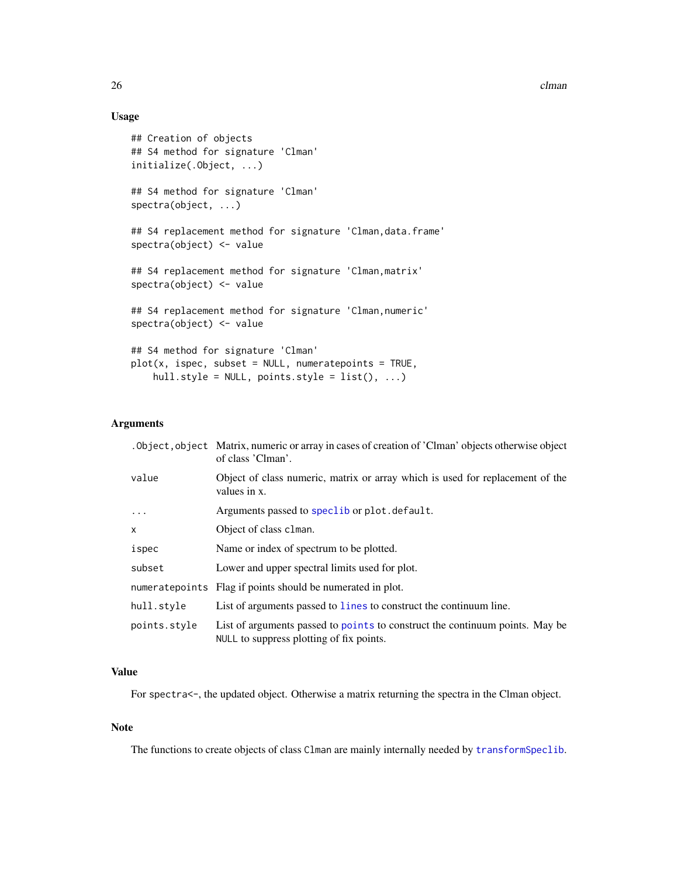## Usage

```
## Creation of objects
## S4 method for signature 'Clman'
initialize(.Object, ...)

## S4 method for signature 'Clman'
spectra(object, ...)

## S4 replacement method for signature 'Clman,data.frame'
spectra(object) <- value

## S4 replacement method for signature 'Clman,matrix'
spectra(object) <- value

## S4 replacement method for signature 'Clman,numeric'
spectra(object) <- value

## S4 method for signature 'Clman'
plot(x, ispec, subset = NULL, numeratepoints = TRUE,
    hull.style = NULL, points.style = list(), ...)
```

## Arguments

| | |
|---|---|
| `.Object,object` | Matrix, numeric or array in cases of creation of 'Clman' objects otherwise object of class 'Clman'. |
| `value` | Object of class numeric, matrix or array which is used for replacement of the values in x. |
| `...` | Arguments passed to `speclib` or `plot.default`. |
| `x` | Object of class `clman`. |
| `ispec` | Name or index of spectrum to be plotted. |
| `subset` | Lower and upper spectral limits used for plot. |
| `numeratepoints` | Flag if points should be numerated in plot. |
| `hull.style` | List of arguments passed to `lines` to construct the continuum line. |
| `points.style` | List of arguments passed to `points` to construct the continuum points. May be `NULL` to suppress plotting of fix points. |

## Value

For `spectra<-`, the updated object. Otherwise a matrix returning the spectra in the Clman object.

## Note

The functions to create objects of class `Clman` are mainly internally needed by `transformSpeclib`.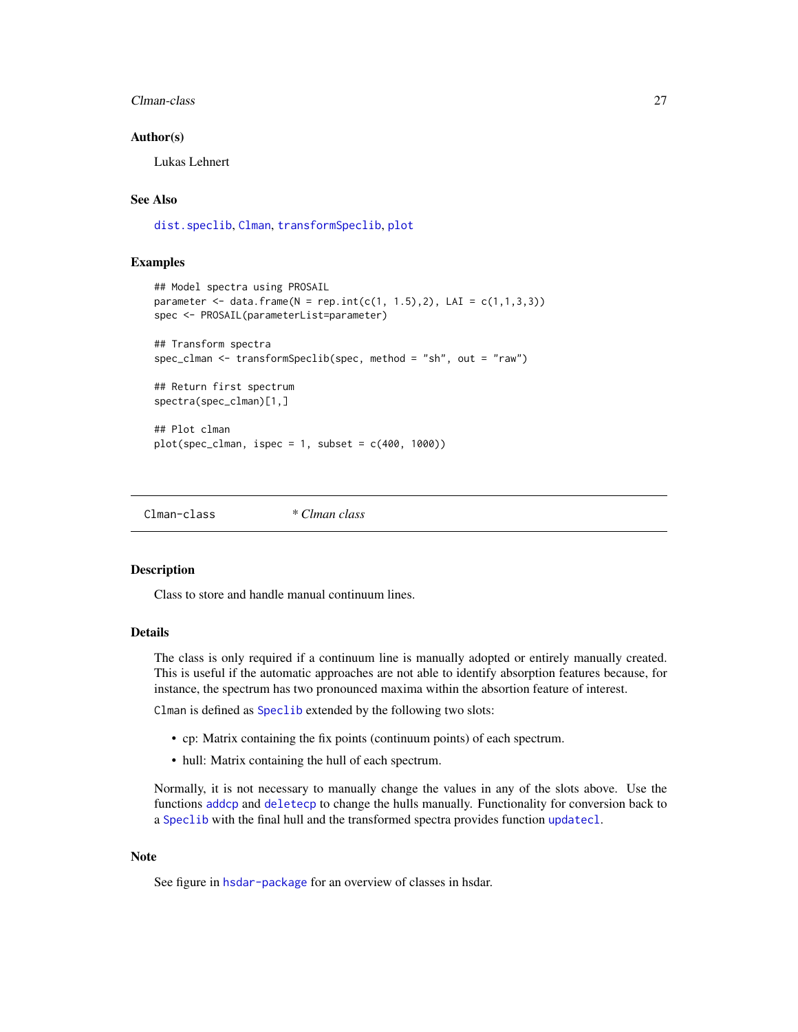### Author(s)

Lukas Lehnert

### See Also

`dist.speclib`, `Clman`, `transformSpeclib`, `plot`

### Examples

```
## Model spectra using PROSAIL
parameter <- data.frame(N = rep.int(c(1, 1.5),2), LAI = c(1,1,3,3))
spec <- PROSAIL(parameterList=parameter)

## Transform spectra
spec_clman <- transformSpeclib(spec, method = "sh", out = "raw")

## Return first spectrum
spectra(spec_clman)[1,]

## Plot clman
plot(spec_clman, ispec = 1, subset = c(400, 1000))
```

---

## Clman-class    *\* Clman class*

### Description

Class to store and handle manual continuum lines.

### Details

The class is only required if a continuum line is manually adopted or entirely manually created. This is useful if the automatic approaches are not able to identify absorption features because, for instance, the spectrum has two pronounced maxima within the absorption feature of interest.

`Clman` is defined as `Speclib` extended by the following two slots:

- cp: Matrix containing the fix points (continuum points) of each spectrum.
- hull: Matrix containing the hull of each spectrum.

Normally, it is not necessary to manually change the values in any of the slots above. Use the functions `addcp` and `deletecp` to change the hulls manually. Functionality for conversion back to a `Speclib` with the final hull and the transformed spectra provides function `updatecl`.

### Note

See figure in `hsdar-package` for an overview of classes in hsdar.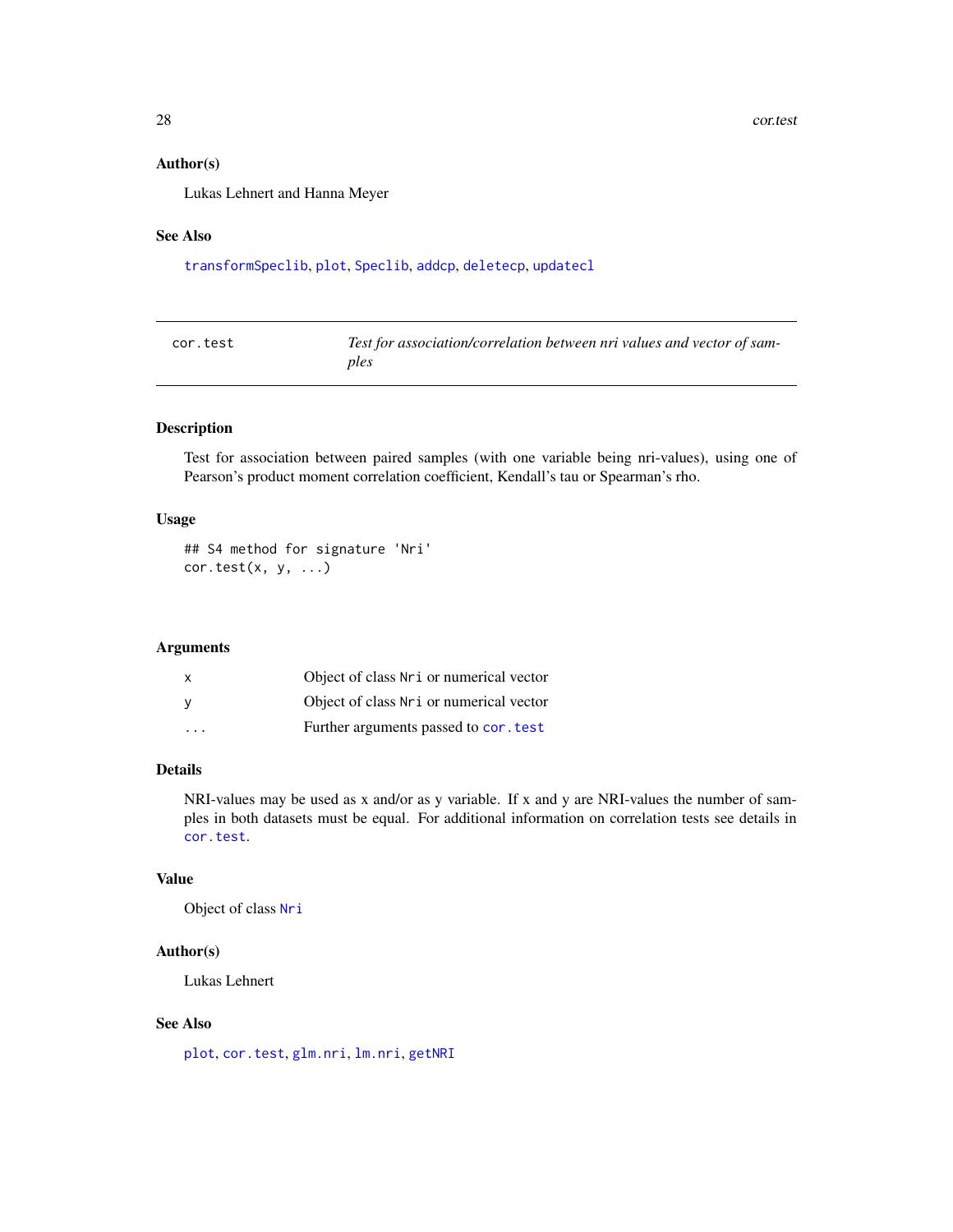## Author(s)

Lukas Lehnert and Hanna Meyer

## See Also

transformSpeclib, plot, Speclib, addcp, deletecp, updatecl

---

# cor.test — *Test for association/correlation between nri values and vector of samples*

## Description

Test for association between paired samples (with one variable being nri-values), using one of Pearson's product moment correlation coefficient, Kendall's tau or Spearman's rho.

## Usage

```
## S4 method for signature 'Nri'
cor.test(x, y, ...)
```

## Arguments

| | |
|---|---|
| x | Object of class Nri or numerical vector |
| y | Object of class Nri or numerical vector |
| ... | Further arguments passed to cor.test |

## Details

NRI-values may be used as x and/or as y variable. If x and y are NRI-values the number of samples in both datasets must be equal. For additional information on correlation tests see details in cor.test.

## Value

Object of class Nri

## Author(s)

Lukas Lehnert

## See Also

plot, cor.test, glm.nri, lm.nri, getNRI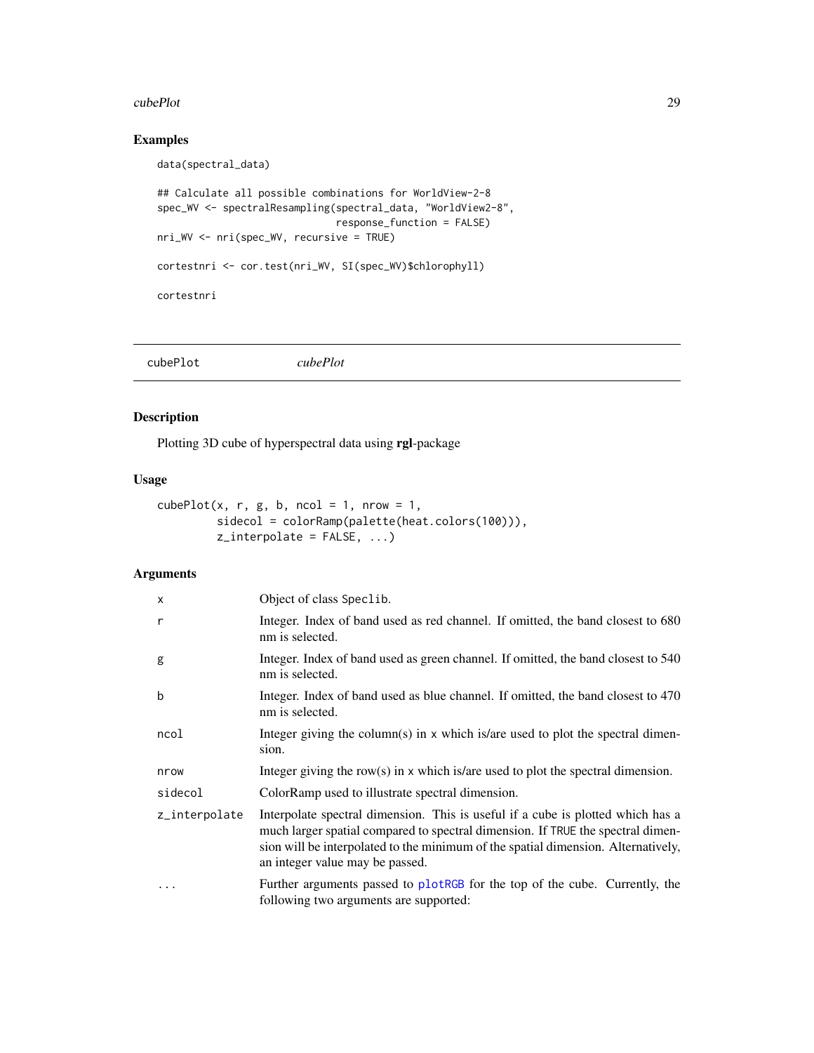## Examples

```
data(spectral_data)

## Calculate all possible combinations for WorldView-2-8
spec_WV <- spectralResampling(spectral_data, "WorldView2-8",
                              response_function = FALSE)
nri_WV <- nri(spec_WV, recursive = TRUE)

cortestnri <- cor.test(nri_WV, SI(spec_WV)$chlorophyll)

cortestnri
```

---

`cubePlot` *cubePlot*

---

## Description

Plotting 3D cube of hyperspectral data using **rgl**-package

## Usage

```
cubePlot(x, r, g, b, ncol = 1, nrow = 1,
         sidecol = colorRamp(palette(heat.colors(100))),
         z_interpolate = FALSE, ...)
```

## Arguments

| | |
|---|---|
| `x` | Object of class `Speclib`. |
| `r` | Integer. Index of band used as red channel. If omitted, the band closest to 680 nm is selected. |
| `g` | Integer. Index of band used as green channel. If omitted, the band closest to 540 nm is selected. |
| `b` | Integer. Index of band used as blue channel. If omitted, the band closest to 470 nm is selected. |
| `ncol` | Integer giving the column(s) in `x` which is/are used to plot the spectral dimension. |
| `nrow` | Integer giving the row(s) in `x` which is/are used to plot the spectral dimension. |
| `sidecol` | ColorRamp used to illustrate spectral dimension. |
| `z_interpolate` | Interpolate spectral dimension. This is useful if a cube is plotted which has a much larger spatial compared to spectral dimension. If `TRUE` the spectral dimension will be interpolated to the minimum of the spatial dimension. Alternatively, an integer value may be passed. |
| `...` | Further arguments passed to `plotRGB` for the top of the cube. Currently, the following two arguments are supported: |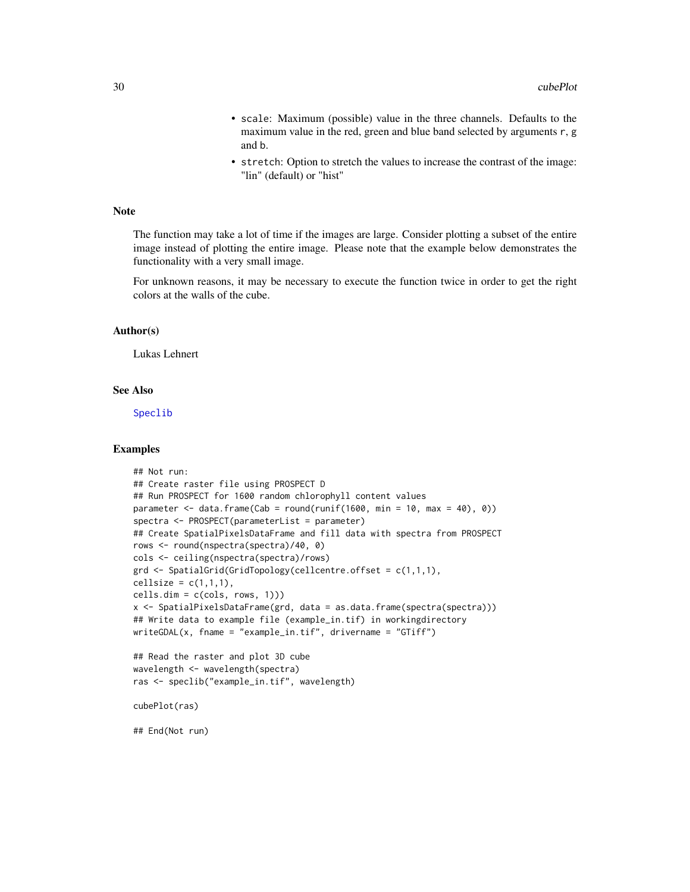- `scale`: Maximum (possible) value in the three channels. Defaults to the maximum value in the red, green and blue band selected by arguments `r`, `g` and `b`.
- `stretch`: Option to stretch the values to increase the contrast of the image: "lin" (default) or "hist"

## Note

The function may take a lot of time if the images are large. Consider plotting a subset of the entire image instead of plotting the entire image. Please note that the example below demonstrates the functionality with a very small image.

For unknown reasons, it may be necessary to execute the function twice in order to get the right colors at the walls of the cube.

## Author(s)

Lukas Lehnert

## See Also

Speclib

## Examples

```
## Not run:
## Create raster file using PROSPECT D
## Run PROSPECT for 1600 random chlorophyll content values
parameter <- data.frame(Cab = round(runif(1600, min = 10, max = 40), 0))
spectra <- PROSPECT(parameterList = parameter)
## Create SpatialPixelsDataFrame and fill data with spectra from PROSPECT
rows <- round(nspectra(spectra)/40, 0)
cols <- ceiling(nspectra(spectra)/rows)
grd <- SpatialGrid(GridTopology(cellcentre.offset = c(1,1,1),
cellsize = c(1,1,1),
cells.dim = c(cols, rows, 1)))
x <- SpatialPixelsDataFrame(grd, data = as.data.frame(spectra(spectra)))
## Write data to example file (example_in.tif) in workingdirectory
writeGDAL(x, fname = "example_in.tif", drivername = "GTiff")

## Read the raster and plot 3D cube
wavelength <- wavelength(spectra)
ras <- speclib("example_in.tif", wavelength)

cubePlot(ras)

## End(Not run)
```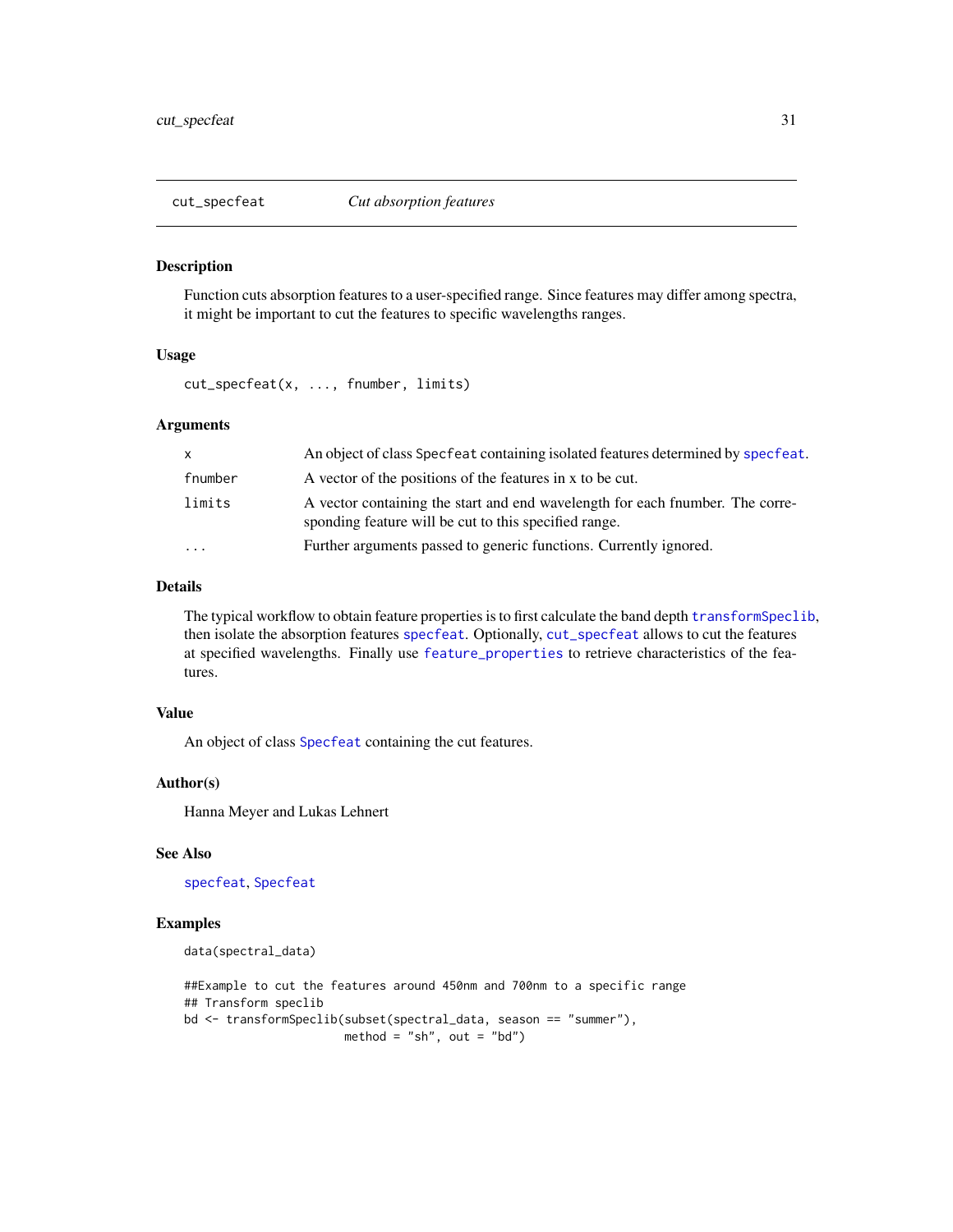## cut_specfeat — *Cut absorption features*

### Description

Function cuts absorption features to a user-specified range. Since features may differ among spectra, it might be important to cut the features to specific wavelengths ranges.

### Usage

```
cut_specfeat(x, ..., fnumber, limits)
```

### Arguments

| | |
|---|---|
| `x` | An object of class `Specfeat` containing isolated features determined by `specfeat`. |
| `fnumber` | A vector of the positions of the features in x to be cut. |
| `limits` | A vector containing the start and end wavelength for each fnumber. The corresponding feature will be cut to this specified range. |
| `...` | Further arguments passed to generic functions. Currently ignored. |

### Details

The typical workflow to obtain feature properties is to first calculate the band depth `transformSpeclib`, then isolate the absorption features `specfeat`. Optionally, `cut_specfeat` allows to cut the features at specified wavelengths. Finally use `feature_properties` to retrieve characteristics of the features.

### Value

An object of class `Specfeat` containing the cut features.

### Author(s)

Hanna Meyer and Lukas Lehnert

### See Also

`specfeat`, `Specfeat`

### Examples

```
data(spectral_data)

##Example to cut the features around 450nm and 700nm to a specific range
## Transform speclib
bd <- transformSpeclib(subset(spectral_data, season == "summer"),
                       method = "sh", out = "bd")
```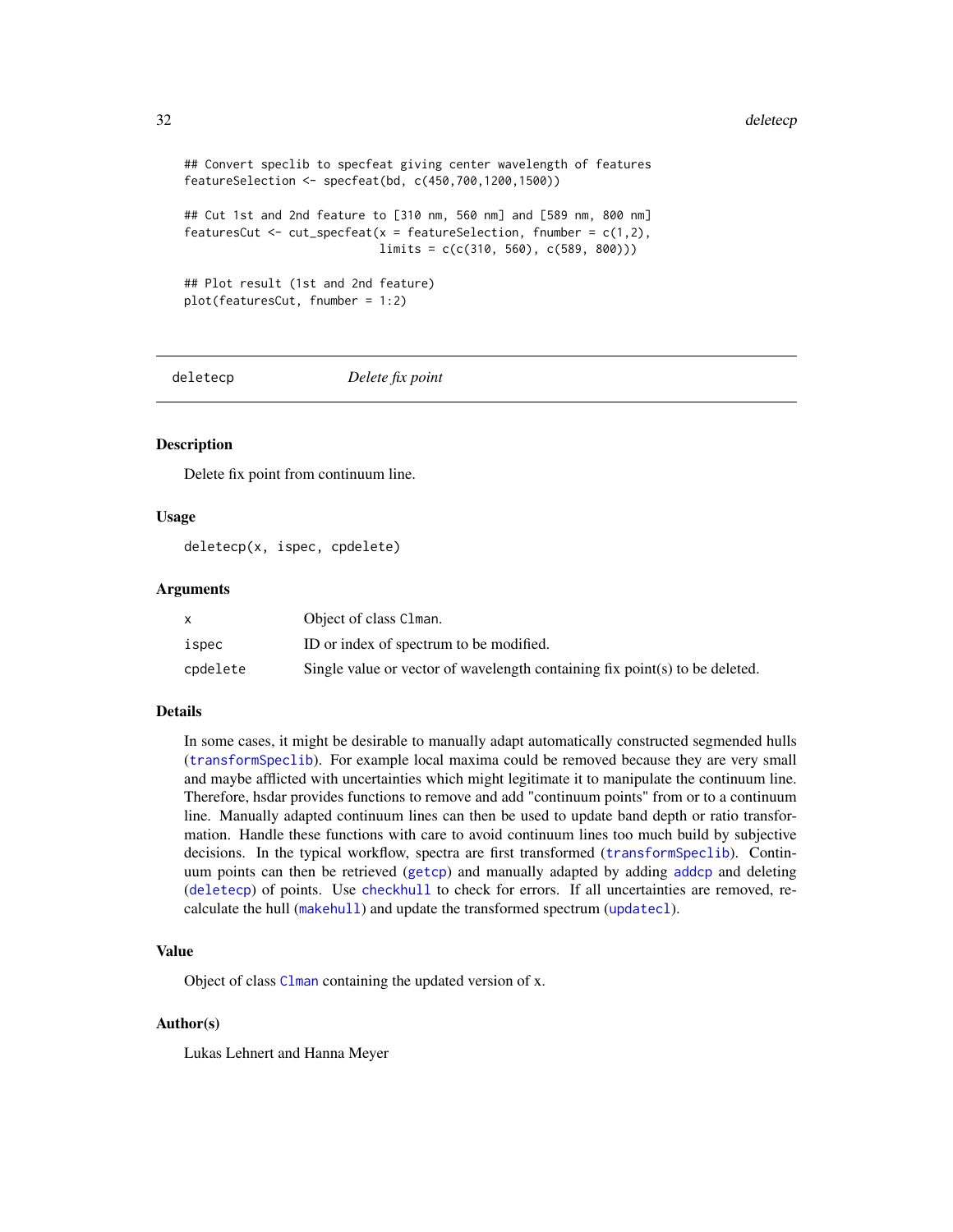```
## Convert speclib to specfeat giving center wavelength of features
featureSelection <- specfeat(bd, c(450,700,1200,1500))

## Cut 1st and 2nd feature to [310 nm, 560 nm] and [589 nm, 800 nm]
featuresCut <- cut_specfeat(x = featureSelection, fnumber = c(1,2),
                            limits = c(c(310, 560), c(589, 800)))

## Plot result (1st and 2nd feature)
plot(featuresCut, fnumber = 1:2)
```

---

## deletecp — *Delete fix point*

### Description

Delete fix point from continuum line.

### Usage

```
deletecp(x, ispec, cpdelete)
```

### Arguments

| | |
|---|---|
| x | Object of class Clman. |
| ispec | ID or index of spectrum to be modified. |
| cpdelete | Single value or vector of wavelength containing fix point(s) to be deleted. |

### Details

In some cases, it might be desirable to manually adapt automatically constructed segmended hulls (transformSpeclib). For example local maxima could be removed because they are very small and maybe afflicted with uncertainties which might legitimate it to manipulate the continuum line. Therefore, hsdar provides functions to remove and add "continuum points" from or to a continuum line. Manually adapted continuum lines can then be used to update band depth or ratio transformation. Handle these functions with care to avoid continuum lines too much build by subjective decisions. In the typical workflow, spectra are first transformed (transformSpeclib). Continuum points can then be retrieved (getcp) and manually adapted by adding addcp and deleting (deletecp) of points. Use checkhull to check for errors. If all uncertainties are removed, recalculate the hull (makehull) and update the transformed spectrum (updatecl).

### Value

Object of class Clman containing the updated version of x.

### Author(s)

Lukas Lehnert and Hanna Meyer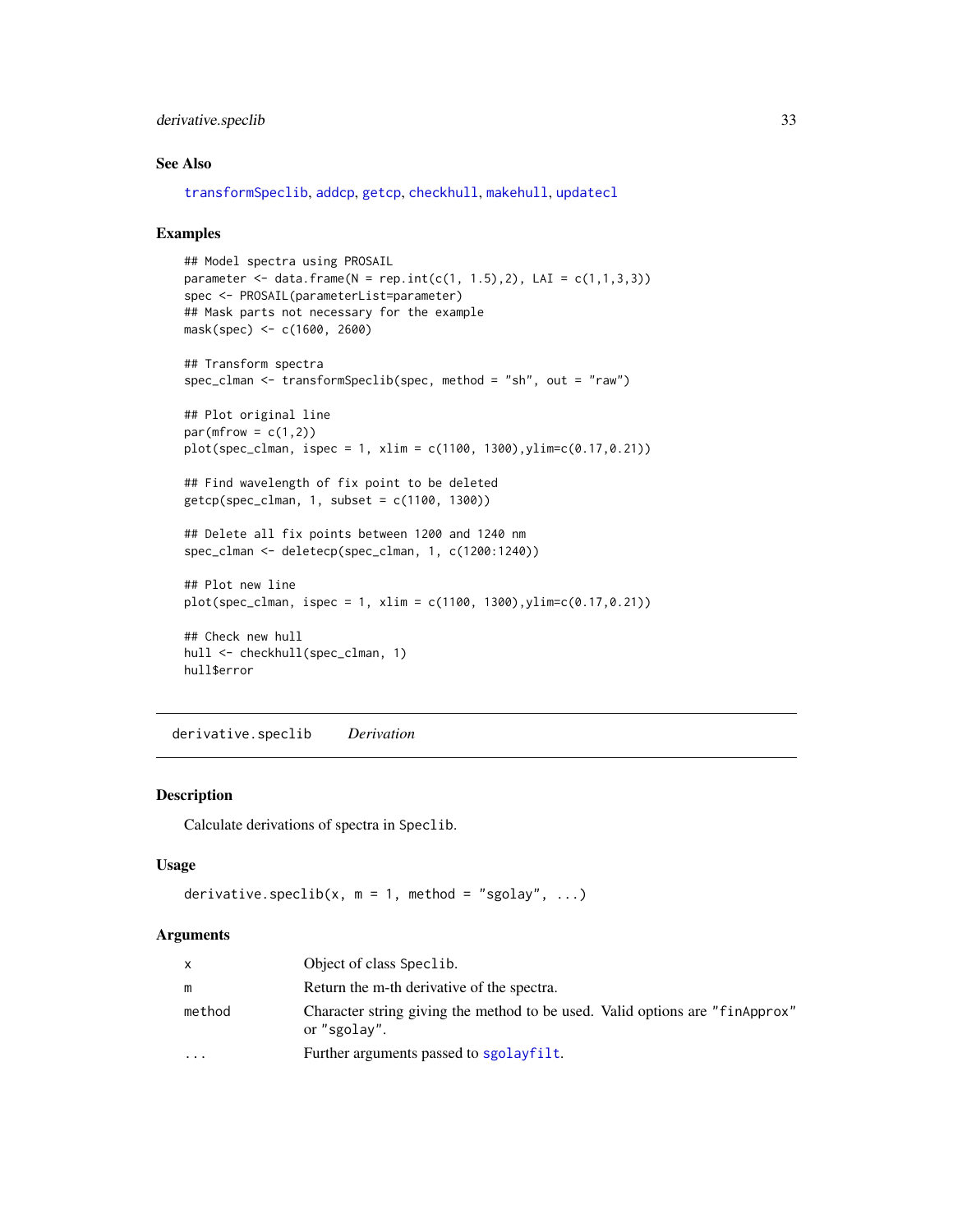### See Also

transformSpeclib, addcp, getcp, checkhull, makehull, updatecl

### Examples

```
## Model spectra using PROSAIL
parameter <- data.frame(N = rep.int(c(1, 1.5),2), LAI = c(1,1,3,3))
spec <- PROSAIL(parameterList=parameter)
## Mask parts not necessary for the example
mask(spec) <- c(1600, 2600)

## Transform spectra
spec_clman <- transformSpeclib(spec, method = "sh", out = "raw")

## Plot original line
par(mfrow = c(1,2))
plot(spec_clman, ispec = 1, xlim = c(1100, 1300),ylim=c(0.17,0.21))

## Find wavelength of fix point to be deleted
getcp(spec_clman, 1, subset = c(1100, 1300))

## Delete all fix points between 1200 and 1240 nm
spec_clman <- deletecp(spec_clman, 1, c(1200:1240))

## Plot new line
plot(spec_clman, ispec = 1, xlim = c(1100, 1300),ylim=c(0.17,0.21))

## Check new hull
hull <- checkhull(spec_clman, 1)
hull$error
```

---

## derivative.speclib    *Derivation*

### Description

Calculate derivations of spectra in Speclib.

### Usage

```
derivative.speclib(x, m = 1, method = "sgolay", ...)
```

### Arguments

| | |
|---|---|
| x | Object of class Speclib. |
| m | Return the m-th derivative of the spectra. |
| method | Character string giving the method to be used. Valid options are "finApprox" or "sgolay". |
| ... | Further arguments passed to sgolayfilt. |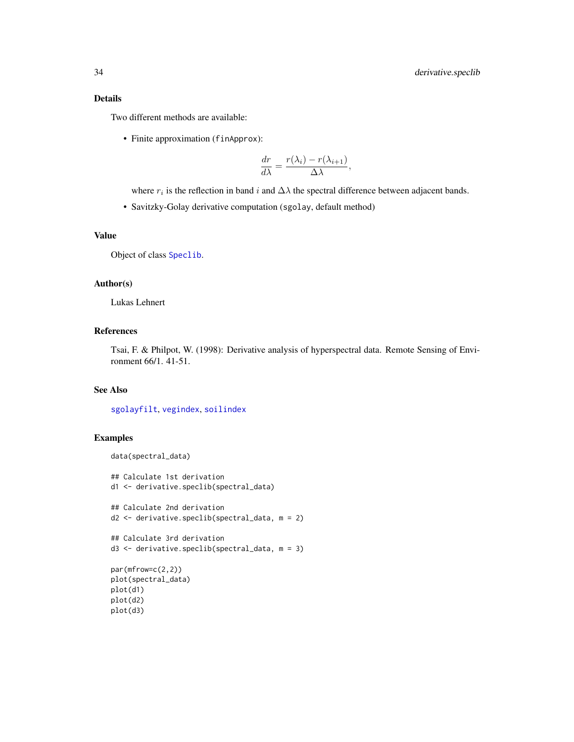## Details

Two different methods are available:

- Finite approximation (`finApprox`):

$$\frac{dr}{d\lambda} = \frac{r(\lambda_i) - r(\lambda_{i+1})}{\Delta\lambda},$$

where $r_i$ is the reflection in band $i$ and $\Delta\lambda$ the spectral difference between adjacent bands.

- Savitzky-Golay derivative computation (`sgolay`, default method)

## Value

Object of class `Speclib`.

## Author(s)

Lukas Lehnert

## References

Tsai, F. & Philpot, W. (1998): Derivative analysis of hyperspectral data. Remote Sensing of Environment 66/1. 41-51.

## See Also

`sgolayfilt`, `vegindex`, `soilindex`

## Examples

```
data(spectral_data)

## Calculate 1st derivation
d1 <- derivative.speclib(spectral_data)

## Calculate 2nd derivation
d2 <- derivative.speclib(spectral_data, m = 2)

## Calculate 3rd derivation
d3 <- derivative.speclib(spectral_data, m = 3)

par(mfrow=c(2,2))
plot(spectral_data)
plot(d1)
plot(d2)
plot(d3)
```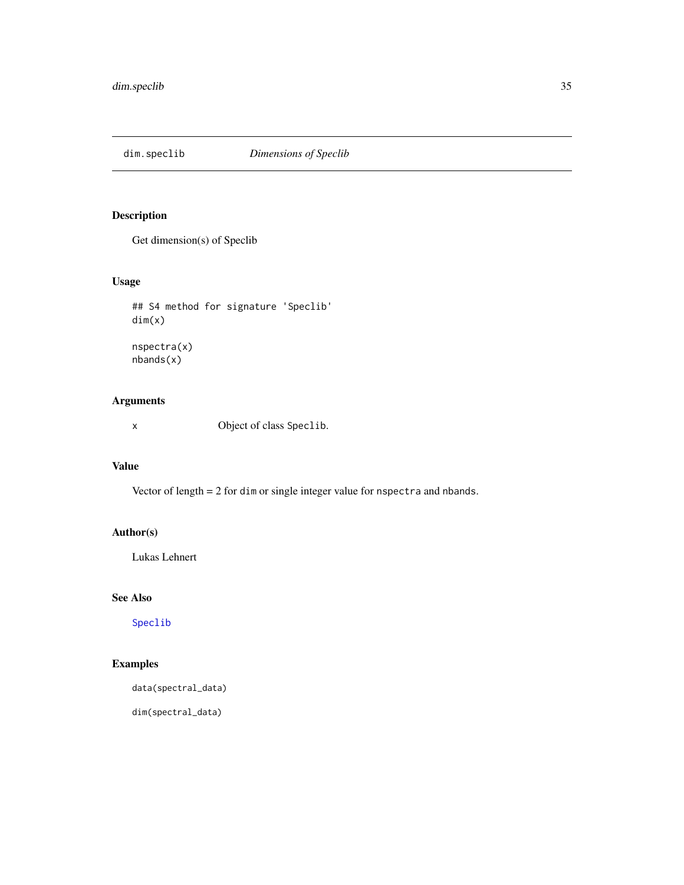# dim.speclib *Dimensions of Speclib*

## Description

Get dimension(s) of Speclib

## Usage

```
## S4 method for signature 'Speclib'
dim(x)

nspectra(x)
nbands(x)
```

## Arguments

x Object of class `Speclib`.

## Value

Vector of length = 2 for `dim` or single integer value for `nspectra` and `nbands`.

## Author(s)

Lukas Lehnert

## See Also

`Speclib`

## Examples

```
data(spectral_data)

dim(spectral_data)
```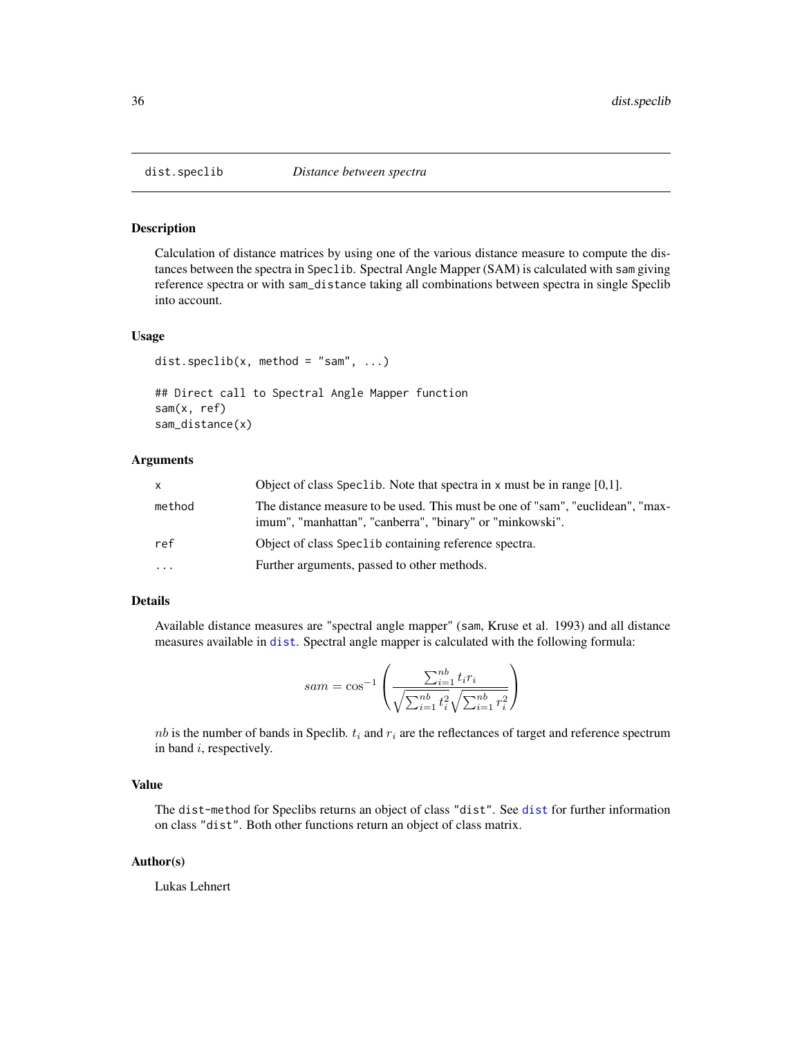# dist.speclib — *Distance between spectra*

## Description

Calculation of distance matrices by using one of the various distance measure to compute the distances between the spectra in `Speclib`. Spectral Angle Mapper (SAM) is calculated with `sam` giving reference spectra or with `sam_distance` taking all combinations between spectra in single Speclib into account.

## Usage

```
dist.speclib(x, method = "sam", ...)

## Direct call to Spectral Angle Mapper function
sam(x, ref)
sam_distance(x)
```

## Arguments

| | |
|---|---|
| `x` | Object of class `Speclib`. Note that spectra in `x` must be in range [0,1]. |
| `method` | The distance measure to be used. This must be one of "sam", "euclidean", "maximum", "manhattan", "canberra", "binary" or "minkowski". |
| `ref` | Object of class `Speclib` containing reference spectra. |
| `...` | Further arguments, passed to other methods. |

## Details

Available distance measures are "spectral angle mapper" (`sam`, Kruse et al. 1993) and all distance measures available in `dist`. Spectral angle mapper is calculated with the following formula:

$$sam = \cos^{-1}\left(\frac{\sum_{i=1}^{nb} t_i r_i}{\sqrt{\sum_{i=1}^{nb} t_i^2}\sqrt{\sum_{i=1}^{nb} r_i^2}}\right)$$

$nb$ is the number of bands in Speclib. $t_i$ and $r_i$ are the reflectances of target and reference spectrum in band $i$, respectively.

## Value

The `dist-method` for Speclibs returns an object of class `"dist"`. See `dist` for further information on class `"dist"`. Both other functions return an object of class matrix.

## Author(s)

Lukas Lehnert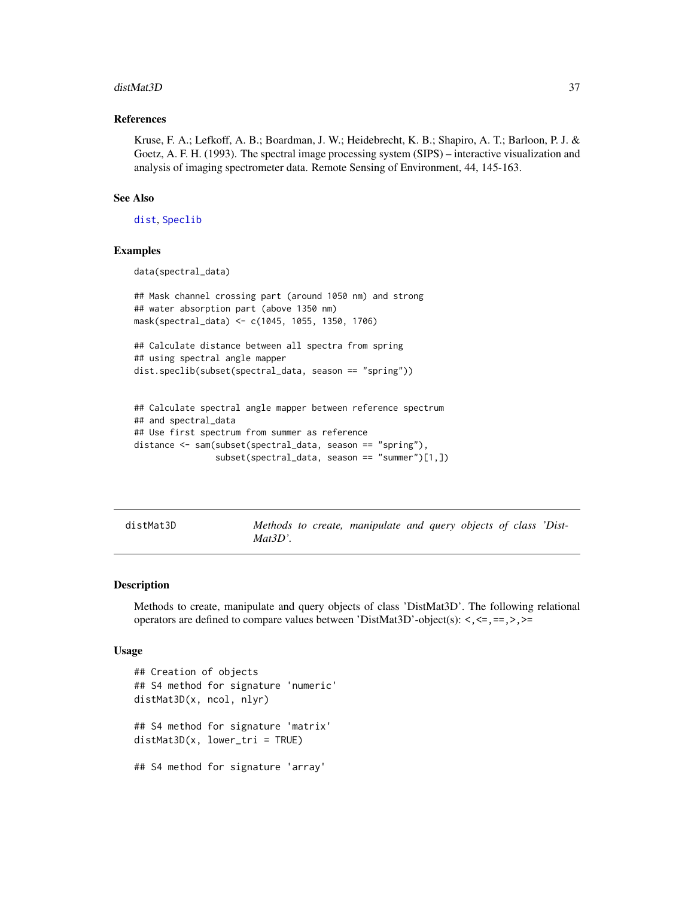### References

Kruse, F. A.; Lefkoff, A. B.; Boardman, J. W.; Heidebrecht, K. B.; Shapiro, A. T.; Barloon, P. J. & Goetz, A. F. H. (1993). The spectral image processing system (SIPS) – interactive visualization and analysis of imaging spectrometer data. Remote Sensing of Environment, 44, 145-163.

### See Also

dist, Speclib

### Examples

```
data(spectral_data)

## Mask channel crossing part (around 1050 nm) and strong
## water absorption part (above 1350 nm)
mask(spectral_data) <- c(1045, 1055, 1350, 1706)

## Calculate distance between all spectra from spring
## using spectral angle mapper
dist.speclib(subset(spectral_data, season == "spring"))


## Calculate spectral angle mapper between reference spectrum
## and spectral_data
## Use first spectrum from summer as reference
distance <- sam(subset(spectral_data, season == "spring"),
                subset(spectral_data, season == "summer")[1,])
```

---

## distMat3D — *Methods to create, manipulate and query objects of class 'DistMat3D'.*

### Description

Methods to create, manipulate and query objects of class 'DistMat3D'. The following relational operators are defined to compare values between 'DistMat3D'-object(s): <, <=, ==, >, >=

### Usage

```
## Creation of objects
## S4 method for signature 'numeric'
distMat3D(x, ncol, nlyr)

## S4 method for signature 'matrix'
distMat3D(x, lower_tri = TRUE)

## S4 method for signature 'array'
```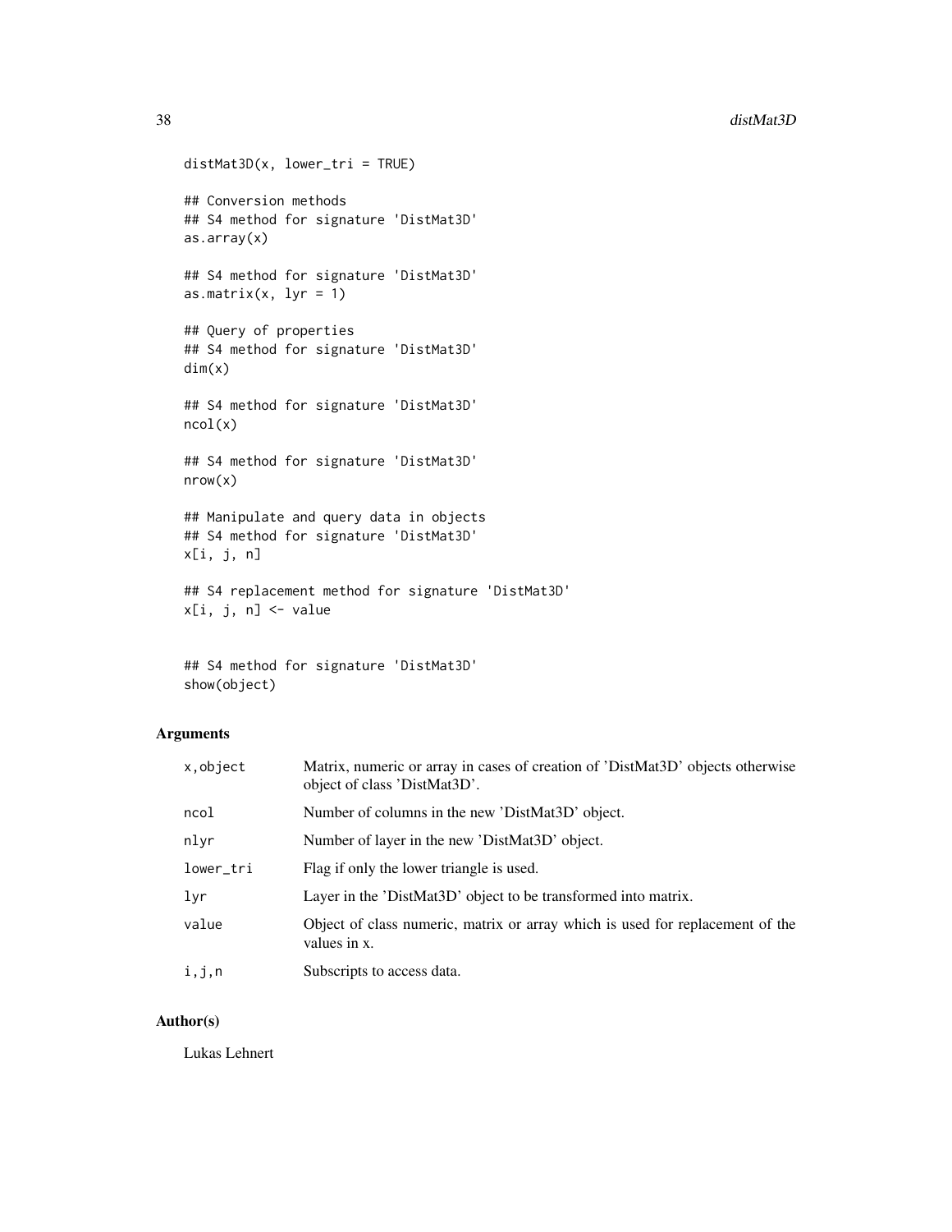```
distMat3D(x, lower_tri = TRUE)

## Conversion methods
## S4 method for signature 'DistMat3D'
as.array(x)

## S4 method for signature 'DistMat3D'
as.matrix(x, lyr = 1)

## Query of properties
## S4 method for signature 'DistMat3D'
dim(x)

## S4 method for signature 'DistMat3D'
ncol(x)

## S4 method for signature 'DistMat3D'
nrow(x)

## Manipulate and query data in objects
## S4 method for signature 'DistMat3D'
x[i, j, n]

## S4 replacement method for signature 'DistMat3D'
x[i, j, n] <- value


## S4 method for signature 'DistMat3D'
show(object)
```

## Arguments

| | |
|---|---|
| `x,object` | Matrix, numeric or array in cases of creation of 'DistMat3D' objects otherwise object of class 'DistMat3D'. |
| `ncol` | Number of columns in the new 'DistMat3D' object. |
| `nlyr` | Number of layer in the new 'DistMat3D' object. |
| `lower_tri` | Flag if only the lower triangle is used. |
| `lyr` | Layer in the 'DistMat3D' object to be transformed into matrix. |
| `value` | Object of class numeric, matrix or array which is used for replacement of the values in x. |
| `i,j,n` | Subscripts to access data. |

## Author(s)

Lukas Lehnert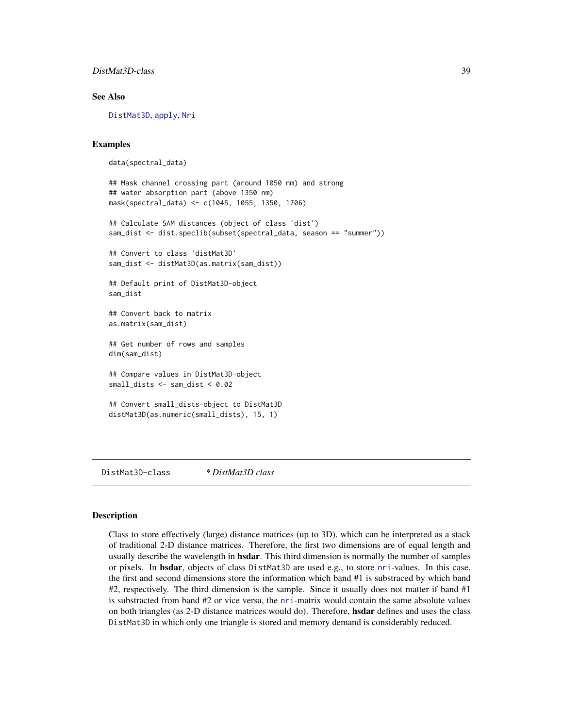### See Also

DistMat3D, apply, Nri

### Examples

```
data(spectral_data)

## Mask channel crossing part (around 1050 nm) and strong
## water absorption part (above 1350 nm)
mask(spectral_data) <- c(1045, 1055, 1350, 1706)

## Calculate SAM distances (object of class 'dist')
sam_dist <- dist.speclib(subset(spectral_data, season == "summer"))

## Convert to class 'distMat3D'
sam_dist <- distMat3D(as.matrix(sam_dist))

## Default print of DistMat3D-object
sam_dist

## Convert back to matrix
as.matrix(sam_dist)

## Get number of rows and samples
dim(sam_dist)

## Compare values in DistMat3D-object
small_dists <- sam_dist < 0.02

## Convert small_dists-object to DistMat3D
distMat3D(as.numeric(small_dists), 15, 1)
```

---

## DistMat3D-class &nbsp;&nbsp;&nbsp; *\* DistMat3D class*

---

### Description

Class to store effectively (large) distance matrices (up to 3D), which can be interpreted as a stack of traditional 2-D distance matrices. Therefore, the first two dimensions are of equal length and usually describe the wavelength in **hsdar**. This third dimension is normally the number of samples or pixels. In **hsdar**, objects of class DistMat3D are used e.g., to store nri-values. In this case, the first and second dimensions store the information which band #1 is substraced by which band #2, respectively. The third dimension is the sample. Since it usually does not matter if band #1 is substracted from band #2 or vice versa, the nri-matrix would contain the same absolute values on both triangles (as 2-D distance matrices would do). Therefore, **hsdar** defines and uses the class DistMat3D in which only one triangle is stored and memory demand is considerably reduced.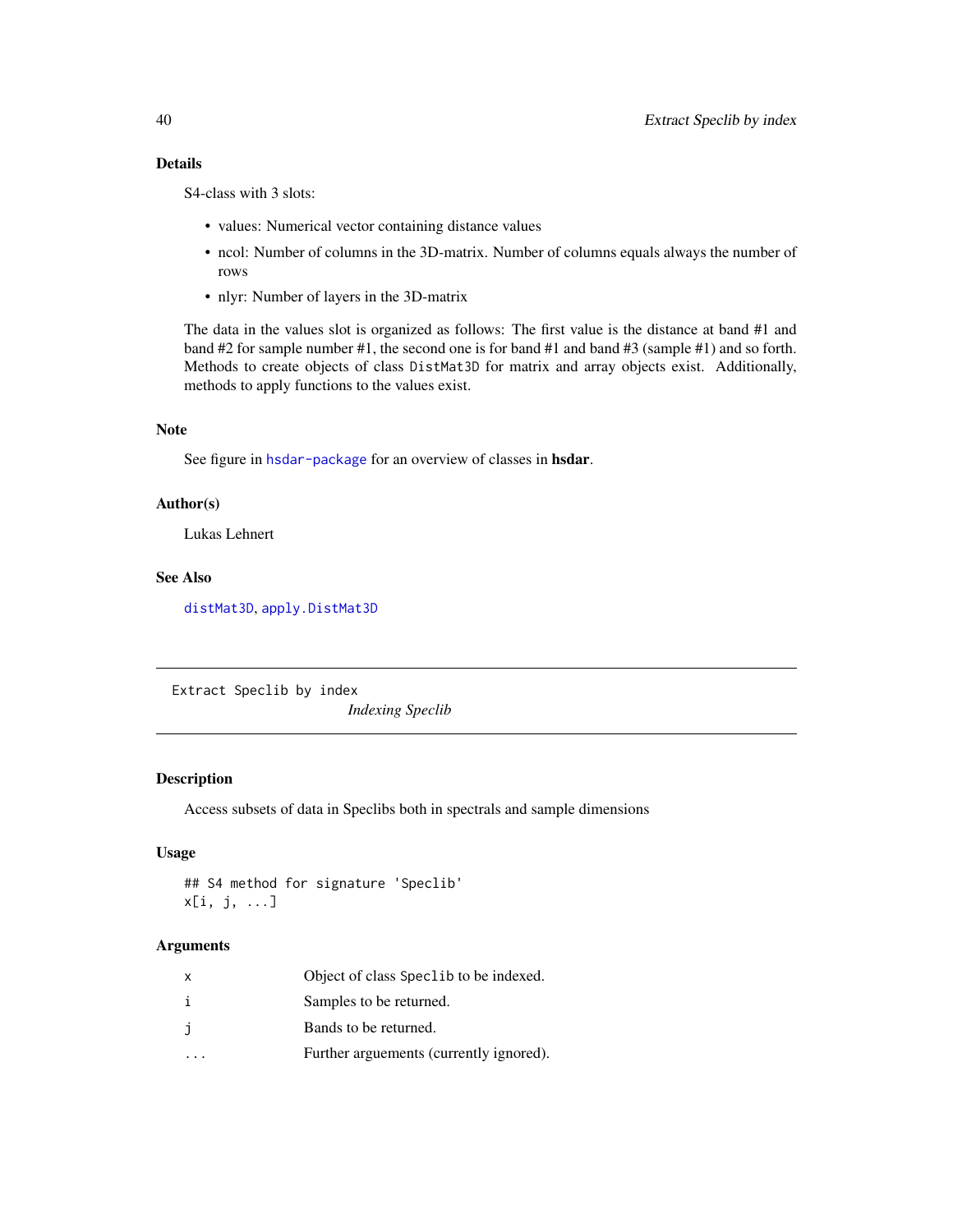### Details

S4-class with 3 slots:

- values: Numerical vector containing distance values
- ncol: Number of columns in the 3D-matrix. Number of columns equals always the number of rows
- nlyr: Number of layers in the 3D-matrix

The data in the values slot is organized as follows: The first value is the distance at band #1 and band #2 for sample number #1, the second one is for band #1 and band #3 (sample #1) and so forth. Methods to create objects of class `DistMat3D` for matrix and array objects exist. Additionally, methods to apply functions to the values exist.

### Note

See figure in `hsdar-package` for an overview of classes in **hsdar**.

### Author(s)

Lukas Lehnert

### See Also

`distMat3D`, `apply.DistMat3D`

---

## Extract Speclib by index — *Indexing Speclib*

---

### Description

Access subsets of data in Speclibs both in spectrals and sample dimensions

### Usage

```
## S4 method for signature 'Speclib'
x[i, j, ...]
```

### Arguments

| | |
|---|---|
| `x` | Object of class `Speclib` to be indexed. |
| `i` | Samples to be returned. |
| `j` | Bands to be returned. |
| `...` | Further arguements (currently ignored). |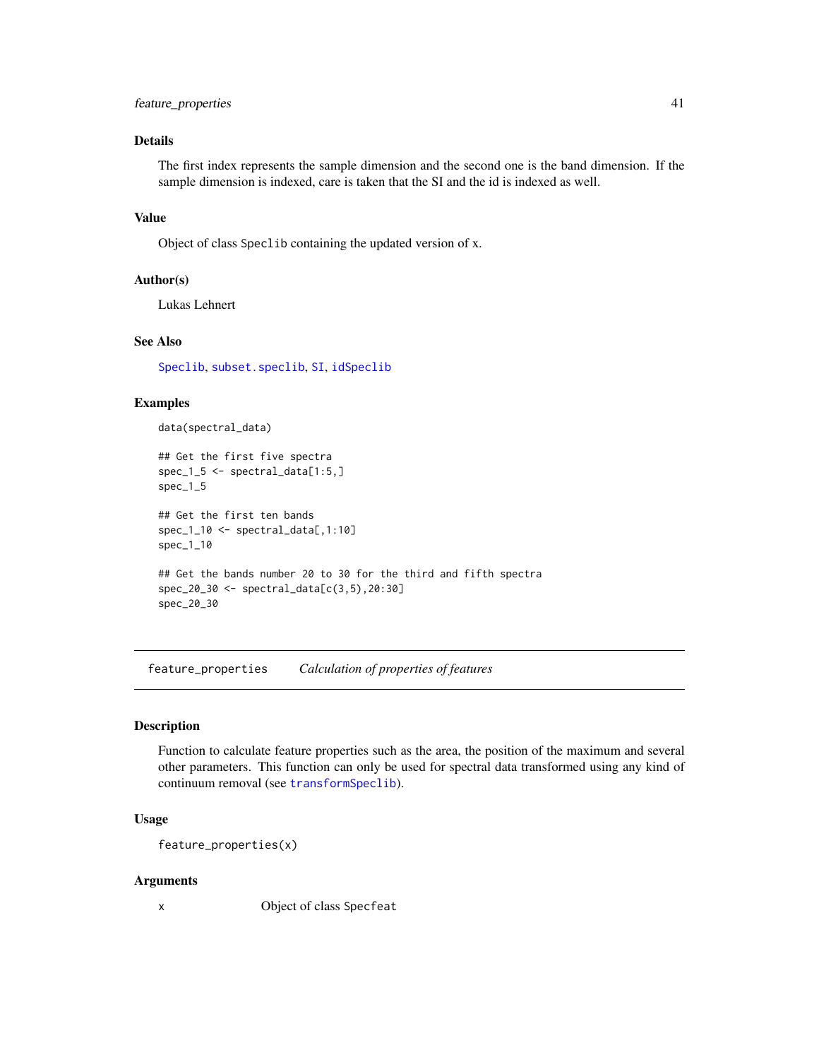### Details

The first index represents the sample dimension and the second one is the band dimension. If the sample dimension is indexed, care is taken that the SI and the id is indexed as well.

### Value

Object of class Speclib containing the updated version of x.

### Author(s)

Lukas Lehnert

### See Also

Speclib, subset.speclib, SI, idSpeclib

### Examples

```
data(spectral_data)

## Get the first five spectra
spec_1_5 <- spectral_data[1:5,]
spec_1_5

## Get the first ten bands
spec_1_10 <- spectral_data[,1:10]
spec_1_10

## Get the bands number 20 to 30 for the third and fifth spectra
spec_20_30 <- spectral_data[c(3,5),20:30]
spec_20_30
```

---

## feature_properties *Calculation of properties of features*

### Description

Function to calculate feature properties such as the area, the position of the maximum and several other parameters. This function can only be used for spectral data transformed using any kind of continuum removal (see transformSpeclib).

### Usage

```
feature_properties(x)
```

### Arguments

| | |
|---|---|
| x | Object of class Specfeat |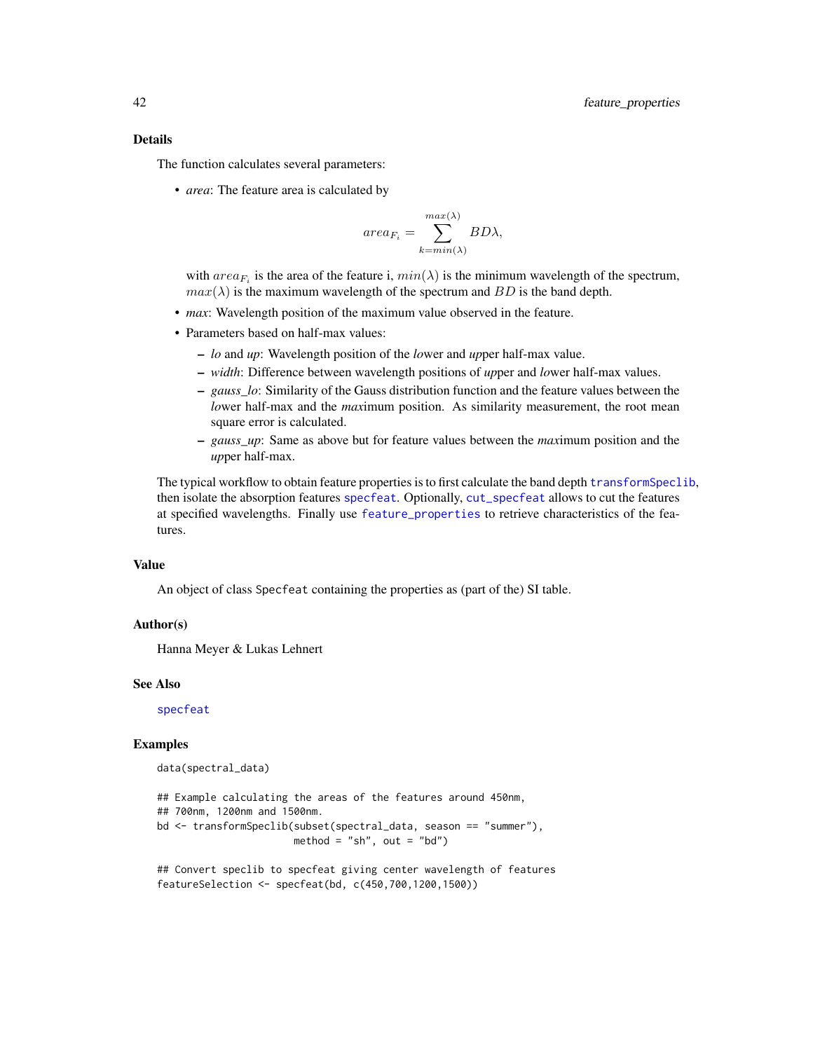### Details

The function calculates several parameters:

- *area*: The feature area is calculated by

$$area_{F_i} = \sum_{k=min(\lambda)}^{max(\lambda)} BD\lambda,$$

  with $area_{F_i}$ is the area of the feature i, $min(\lambda)$ is the minimum wavelength of the spectrum, $max(\lambda)$ is the maximum wavelength of the spectrum and $BD$ is the band depth.

- *max*: Wavelength position of the maximum value observed in the feature.
- Parameters based on half-max values:
  - *lo* and *up*: Wavelength position of the *lo*wer and *up*per half-max value.
  - *width*: Difference between wavelength positions of *up*per and *lo*wer half-max values.
  - *gauss_lo*: Similarity of the Gauss distribution function and the feature values between the *lo*wer half-max and the *max*imum position. As similarity measurement, the root mean square error is calculated.
  - *gauss_up*: Same as above but for feature values between the *max*imum position and the *up*per half-max.

The typical workflow to obtain feature properties is to first calculate the band depth `transformSpeclib`, then isolate the absorption features `specfeat`. Optionally, `cut_specfeat` allows to cut the features at specified wavelengths. Finally use `feature_properties` to retrieve characteristics of the features.

### Value

An object of class `Specfeat` containing the properties as (part of the) SI table.

### Author(s)

Hanna Meyer & Lukas Lehnert

### See Also

`specfeat`

### Examples

```
data(spectral_data)

## Example calculating the areas of the features around 450nm,
## 700nm, 1200nm and 1500nm.
bd <- transformSpeclib(subset(spectral_data, season == "summer"),
                       method = "sh", out = "bd")

## Convert speclib to specfeat giving center wavelength of features
featureSelection <- specfeat(bd, c(450,700,1200,1500))
```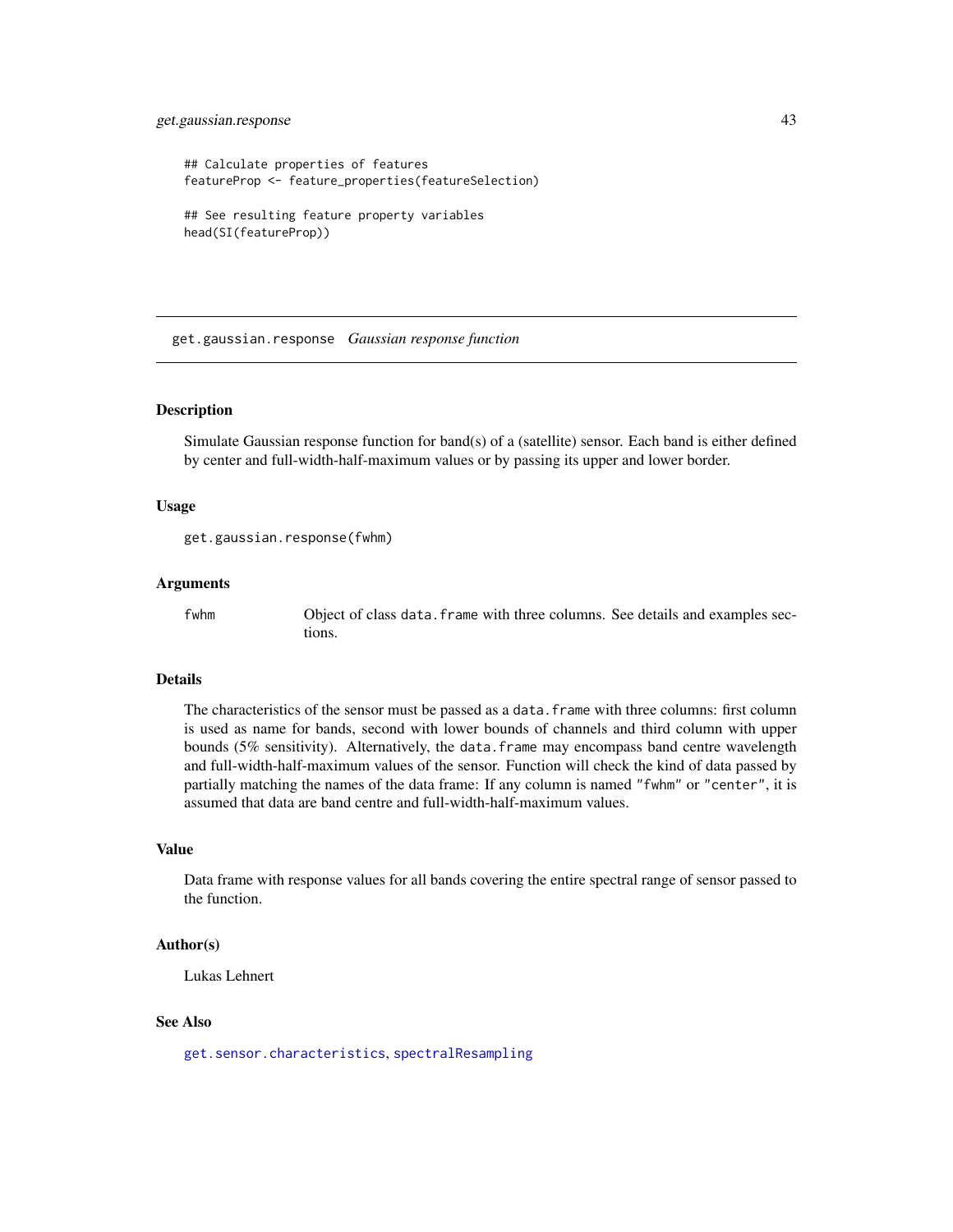```
## Calculate properties of features
featureProp <- feature_properties(featureSelection)

## See resulting feature property variables
head(SI(featureProp))
```

---

## get.gaussian.response *Gaussian response function*

### Description

Simulate Gaussian response function for band(s) of a (satellite) sensor. Each band is either defined by center and full-width-half-maximum values or by passing its upper and lower border.

### Usage

```
get.gaussian.response(fwhm)
```

### Arguments

| | |
|---|---|
| fwhm | Object of class `data.frame` with three columns. See details and examples sections. |

### Details

The characteristics of the sensor must be passed as a `data.frame` with three columns: first column is used as name for bands, second with lower bounds of channels and third column with upper bounds (5% sensitivity). Alternatively, the `data.frame` may encompass band centre wavelength and full-width-half-maximum values of the sensor. Function will check the kind of data passed by partially matching the names of the data frame: If any column is named `"fwhm"` or `"center"`, it is assumed that data are band centre and full-width-half-maximum values.

### Value

Data frame with response values for all bands covering the entire spectral range of sensor passed to the function.

### Author(s)

Lukas Lehnert

### See Also

`get.sensor.characteristics`, `spectralResampling`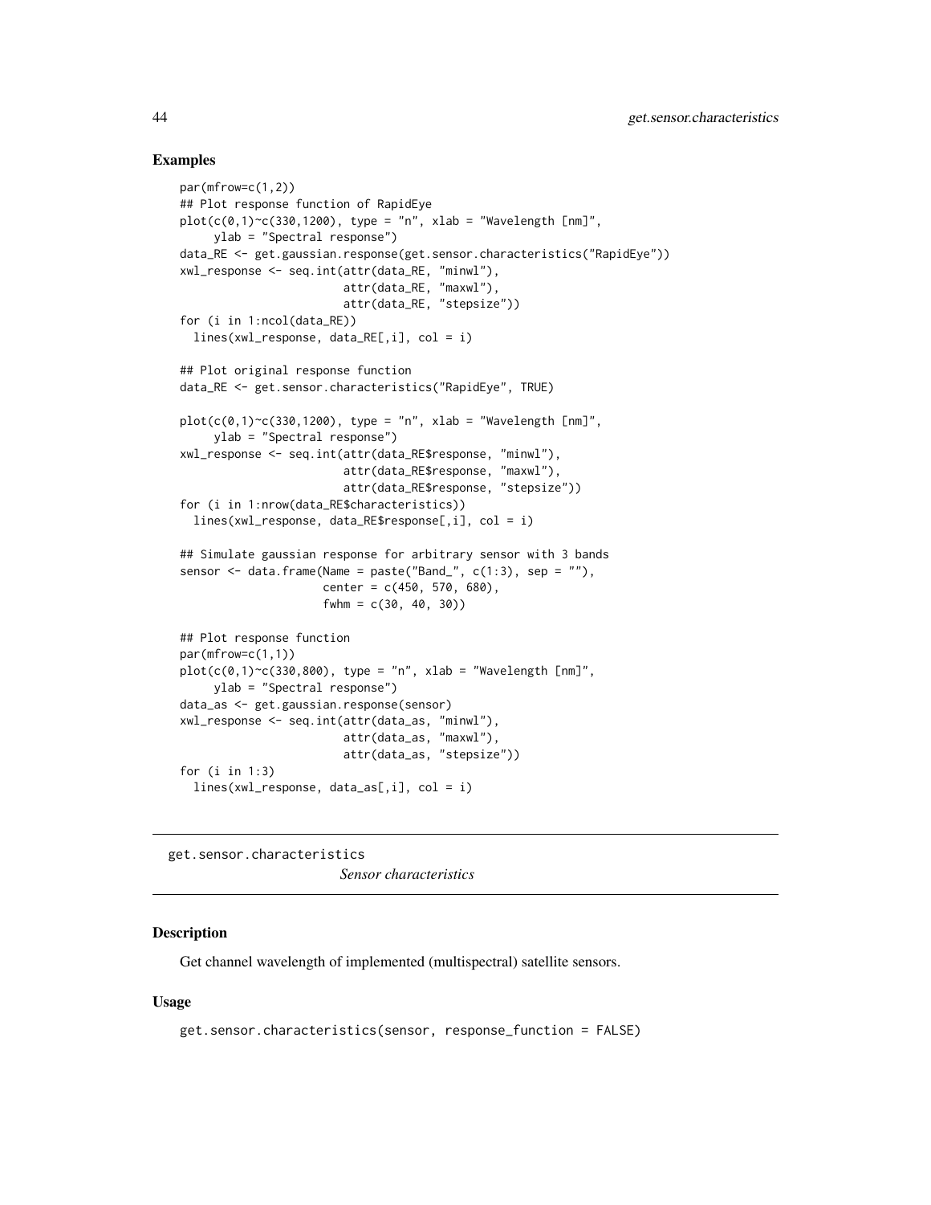## Examples

```
par(mfrow=c(1,2))
## Plot response function of RapidEye
plot(c(0,1)~c(330,1200), type = "n", xlab = "Wavelength [nm]",
     ylab = "Spectral response")
data_RE <- get.gaussian.response(get.sensor.characteristics("RapidEye"))
xwl_response <- seq.int(attr(data_RE, "minwl"),
                        attr(data_RE, "maxwl"),
                        attr(data_RE, "stepsize"))
for (i in 1:ncol(data_RE))
  lines(xwl_response, data_RE[,i], col = i)

## Plot original response function
data_RE <- get.sensor.characteristics("RapidEye", TRUE)

plot(c(0,1)~c(330,1200), type = "n", xlab = "Wavelength [nm]",
     ylab = "Spectral response")
xwl_response <- seq.int(attr(data_RE$response, "minwl"),
                        attr(data_RE$response, "maxwl"),
                        attr(data_RE$response, "stepsize"))
for (i in 1:nrow(data_RE$characteristics))
  lines(xwl_response, data_RE$response[,i], col = i)

## Simulate gaussian response for arbitrary sensor with 3 bands
sensor <- data.frame(Name = paste("Band_", c(1:3), sep = ""),
                     center = c(450, 570, 680),
                     fwhm = c(30, 40, 30))

## Plot response function
par(mfrow=c(1,1))
plot(c(0,1)~c(330,800), type = "n", xlab = "Wavelength [nm]",
     ylab = "Spectral response")
data_as <- get.gaussian.response(sensor)
xwl_response <- seq.int(attr(data_as, "minwl"),
                        attr(data_as, "maxwl"),
                        attr(data_as, "stepsize"))
for (i in 1:3)
  lines(xwl_response, data_as[,i], col = i)
```

---

get.sensor.characteristics    *Sensor characteristics*

---

## Description

Get channel wavelength of implemented (multispectral) satellite sensors.

## Usage

```
get.sensor.characteristics(sensor, response_function = FALSE)
```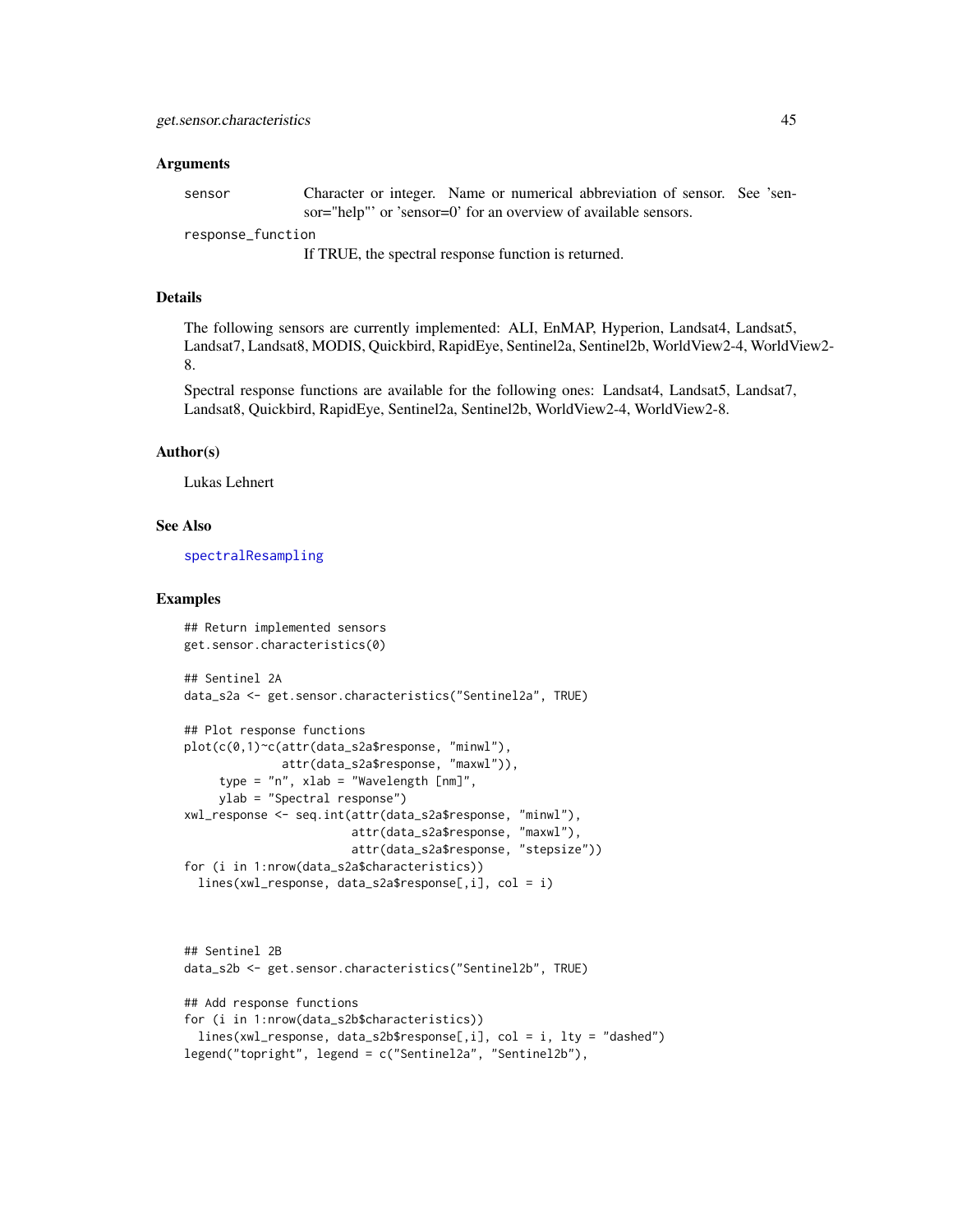## Arguments

| | |
|---|---|
| sensor | Character or integer. Name or numerical abbreviation of sensor. See 'sensor="help"' or 'sensor=0' for an overview of available sensors. |
| response_function | If TRUE, the spectral response function is returned. |

## Details

The following sensors are currently implemented: ALI, EnMAP, Hyperion, Landsat4, Landsat5, Landsat7, Landsat8, MODIS, Quickbird, RapidEye, Sentinel2a, Sentinel2b, WorldView2-4, WorldView2-8.

Spectral response functions are available for the following ones: Landsat4, Landsat5, Landsat7, Landsat8, Quickbird, RapidEye, Sentinel2a, Sentinel2b, WorldView2-4, WorldView2-8.

## Author(s)

Lukas Lehnert

## See Also

spectralResampling

## Examples

```
## Return implemented sensors
get.sensor.characteristics(0)

## Sentinel 2A
data_s2a <- get.sensor.characteristics("Sentinel2a", TRUE)

## Plot response functions
plot(c(0,1)~c(attr(data_s2a$response, "minwl"),
              attr(data_s2a$response, "maxwl")),
     type = "n", xlab = "Wavelength [nm]",
     ylab = "Spectral response")
xwl_response <- seq.int(attr(data_s2a$response, "minwl"),
                        attr(data_s2a$response, "maxwl"),
                        attr(data_s2a$response, "stepsize"))
for (i in 1:nrow(data_s2a$characteristics))
  lines(xwl_response, data_s2a$response[,i], col = i)



## Sentinel 2B
data_s2b <- get.sensor.characteristics("Sentinel2b", TRUE)

## Add response functions
for (i in 1:nrow(data_s2b$characteristics))
  lines(xwl_response, data_s2b$response[,i], col = i, lty = "dashed")
legend("topright", legend = c("Sentinel2a", "Sentinel2b"),
```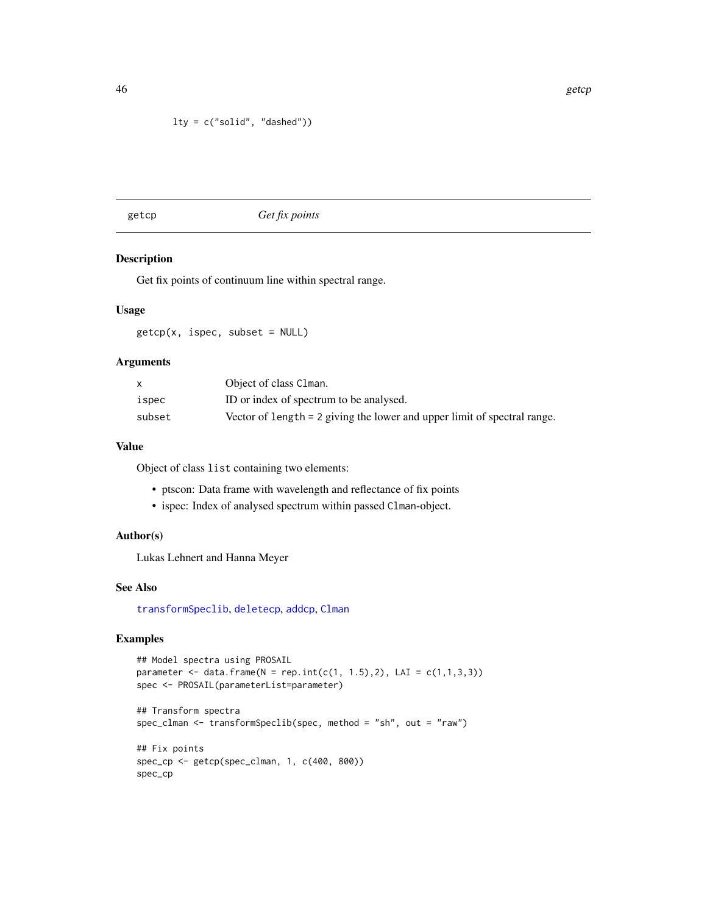```
lty = c("solid", "dashed"))
```

## getcp — *Get fix points*

### Description

Get fix points of continuum line within spectral range.

### Usage

```
getcp(x, ispec, subset = NULL)
```

### Arguments

| | |
|---|---|
| x | Object of class Clman. |
| ispec | ID or index of spectrum to be analysed. |
| subset | Vector of length = 2 giving the lower and upper limit of spectral range. |

### Value

Object of class list containing two elements:

- ptscon: Data frame with wavelength and reflectance of fix points
- ispec: Index of analysed spectrum within passed Clman-object.

### Author(s)

Lukas Lehnert and Hanna Meyer

### See Also

transformSpeclib, deletecp, addcp, Clman

### Examples

```
## Model spectra using PROSAIL
parameter <- data.frame(N = rep.int(c(1, 1.5),2), LAI = c(1,1,3,3))
spec <- PROSAIL(parameterList=parameter)

## Transform spectra
spec_clman <- transformSpeclib(spec, method = "sh", out = "raw")

## Fix points
spec_cp <- getcp(spec_clman, 1, c(400, 800))
spec_cp
```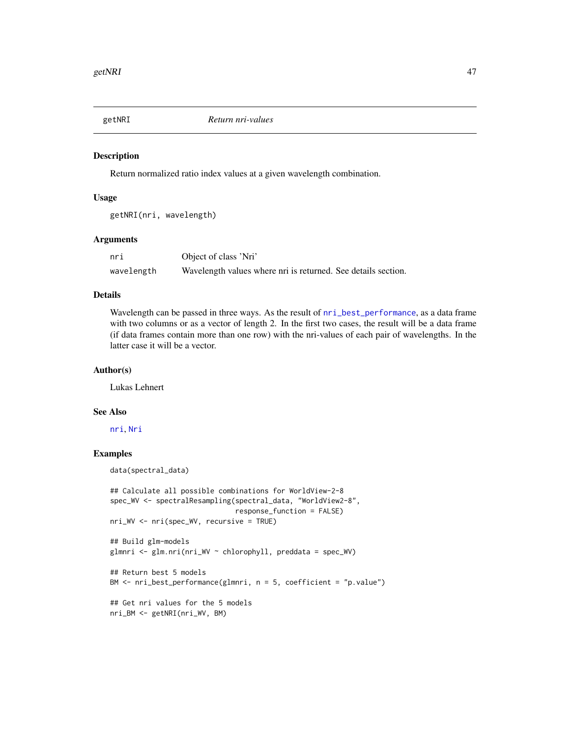## getNRI *Return nri-values*

### Description

Return normalized ratio index values at a given wavelength combination.

### Usage

```
getNRI(nri, wavelength)
```

### Arguments

| | |
|---|---|
| `nri` | Object of class 'Nri' |
| `wavelength` | Wavelength values where nri is returned. See details section. |

### Details

Wavelength can be passed in three ways. As the result of `nri_best_performance`, as a data frame with two columns or as a vector of length 2. In the first two cases, the result will be a data frame (if data frames contain more than one row) with the nri-values of each pair of wavelengths. In the latter case it will be a vector.

### Author(s)

Lukas Lehnert

### See Also

`nri`, `Nri`

### Examples

```
data(spectral_data)

## Calculate all possible combinations for WorldView-2-8
spec_WV <- spectralResampling(spectral_data, "WorldView2-8",
                              response_function = FALSE)
nri_WV <- nri(spec_WV, recursive = TRUE)

## Build glm-models
glmnri <- glm.nri(nri_WV ~ chlorophyll, preddata = spec_WV)

## Return best 5 models
BM <- nri_best_performance(glmnri, n = 5, coefficient = "p.value")

## Get nri values for the 5 models
nri_BM <- getNRI(nri_WV, BM)
```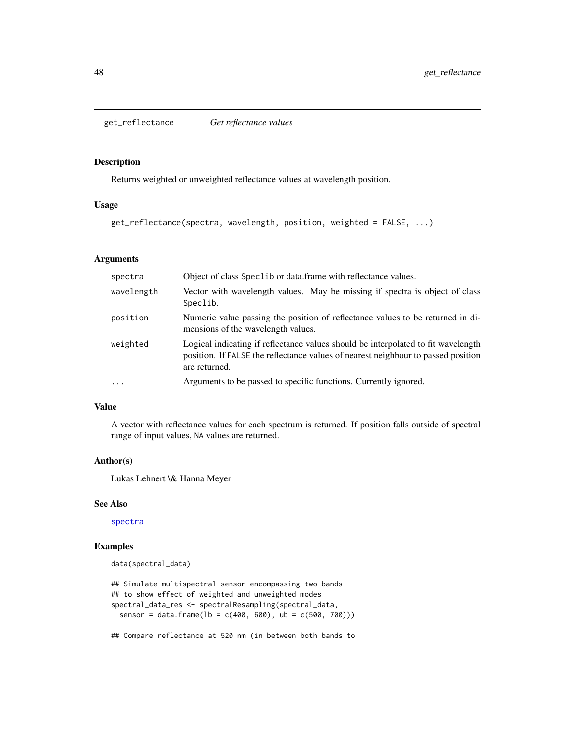# get_reflectance *Get reflectance values*

## Description

Returns weighted or unweighted reflectance values at wavelength position.

## Usage

```
get_reflectance(spectra, wavelength, position, weighted = FALSE, ...)
```

## Arguments

| | |
|---|---|
| spectra | Object of class Speclib or data.frame with reflectance values. |
| wavelength | Vector with wavelength values. May be missing if spectra is object of class Speclib. |
| position | Numeric value passing the position of reflectance values to be returned in dimensions of the wavelength values. |
| weighted | Logical indicating if reflectance values should be interpolated to fit wavelength position. If FALSE the reflectance values of nearest neighbour to passed position are returned. |
| ... | Arguments to be passed to specific functions. Currently ignored. |

## Value

A vector with reflectance values for each spectrum is returned. If position falls outside of spectral range of input values, NA values are returned.

## Author(s)

Lukas Lehnert \& Hanna Meyer

## See Also

spectra

## Examples

```
data(spectral_data)

## Simulate multispectral sensor encompassing two bands
## to show effect of weighted and unweighted modes
spectral_data_res <- spectralResampling(spectral_data,
  sensor = data.frame(lb = c(400, 600), ub = c(500, 700)))

## Compare reflectance at 520 nm (in between both bands to
```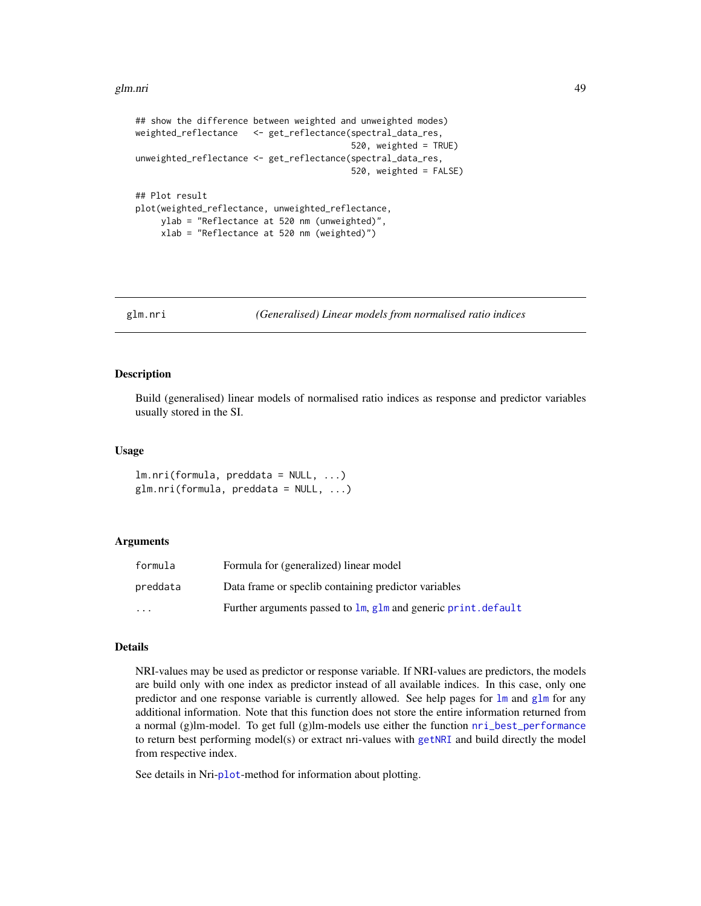```
## show the difference between weighted and unweighted modes)
weighted_reflectance   <- get_reflectance(spectral_data_res,
                                          520, weighted = TRUE)
unweighted_reflectance <- get_reflectance(spectral_data_res,
                                          520, weighted = FALSE)

## Plot result
plot(weighted_reflectance, unweighted_reflectance,
     ylab = "Reflectance at 520 nm (unweighted)",
     xlab = "Reflectance at 520 nm (weighted)")
```

---

## glm.nri — *(Generalised) Linear models from normalised ratio indices*

---

### Description

Build (generalised) linear models of normalised ratio indices as response and predictor variables usually stored in the SI.

### Usage

```
lm.nri(formula, preddata = NULL, ...)
glm.nri(formula, preddata = NULL, ...)
```

### Arguments

| | |
|---|---|
| `formula` | Formula for (generalized) linear model |
| `preddata` | Data frame or speclib containing predictor variables |
| `...` | Further arguments passed to `lm`, `glm` and generic `print.default` |

### Details

NRI-values may be used as predictor or response variable. If NRI-values are predictors, the models are build only with one index as predictor instead of all available indices. In this case, only one predictor and one response variable is currently allowed. See help pages for `lm` and `glm` for any additional information. Note that this function does not store the entire information returned from a normal (g)lm-model. To get full (g)lm-models use either the function `nri_best_performance` to return best performing model(s) or extract nri-values with `getNRI` and build directly the model from respective index.

See details in Nri-`plot`-method for information about plotting.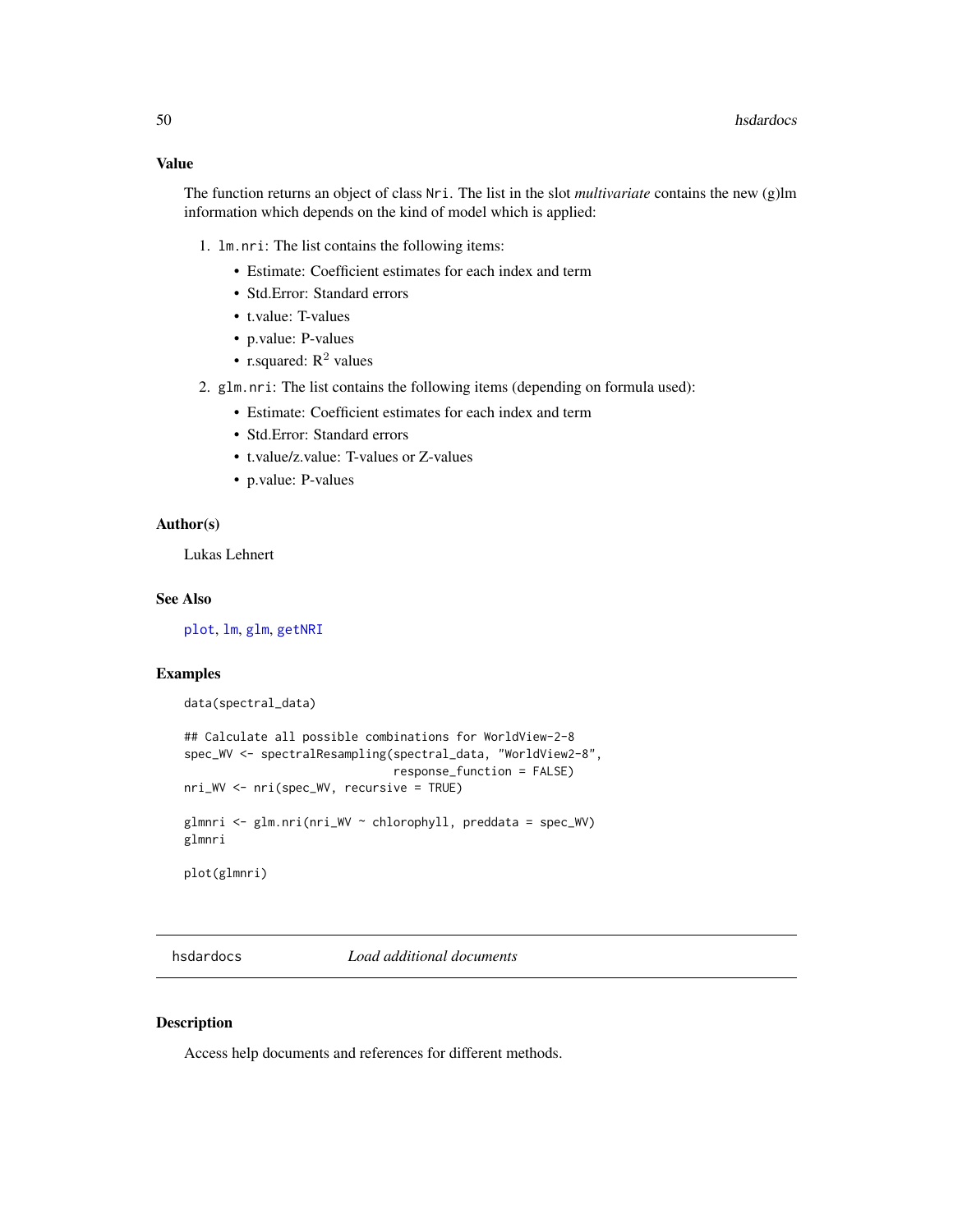## Value

The function returns an object of class `Nri`. The list in the slot *multivariate* contains the new (g)lm information which depends on the kind of model which is applied:

1. `lm.nri`: The list contains the following items:
   - Estimate: Coefficient estimates for each index and term
   - Std.Error: Standard errors
   - t.value: T-values
   - p.value: P-values
   - r.squared: $R^2$ values
2. `glm.nri`: The list contains the following items (depending on formula used):
   - Estimate: Coefficient estimates for each index and term
   - Std.Error: Standard errors
   - t.value/z.value: T-values or Z-values
   - p.value: P-values

## Author(s)

Lukas Lehnert

## See Also

`plot`, `lm`, `glm`, `getNRI`

## Examples

```
data(spectral_data)

## Calculate all possible combinations for WorldView-2-8
spec_WV <- spectralResampling(spectral_data, "WorldView2-8",
                              response_function = FALSE)
nri_WV <- nri(spec_WV, recursive = TRUE)

glmnri <- glm.nri(nri_WV ~ chlorophyll, preddata = spec_WV)
glmnri

plot(glmnri)
```

---

# hsdardocs — *Load additional documents*

## Description

Access help documents and references for different methods.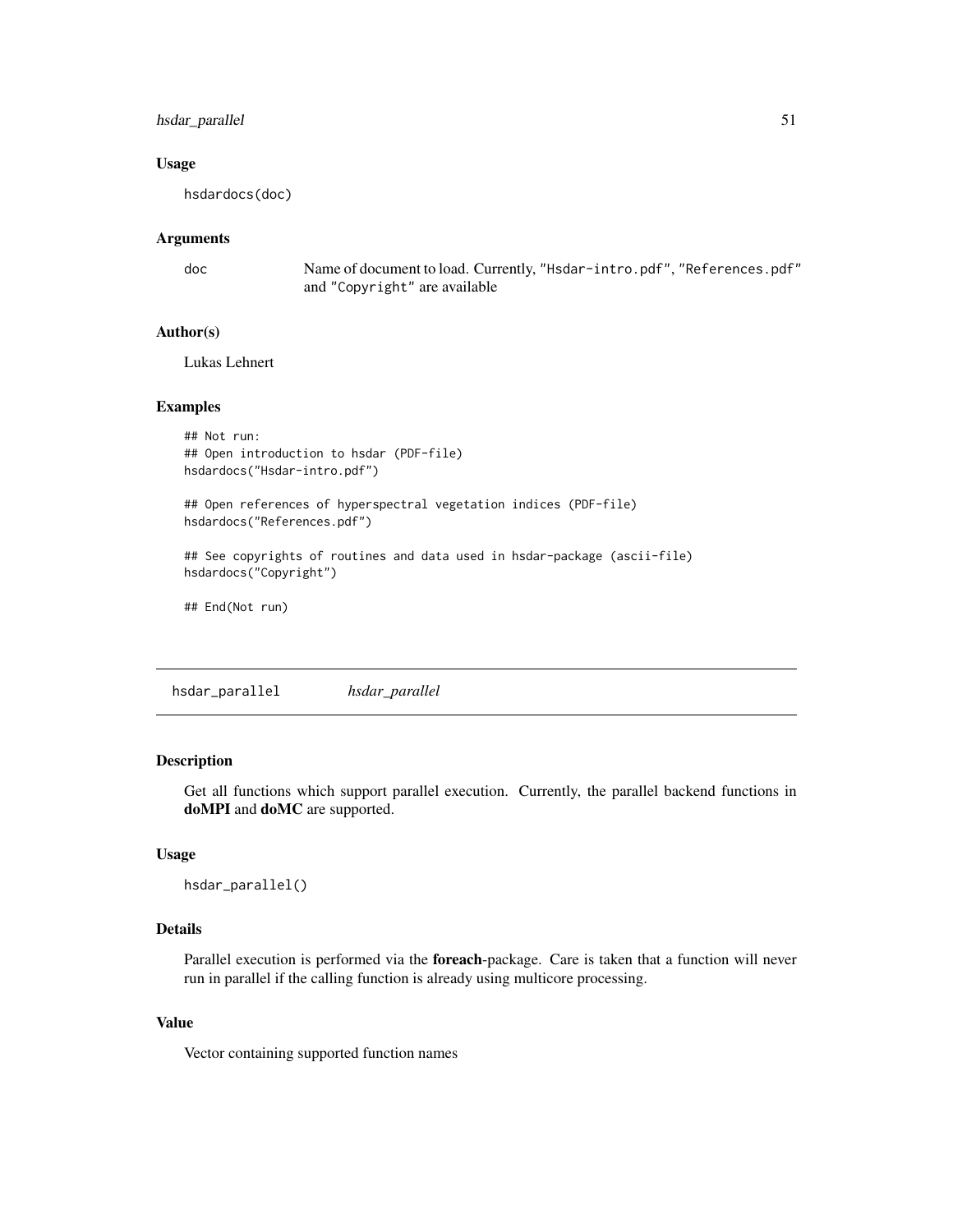### Usage

```
hsdardocs(doc)
```

### Arguments

| | |
|---|---|
| doc | Name of document to load. Currently, "Hsdar-intro.pdf", "References.pdf" and "Copyright" are available |

### Author(s)

Lukas Lehnert

### Examples

```
## Not run:
## Open introduction to hsdar (PDF-file)
hsdardocs("Hsdar-intro.pdf")

## Open references of hyperspectral vegetation indices (PDF-file)
hsdardocs("References.pdf")

## See copyrights of routines and data used in hsdar-package (ascii-file)
hsdardocs("Copyright")

## End(Not run)
```

---

## hsdar_parallel *hsdar_parallel*

---

### Description

Get all functions which support parallel execution. Currently, the parallel backend functions in **doMPI** and **doMC** are supported.

### Usage

```
hsdar_parallel()
```

### Details

Parallel execution is performed via the **foreach**-package. Care is taken that a function will never run in parallel if the calling function is already using multicore processing.

### Value

Vector containing supported function names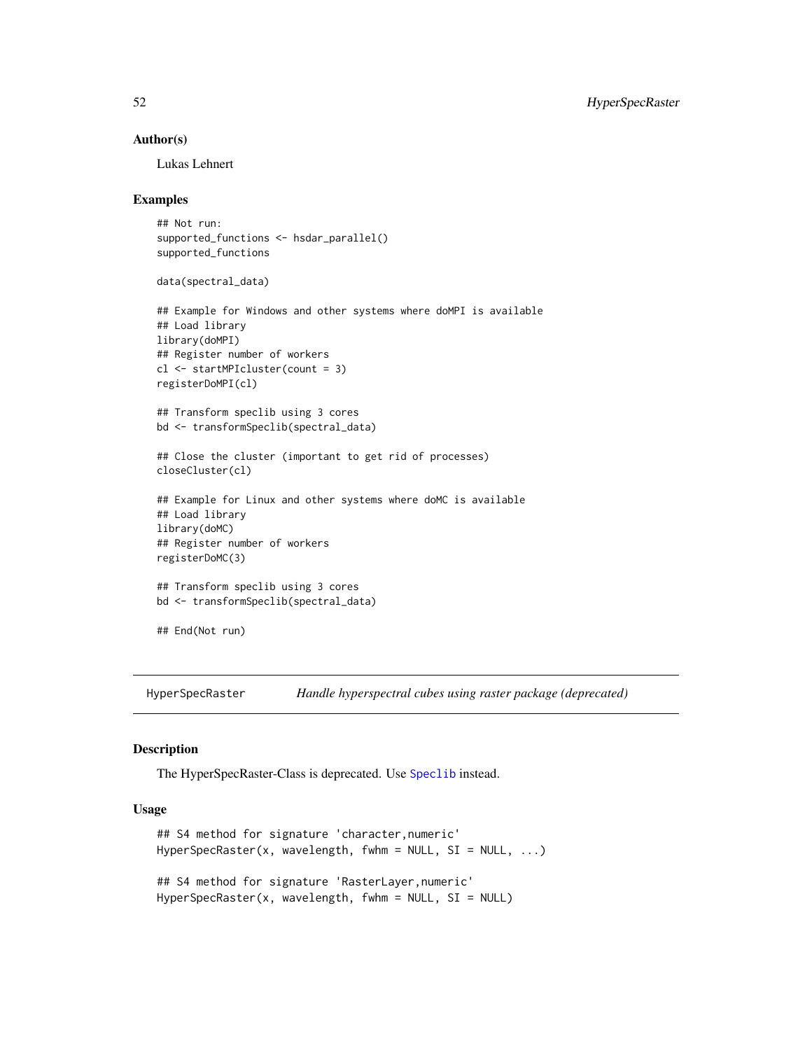### Author(s)

Lukas Lehnert

### Examples

```
## Not run:
supported_functions <- hsdar_parallel()
supported_functions

data(spectral_data)

## Example for Windows and other systems where doMPI is available
## Load library
library(doMPI)
## Register number of workers
cl <- startMPIcluster(count = 3)
registerDoMPI(cl)

## Transform speclib using 3 cores
bd <- transformSpeclib(spectral_data)

## Close the cluster (important to get rid of processes)
closeCluster(cl)

## Example for Linux and other systems where doMC is available
## Load library
library(doMC)
## Register number of workers
registerDoMC(3)

## Transform speclib using 3 cores
bd <- transformSpeclib(spectral_data)

## End(Not run)
```

---

## HyperSpecRaster *Handle hyperspectral cubes using raster package (deprecated)*

---

### Description

The HyperSpecRaster-Class is deprecated. Use `Speclib` instead.

### Usage

```
## S4 method for signature 'character,numeric'
HyperSpecRaster(x, wavelength, fwhm = NULL, SI = NULL, ...)

## S4 method for signature 'RasterLayer,numeric'
HyperSpecRaster(x, wavelength, fwhm = NULL, SI = NULL)
```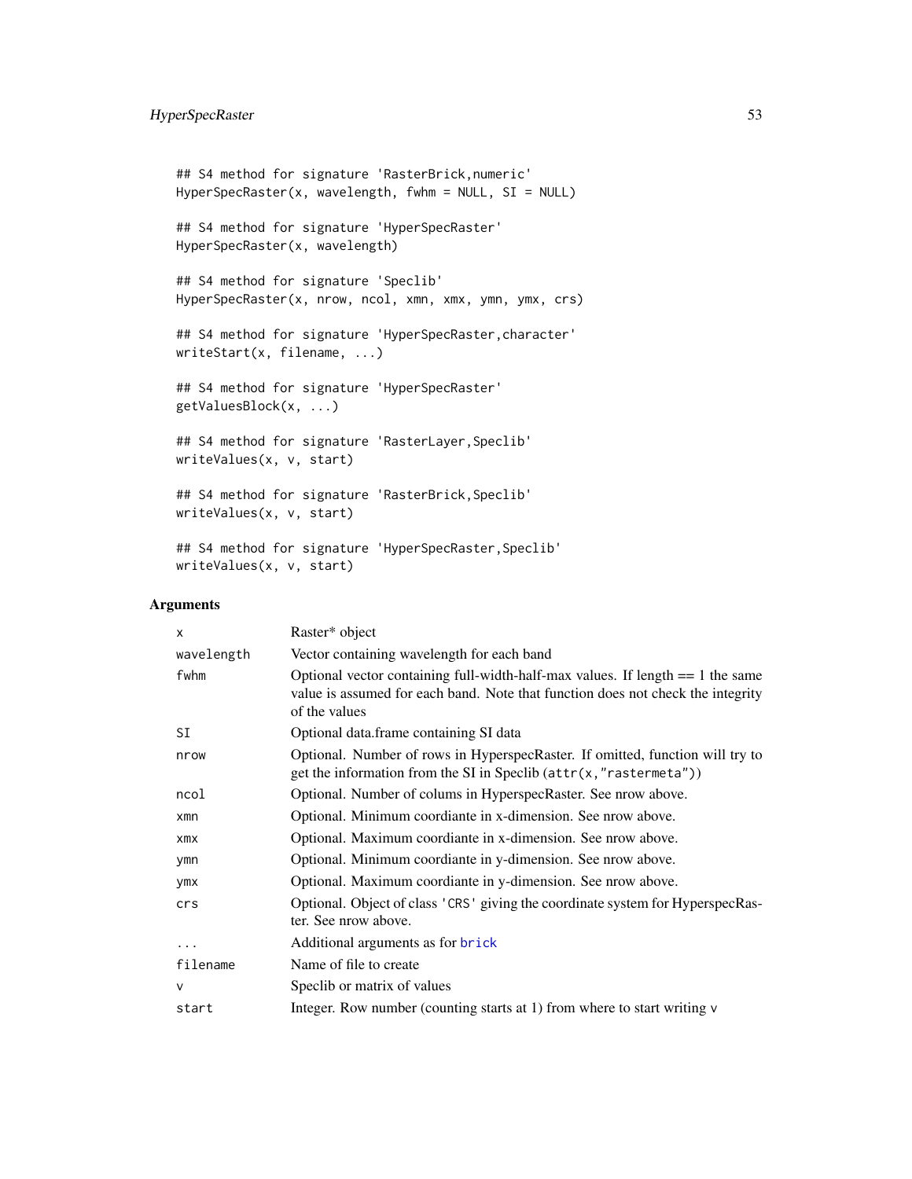```
## S4 method for signature 'RasterBrick,numeric'
HyperSpecRaster(x, wavelength, fwhm = NULL, SI = NULL)

## S4 method for signature 'HyperSpecRaster'
HyperSpecRaster(x, wavelength)

## S4 method for signature 'Speclib'
HyperSpecRaster(x, nrow, ncol, xmn, xmx, ymn, ymx, crs)

## S4 method for signature 'HyperSpecRaster,character'
writeStart(x, filename, ...)

## S4 method for signature 'HyperSpecRaster'
getValuesBlock(x, ...)

## S4 method for signature 'RasterLayer,Speclib'
writeValues(x, v, start)

## S4 method for signature 'RasterBrick,Speclib'
writeValues(x, v, start)

## S4 method for signature 'HyperSpecRaster,Speclib'
writeValues(x, v, start)
```

## Arguments

| | |
|---|---|
| `x` | Raster* object |
| `wavelength` | Vector containing wavelength for each band |
| `fwhm` | Optional vector containing full-width-half-max values. If length == 1 the same value is assumed for each band. Note that function does not check the integrity of the values |
| `SI` | Optional data.frame containing SI data |
| `nrow` | Optional. Number of rows in HyperspecRaster. If omitted, function will try to get the information from the SI in Speclib (`attr(x,"rastermeta")`) |
| `ncol` | Optional. Number of colums in HyperspecRaster. See nrow above. |
| `xmn` | Optional. Minimum coordiante in x-dimension. See nrow above. |
| `xmx` | Optional. Maximum coordiante in x-dimension. See nrow above. |
| `ymn` | Optional. Minimum coordiante in y-dimension. See nrow above. |
| `ymx` | Optional. Maximum coordiante in y-dimension. See nrow above. |
| `crs` | Optional. Object of class `'CRS'` giving the coordinate system for HyperspecRaster. See nrow above. |
| `...` | Additional arguments as for `brick` |
| `filename` | Name of file to create |
| `v` | Speclib or matrix of values |
| `start` | Integer. Row number (counting starts at 1) from where to start writing v |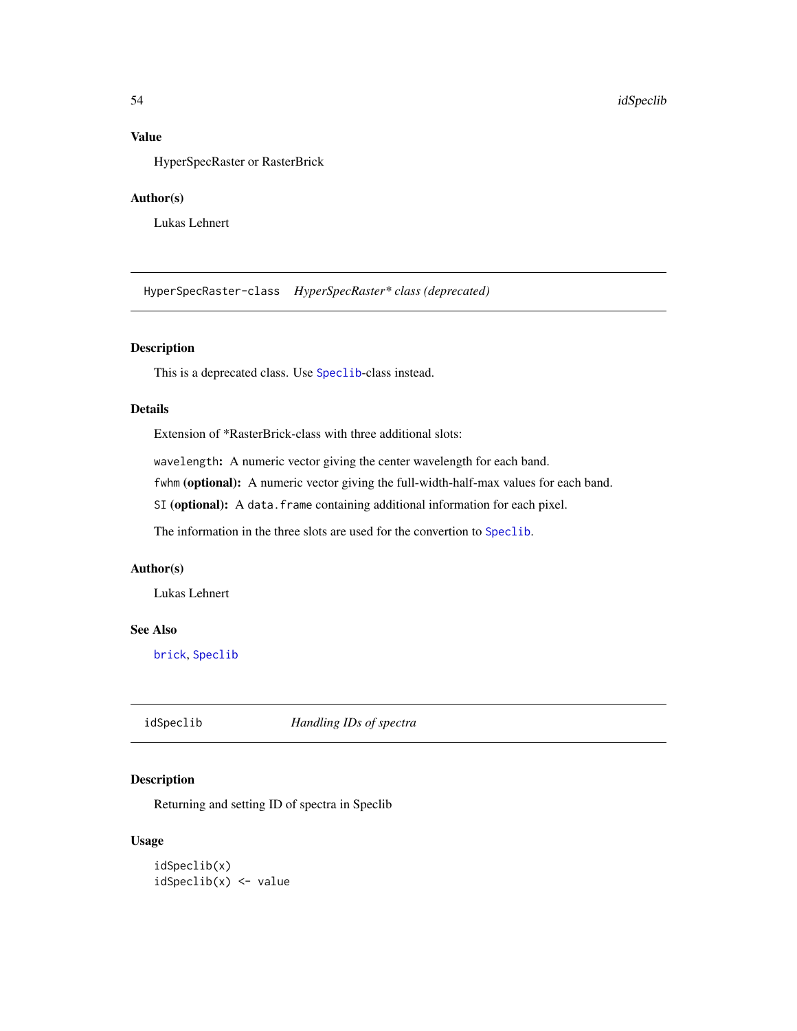### Value

HyperSpecRaster or RasterBrick

### Author(s)

Lukas Lehnert

---

## HyperSpecRaster-class *HyperSpecRaster* class (deprecated)*

### Description

This is a deprecated class. Use `Speclib`-class instead.

### Details

Extension of *RasterBrick-class with three additional slots:

`wavelength`**:** A numeric vector giving the center wavelength for each band.

`fwhm` **(optional):** A numeric vector giving the full-width-half-max values for each band.

`SI` **(optional):** A `data.frame` containing additional information for each pixel.

The information in the three slots are used for the convertion to `Speclib`.

### Author(s)

Lukas Lehnert

### See Also

`brick`, `Speclib`

---

## idSpeclib *Handling IDs of spectra*

### Description

Returning and setting ID of spectra in Speclib

### Usage

```
idSpeclib(x)
idSpeclib(x) <- value
```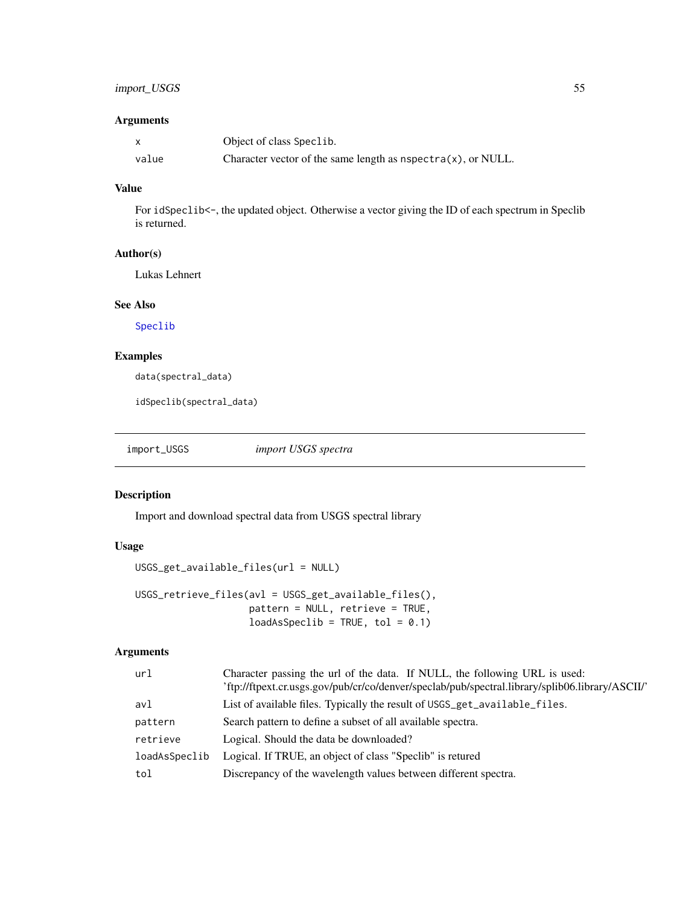### Arguments

| | |
|---|---|
| x | Object of class Speclib. |
| value | Character vector of the same length as nspectra(x), or NULL. |

### Value

For idSpeclib<-, the updated object. Otherwise a vector giving the ID of each spectrum in Speclib is returned.

### Author(s)

Lukas Lehnert

### See Also

Speclib

### Examples

```
data(spectral_data)

idSpeclib(spectral_data)
```

---

## import_USGS *import USGS spectra*

---

### Description

Import and download spectral data from USGS spectral library

### Usage

```
USGS_get_available_files(url = NULL)

USGS_retrieve_files(avl = USGS_get_available_files(),
                    pattern = NULL, retrieve = TRUE,
                    loadAsSpeclib = TRUE, tol = 0.1)
```

### Arguments

| | |
|---|---|
| url | Character passing the url of the data. If NULL, the following URL is used: 'ftp://ftpext.cr.usgs.gov/pub/cr/co/denver/speclab/pub/spectral.library/splib06.library/ASCII/' |
| avl | List of available files. Typically the result of USGS_get_available_files. |
| pattern | Search pattern to define a subset of all available spectra. |
| retrieve | Logical. Should the data be downloaded? |
| loadAsSpeclib | Logical. If TRUE, an object of class "Speclib" is retured |
| tol | Discrepancy of the wavelength values between different spectra. |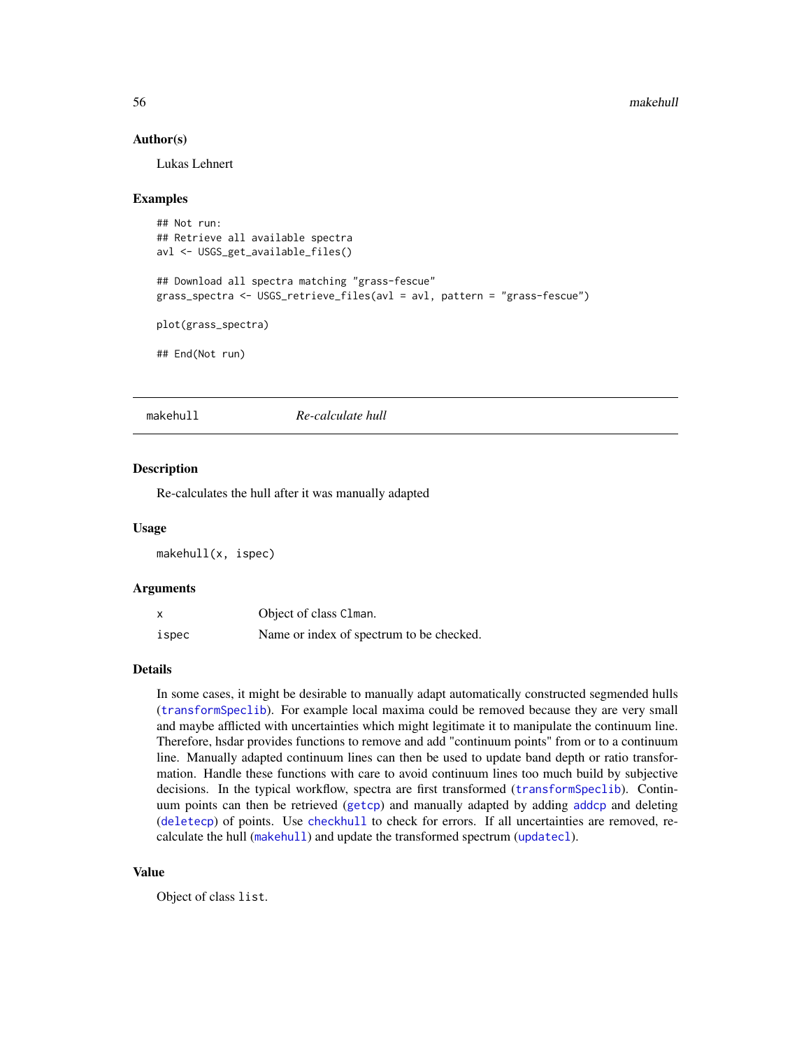## Author(s)

Lukas Lehnert

## Examples

```
## Not run:
## Retrieve all available spectra
avl <- USGS_get_available_files()

## Download all spectra matching "grass-fescue"
grass_spectra <- USGS_retrieve_files(avl = avl, pattern = "grass-fescue")

plot(grass_spectra)

## End(Not run)
```

---

# makehull *Re-calculate hull*

## Description

Re-calculates the hull after it was manually adapted

## Usage

```
makehull(x, ispec)
```

## Arguments

| | |
|---|---|
| x | Object of class `Clman`. |
| ispec | Name or index of spectrum to be checked. |

## Details

In some cases, it might be desirable to manually adapt automatically constructed segmended hulls (`transformSpeclib`). For example local maxima could be removed because they are very small and maybe afflicted with uncertainties which might legitimate it to manipulate the continuum line. Therefore, hsdar provides functions to remove and add "continuum points" from or to a continuum line. Manually adapted continuum lines can then be used to update band depth or ratio transformation. Handle these functions with care to avoid continuum lines too much build by subjective decisions. In the typical workflow, spectra are first transformed (`transformSpeclib`). Continuum points can then be retrieved (`getcp`) and manually adapted by adding `addcp` and deleting (`deletecp`) of points. Use `checkhull` to check for errors. If all uncertainties are removed, re-calculate the hull (`makehull`) and update the transformed spectrum (`updatecl`).

## Value

Object of class `list`.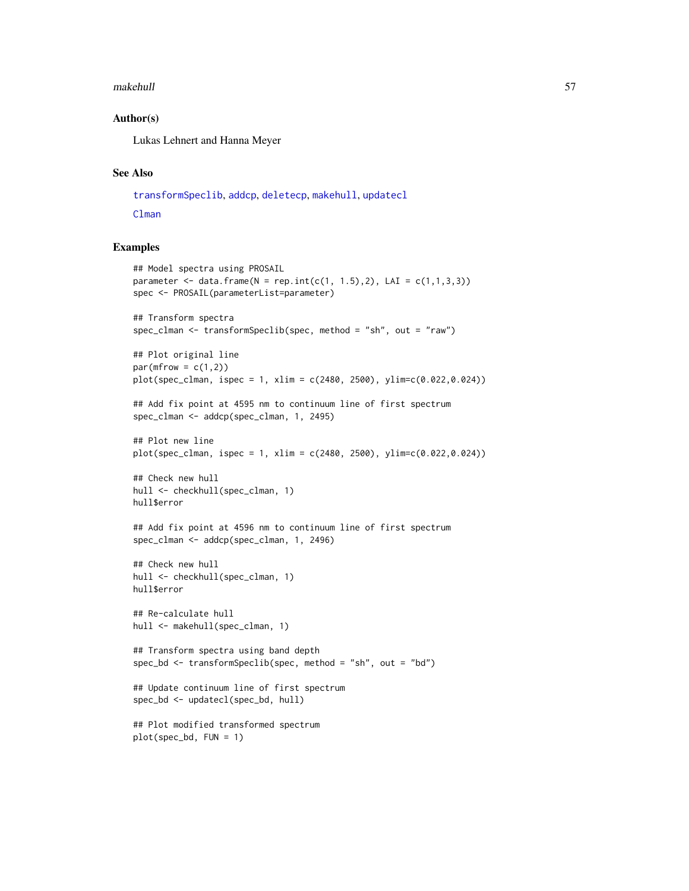### Author(s)

Lukas Lehnert and Hanna Meyer

### See Also

transformSpeclib, addcp, deletecp, makehull, updatecl

Clman

### Examples

```
## Model spectra using PROSAIL
parameter <- data.frame(N = rep.int(c(1, 1.5),2), LAI = c(1,1,3,3))
spec <- PROSAIL(parameterList=parameter)

## Transform spectra
spec_clman <- transformSpeclib(spec, method = "sh", out = "raw")

## Plot original line
par(mfrow = c(1,2))
plot(spec_clman, ispec = 1, xlim = c(2480, 2500), ylim=c(0.022,0.024))

## Add fix point at 4595 nm to continuum line of first spectrum
spec_clman <- addcp(spec_clman, 1, 2495)

## Plot new line
plot(spec_clman, ispec = 1, xlim = c(2480, 2500), ylim=c(0.022,0.024))

## Check new hull
hull <- checkhull(spec_clman, 1)
hull$error

## Add fix point at 4596 nm to continuum line of first spectrum
spec_clman <- addcp(spec_clman, 1, 2496)

## Check new hull
hull <- checkhull(spec_clman, 1)
hull$error

## Re-calculate hull
hull <- makehull(spec_clman, 1)

## Transform spectra using band depth
spec_bd <- transformSpeclib(spec, method = "sh", out = "bd")

## Update continuum line of first spectrum
spec_bd <- updatecl(spec_bd, hull)

## Plot modified transformed spectrum
plot(spec_bd, FUN = 1)
```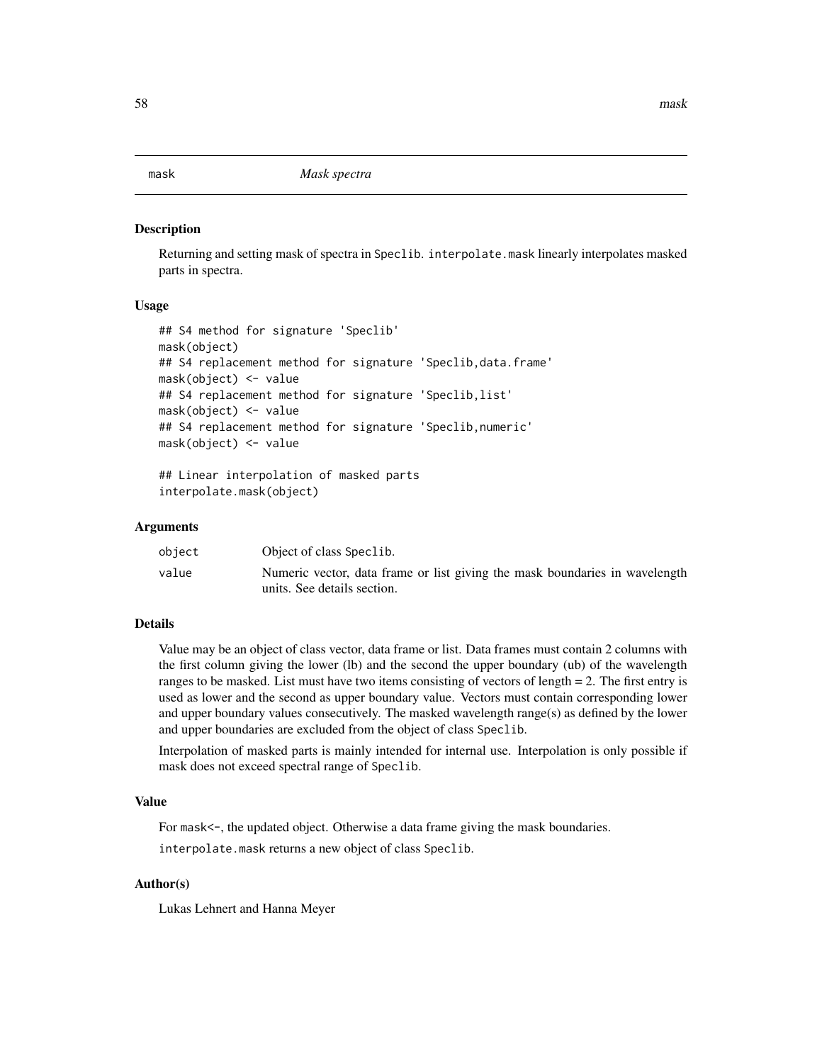# mask — *Mask spectra*

## Description

Returning and setting mask of spectra in Speclib. interpolate.mask linearly interpolates masked parts in spectra.

## Usage

```
## S4 method for signature 'Speclib'
mask(object)
## S4 replacement method for signature 'Speclib,data.frame'
mask(object) <- value
## S4 replacement method for signature 'Speclib,list'
mask(object) <- value
## S4 replacement method for signature 'Speclib,numeric'
mask(object) <- value

## Linear interpolation of masked parts
interpolate.mask(object)
```

## Arguments

| | |
|---|---|
| object | Object of class Speclib. |
| value | Numeric vector, data frame or list giving the mask boundaries in wavelength units. See details section. |

## Details

Value may be an object of class vector, data frame or list. Data frames must contain 2 columns with the first column giving the lower (lb) and the second the upper boundary (ub) of the wavelength ranges to be masked. List must have two items consisting of vectors of length = 2. The first entry is used as lower and the second as upper boundary value. Vectors must contain corresponding lower and upper boundary values consecutively. The masked wavelength range(s) as defined by the lower and upper boundaries are excluded from the object of class Speclib.

Interpolation of masked parts is mainly intended for internal use. Interpolation is only possible if mask does not exceed spectral range of Speclib.

## Value

For mask<-, the updated object. Otherwise a data frame giving the mask boundaries.

interpolate.mask returns a new object of class Speclib.

## Author(s)

Lukas Lehnert and Hanna Meyer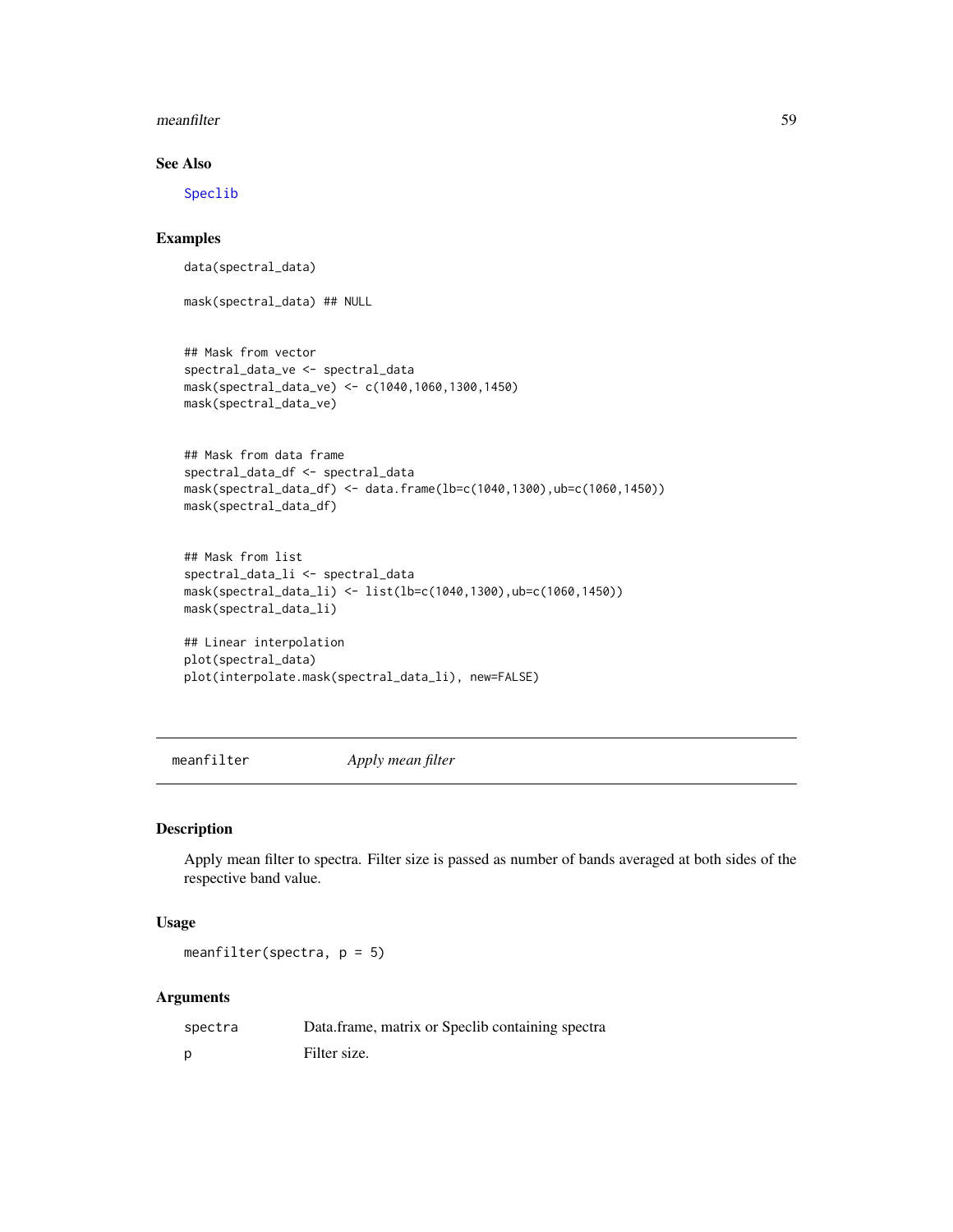### See Also

Speclib

### Examples

```
data(spectral_data)

mask(spectral_data) ## NULL


## Mask from vector
spectral_data_ve <- spectral_data
mask(spectral_data_ve) <- c(1040,1060,1300,1450)
mask(spectral_data_ve)


## Mask from data frame
spectral_data_df <- spectral_data
mask(spectral_data_df) <- data.frame(lb=c(1040,1300),ub=c(1060,1450))
mask(spectral_data_df)


## Mask from list
spectral_data_li <- spectral_data
mask(spectral_data_li) <- list(lb=c(1040,1300),ub=c(1060,1450))
mask(spectral_data_li)

## Linear interpolation
plot(spectral_data)
plot(interpolate.mask(spectral_data_li), new=FALSE)
```

---

## meanfilter *Apply mean filter*

### Description

Apply mean filter to spectra. Filter size is passed as number of bands averaged at both sides of the respective band value.

### Usage

```
meanfilter(spectra, p = 5)
```

### Arguments

| | |
|---|---|
| spectra | Data.frame, matrix or Speclib containing spectra |
| p | Filter size. |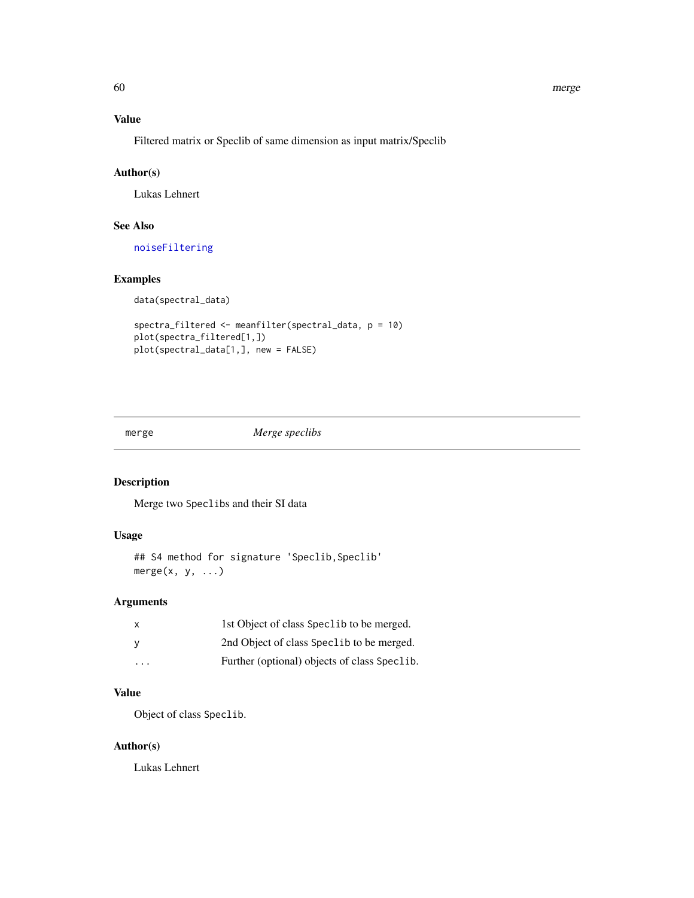### Value

Filtered matrix or Speclib of same dimension as input matrix/Speclib

### Author(s)

Lukas Lehnert

### See Also

noiseFiltering

### Examples

```
data(spectral_data)

spectra_filtered <- meanfilter(spectral_data, p = 10)
plot(spectra_filtered[1,])
plot(spectral_data[1,], new = FALSE)
```

---

## merge — *Merge speclibs*

### Description

Merge two Speclibs and their SI data

### Usage

```
## S4 method for signature 'Speclib,Speclib'
merge(x, y, ...)
```

### Arguments

| | |
|---|---|
| x | 1st Object of class Speclib to be merged. |
| y | 2nd Object of class Speclib to be merged. |
| ... | Further (optional) objects of class Speclib. |

### Value

Object of class Speclib.

### Author(s)

Lukas Lehnert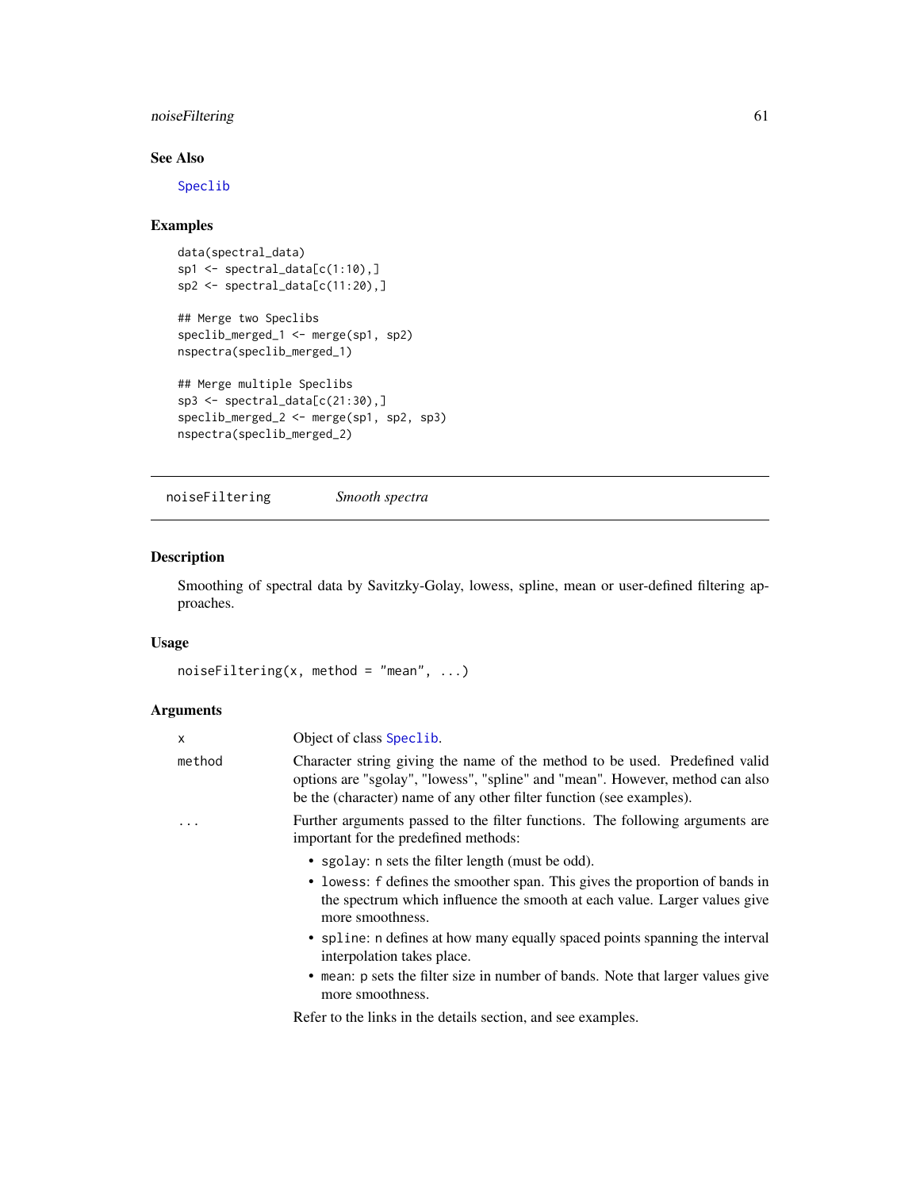### See Also

Speclib

### Examples

```
data(spectral_data)
sp1 <- spectral_data[c(1:10),]
sp2 <- spectral_data[c(11:20),]

## Merge two Speclibs
speclib_merged_1 <- merge(sp1, sp2)
nspectra(speclib_merged_1)

## Merge multiple Speclibs
sp3 <- spectral_data[c(21:30),]
speclib_merged_2 <- merge(sp1, sp2, sp3)
nspectra(speclib_merged_2)
```

---

## noiseFiltering *Smooth spectra*

### Description

Smoothing of spectral data by Savitzky-Golay, lowess, spline, mean or user-defined filtering approaches.

### Usage

```
noiseFiltering(x, method = "mean", ...)
```

### Arguments

| | |
|---|---|
| x | Object of class Speclib. |
| method | Character string giving the name of the method to be used. Predefined valid options are "sgolay", "lowess", "spline" and "mean". However, method can also be the (character) name of any other filter function (see examples). |
| ... | Further arguments passed to the filter functions. The following arguments are important for the predefined methods: <br>• sgolay: n sets the filter length (must be odd). <br>• lowess: f defines the smoother span. This gives the proportion of bands in the spectrum which influence the smooth at each value. Larger values give more smoothness. <br>• spline: n defines at how many equally spaced points spanning the interval interpolation takes place. <br>• mean: p sets the filter size in number of bands. Note that larger values give more smoothness. <br>Refer to the links in the details section, and see examples. |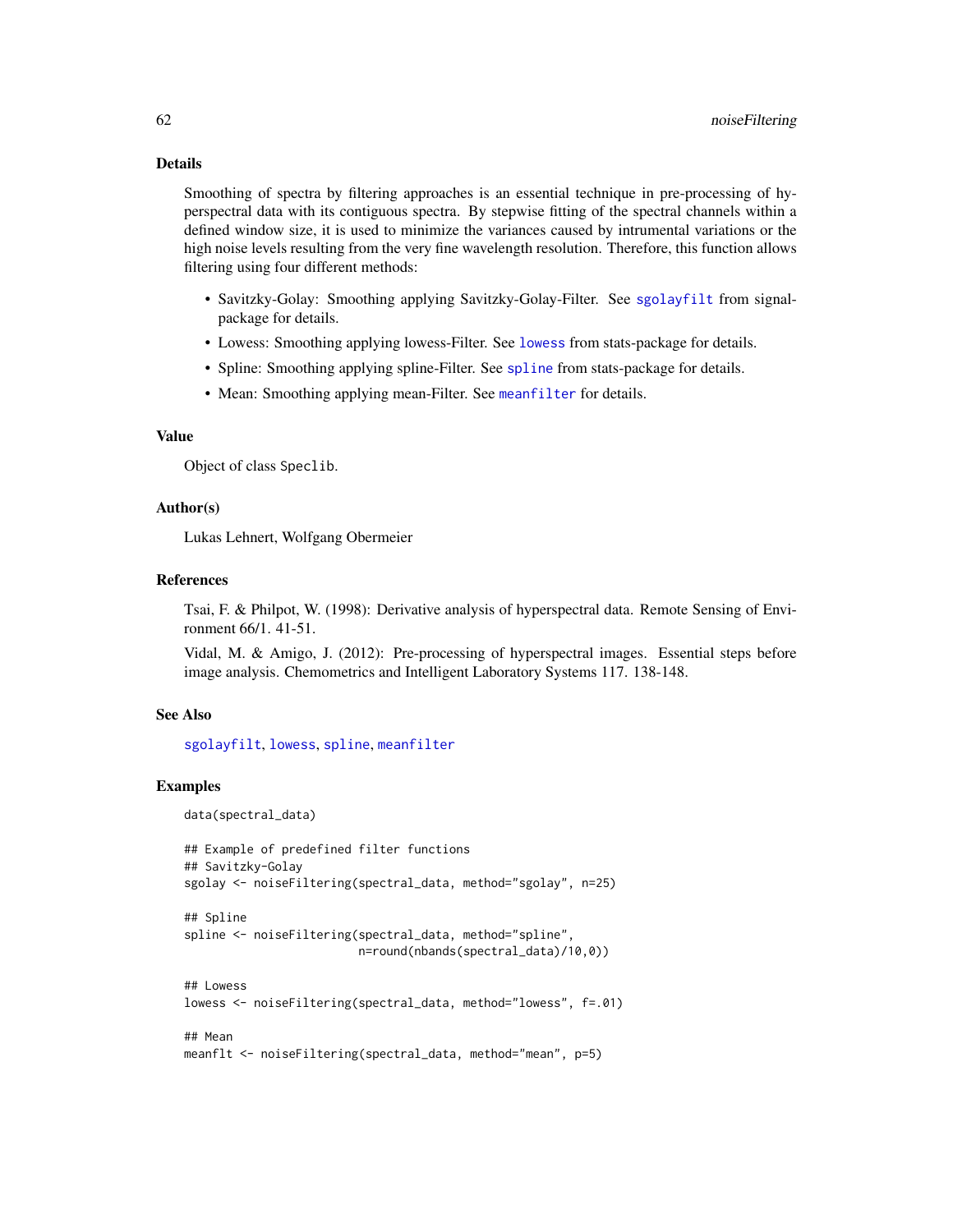## Details

Smoothing of spectra by filtering approaches is an essential technique in pre-processing of hyperspectral data with its contiguous spectra. By stepwise fitting of the spectral channels within a defined window size, it is used to minimize the variances caused by intrumental variations or the high noise levels resulting from the very fine wavelength resolution. Therefore, this function allows filtering using four different methods:

- Savitzky-Golay: Smoothing applying Savitzky-Golay-Filter. See `sgolayfilt` from signal-package for details.
- Lowess: Smoothing applying lowess-Filter. See `lowess` from stats-package for details.
- Spline: Smoothing applying spline-Filter. See `spline` from stats-package for details.
- Mean: Smoothing applying mean-Filter. See `meanfilter` for details.

## Value

Object of class `Speclib`.

## Author(s)

Lukas Lehnert, Wolfgang Obermeier

## References

Tsai, F. & Philpot, W. (1998): Derivative analysis of hyperspectral data. Remote Sensing of Environment 66/1. 41-51.

Vidal, M. & Amigo, J. (2012): Pre-processing of hyperspectral images. Essential steps before image analysis. Chemometrics and Intelligent Laboratory Systems 117. 138-148.

## See Also

`sgolayfilt`, `lowess`, `spline`, `meanfilter`

## Examples

```
data(spectral_data)

## Example of predefined filter functions
## Savitzky-Golay
sgolay <- noiseFiltering(spectral_data, method="sgolay", n=25)

## Spline
spline <- noiseFiltering(spectral_data, method="spline",
                         n=round(nbands(spectral_data)/10,0))

## Lowess
lowess <- noiseFiltering(spectral_data, method="lowess", f=.01)

## Mean
meanflt <- noiseFiltering(spectral_data, method="mean", p=5)
```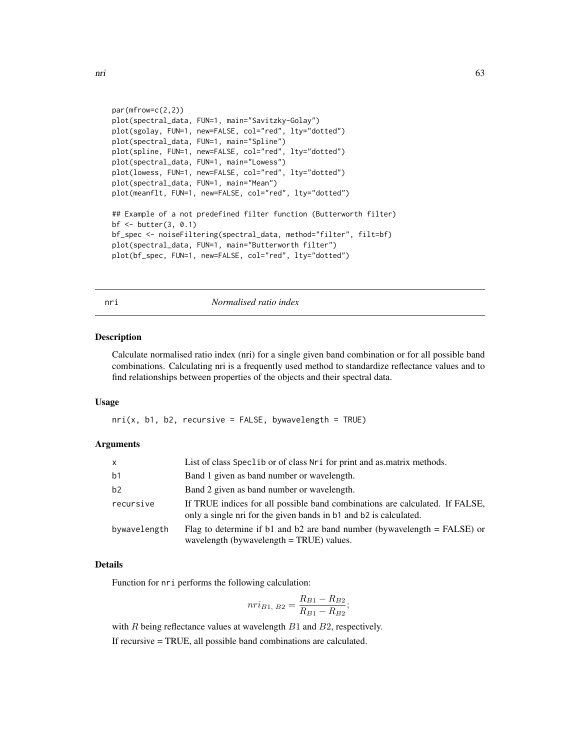```
par(mfrow=c(2,2))
plot(spectral_data, FUN=1, main="Savitzky-Golay")
plot(sgolay, FUN=1, new=FALSE, col="red", lty="dotted")
plot(spectral_data, FUN=1, main="Spline")
plot(spline, FUN=1, new=FALSE, col="red", lty="dotted")
plot(spectral_data, FUN=1, main="Lowess")
plot(lowess, FUN=1, new=FALSE, col="red", lty="dotted")
plot(spectral_data, FUN=1, main="Mean")
plot(meanflt, FUN=1, new=FALSE, col="red", lty="dotted")

## Example of a not predefined filter function (Butterworth filter)
bf <- butter(3, 0.1)
bf_spec <- noiseFiltering(spectral_data, method="filter", filt=bf)
plot(spectral_data, FUN=1, main="Butterworth filter")
plot(bf_spec, FUN=1, new=FALSE, col="red", lty="dotted")
```

---

## nri — *Normalised ratio index*

### Description

Calculate normalised ratio index (nri) for a single given band combination or for all possible band combinations. Calculating nri is a frequently used method to standardize reflectance values and to find relationships between properties of the objects and their spectral data.

### Usage

```
nri(x, b1, b2, recursive = FALSE, bywavelength = TRUE)
```

### Arguments

| | |
|---|---|
| x | List of class Speclib or of class Nri for print and as.matrix methods. |
| b1 | Band 1 given as band number or wavelength. |
| b2 | Band 2 given as band number or wavelength. |
| recursive | If TRUE indices for all possible band combinations are calculated. If FALSE, only a single nri for the given bands in b1 and b2 is calculated. |
| bywavelength | Flag to determine if b1 and b2 are band number (bywavelength = FALSE) or wavelength (bywavelength = TRUE) values. |

### Details

Function for nri performs the following calculation:

$$nri_{B1,\ B2} = \frac{R_{B1} - R_{B2}}{R_{B1} - R_{B2}};$$

with $R$ being reflectance values at wavelength $B1$ and $B2$, respectively.

If recursive = TRUE, all possible band combinations are calculated.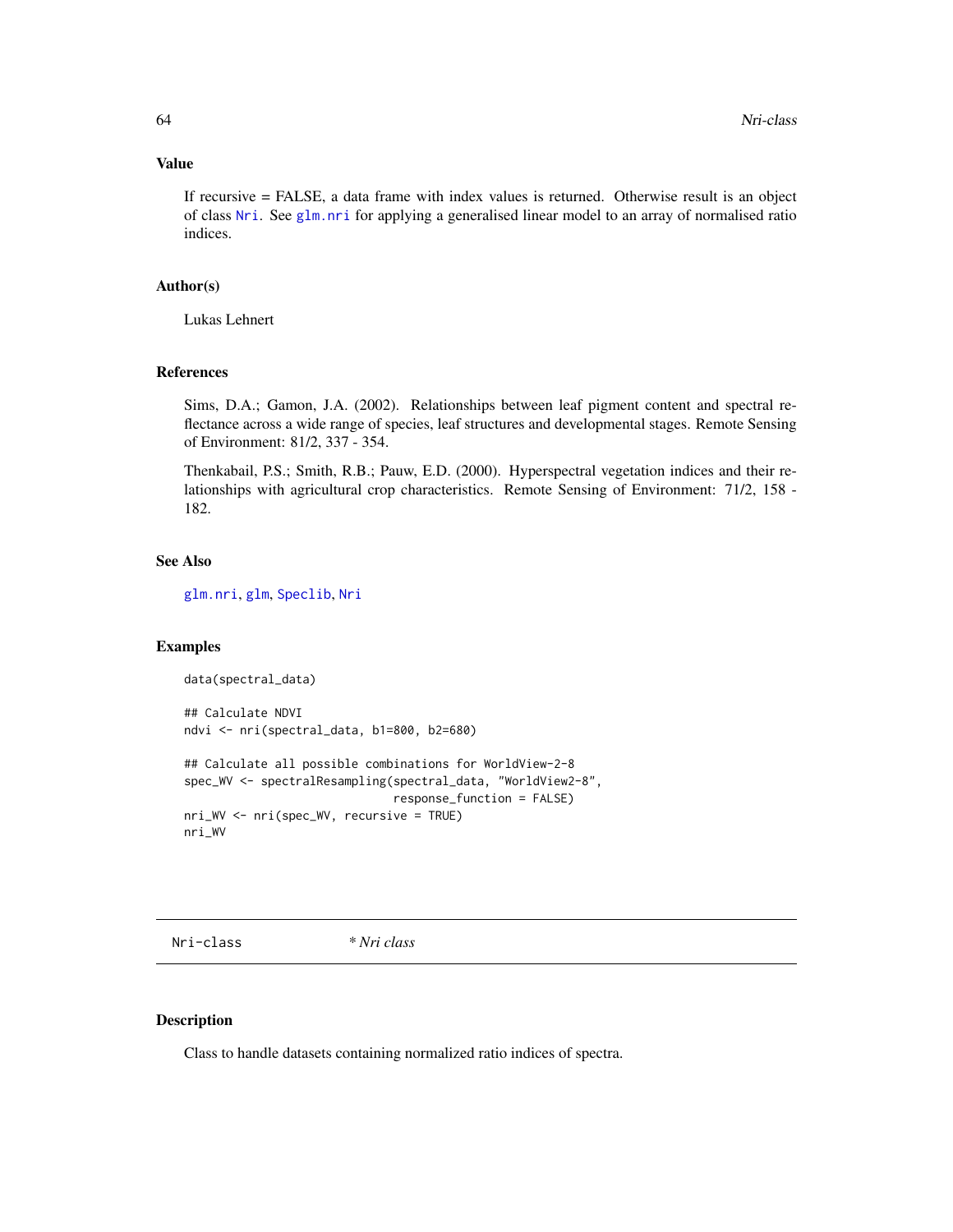### Value

If recursive = FALSE, a data frame with index values is returned. Otherwise result is an object of class `Nri`. See `glm.nri` for applying a generalised linear model to an array of normalised ratio indices.

### Author(s)

Lukas Lehnert

### References

Sims, D.A.; Gamon, J.A. (2002). Relationships between leaf pigment content and spectral reflectance across a wide range of species, leaf structures and developmental stages. Remote Sensing of Environment: 81/2, 337 - 354.

Thenkabail, P.S.; Smith, R.B.; Pauw, E.D. (2000). Hyperspectral vegetation indices and their relationships with agricultural crop characteristics. Remote Sensing of Environment: 71/2, 158 - 182.

### See Also

`glm.nri`, `glm`, `Speclib`, `Nri`

### Examples

```
data(spectral_data)

## Calculate NDVI
ndvi <- nri(spectral_data, b1=800, b2=680)

## Calculate all possible combinations for WorldView-2-8
spec_WV <- spectralResampling(spectral_data, "WorldView2-8",
                              response_function = FALSE)
nri_WV <- nri(spec_WV, recursive = TRUE)
nri_WV
```

---

## Nri-class        * Nri class

### Description

Class to handle datasets containing normalized ratio indices of spectra.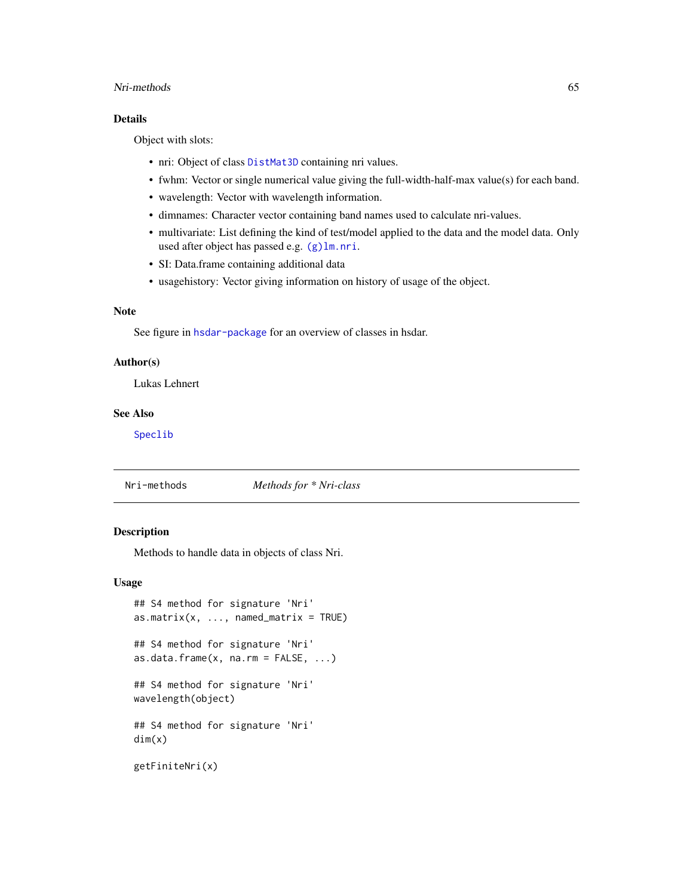### Details

Object with slots:

- nri: Object of class DistMat3D containing nri values.
- fwhm: Vector or single numerical value giving the full-width-half-max value(s) for each band.
- wavelength: Vector with wavelength information.
- dimnames: Character vector containing band names used to calculate nri-values.
- multivariate: List defining the kind of test/model applied to the data and the model data. Only used after object has passed e.g. (g)lm.nri.
- SI: Data.frame containing additional data
- usagehistory: Vector giving information on history of usage of the object.

### Note

See figure in hsdar-package for an overview of classes in hsdar.

### Author(s)

Lukas Lehnert

### See Also

Speclib

---

## Nri-methods *Methods for * Nri-class*

### Description

Methods to handle data in objects of class Nri.

### Usage

```
## S4 method for signature 'Nri'
as.matrix(x, ..., named_matrix = TRUE)

## S4 method for signature 'Nri'
as.data.frame(x, na.rm = FALSE, ...)

## S4 method for signature 'Nri'
wavelength(object)

## S4 method for signature 'Nri'
dim(x)

getFiniteNri(x)
```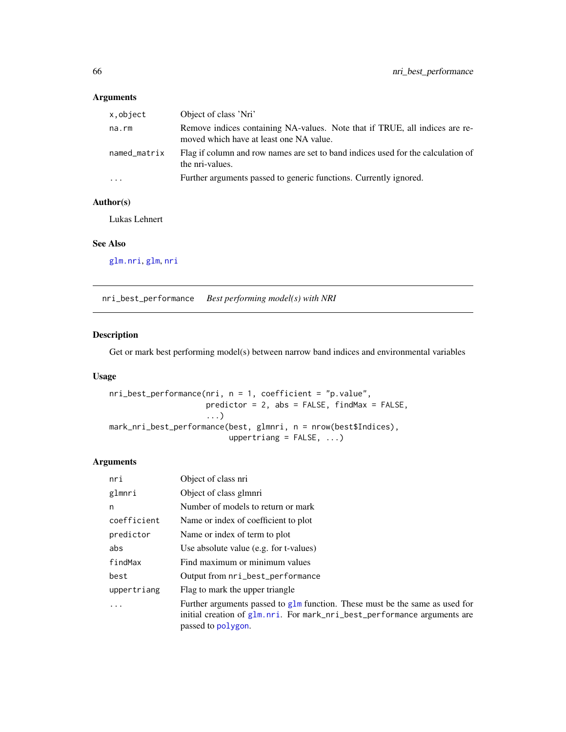### Arguments

| | |
|---|---|
| x,object | Object of class 'Nri' |
| na.rm | Remove indices containing NA-values. Note that if TRUE, all indices are removed which have at least one NA value. |
| named_matrix | Flag if column and row names are set to band indices used for the calculation of the nri-values. |
| ... | Further arguments passed to generic functions. Currently ignored. |

### Author(s)

Lukas Lehnert

### See Also

glm.nri, glm, nri

---

## nri_best_performance — *Best performing model(s) with NRI*

### Description

Get or mark best performing model(s) between narrow band indices and environmental variables

### Usage

```
nri_best_performance(nri, n = 1, coefficient = "p.value",
                     predictor = 2, abs = FALSE, findMax = FALSE,
                     ...)
mark_nri_best_performance(best, glmnri, n = nrow(best$Indices),
                          uppertriang = FALSE, ...)
```

### Arguments

| | |
|---|---|
| nri | Object of class nri |
| glmnri | Object of class glmnri |
| n | Number of models to return or mark |
| coefficient | Name or index of coefficient to plot |
| predictor | Name or index of term to plot |
| abs | Use absolute value (e.g. for t-values) |
| findMax | Find maximum or minimum values |
| best | Output from nri_best_performance |
| uppertriang | Flag to mark the upper triangle |
| ... | Further arguments passed to glm function. These must be the same as used for initial creation of glm.nri. For mark_nri_best_performance arguments are passed to polygon. |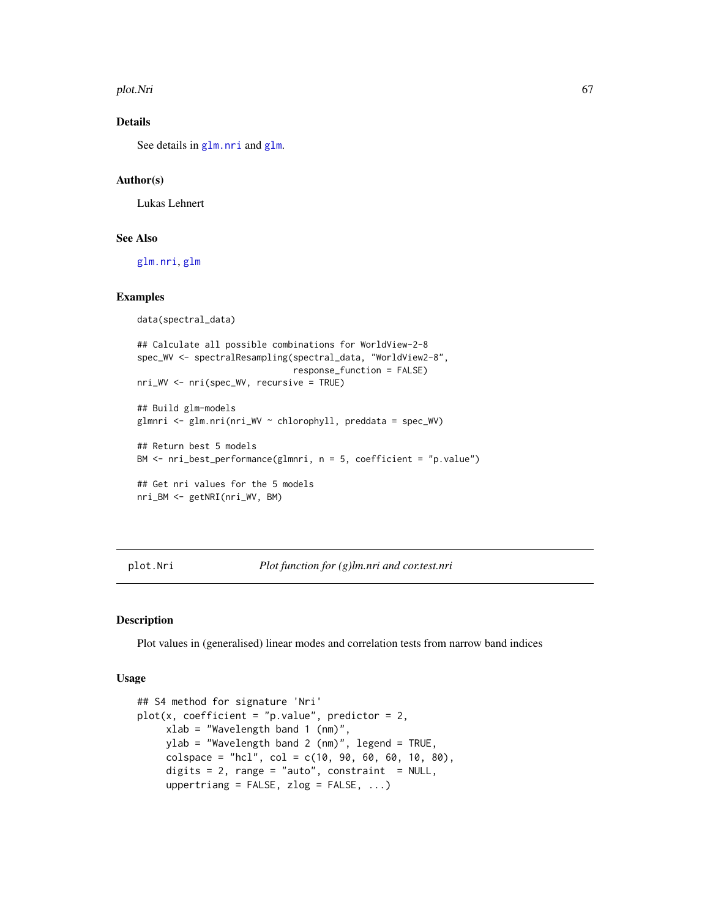## Details

See details in glm.nri and glm.

## Author(s)

Lukas Lehnert

## See Also

glm.nri, glm

## Examples

```
data(spectral_data)

## Calculate all possible combinations for WorldView-2-8
spec_WV <- spectralResampling(spectral_data, "WorldView2-8",
                              response_function = FALSE)
nri_WV <- nri(spec_WV, recursive = TRUE)

## Build glm-models
glmnri <- glm.nri(nri_WV ~ chlorophyll, preddata = spec_WV)

## Return best 5 models
BM <- nri_best_performance(glmnri, n = 5, coefficient = "p.value")

## Get nri values for the 5 models
nri_BM <- getNRI(nri_WV, BM)
```

---

plot.Nri &emsp;&emsp; *Plot function for (g)lm.nri and cor.test.nri*

---

## Description

Plot values in (generalised) linear modes and correlation tests from narrow band indices

## Usage

```
## S4 method for signature 'Nri'
plot(x, coefficient = "p.value", predictor = 2,
     xlab = "Wavelength band 1 (nm)",
     ylab = "Wavelength band 2 (nm)", legend = TRUE,
     colspace = "hcl", col = c(10, 90, 60, 60, 10, 80),
     digits = 2, range = "auto", constraint  = NULL,
     uppertriang = FALSE, zlog = FALSE, ...)
```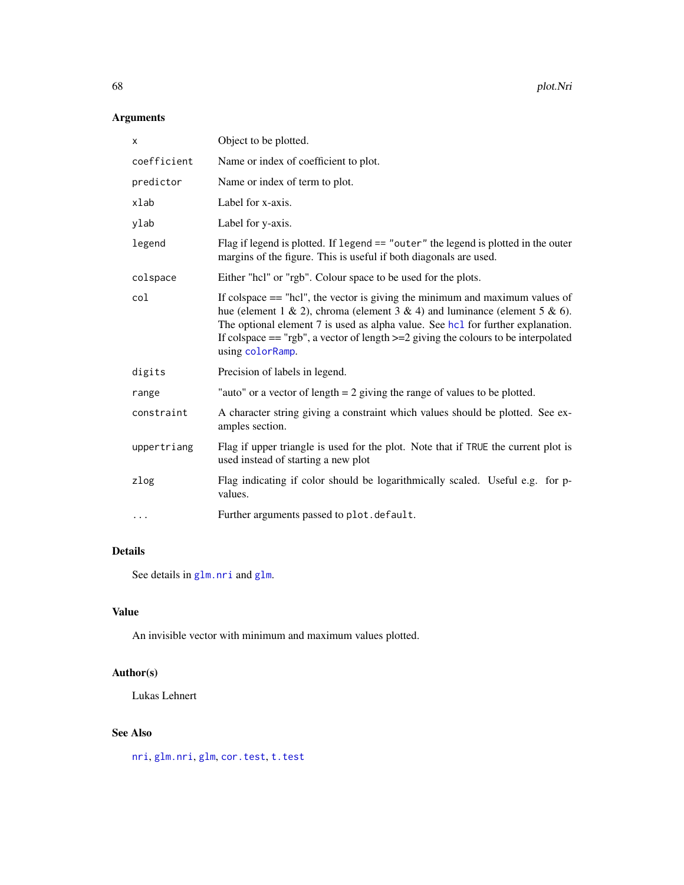## Arguments

| | |
|---|---|
| `x` | Object to be plotted. |
| `coefficient` | Name or index of coefficient to plot. |
| `predictor` | Name or index of term to plot. |
| `xlab` | Label for x-axis. |
| `ylab` | Label for y-axis. |
| `legend` | Flag if legend is plotted. If `legend == "outer"` the legend is plotted in the outer margins of the figure. This is useful if both diagonals are used. |
| `colspace` | Either "hcl" or "rgb". Colour space to be used for the plots. |
| `col` | If colspace == "hcl", the vector is giving the minimum and maximum values of hue (element 1 & 2), chroma (element 3 & 4) and luminance (element 5 & 6). The optional element 7 is used as alpha value. See `hcl` for further explanation. If colspace == "rgb", a vector of length >=2 giving the colours to be interpolated using `colorRamp`. |
| `digits` | Precision of labels in legend. |
| `range` | "auto" or a vector of length = 2 giving the range of values to be plotted. |
| `constraint` | A character string giving a constraint which values should be plotted. See examples section. |
| `uppertriang` | Flag if upper triangle is used for the plot. Note that if `TRUE` the current plot is used instead of starting a new plot |
| `zlog` | Flag indicating if color should be logarithmically scaled. Useful e.g. for p-values. |
| `...` | Further arguments passed to `plot.default`. |

## Details

See details in `glm.nri` and `glm`.

## Value

An invisible vector with minimum and maximum values plotted.

## Author(s)

Lukas Lehnert

## See Also

`nri`, `glm.nri`, `glm`, `cor.test`, `t.test`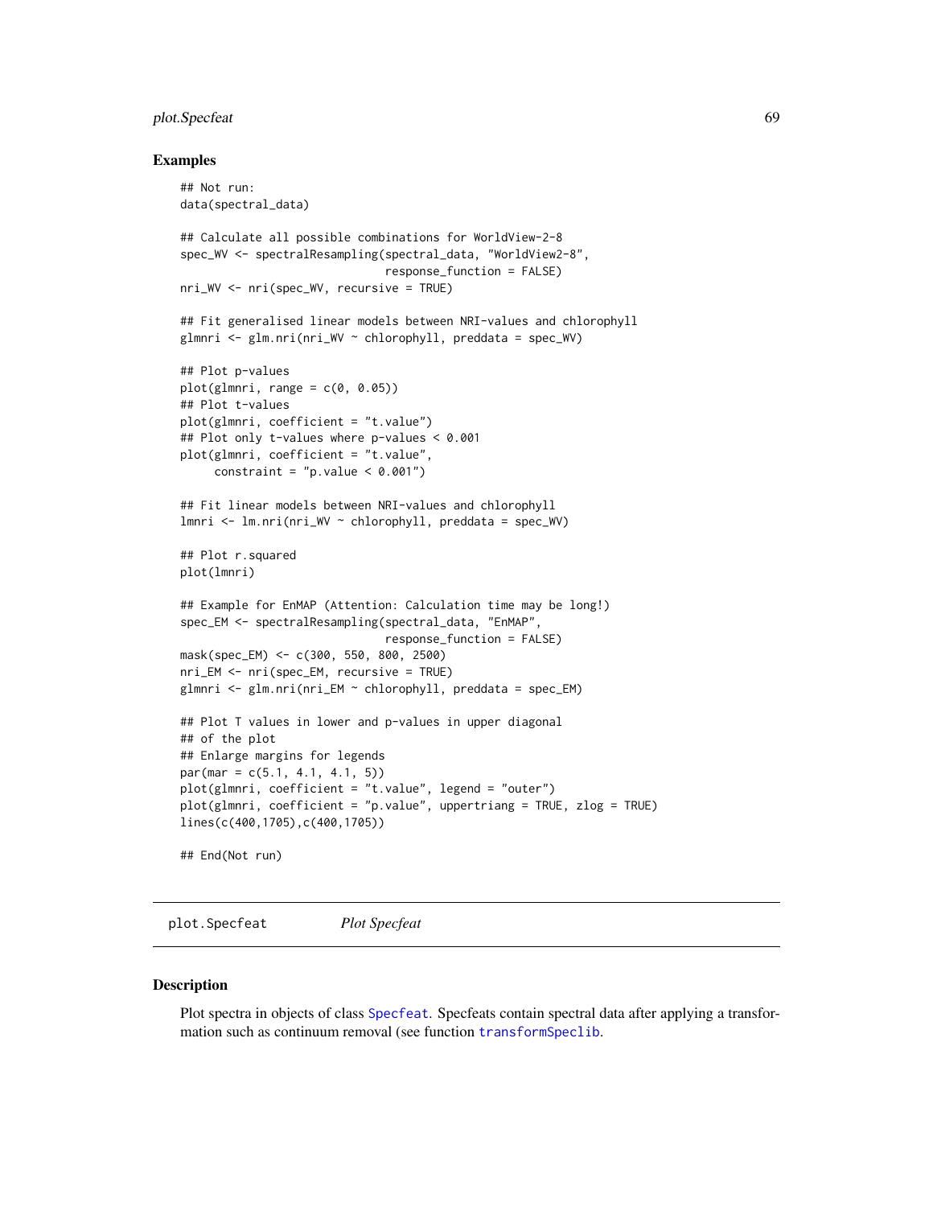### Examples

```
## Not run:
data(spectral_data)

## Calculate all possible combinations for WorldView-2-8
spec_WV <- spectralResampling(spectral_data, "WorldView2-8",
                              response_function = FALSE)
nri_WV <- nri(spec_WV, recursive = TRUE)

## Fit generalised linear models between NRI-values and chlorophyll
glmnri <- glm.nri(nri_WV ~ chlorophyll, preddata = spec_WV)

## Plot p-values
plot(glmnri, range = c(0, 0.05))
## Plot t-values
plot(glmnri, coefficient = "t.value")
## Plot only t-values where p-values < 0.001
plot(glmnri, coefficient = "t.value",
     constraint = "p.value < 0.001")

## Fit linear models between NRI-values and chlorophyll
lmnri <- lm.nri(nri_WV ~ chlorophyll, preddata = spec_WV)

## Plot r.squared
plot(lmnri)

## Example for EnMAP (Attention: Calculation time may be long!)
spec_EM <- spectralResampling(spectral_data, "EnMAP",
                              response_function = FALSE)
mask(spec_EM) <- c(300, 550, 800, 2500)
nri_EM <- nri(spec_EM, recursive = TRUE)
glmnri <- glm.nri(nri_EM ~ chlorophyll, preddata = spec_EM)

## Plot T values in lower and p-values in upper diagonal
## of the plot
## Enlarge margins for legends
par(mar = c(5.1, 4.1, 4.1, 5))
plot(glmnri, coefficient = "t.value", legend = "outer")
plot(glmnri, coefficient = "p.value", uppertriang = TRUE, zlog = TRUE)
lines(c(400,1705),c(400,1705))

## End(Not run)
```

---

## plot.Specfeat *Plot Specfeat*

### Description

Plot spectra in objects of class Specfeat. Specfeats contain spectral data after applying a transformation such as continuum removal (see function transformSpeclib.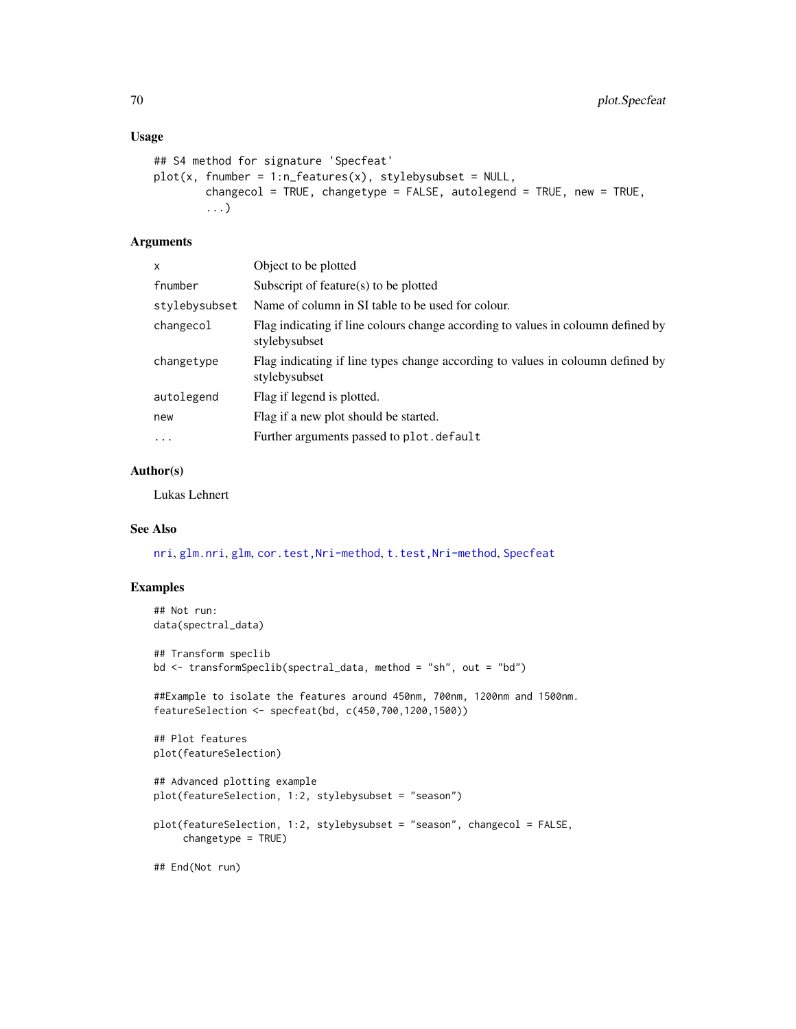## Usage

```
## S4 method for signature 'Specfeat'
plot(x, fnumber = 1:n_features(x), stylebysubset = NULL,
        changecol = TRUE, changetype = FALSE, autolegend = TRUE, new = TRUE,
        ...)
```

## Arguments

| | |
|---|---|
| x | Object to be plotted |
| fnumber | Subscript of feature(s) to be plotted |
| stylebysubset | Name of column in SI table to be used for colour. |
| changecol | Flag indicating if line colours change according to values in coloumn defined by stylebysubset |
| changetype | Flag indicating if line types change according to values in coloumn defined by stylebysubset |
| autolegend | Flag if legend is plotted. |
| new | Flag if a new plot should be started. |
| ... | Further arguments passed to `plot.default` |

## Author(s)

Lukas Lehnert

## See Also

nri, glm.nri, glm, cor.test,Nri-method, t.test,Nri-method, Specfeat

## Examples

```
## Not run:
data(spectral_data)

## Transform speclib
bd <- transformSpeclib(spectral_data, method = "sh", out = "bd")

##Example to isolate the features around 450nm, 700nm, 1200nm and 1500nm.
featureSelection <- specfeat(bd, c(450,700,1200,1500))

## Plot features
plot(featureSelection)

## Advanced plotting example
plot(featureSelection, 1:2, stylebysubset = "season")

plot(featureSelection, 1:2, stylebysubset = "season", changecol = FALSE,
     changetype = TRUE)

## End(Not run)
```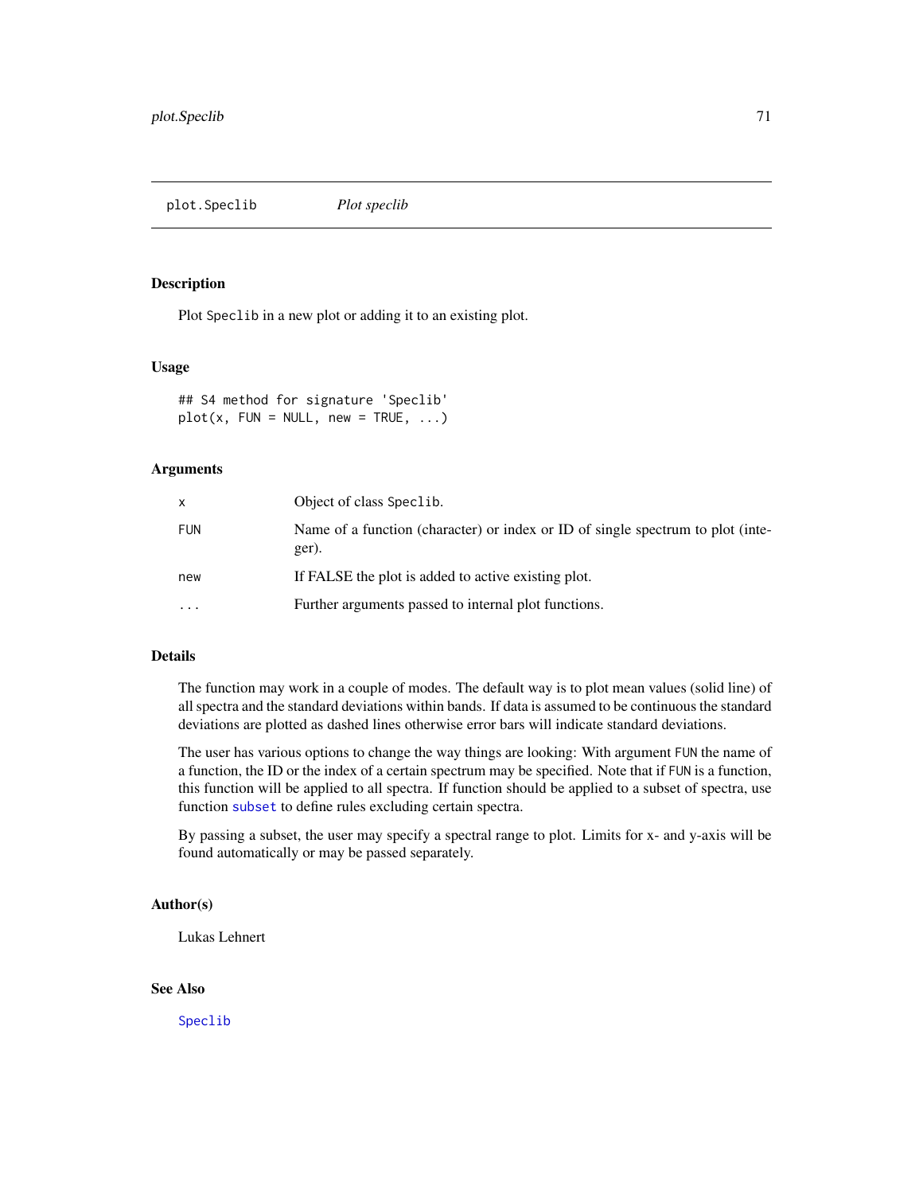## plot.Speclib *Plot speclib*

### Description

Plot `Speclib` in a new plot or adding it to an existing plot.

### Usage

```
## S4 method for signature 'Speclib'
plot(x, FUN = NULL, new = TRUE, ...)
```

### Arguments

| | |
|---|---|
| `x` | Object of class `Speclib`. |
| `FUN` | Name of a function (character) or index or ID of single spectrum to plot (integer). |
| `new` | If FALSE the plot is added to active existing plot. |
| `...` | Further arguments passed to internal plot functions. |

### Details

The function may work in a couple of modes. The default way is to plot mean values (solid line) of all spectra and the standard deviations within bands. If data is assumed to be continuous the standard deviations are plotted as dashed lines otherwise error bars will indicate standard deviations.

The user has various options to change the way things are looking: With argument `FUN` the name of a function, the ID or the index of a certain spectrum may be specified. Note that if `FUN` is a function, this function will be applied to all spectra. If function should be applied to a subset of spectra, use function `subset` to define rules excluding certain spectra.

By passing a subset, the user may specify a spectral range to plot. Limits for x- and y-axis will be found automatically or may be passed separately.

### Author(s)

Lukas Lehnert

### See Also

`Speclib`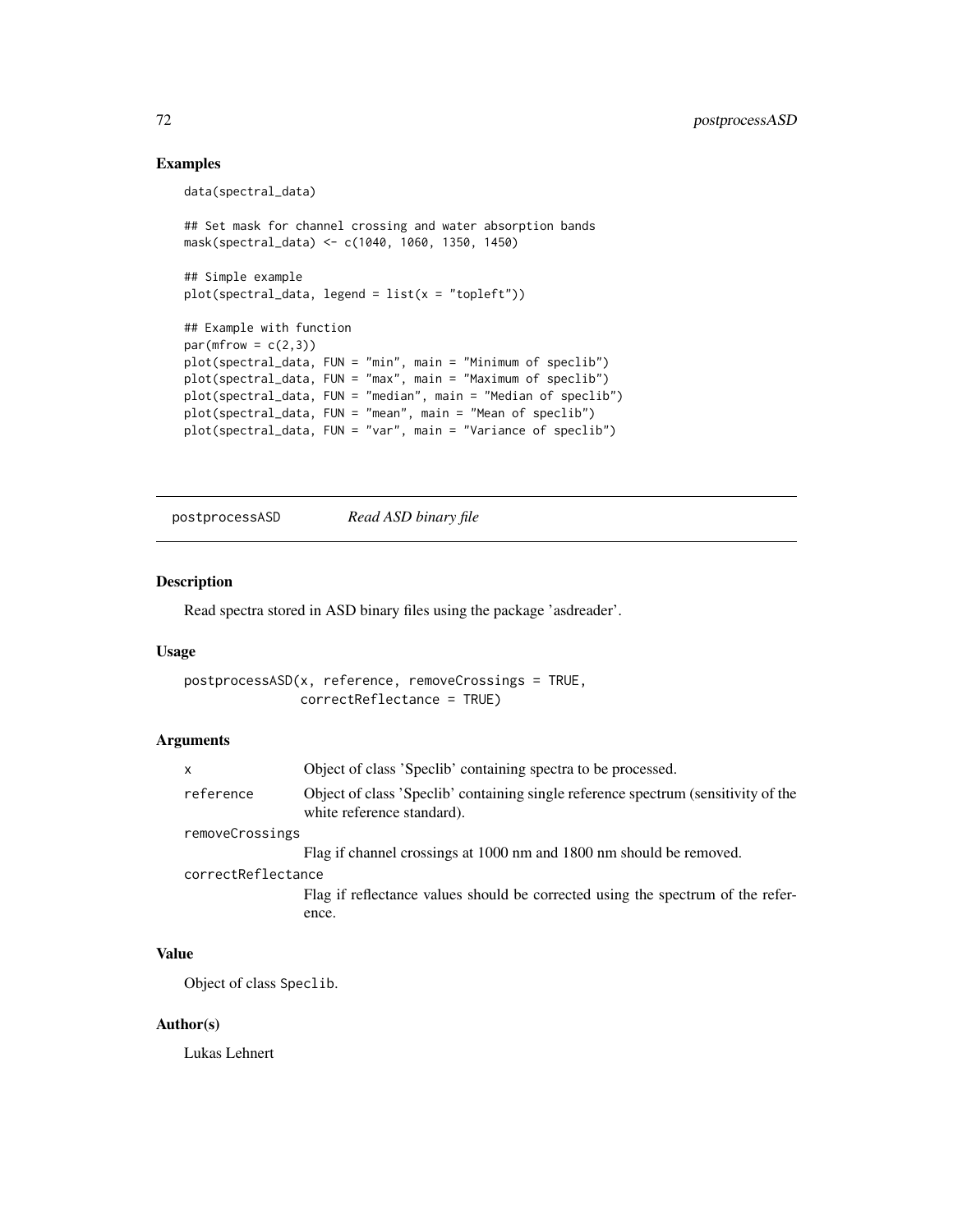## Examples

```
data(spectral_data)

## Set mask for channel crossing and water absorption bands
mask(spectral_data) <- c(1040, 1060, 1350, 1450)

## Simple example
plot(spectral_data, legend = list(x = "topleft"))

## Example with function
par(mfrow = c(2,3))
plot(spectral_data, FUN = "min", main = "Minimum of speclib")
plot(spectral_data, FUN = "max", main = "Maximum of speclib")
plot(spectral_data, FUN = "median", main = "Median of speclib")
plot(spectral_data, FUN = "mean", main = "Mean of speclib")
plot(spectral_data, FUN = "var", main = "Variance of speclib")
```

---

# postprocessASD *Read ASD binary file*

---

## Description

Read spectra stored in ASD binary files using the package 'asdreader'.

## Usage

```
postprocessASD(x, reference, removeCrossings = TRUE,
               correctReflectance = TRUE)
```

## Arguments

| | |
|---|---|
| x | Object of class 'Speclib' containing spectra to be processed. |
| reference | Object of class 'Speclib' containing single reference spectrum (sensitivity of the white reference standard). |
| removeCrossings | Flag if channel crossings at 1000 nm and 1800 nm should be removed. |
| correctReflectance | Flag if reflectance values should be corrected using the spectrum of the reference. |

## Value

Object of class `Speclib`.

## Author(s)

Lukas Lehnert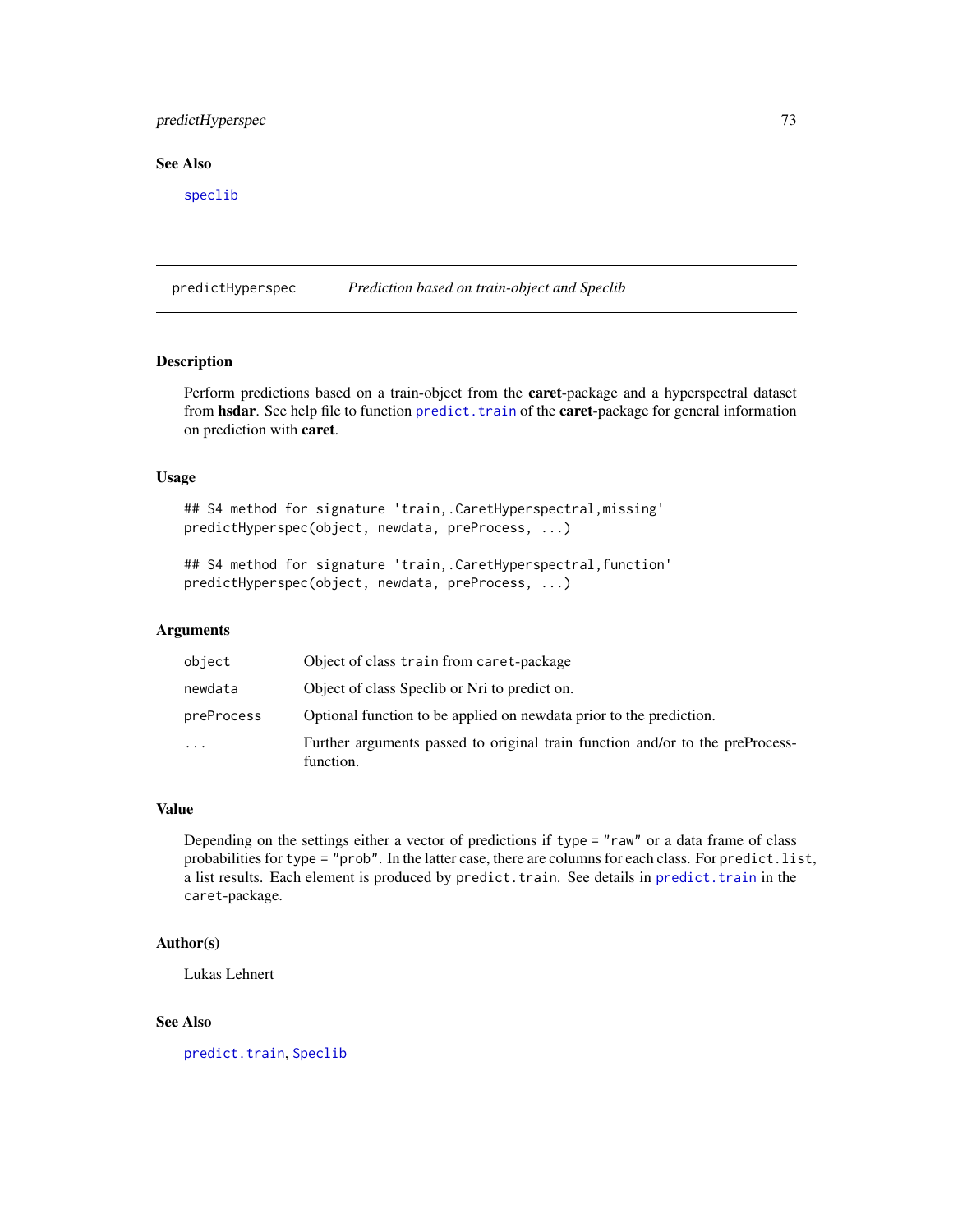## See Also

speclib

---

## predictHyperspec — *Prediction based on train-object and Speclib*

### Description

Perform predictions based on a train-object from the **caret**-package and a hyperspectral dataset from **hsdar**. See help file to function `predict.train` of the **caret**-package for general information on prediction with **caret**.

### Usage

```
## S4 method for signature 'train,.CaretHyperspectral,missing'
predictHyperspec(object, newdata, preProcess, ...)

## S4 method for signature 'train,.CaretHyperspectral,function'
predictHyperspec(object, newdata, preProcess, ...)
```

### Arguments

| | |
|---|---|
| `object` | Object of class `train` from `caret`-package |
| `newdata` | Object of class Speclib or Nri to predict on. |
| `preProcess` | Optional function to be applied on newdata prior to the prediction. |
| `...` | Further arguments passed to original train function and/or to the preProcess-function. |

### Value

Depending on the settings either a vector of predictions if `type = "raw"` or a data frame of class probabilities for `type = "prob"`. In the latter case, there are columns for each class. For `predict.list`, a list results. Each element is produced by `predict.train`. See details in `predict.train` in the `caret`-package.

### Author(s)

Lukas Lehnert

### See Also

`predict.train`, `Speclib`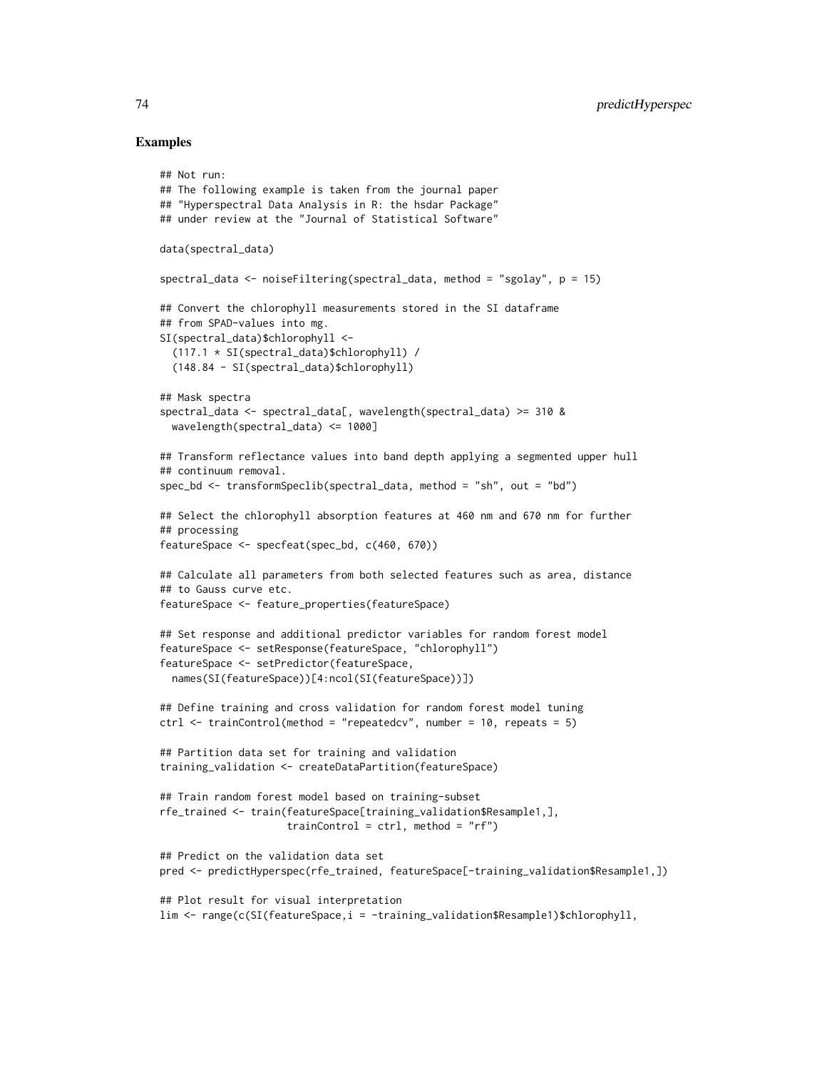### Examples

```
## Not run:
## The following example is taken from the journal paper
## "Hyperspectral Data Analysis in R: the hsdar Package"
## under review at the "Journal of Statistical Software"

data(spectral_data)

spectral_data <- noiseFiltering(spectral_data, method = "sgolay", p = 15)

## Convert the chlorophyll measurements stored in the SI dataframe
## from SPAD-values into mg.
SI(spectral_data)$chlorophyll <-
  (117.1 * SI(spectral_data)$chlorophyll) /
  (148.84 - SI(spectral_data)$chlorophyll)

## Mask spectra
spectral_data <- spectral_data[, wavelength(spectral_data) >= 310 &
  wavelength(spectral_data) <= 1000]

## Transform reflectance values into band depth applying a segmented upper hull
## continuum removal.
spec_bd <- transformSpeclib(spectral_data, method = "sh", out = "bd")

## Select the chlorophyll absorption features at 460 nm and 670 nm for further
## processing
featureSpace <- specfeat(spec_bd, c(460, 670))

## Calculate all parameters from both selected features such as area, distance
## to Gauss curve etc.
featureSpace <- feature_properties(featureSpace)

## Set response and additional predictor variables for random forest model
featureSpace <- setResponse(featureSpace, "chlorophyll")
featureSpace <- setPredictor(featureSpace,
  names(SI(featureSpace))[4:ncol(SI(featureSpace))])

## Define training and cross validation for random forest model tuning
ctrl <- trainControl(method = "repeatedcv", number = 10, repeats = 5)

## Partition data set for training and validation
training_validation <- createDataPartition(featureSpace)

## Train random forest model based on training-subset
rfe_trained <- train(featureSpace[training_validation$Resample1,],
                     trainControl = ctrl, method = "rf")

## Predict on the validation data set
pred <- predictHyperspec(rfe_trained, featureSpace[-training_validation$Resample1,])

## Plot result for visual interpretation
lim <- range(c(SI(featureSpace,i = -training_validation$Resample1)$chlorophyll,
```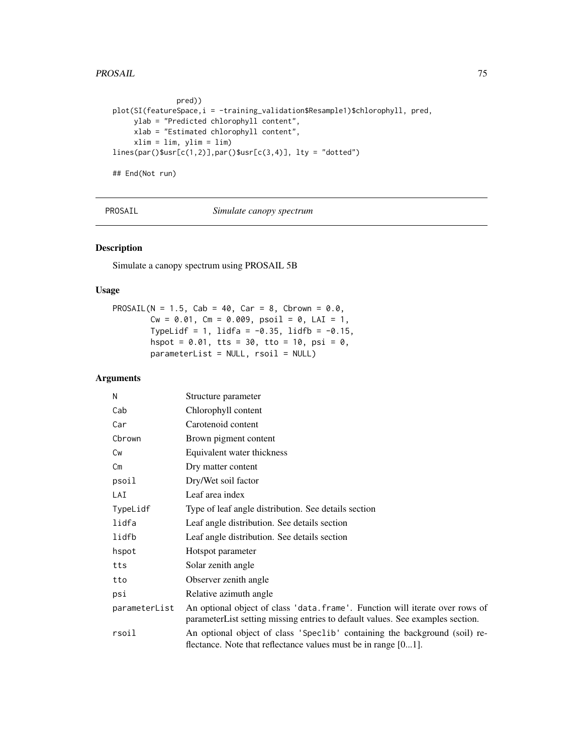```
              pred))
plot(SI(featureSpace,i = -training_validation$Resample1)$chlorophyll, pred,
     ylab = "Predicted chlorophyll content",
     xlab = "Estimated chlorophyll content",
     xlim = lim, ylim = lim)
lines(par()$usr[c(1,2)],par()$usr[c(3,4)], lty = "dotted")

## End(Not run)
```

## PROSAIL *Simulate canopy spectrum*

### Description

Simulate a canopy spectrum using PROSAIL 5B

### Usage

```
PROSAIL(N = 1.5, Cab = 40, Car = 8, Cbrown = 0.0,
        Cw = 0.01, Cm = 0.009, psoil = 0, LAI = 1,
        TypeLidf = 1, lidfa = -0.35, lidfb = -0.15,
        hspot = 0.01, tts = 30, tto = 10, psi = 0,
        parameterList = NULL, rsoil = NULL)
```

### Arguments

| | |
|---|---|
| N | Structure parameter |
| Cab | Chlorophyll content |
| Car | Carotenoid content |
| Cbrown | Brown pigment content |
| Cw | Equivalent water thickness |
| Cm | Dry matter content |
| psoil | Dry/Wet soil factor |
| LAI | Leaf area index |
| TypeLidf | Type of leaf angle distribution. See details section |
| lidfa | Leaf angle distribution. See details section |
| lidfb | Leaf angle distribution. See details section |
| hspot | Hotspot parameter |
| tts | Solar zenith angle |
| tto | Observer zenith angle |
| psi | Relative azimuth angle |
| parameterList | An optional object of class 'data.frame'. Function will iterate over rows of parameterList setting missing entries to default values. See examples section. |
| rsoil | An optional object of class 'Speclib' containing the background (soil) reflectance. Note that reflectance values must be in range [0...1]. |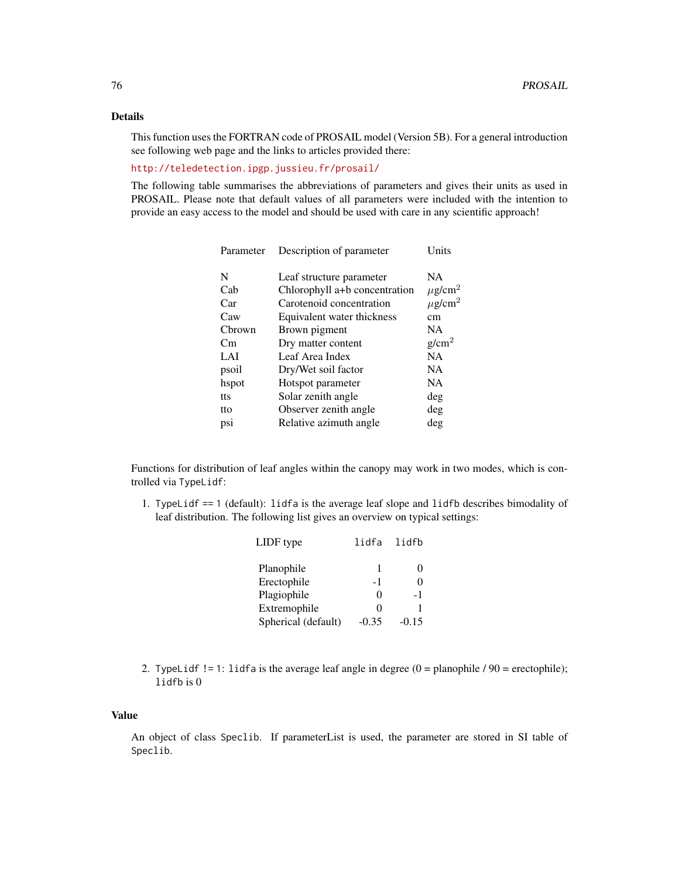## Details

This function uses the FORTRAN code of PROSAIL model (Version 5B). For a general introduction see following web page and the links to articles provided there:

http://teledetection.ipgp.jussieu.fr/prosail/

The following table summarises the abbreviations of parameters and gives their units as used in PROSAIL. Please note that default values of all parameters were included with the intention to provide an easy access to the model and should be used with care in any scientific approach!

| Parameter | Description of parameter | Units |
|---|---|---|
| N | Leaf structure parameter | NA |
| Cab | Chlorophyll a+b concentration | $\mu g/cm^2$ |
| Car | Carotenoid concentration | $\mu g/cm^2$ |
| Caw | Equivalent water thickness | cm |
| Cbrown | Brown pigment | NA |
| Cm | Dry matter content | $g/cm^2$ |
| LAI | Leaf Area Index | NA |
| psoil | Dry/Wet soil factor | NA |
| hspot | Hotspot parameter | NA |
| tts | Solar zenith angle | deg |
| tto | Observer zenith angle | deg |
| psi | Relative azimuth angle | deg |

Functions for distribution of leaf angles within the canopy may work in two modes, which is controlled via `TypeLidf`:

1. `TypeLidf == 1` (default): `lidfa` is the average leaf slope and `lidfb` describes bimodality of leaf distribution. The following list gives an overview on typical settings:

| LIDF type | `lidfa` | `lidfb` |
|---|---|---|
| Planophile | 1 | 0 |
| Erectophile | -1 | 0 |
| Plagiophile | 0 | -1 |
| Extremophile | 0 | 1 |
| Spherical (default) | -0.35 | -0.15 |

2. `TypeLidf != 1`: `lidfa` is the average leaf angle in degree (0 = planophile / 90 = erectophile); `lidfb` is 0

## Value

An object of class `Speclib`. If parameterList is used, the parameter are stored in SI table of `Speclib`.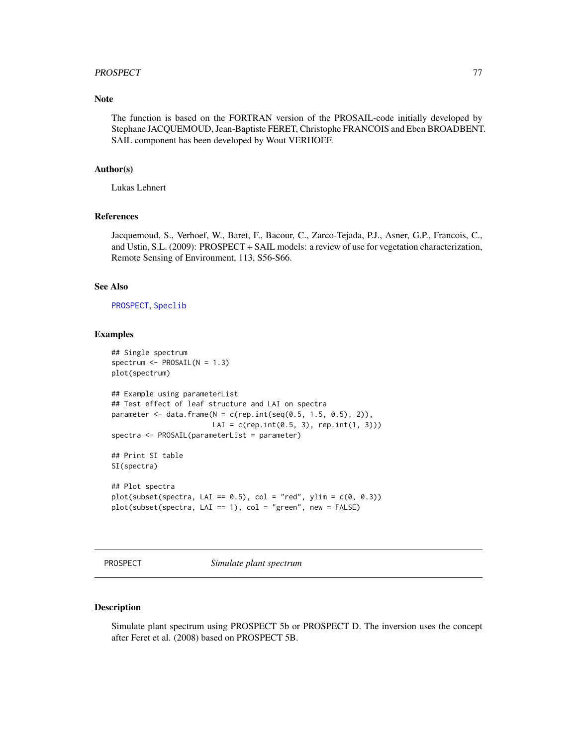## Note

The function is based on the FORTRAN version of the PROSAIL-code initially developed by Stephane JACQUEMOUD, Jean-Baptiste FERET, Christophe FRANCOIS and Eben BROADBENT. SAIL component has been developed by Wout VERHOEF.

## Author(s)

Lukas Lehnert

## References

Jacquemoud, S., Verhoef, W., Baret, F., Bacour, C., Zarco-Tejada, P.J., Asner, G.P., Francois, C., and Ustin, S.L. (2009): PROSPECT + SAIL models: a review of use for vegetation characterization, Remote Sensing of Environment, 113, S56-S66.

## See Also

PROSPECT, Speclib

## Examples

```
## Single spectrum
spectrum <- PROSAIL(N = 1.3)
plot(spectrum)

## Example using parameterList
## Test effect of leaf structure and LAI on spectra
parameter <- data.frame(N = c(rep.int(seq(0.5, 1.5, 0.5), 2)),
                        LAI = c(rep.int(0.5, 3), rep.int(1, 3)))
spectra <- PROSAIL(parameterList = parameter)

## Print SI table
SI(spectra)

## Plot spectra
plot(subset(spectra, LAI == 0.5), col = "red", ylim = c(0, 0.3))
plot(subset(spectra, LAI == 1), col = "green", new = FALSE)
```

---

# PROSPECT *Simulate plant spectrum*

## Description

Simulate plant spectrum using PROSPECT 5b or PROSPECT D. The inversion uses the concept after Feret et al. (2008) based on PROSPECT 5B.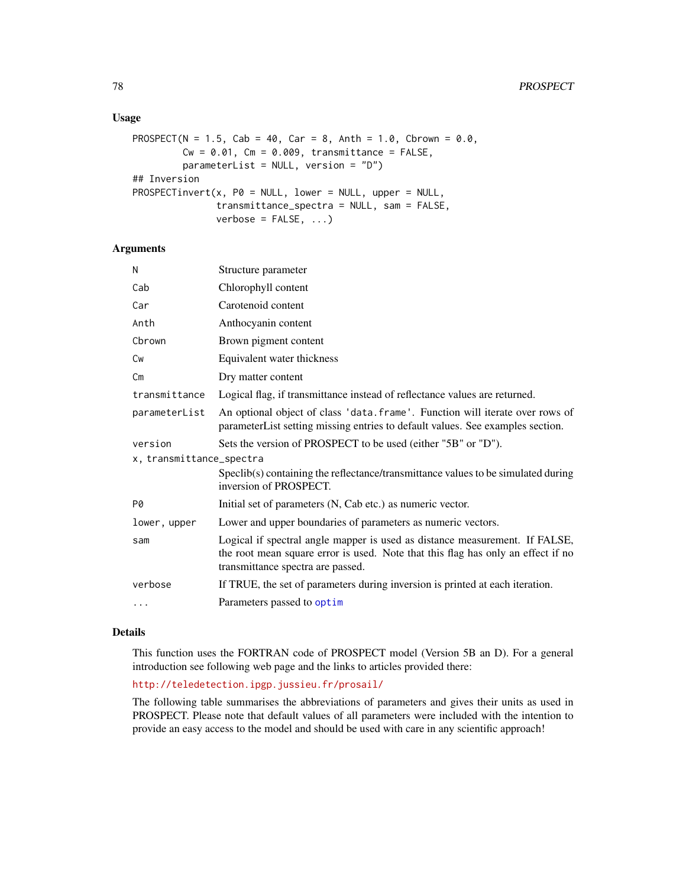### Usage

```
PROSPECT(N = 1.5, Cab = 40, Car = 8, Anth = 1.0, Cbrown = 0.0,
         Cw = 0.01, Cm = 0.009, transmittance = FALSE,
         parameterList = NULL, version = "D")
## Inversion
PROSPECTinvert(x, P0 = NULL, lower = NULL, upper = NULL,
               transmittance_spectra = NULL, sam = FALSE,
               verbose = FALSE, ...)
```

### Arguments

| | |
|---|---|
| `N` | Structure parameter |
| `Cab` | Chlorophyll content |
| `Car` | Carotenoid content |
| `Anth` | Anthocyanin content |
| `Cbrown` | Brown pigment content |
| `Cw` | Equivalent water thickness |
| `Cm` | Dry matter content |
| `transmittance` | Logical flag, if transmittance instead of reflectance values are returned. |
| `parameterList` | An optional object of class `'data.frame'`. Function will iterate over rows of parameterList setting missing entries to default values. See examples section. |
| `version` | Sets the version of PROSPECT to be used (either "5B" or "D"). |
| `x, transmittance_spectra` | Speclib(s) containing the reflectance/transmittance values to be simulated during inversion of PROSPECT. |
| `P0` | Initial set of parameters (N, Cab etc.) as numeric vector. |
| `lower, upper` | Lower and upper boundaries of parameters as numeric vectors. |
| `sam` | Logical if spectral angle mapper is used as distance measurement. If FALSE, the root mean square error is used. Note that this flag has only an effect if no transmittance spectra are passed. |
| `verbose` | If TRUE, the set of parameters during inversion is printed at each iteration. |
| `...` | Parameters passed to `optim` |

### Details

This function uses the FORTRAN code of PROSPECT model (Version 5B an D). For a general introduction see following web page and the links to articles provided there:

http://teledetection.ipgp.jussieu.fr/prosail/

The following table summarises the abbreviations of parameters and gives their units as used in PROSPECT. Please note that default values of all parameters were included with the intention to provide an easy access to the model and should be used with care in any scientific approach!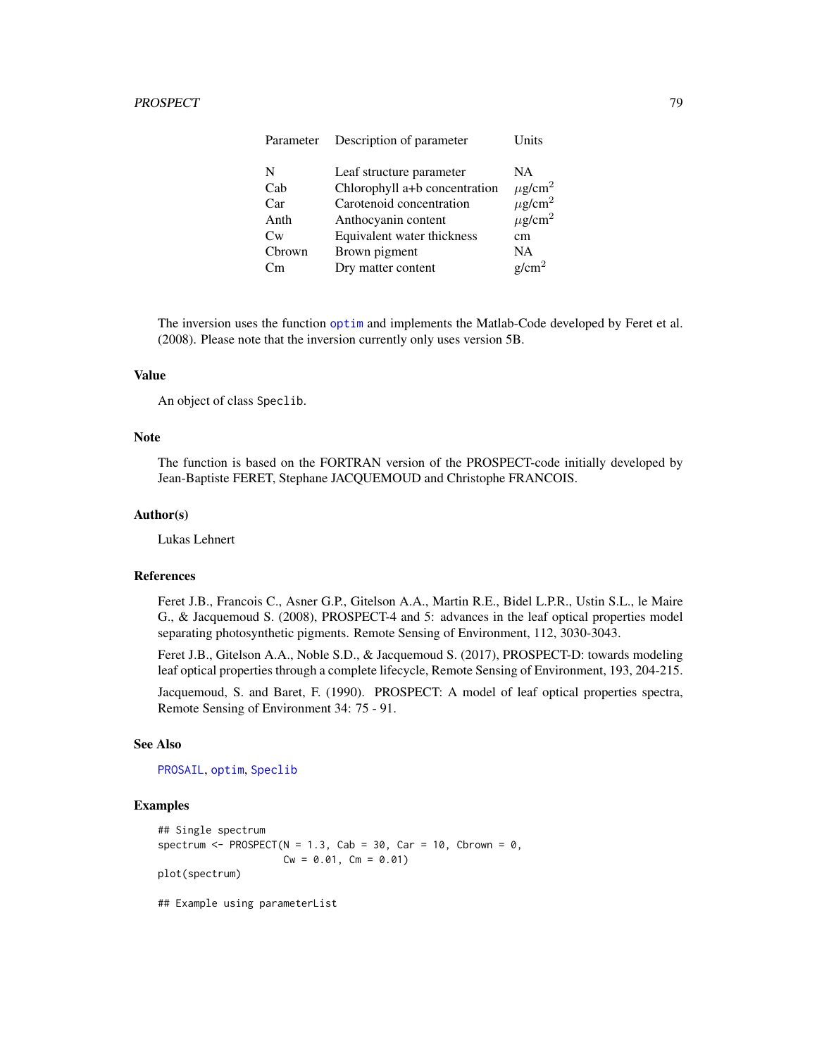| Parameter | Description of parameter | Units |
|---|---|---|
| N | Leaf structure parameter | NA |
| Cab | Chlorophyll a+b concentration | $\mu g/cm^2$ |
| Car | Carotenoid concentration | $\mu g/cm^2$ |
| Anth | Anthocyanin content | $\mu g/cm^2$ |
| Cw | Equivalent water thickness | cm |
| Cbrown | Brown pigment | NA |
| Cm | Dry matter content | $g/cm^2$ |

The inversion uses the function `optim` and implements the Matlab-Code developed by Feret et al. (2008). Please note that the inversion currently only uses version 5B.

### Value

An object of class `Speclib`.

### Note

The function is based on the FORTRAN version of the PROSPECT-code initially developed by Jean-Baptiste FERET, Stephane JACQUEMOUD and Christophe FRANCOIS.

### Author(s)

Lukas Lehnert

### References

Feret J.B., Francois C., Asner G.P., Gitelson A.A., Martin R.E., Bidel L.P.R., Ustin S.L., le Maire G., & Jacquemoud S. (2008), PROSPECT-4 and 5: advances in the leaf optical properties model separating photosynthetic pigments. Remote Sensing of Environment, 112, 3030-3043.

Feret J.B., Gitelson A.A., Noble S.D., & Jacquemoud S. (2017), PROSPECT-D: towards modeling leaf optical properties through a complete lifecycle, Remote Sensing of Environment, 193, 204-215.

Jacquemoud, S. and Baret, F. (1990). PROSPECT: A model of leaf optical properties spectra, Remote Sensing of Environment 34: 75 - 91.

### See Also

`PROSAIL`, `optim`, `Speclib`

### Examples

```
## Single spectrum
spectrum <- PROSPECT(N = 1.3, Cab = 30, Car = 10, Cbrown = 0,
                     Cw = 0.01, Cm = 0.01)
plot(spectrum)

## Example using parameterList
```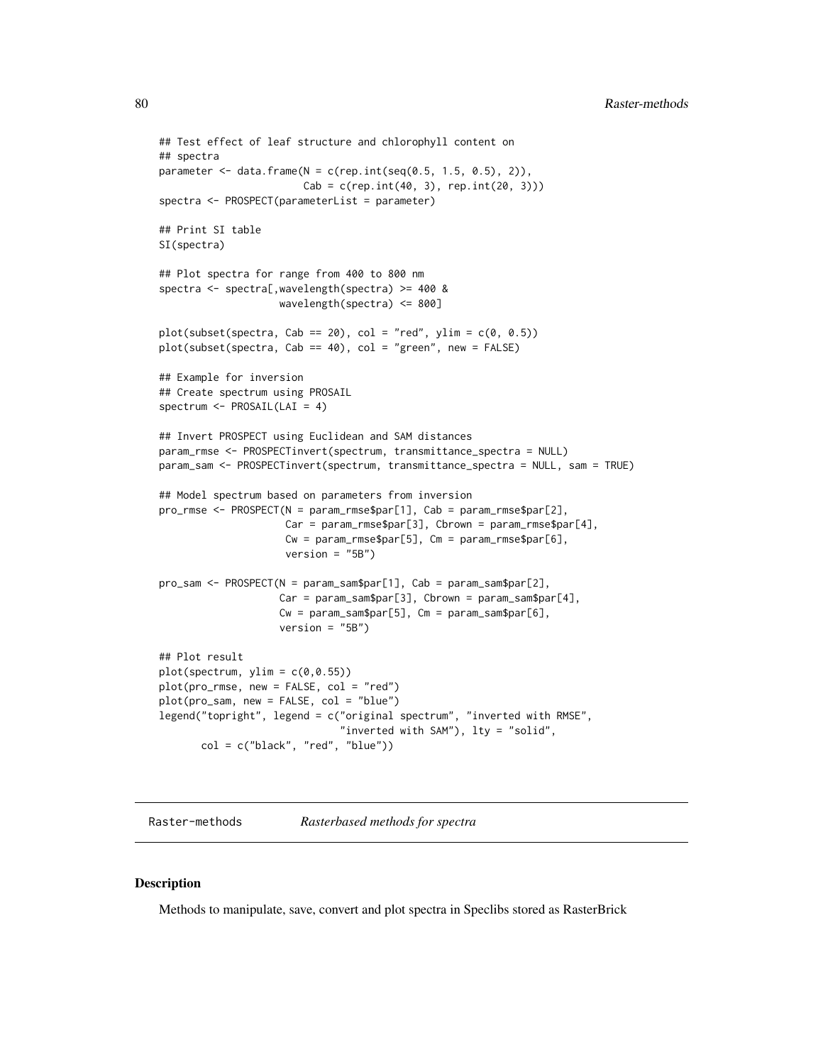```
## Test effect of leaf structure and chlorophyll content on
## spectra
parameter <- data.frame(N = c(rep.int(seq(0.5, 1.5, 0.5), 2)),
                        Cab = c(rep.int(40, 3), rep.int(20, 3)))
spectra <- PROSPECT(parameterList = parameter)

## Print SI table
SI(spectra)

## Plot spectra for range from 400 to 800 nm
spectra <- spectra[,wavelength(spectra) >= 400 &
                    wavelength(spectra) <= 800]

plot(subset(spectra, Cab == 20), col = "red", ylim = c(0, 0.5))
plot(subset(spectra, Cab == 40), col = "green", new = FALSE)

## Example for inversion
## Create spectrum using PROSAIL
spectrum <- PROSAIL(LAI = 4)

## Invert PROSPECT using Euclidean and SAM distances
param_rmse <- PROSPECTinvert(spectrum, transmittance_spectra = NULL)
param_sam <- PROSPECTinvert(spectrum, transmittance_spectra = NULL, sam = TRUE)

## Model spectrum based on parameters from inversion
pro_rmse <- PROSPECT(N = param_rmse$par[1], Cab = param_rmse$par[2],
                     Car = param_rmse$par[3], Cbrown = param_rmse$par[4],
                     Cw = param_rmse$par[5], Cm = param_rmse$par[6],
                     version = "5B")

pro_sam <- PROSPECT(N = param_sam$par[1], Cab = param_sam$par[2],
                    Car = param_sam$par[3], Cbrown = param_sam$par[4],
                    Cw = param_sam$par[5], Cm = param_sam$par[6],
                    version = "5B")

## Plot result
plot(spectrum, ylim = c(0,0.55))
plot(pro_rmse, new = FALSE, col = "red")
plot(pro_sam, new = FALSE, col = "blue")
legend("topright", legend = c("original spectrum", "inverted with RMSE",
                              "inverted with SAM"), lty = "solid",
       col = c("black", "red", "blue"))
```

## Raster-methods *Rasterbased methods for spectra*

### Description

Methods to manipulate, save, convert and plot spectra in Speclibs stored as RasterBrick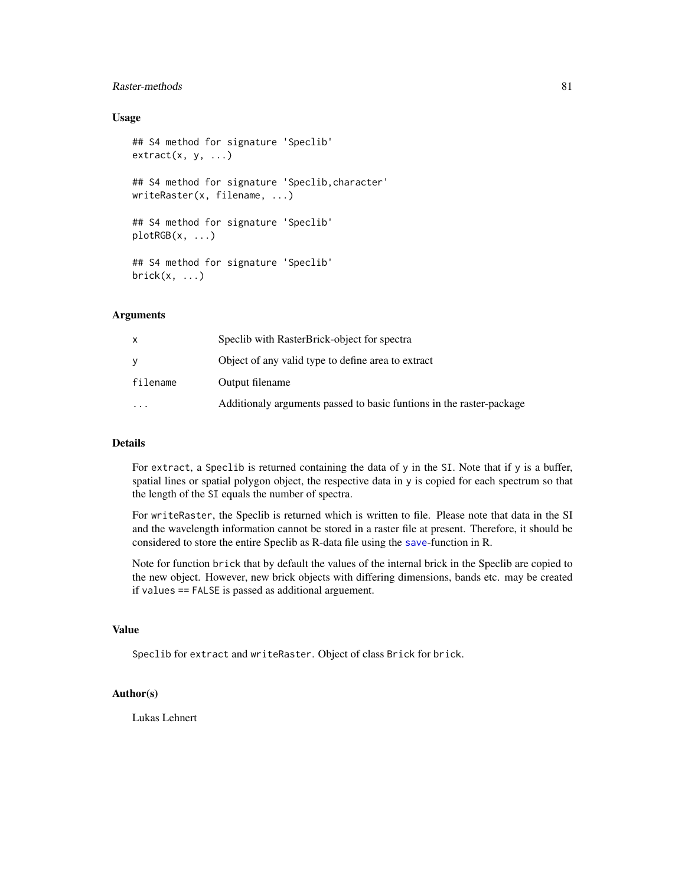### Usage

```
## S4 method for signature 'Speclib'
extract(x, y, ...)

## S4 method for signature 'Speclib,character'
writeRaster(x, filename, ...)

## S4 method for signature 'Speclib'
plotRGB(x, ...)

## S4 method for signature 'Speclib'
brick(x, ...)
```

### Arguments

| | |
|---|---|
| `x` | Speclib with RasterBrick-object for spectra |
| `y` | Object of any valid type to define area to extract |
| `filename` | Output filename |
| `...` | Additionaly arguments passed to basic funtions in the raster-package |

### Details

For `extract`, a `Speclib` is returned containing the data of `y` in the `SI`. Note that if `y` is a buffer, spatial lines or spatial polygon object, the respective data in `y` is copied for each spectrum so that the length of the `SI` equals the number of spectra.

For `writeRaster`, the Speclib is returned which is written to file. Please note that data in the SI and the wavelength information cannot be stored in a raster file at present. Therefore, it should be considered to store the entire Speclib as R-data file using the `save`-function in R.

Note for function `brick` that by default the values of the internal brick in the Speclib are copied to the new object. However, new brick objects with differing dimensions, bands etc. may be created if `values == FALSE` is passed as additional arguement.

### Value

`Speclib` for `extract` and `writeRaster`. Object of class `Brick` for `brick`.

### Author(s)

Lukas Lehnert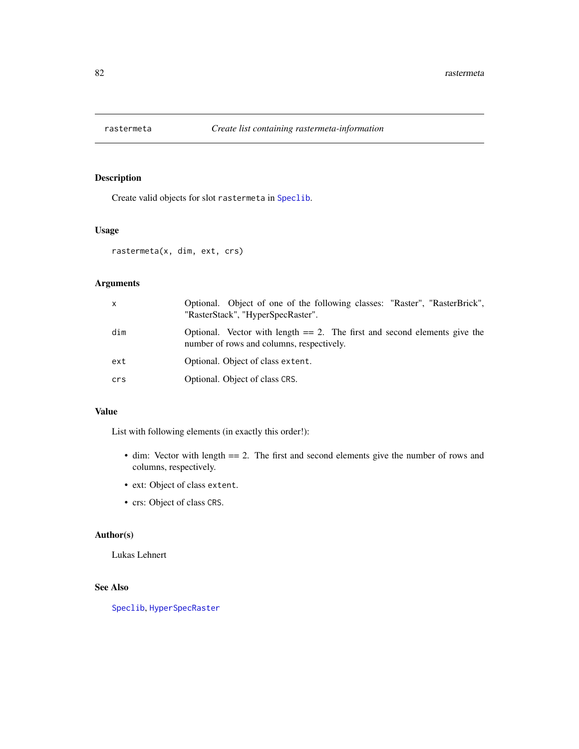# rastermeta — *Create list containing rastermeta-information*

## Description

Create valid objects for slot `rastermeta` in `Speclib`.

## Usage

```
rastermeta(x, dim, ext, crs)
```

## Arguments

| | |
|---|---|
| `x` | Optional. Object of one of the following classes: "Raster", "RasterBrick", "RasterStack", "HyperSpecRaster". |
| `dim` | Optional. Vector with length == 2. The first and second elements give the number of rows and columns, respectively. |
| `ext` | Optional. Object of class `extent`. |
| `crs` | Optional. Object of class `CRS`. |

## Value

List with following elements (in exactly this order!):

- dim: Vector with length == 2. The first and second elements give the number of rows and columns, respectively.
- ext: Object of class `extent`.
- crs: Object of class `CRS`.

## Author(s)

Lukas Lehnert

## See Also

`Speclib`, `HyperSpecRaster`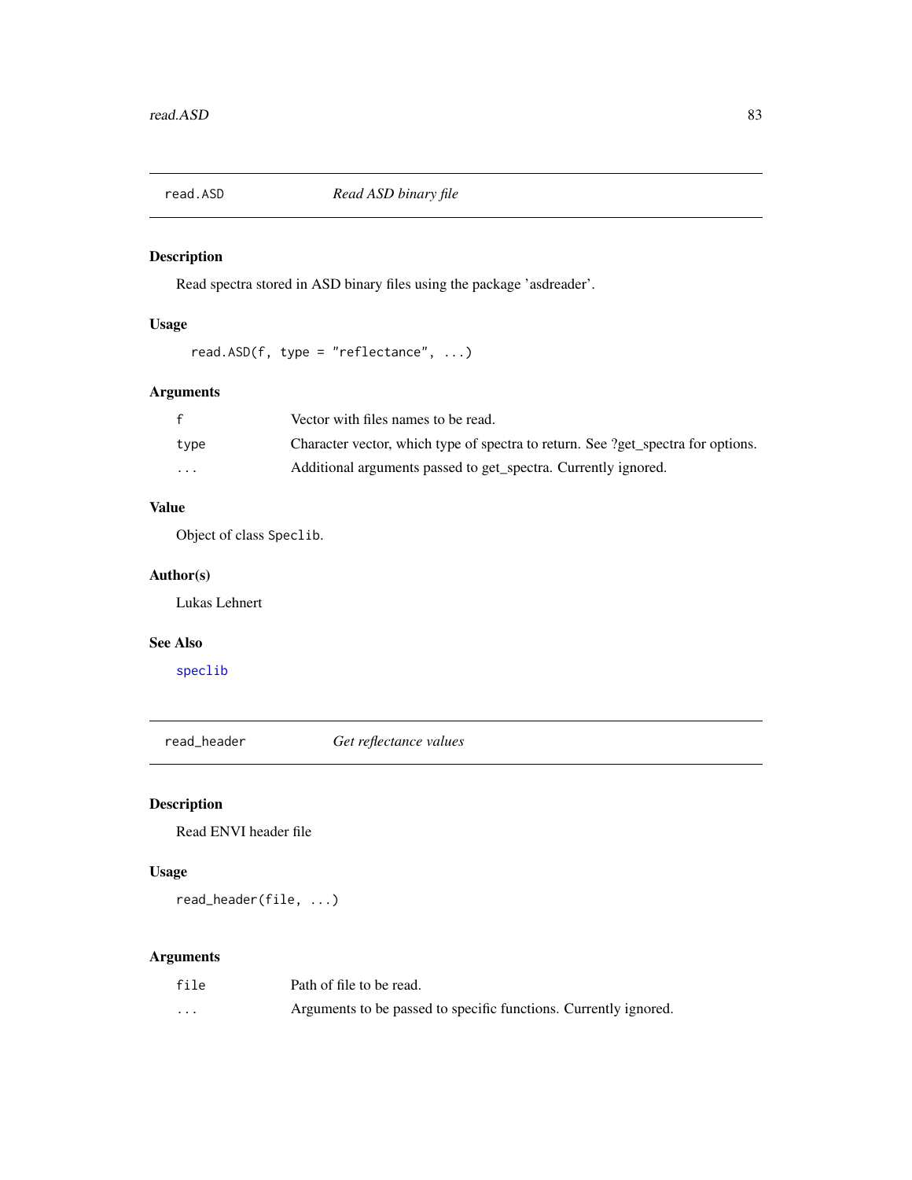## read.ASD *Read ASD binary file*

### Description

Read spectra stored in ASD binary files using the package 'asdreader'.

### Usage

```
read.ASD(f, type = "reflectance", ...)
```

### Arguments

| | |
|---|---|
| f | Vector with files names to be read. |
| type | Character vector, which type of spectra to return. See ?get_spectra for options. |
| ... | Additional arguments passed to get_spectra. Currently ignored. |

### Value

Object of class `Speclib`.

### Author(s)

Lukas Lehnert

### See Also

speclib

## read_header *Get reflectance values*

### Description

Read ENVI header file

### Usage

```
read_header(file, ...)
```

### Arguments

| | |
|---|---|
| file | Path of file to be read. |
| ... | Arguments to be passed to specific functions. Currently ignored. |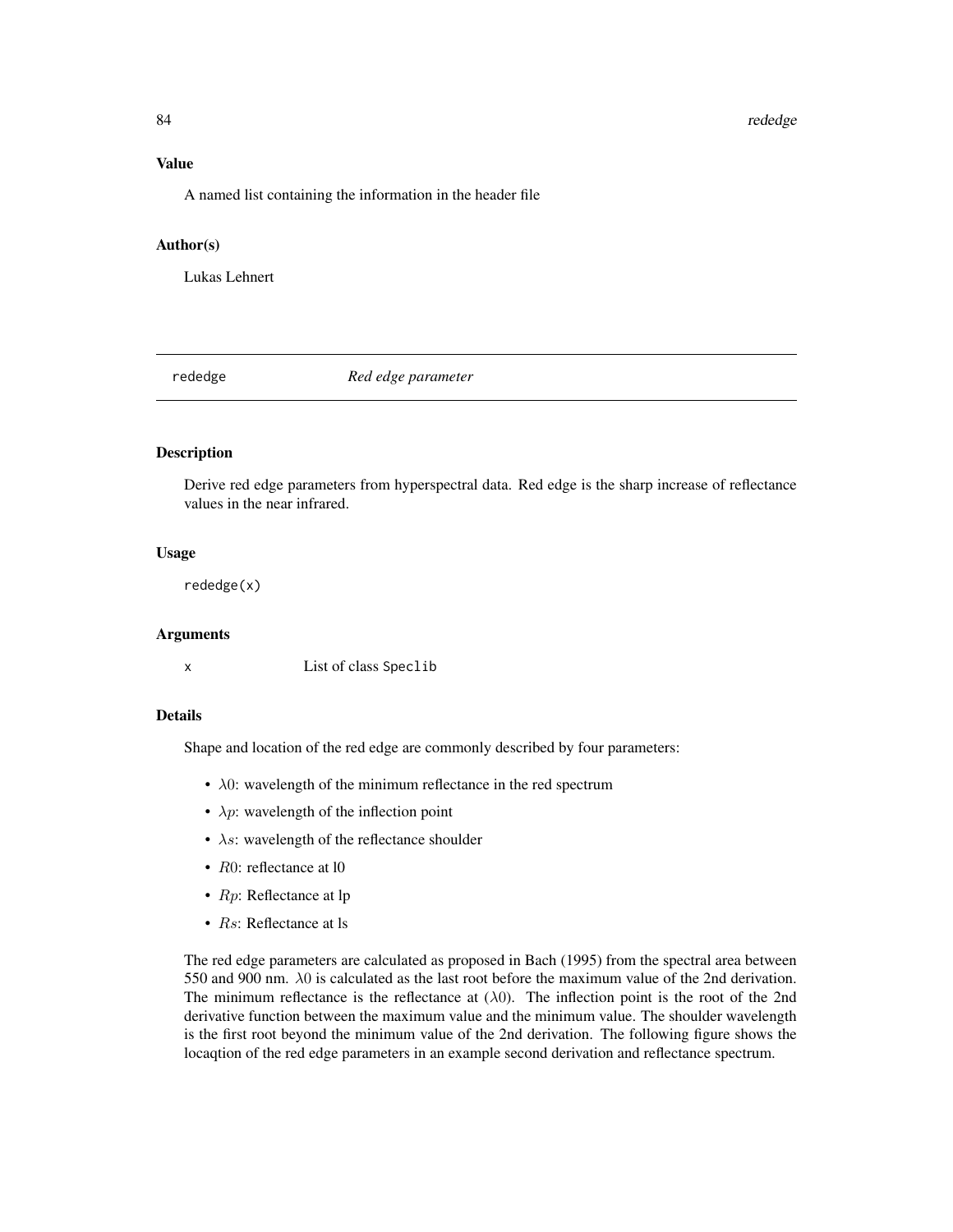### Value

A named list containing the information in the header file

### Author(s)

Lukas Lehnert

---

## rededge — *Red edge parameter*

### Description

Derive red edge parameters from hyperspectral data. Red edge is the sharp increase of reflectance values in the near infrared.

### Usage

```
rededge(x)
```

### Arguments

| | |
|---|---|
| x | List of class Speclib |

### Details

Shape and location of the red edge are commonly described by four parameters:

- $\lambda 0$: wavelength of the minimum reflectance in the red spectrum
- $\lambda p$: wavelength of the inflection point
- $\lambda s$: wavelength of the reflectance shoulder
- $R0$: reflectance at l0
- $Rp$: Reflectance at lp
- $Rs$: Reflectance at ls

The red edge parameters are calculated as proposed in Bach (1995) from the spectral area between 550 and 900 nm. $\lambda 0$ is calculated as the last root before the maximum value of the 2nd derivation. The minimum reflectance is the reflectance at ($\lambda 0$). The inflection point is the root of the 2nd derivative function between the maximum value and the minimum value. The shoulder wavelength is the first root beyond the minimum value of the 2nd derivation. The following figure shows the locaqtion of the red edge parameters in an example second derivation and reflectance spectrum.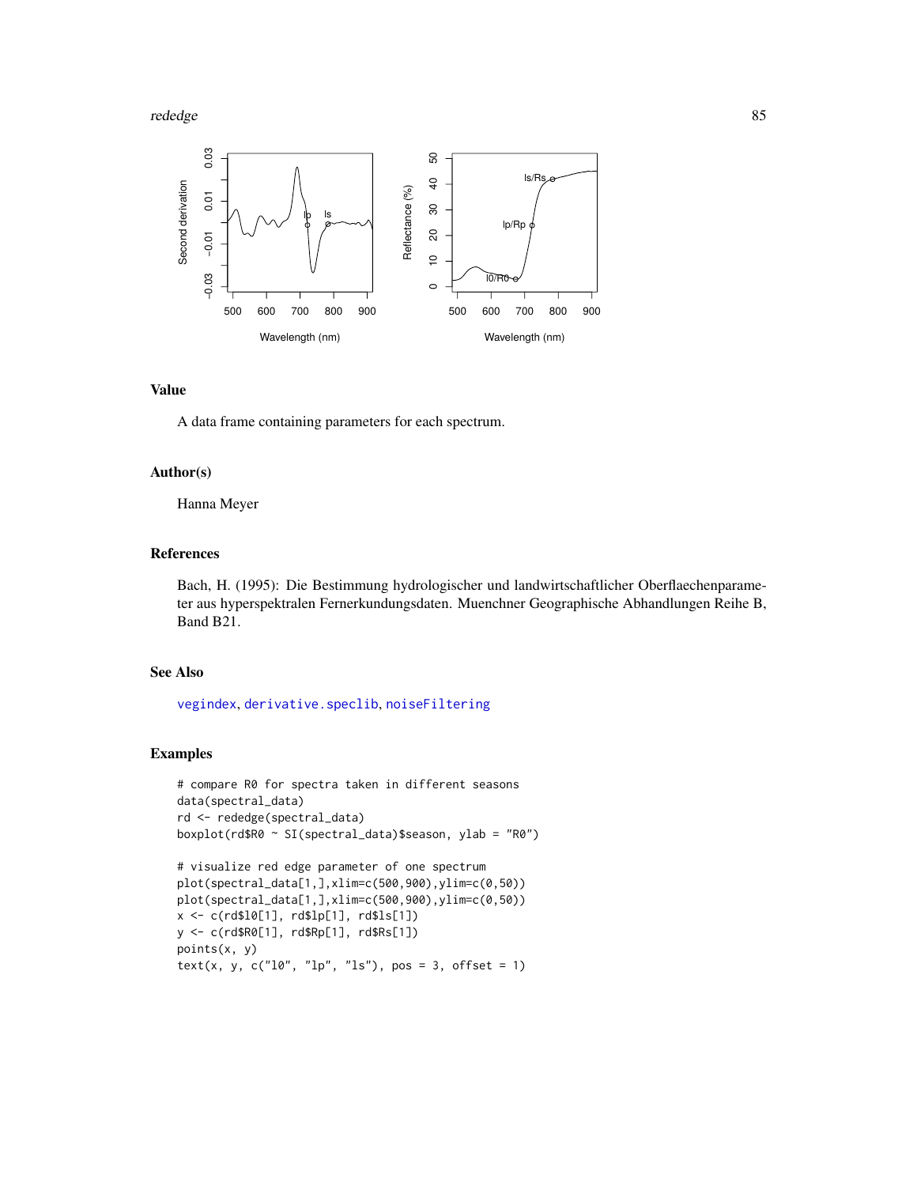## Value

A data frame containing parameters for each spectrum.

## Author(s)

Hanna Meyer

## References

Bach, H. (1995): Die Bestimmung hydrologischer und landwirtschaftlicher Oberflaechenparameter aus hyperspektralen Fernerkundungsdaten. Muenchner Geographische Abhandlungen Reihe B, Band B21.

## See Also

vegindex, derivative.speclib, noiseFiltering

## Examples

```
# compare R0 for spectra taken in different seasons
data(spectral_data)
rd <- rededge(spectral_data)
boxplot(rd$R0 ~ SI(spectral_data)$season, ylab = "R0")

# visualize red edge parameter of one spectrum
plot(spectral_data[1,],xlim=c(500,900),ylim=c(0,50))
plot(spectral_data[1,],xlim=c(500,900),ylim=c(0,50))
x <- c(rd$l0[1], rd$lp[1], rd$ls[1])
y <- c(rd$R0[1], rd$Rp[1], rd$Rs[1])
points(x, y)
text(x, y, c("l0", "lp", "ls"), pos = 3, offset = 1)
```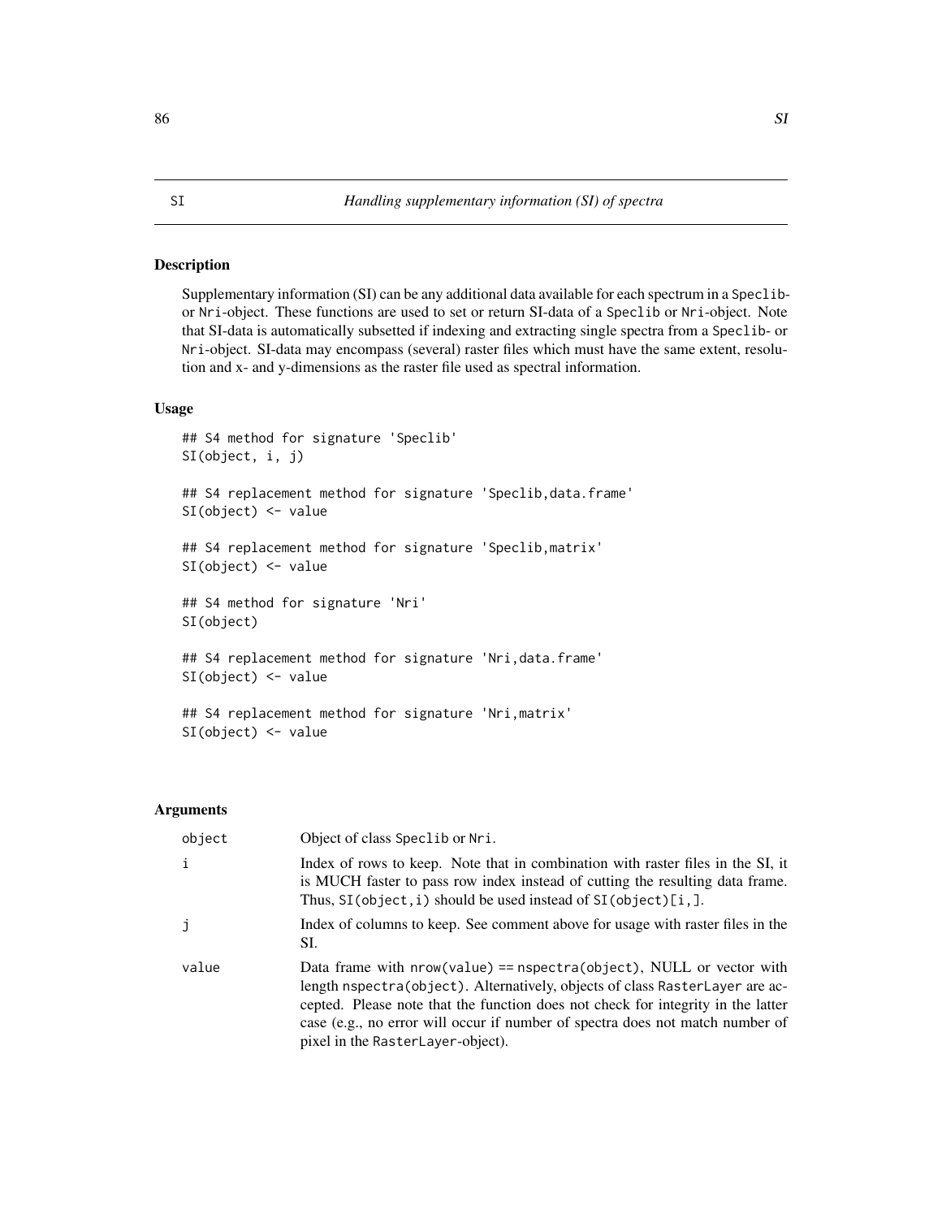# SI

*Handling supplementary information (SI) of spectra*

## Description

Supplementary information (SI) can be any additional data available for each spectrum in a Speclib- or Nri-object. These functions are used to set or return SI-data of a Speclib or Nri-object. Note that SI-data is automatically subsetted if indexing and extracting single spectra from a Speclib- or Nri-object. SI-data may encompass (several) raster files which must have the same extent, resolution and x- and y-dimensions as the raster file used as spectral information.

## Usage

```
## S4 method for signature 'Speclib'
SI(object, i, j)

## S4 replacement method for signature 'Speclib,data.frame'
SI(object) <- value

## S4 replacement method for signature 'Speclib,matrix'
SI(object) <- value

## S4 method for signature 'Nri'
SI(object)

## S4 replacement method for signature 'Nri,data.frame'
SI(object) <- value

## S4 replacement method for signature 'Nri,matrix'
SI(object) <- value
```

## Arguments

| | |
|---|---|
| object | Object of class Speclib or Nri. |
| i | Index of rows to keep. Note that in combination with raster files in the SI, it is MUCH faster to pass row index instead of cutting the resulting data frame. Thus, SI(object,i) should be used instead of SI(object)[i,]. |
| j | Index of columns to keep. See comment above for usage with raster files in the SI. |
| value | Data frame with nrow(value) == nspectra(object), NULL or vector with length nspectra(object). Alternatively, objects of class RasterLayer are accepted. Please note that the function does not check for integrity in the latter case (e.g., no error will occur if number of spectra does not match number of pixel in the RasterLayer-object). |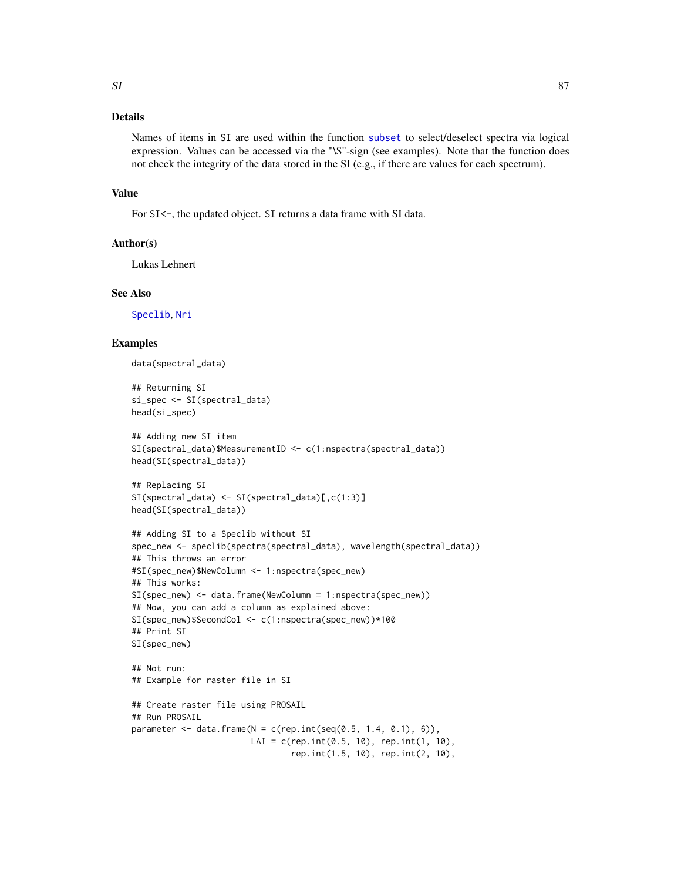## Details

Names of items in SI are used within the function subset to select/deselect spectra via logical expression. Values can be accessed via the "\$"-sign (see examples). Note that the function does not check the integrity of the data stored in the SI (e.g., if there are values for each spectrum).

## Value

For SI<-, the updated object. SI returns a data frame with SI data.

## Author(s)

Lukas Lehnert

## See Also

Speclib, Nri

## Examples

```
data(spectral_data)

## Returning SI
si_spec <- SI(spectral_data)
head(si_spec)

## Adding new SI item
SI(spectral_data)$MeasurementID <- c(1:nspectra(spectral_data))
head(SI(spectral_data))

## Replacing SI
SI(spectral_data) <- SI(spectral_data)[,c(1:3)]
head(SI(spectral_data))

## Adding SI to a Speclib without SI
spec_new <- speclib(spectra(spectral_data), wavelength(spectral_data))
## This throws an error
#SI(spec_new)$NewColumn <- 1:nspectra(spec_new)
## This works:
SI(spec_new) <- data.frame(NewColumn = 1:nspectra(spec_new))
## Now, you can add a column as explained above:
SI(spec_new)$SecondCol <- c(1:nspectra(spec_new))*100
## Print SI
SI(spec_new)

## Not run:
## Example for raster file in SI

## Create raster file using PROSAIL
## Run PROSAIL
parameter <- data.frame(N = c(rep.int(seq(0.5, 1.4, 0.1), 6)),
                        LAI = c(rep.int(0.5, 10), rep.int(1, 10),
                                rep.int(1.5, 10), rep.int(2, 10),
```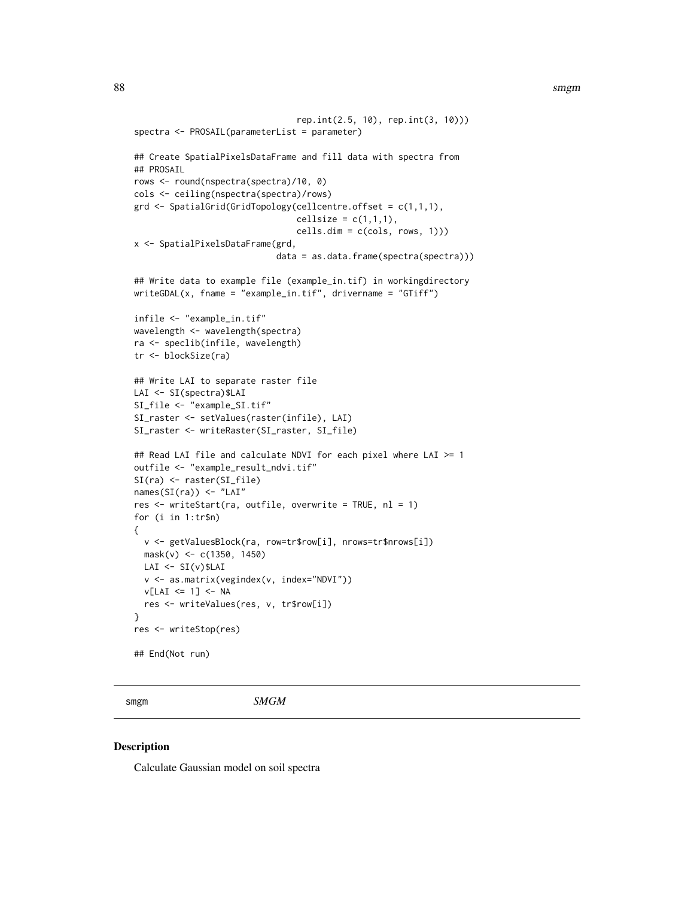```
                               rep.int(2.5, 10), rep.int(3, 10)))
spectra <- PROSAIL(parameterList = parameter)

## Create SpatialPixelsDataFrame and fill data with spectra from
## PROSAIL
rows <- round(nspectra(spectra)/10, 0)
cols <- ceiling(nspectra(spectra)/rows)
grd <- SpatialGrid(GridTopology(cellcentre.offset = c(1,1,1),
                               cellsize = c(1,1,1),
                               cells.dim = c(cols, rows, 1)))
x <- SpatialPixelsDataFrame(grd,
                            data = as.data.frame(spectra(spectra)))

## Write data to example file (example_in.tif) in workingdirectory
writeGDAL(x, fname = "example_in.tif", drivername = "GTiff")

infile <- "example_in.tif"
wavelength <- wavelength(spectra)
ra <- speclib(infile, wavelength)
tr <- blockSize(ra)

## Write LAI to separate raster file
LAI <- SI(spectra)$LAI
SI_file <- "example_SI.tif"
SI_raster <- setValues(raster(infile), LAI)
SI_raster <- writeRaster(SI_raster, SI_file)

## Read LAI file and calculate NDVI for each pixel where LAI >= 1
outfile <- "example_result_ndvi.tif"
SI(ra) <- raster(SI_file)
names(SI(ra)) <- "LAI"
res <- writeStart(ra, outfile, overwrite = TRUE, nl = 1)
for (i in 1:tr$n)
{
  v <- getValuesBlock(ra, row=tr$row[i], nrows=tr$nrows[i])
  mask(v) <- c(1350, 1450)
  LAI <- SI(v)$LAI
  v <- as.matrix(vegindex(v, index="NDVI"))
  v[LAI <= 1] <- NA
  res <- writeValues(res, v, tr$row[i])
}
res <- writeStop(res)

## End(Not run)
```

## smgm — *SMGM*

### Description

Calculate Gaussian model on soil spectra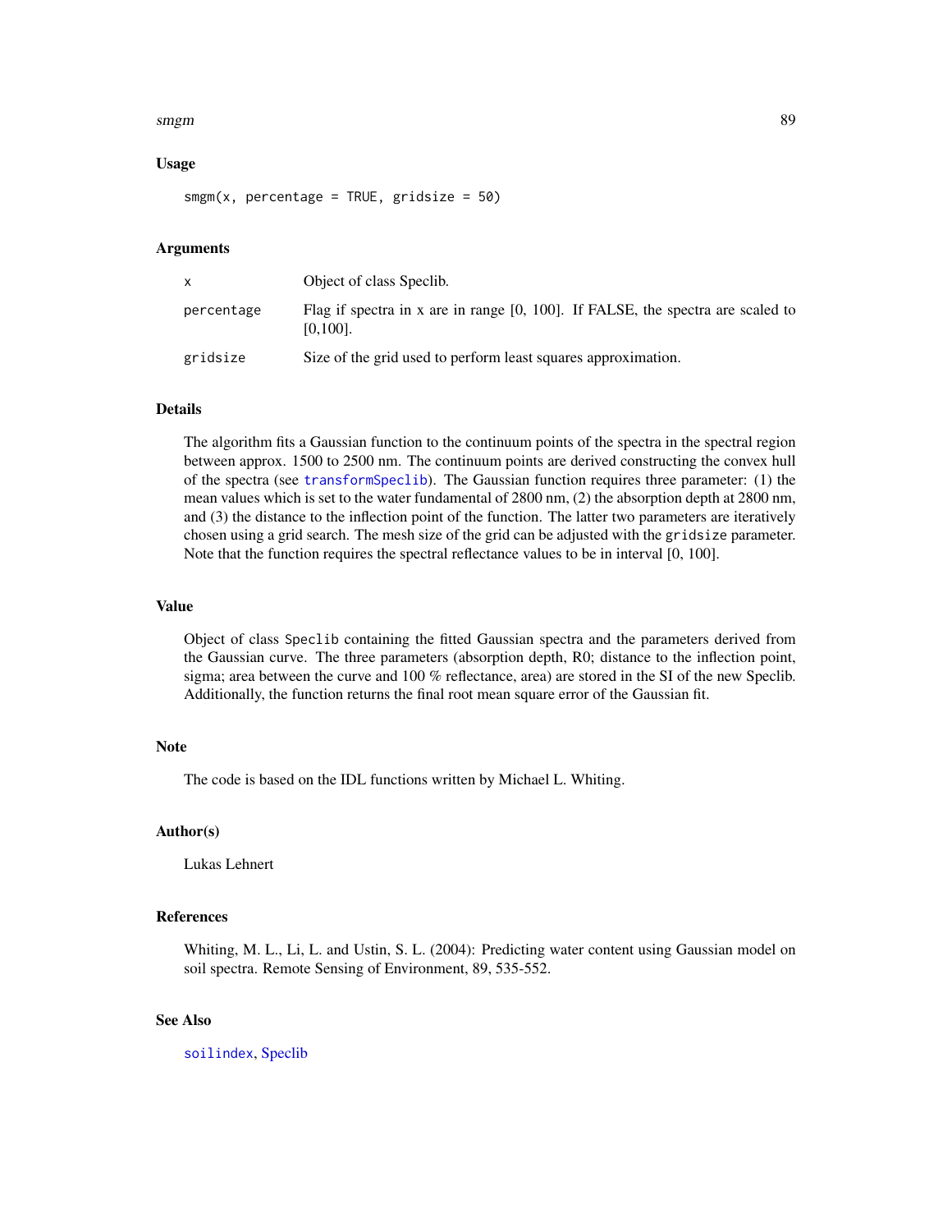## Usage

```
smgm(x, percentage = TRUE, gridsize = 50)
```

## Arguments

| | |
|---|---|
| x | Object of class Speclib. |
| percentage | Flag if spectra in x are in range [0, 100]. If FALSE, the spectra are scaled to [0,100]. |
| gridsize | Size of the grid used to perform least squares approximation. |

## Details

The algorithm fits a Gaussian function to the continuum points of the spectra in the spectral region between approx. 1500 to 2500 nm. The continuum points are derived constructing the convex hull of the spectra (see transformSpeclib). The Gaussian function requires three parameter: (1) the mean values which is set to the water fundamental of 2800 nm, (2) the absorption depth at 2800 nm, and (3) the distance to the inflection point of the function. The latter two parameters are iteratively chosen using a grid search. The mesh size of the grid can be adjusted with the `gridsize` parameter. Note that the function requires the spectral reflectance values to be in interval [0, 100].

## Value

Object of class `Speclib` containing the fitted Gaussian spectra and the parameters derived from the Gaussian curve. The three parameters (absorption depth, R0; distance to the inflection point, sigma; area between the curve and 100 % reflectance, area) are stored in the SI of the new Speclib. Additionally, the function returns the final root mean square error of the Gaussian fit.

## Note

The code is based on the IDL functions written by Michael L. Whiting.

## Author(s)

Lukas Lehnert

## References

Whiting, M. L., Li, L. and Ustin, S. L. (2004): Predicting water content using Gaussian model on soil spectra. Remote Sensing of Environment, 89, 535-552.

## See Also

soilindex, Speclib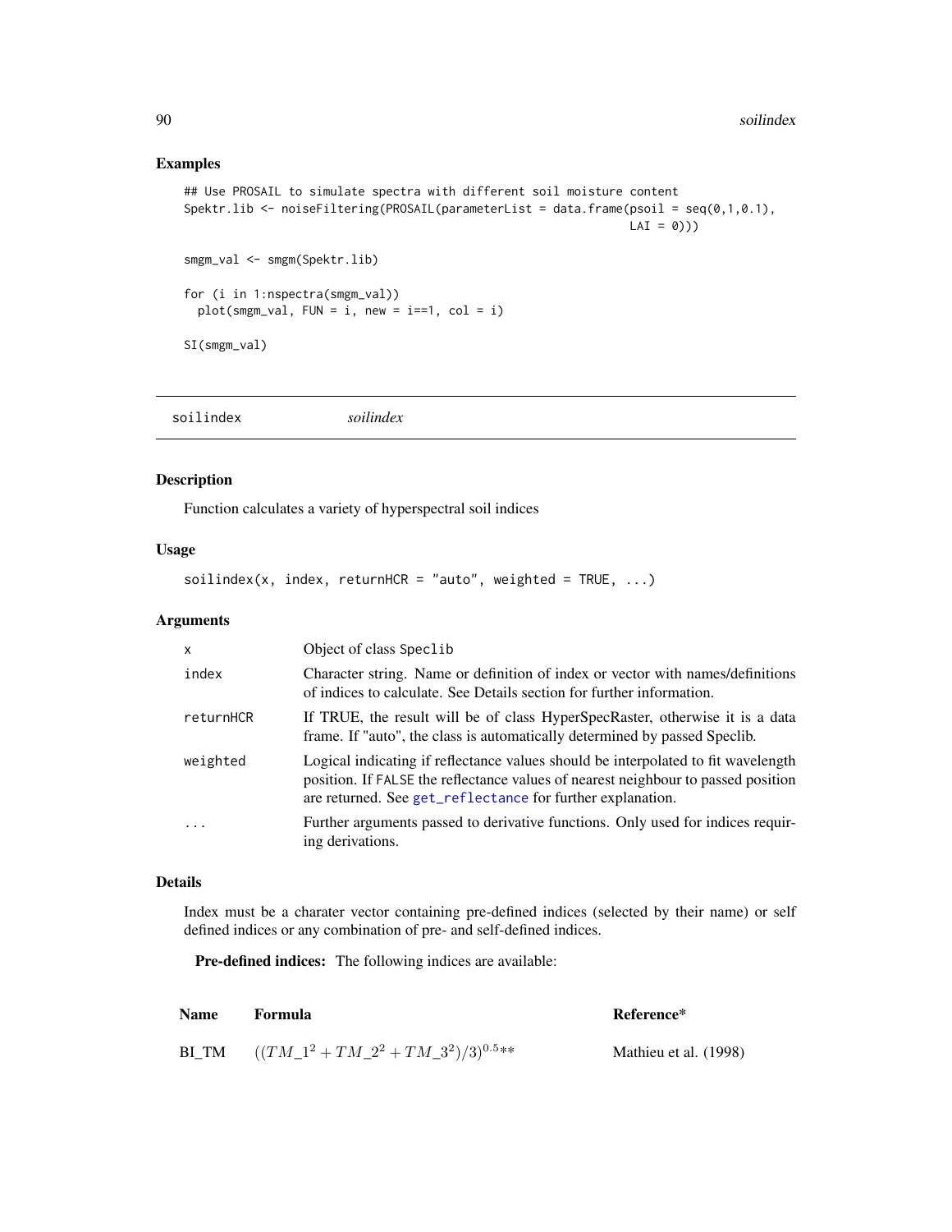## Examples

```
## Use PROSAIL to simulate spectra with different soil moisture content
Spektr.lib <- noiseFiltering(PROSAIL(parameterList = data.frame(psoil = seq(0,1,0.1),
                                                                 LAI = 0)))

smgm_val <- smgm(Spektr.lib)

for (i in 1:nspectra(smgm_val))
  plot(smgm_val, FUN = i, new = i==1, col = i)

SI(smgm_val)
```

---

# soilindex *soilindex*

## Description

Function calculates a variety of hyperspectral soil indices

## Usage

```
soilindex(x, index, returnHCR = "auto", weighted = TRUE, ...)
```

## Arguments

| | |
|---|---|
| x | Object of class Speclib |
| index | Character string. Name or definition of index or vector with names/definitions of indices to calculate. See Details section for further information. |
| returnHCR | If TRUE, the result will be of class HyperSpecRaster, otherwise it is a data frame. If "auto", the class is automatically determined by passed Speclib. |
| weighted | Logical indicating if reflectance values should be interpolated to fit wavelength position. If FALSE the reflectance values of nearest neighbour to passed position are returned. See get_reflectance for further explanation. |
| ... | Further arguments passed to derivative functions. Only used for indices requiring derivations. |

## Details

Index must be a charater vector containing pre-defined indices (selected by their name) or self defined indices or any combination of pre- and self-defined indices.

**Pre-defined indices:** The following indices are available:

| Name | Formula | Reference* |
|---|---|---|
| BI_TM | $((TM\_1^2 + TM\_2^2 + TM\_3^2)/3)^{0.5}$** | Mathieu et al. (1998) |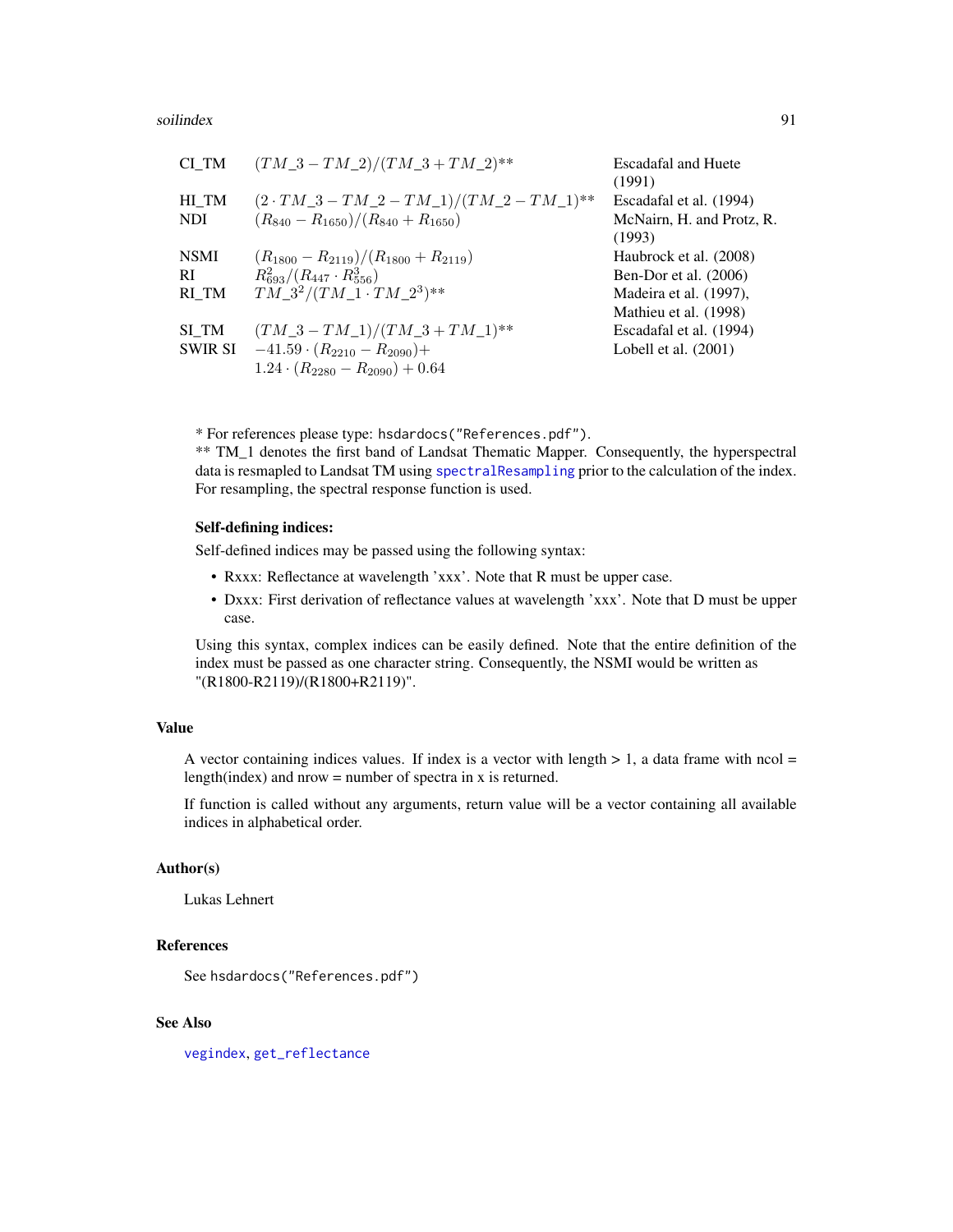| | | |
|---|---|---|
| CI_TM | $(TM\_3 - TM\_2)/(TM\_3 + TM\_2)$** | Escadafal and Huete (1991) |
| HI_TM | $(2 \cdot TM\_3 - TM\_2 - TM\_1)/(TM\_2 - TM\_1)$** | Escadafal et al. (1994) |
| NDI | $(R_{840} - R_{1650})/(R_{840} + R_{1650})$ | McNairn, H. and Protz, R. (1993) |
| NSMI | $(R_{1800} - R_{2119})/(R_{1800} + R_{2119})$ | Haubrock et al. (2008) |
| RI | $R_{693}^2/(R_{447} \cdot R_{556}^3)$ | Ben-Dor et al. (2006) |
| RI_TM | $TM\_3^2/(TM\_1 \cdot TM\_2^3)$** | Madeira et al. (1997), Mathieu et al. (1998) |
| SI_TM | $(TM\_3 - TM\_1)/(TM\_3 + TM\_1)$** | Escadafal et al. (1994) |
| SWIR SI | $-41.59 \cdot (R_{2210} - R_{2090}) + 1.24 \cdot (R_{2280} - R_{2090}) + 0.64$ | Lobell et al. (2001) |

* For references please type: `hsdardocs("References.pdf")`.
** TM_1 denotes the first band of Landsat Thematic Mapper. Consequently, the hyperspectral data is resmapled to Landsat TM using `spectralResampling` prior to the calculation of the index. For resampling, the spectral response function is used.

**Self-defining indices:**

Self-defined indices may be passed using the following syntax:

- Rxxx: Reflectance at wavelength 'xxx'. Note that R must be upper case.
- Dxxx: First derivation of reflectance values at wavelength 'xxx'. Note that D must be upper case.

Using this syntax, complex indices can be easily defined. Note that the entire definition of the index must be passed as one character string. Consequently, the NSMI would be written as "(R1800-R2119)/(R1800+R2119)".

## Value

A vector containing indices values. If index is a vector with length > 1, a data frame with ncol = length(index) and nrow = number of spectra in x is returned.

If function is called without any arguments, return value will be a vector containing all available indices in alphabetical order.

## Author(s)

Lukas Lehnert

## References

See `hsdardocs("References.pdf")`

## See Also

`vegindex`, `get_reflectance`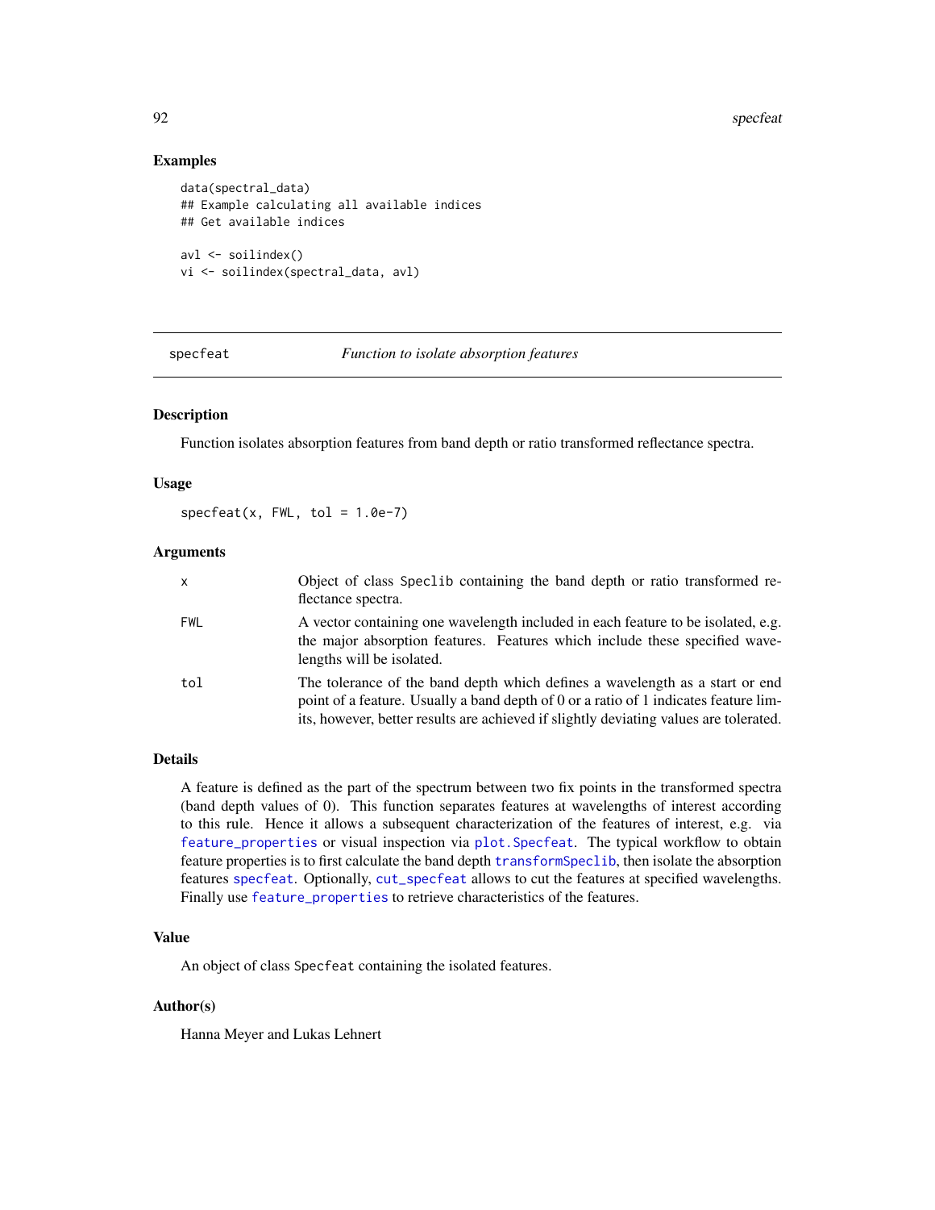## Examples

```
data(spectral_data)
## Example calculating all available indices
## Get available indices

avl <- soilindex()
vi <- soilindex(spectral_data, avl)
```

---

specfeat — *Function to isolate absorption features*

---

### Description

Function isolates absorption features from band depth or ratio transformed reflectance spectra.

### Usage

```
specfeat(x, FWL, tol = 1.0e-7)
```

### Arguments

| | |
|---|---|
| x | Object of class Speclib containing the band depth or ratio transformed reflectance spectra. |
| FWL | A vector containing one wavelength included in each feature to be isolated, e.g. the major absorption features. Features which include these specified wavelengths will be isolated. |
| tol | The tolerance of the band depth which defines a wavelength as a start or end point of a feature. Usually a band depth of 0 or a ratio of 1 indicates feature limits, however, better results are achieved if slightly deviating values are tolerated. |

### Details

A feature is defined as the part of the spectrum between two fix points in the transformed spectra (band depth values of 0). This function separates features at wavelengths of interest according to this rule. Hence it allows a subsequent characterization of the features of interest, e.g. via `feature_properties` or visual inspection via `plot.Specfeat`. The typical workflow to obtain feature properties is to first calculate the band depth `transformSpeclib`, then isolate the absorption features `specfeat`. Optionally, `cut_specfeat` allows to cut the features at specified wavelengths. Finally use `feature_properties` to retrieve characteristics of the features.

### Value

An object of class Specfeat containing the isolated features.

### Author(s)

Hanna Meyer and Lukas Lehnert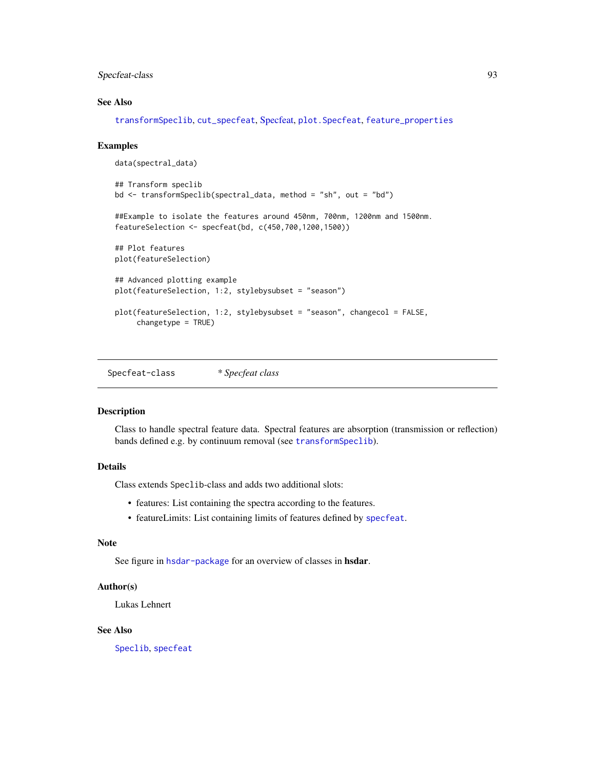### See Also

transformSpeclib, cut_specfeat, Specfeat, plot.Specfeat, feature_properties

### Examples

```
data(spectral_data)

## Transform speclib
bd <- transformSpeclib(spectral_data, method = "sh", out = "bd")

##Example to isolate the features around 450nm, 700nm, 1200nm and 1500nm.
featureSelection <- specfeat(bd, c(450,700,1200,1500))

## Plot features
plot(featureSelection)

## Advanced plotting example
plot(featureSelection, 1:2, stylebysubset = "season")

plot(featureSelection, 1:2, stylebysubset = "season", changecol = FALSE,
     changetype = TRUE)
```

---

## Specfeat-class — *Specfeat class*

### Description

Class to handle spectral feature data. Spectral features are absorption (transmission or reflection) bands defined e.g. by continuum removal (see transformSpeclib).

### Details

Class extends Speclib-class and adds two additional slots:

- features: List containing the spectra according to the features.
- featureLimits: List containing limits of features defined by specfeat.

### Note

See figure in hsdar-package for an overview of classes in **hsdar**.

### Author(s)

Lukas Lehnert

### See Also

Speclib, specfeat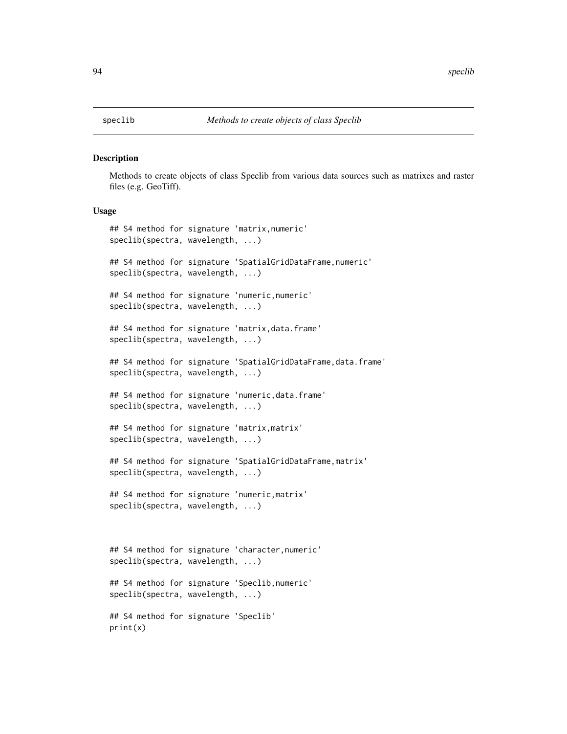# speclib — *Methods to create objects of class Speclib*

## Description

Methods to create objects of class Speclib from various data sources such as matrixes and raster files (e.g. GeoTiff).

## Usage

```
## S4 method for signature 'matrix,numeric'
speclib(spectra, wavelength, ...)

## S4 method for signature 'SpatialGridDataFrame,numeric'
speclib(spectra, wavelength, ...)

## S4 method for signature 'numeric,numeric'
speclib(spectra, wavelength, ...)

## S4 method for signature 'matrix,data.frame'
speclib(spectra, wavelength, ...)

## S4 method for signature 'SpatialGridDataFrame,data.frame'
speclib(spectra, wavelength, ...)

## S4 method for signature 'numeric,data.frame'
speclib(spectra, wavelength, ...)

## S4 method for signature 'matrix,matrix'
speclib(spectra, wavelength, ...)

## S4 method for signature 'SpatialGridDataFrame,matrix'
speclib(spectra, wavelength, ...)

## S4 method for signature 'numeric,matrix'
speclib(spectra, wavelength, ...)



## S4 method for signature 'character,numeric'
speclib(spectra, wavelength, ...)

## S4 method for signature 'Speclib,numeric'
speclib(spectra, wavelength, ...)

## S4 method for signature 'Speclib'
print(x)
```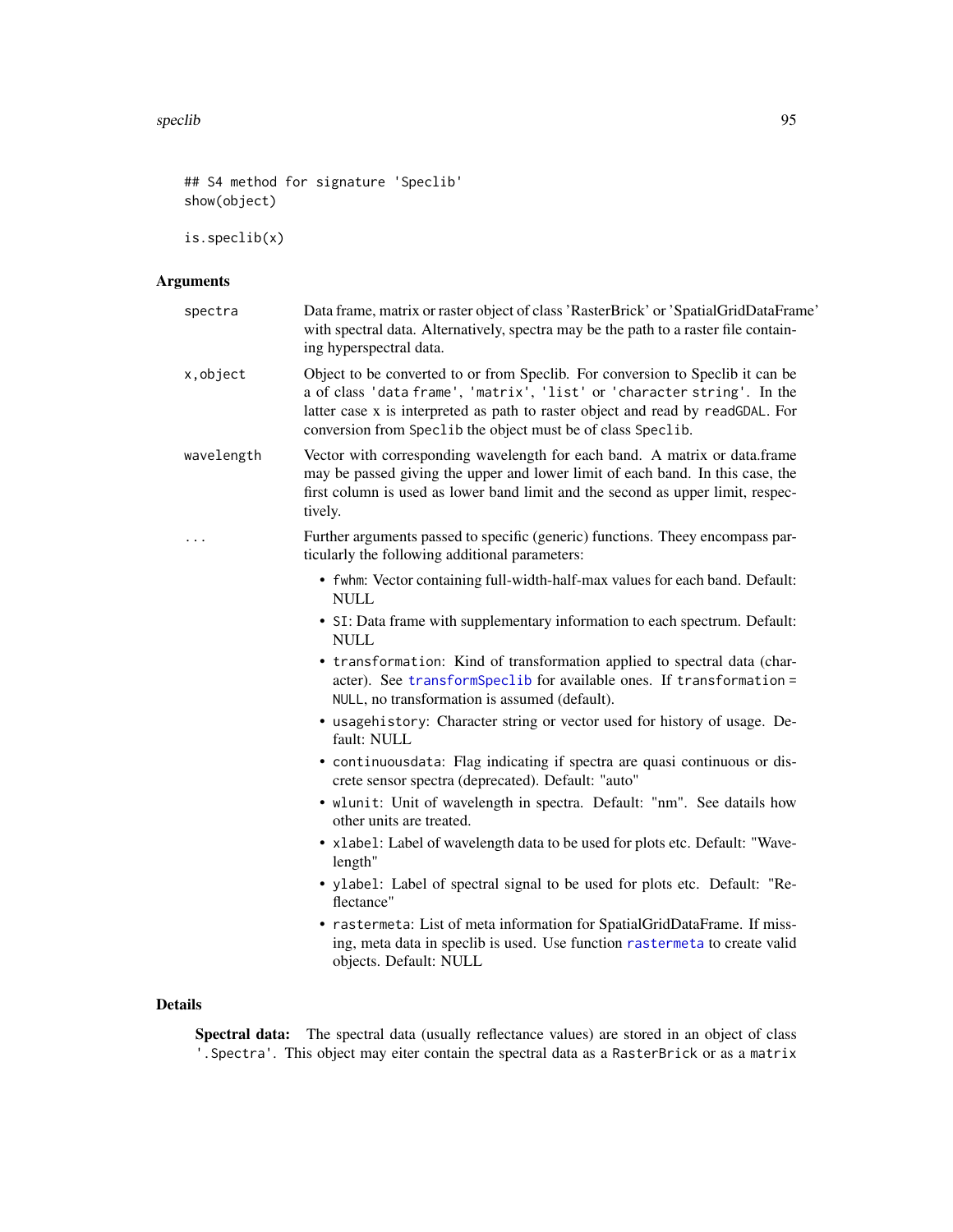```
## S4 method for signature 'Speclib'
show(object)

is.speclib(x)
```

## Arguments

- `spectra` — Data frame, matrix or raster object of class 'RasterBrick' or 'SpatialGridDataFrame' with spectral data. Alternatively, spectra may be the path to a raster file containing hyperspectral data.
- `x,object` — Object to be converted to or from Speclib. For conversion to Speclib it can be a of class 'data frame', 'matrix', 'list' or 'character string'. In the latter case x is interpreted as path to raster object and read by readGDAL. For conversion from Speclib the object must be of class Speclib.
- `wavelength` — Vector with corresponding wavelength for each band. A matrix or data.frame may be passed giving the upper and lower limit of each band. In this case, the first column is used as lower band limit and the second as upper limit, respectively.
- `...` — Further arguments passed to specific (generic) functions. Theey encompass particularly the following additional parameters:
  - `fwhm`: Vector containing full-width-half-max values for each band. Default: NULL
  - `SI`: Data frame with supplementary information to each spectrum. Default: NULL
  - `transformation`: Kind of transformation applied to spectral data (character). See transformSpeclib for available ones. If transformation = NULL, no transformation is assumed (default).
  - `usagehistory`: Character string or vector used for history of usage. Default: NULL
  - `continuousdata`: Flag indicating if spectra are quasi continuous or discrete sensor spectra (deprecated). Default: "auto"
  - `wlunit`: Unit of wavelength in spectra. Default: "nm". See datails how other units are treated.
  - `xlabel`: Label of wavelength data to be used for plots etc. Default: "Wavelength"
  - `ylabel`: Label of spectral signal to be used for plots etc. Default: "Reflectance"
  - `rastermeta`: List of meta information for SpatialGridDataFrame. If missing, meta data in speclib is used. Use function rastermeta to create valid objects. Default: NULL

## Details

**Spectral data:** The spectral data (usually reflectance values) are stored in an object of class '.Spectra'. This object may eiter contain the spectral data as a RasterBrick or as a matrix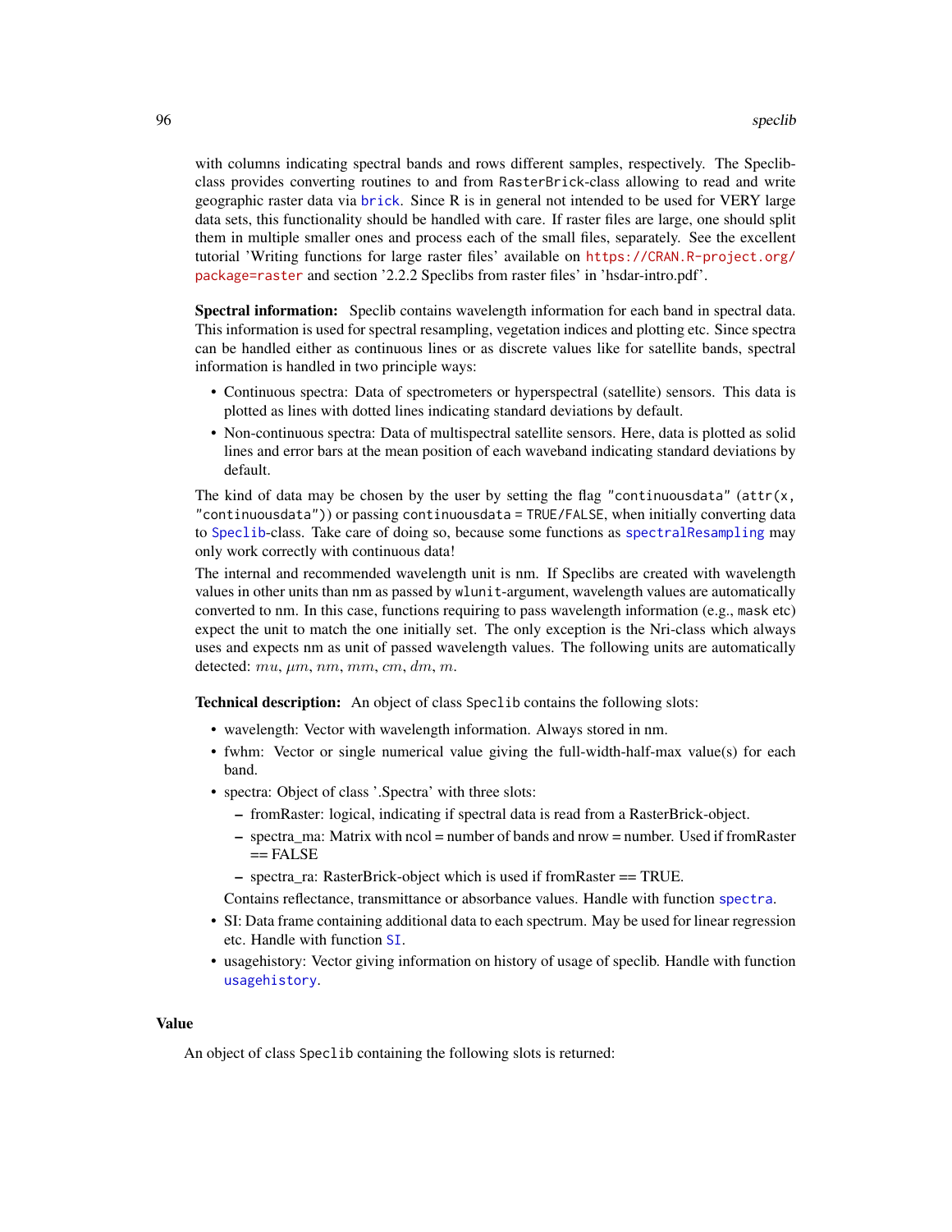with columns indicating spectral bands and rows different samples, respectively. The Speclib-class provides converting routines to and from `RasterBrick`-class allowing to read and write geographic raster data via `brick`. Since R is in general not intended to be used for VERY large data sets, this functionality should be handled with care. If raster files are large, one should split them in multiple smaller ones and process each of the small files, separately. See the excellent tutorial 'Writing functions for large raster files' available on https://CRAN.R-project.org/package=raster and section '2.2.2 Speclibs from raster files' in 'hsdar-intro.pdf'.

**Spectral information:** Speclib contains wavelength information for each band in spectral data. This information is used for spectral resampling, vegetation indices and plotting etc. Since spectra can be handled either as continuous lines or as discrete values like for satellite bands, spectral information is handled in two principle ways:

- Continuous spectra: Data of spectrometers or hyperspectral (satellite) sensors. This data is plotted as lines with dotted lines indicating standard deviations by default.
- Non-continuous spectra: Data of multispectral satellite sensors. Here, data is plotted as solid lines and error bars at the mean position of each waveband indicating standard deviations by default.

The kind of data may be chosen by the user by setting the flag `"continuousdata"` (`attr(x, "continuousdata")`) or passing `continuousdata = TRUE/FALSE`, when initially converting data to `Speclib`-class. Take care of doing so, because some functions as `spectralResampling` may only work correctly with continuous data!

The internal and recommended wavelength unit is nm. If Speclibs are created with wavelength values in other units than nm as passed by `wlunit`-argument, wavelength values are automatically converted to nm. In this case, functions requiring to pass wavelength information (e.g., `mask` etc) expect the unit to match the one initially set. The only exception is the Nri-class which always uses and expects nm as unit of passed wavelength values. The following units are automatically detected: $mu$, $\mu m$, $nm$, $mm$, $cm$, $dm$, $m$.

**Technical description:** An object of class `Speclib` contains the following slots:

- wavelength: Vector with wavelength information. Always stored in nm.
- fwhm: Vector or single numerical value giving the full-width-half-max value(s) for each band.
- spectra: Object of class '.Spectra' with three slots:
  - fromRaster: logical, indicating if spectral data is read from a RasterBrick-object.
  - spectra_ma: Matrix with ncol = number of bands and nrow = number. Used if fromRaster == FALSE
  - spectra_ra: RasterBrick-object which is used if fromRaster == TRUE.

  Contains reflectance, transmittance or absorbance values. Handle with function `spectra`.
- SI: Data frame containing additional data to each spectrum. May be used for linear regression etc. Handle with function `SI`.
- usagehistory: Vector giving information on history of usage of speclib. Handle with function `usagehistory`.

## Value

An object of class `Speclib` containing the following slots is returned: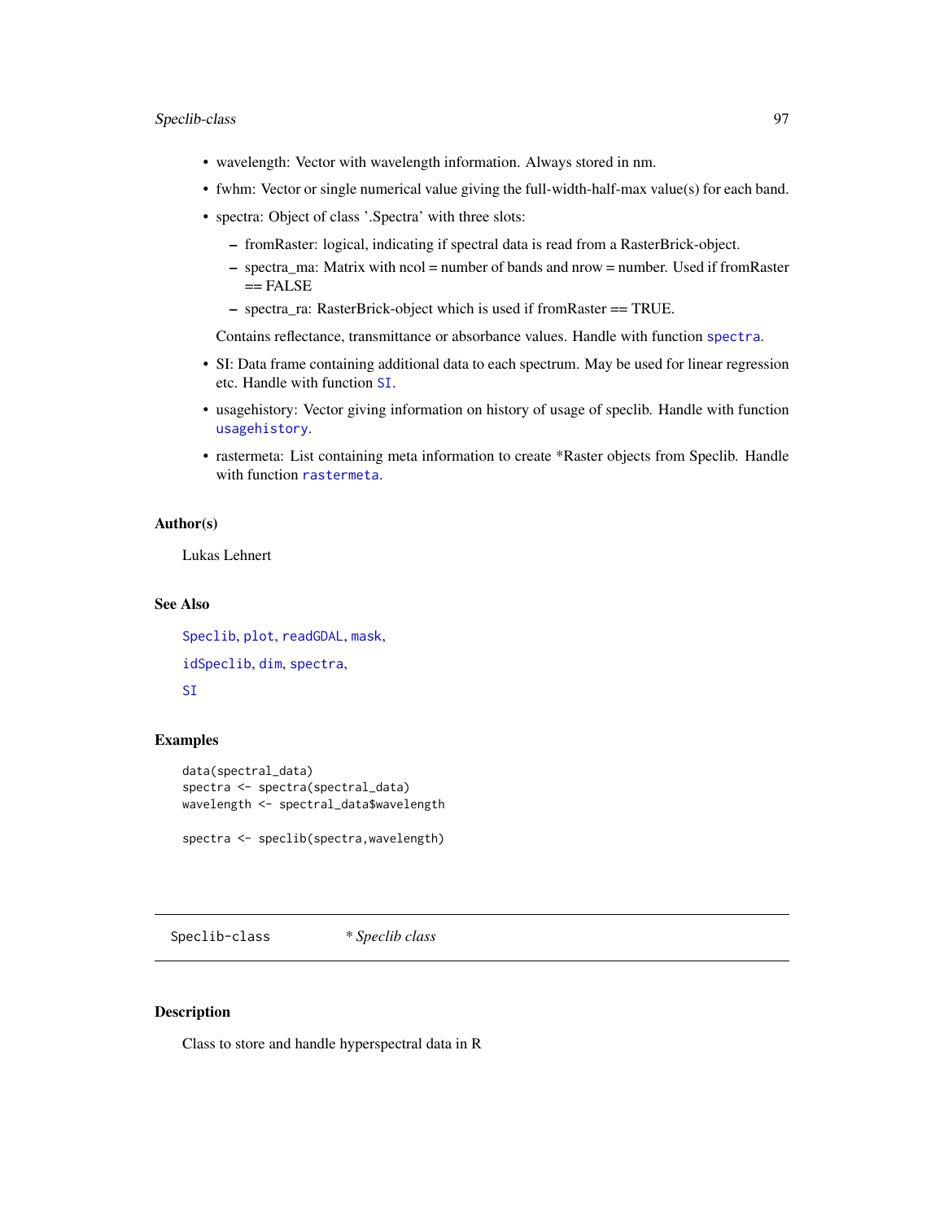- wavelength: Vector with wavelength information. Always stored in nm.
- fwhm: Vector or single numerical value giving the full-width-half-max value(s) for each band.
- spectra: Object of class '.Spectra' with three slots:
  - fromRaster: logical, indicating if spectral data is read from a RasterBrick-object.
  - spectra_ma: Matrix with ncol = number of bands and nrow = number. Used if fromRaster == FALSE
  - spectra_ra: RasterBrick-object which is used if fromRaster == TRUE.

  Contains reflectance, transmittance or absorbance values. Handle with function `spectra`.
- SI: Data frame containing additional data to each spectrum. May be used for linear regression etc. Handle with function `SI`.
- usagehistory: Vector giving information on history of usage of speclib. Handle with function `usagehistory`.
- rastermeta: List containing meta information to create *Raster objects from Speclib. Handle with function `rastermeta`.

### Author(s)

Lukas Lehnert

### See Also

`Speclib`, `plot`, `readGDAL`, `mask`,

`idSpeclib`, `dim`, `spectra`,

`SI`

### Examples

```
data(spectral_data)
spectra <- spectra(spectral_data)
wavelength <- spectral_data$wavelength

spectra <- speclib(spectra,wavelength)
```

---

## Speclib-class &nbsp;&nbsp;&nbsp; *\* Speclib class*

---

### Description

Class to store and handle hyperspectral data in R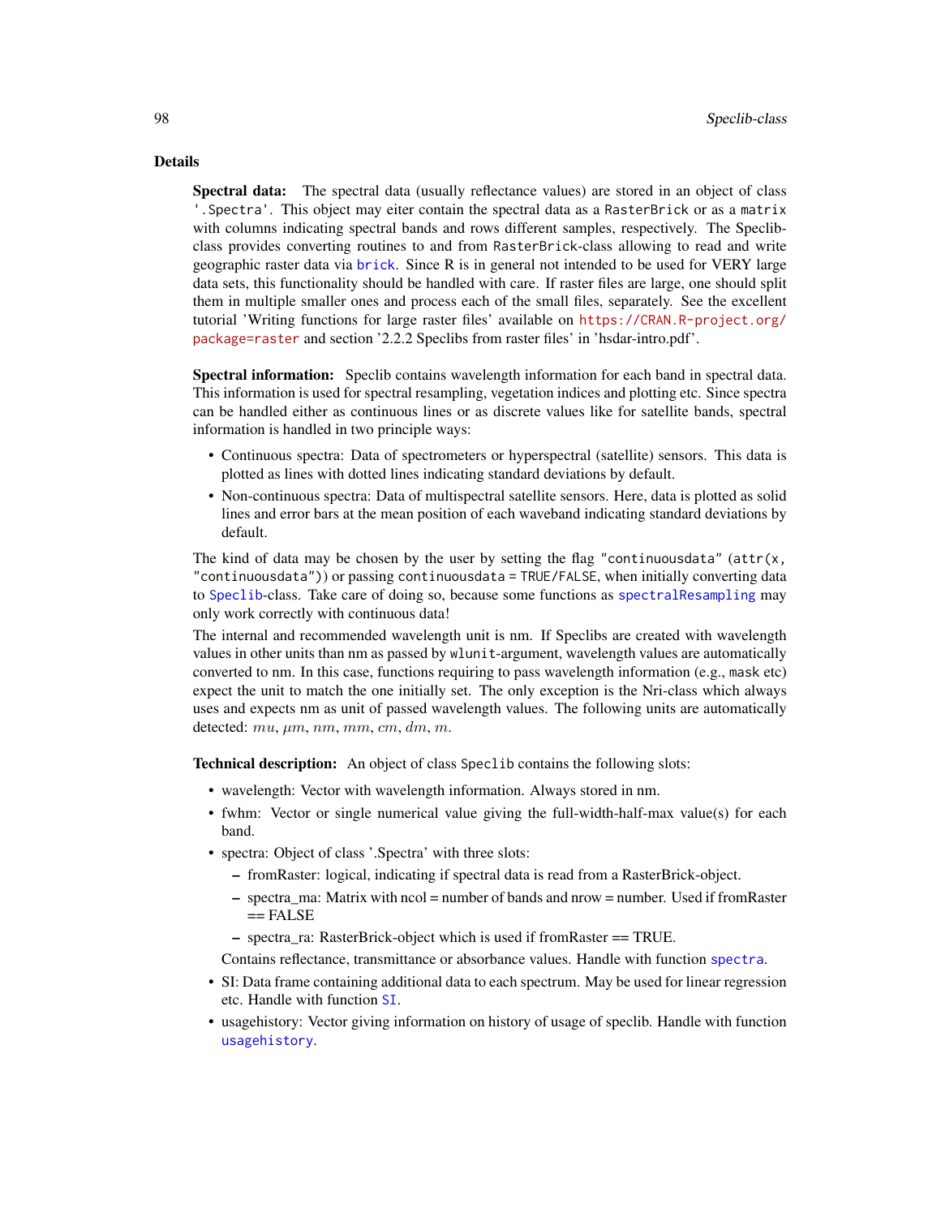## Details

**Spectral data:** The spectral data (usually reflectance values) are stored in an object of class `'.Spectra'`. This object may eiter contain the spectral data as a `RasterBrick` or as a `matrix` with columns indicating spectral bands and rows different samples, respectively. The Speclib-class provides converting routines to and from `RasterBrick`-class allowing to read and write geographic raster data via `brick`. Since R is in general not intended to be used for VERY large data sets, this functionality should be handled with care. If raster files are large, one should split them in multiple smaller ones and process each of the small files, separately. See the excellent tutorial 'Writing functions for large raster files' available on https://CRAN.R-project.org/package=raster and section '2.2.2 Speclibs from raster files' in 'hsdar-intro.pdf'.

**Spectral information:** Speclib contains wavelength information for each band in spectral data. This information is used for spectral resampling, vegetation indices and plotting etc. Since spectra can be handled either as continuous lines or as discrete values like for satellite bands, spectral information is handled in two principle ways:

- Continuous spectra: Data of spectrometers or hyperspectral (satellite) sensors. This data is plotted as lines with dotted lines indicating standard deviations by default.
- Non-continuous spectra: Data of multispectral satellite sensors. Here, data is plotted as solid lines and error bars at the mean position of each waveband indicating standard deviations by default.

The kind of data may be chosen by the user by setting the flag `"continuousdata"` (`attr(x, "continuousdata")`) or passing `continuousdata = TRUE/FALSE`, when initially converting data to `Speclib`-class. Take care of doing so, because some functions as `spectralResampling` may only work correctly with continuous data!

The internal and recommended wavelength unit is nm. If Speclibs are created with wavelength values in other units than nm as passed by `wlunit`-argument, wavelength values are automatically converted to nm. In this case, functions requiring to pass wavelength information (e.g., `mask` etc) expect the unit to match the one initially set. The only exception is the Nri-class which always uses and expects nm as unit of passed wavelength values. The following units are automatically detected: $mu$, $\mu m$, $nm$, $mm$, $cm$, $dm$, $m$.

**Technical description:** An object of class `Speclib` contains the following slots:

- wavelength: Vector with wavelength information. Always stored in nm.
- fwhm: Vector or single numerical value giving the full-width-half-max value(s) for each band.
- spectra: Object of class '.Spectra' with three slots:
  - fromRaster: logical, indicating if spectral data is read from a RasterBrick-object.
  - spectra_ma: Matrix with ncol = number of bands and nrow = number. Used if fromRaster == FALSE
  - spectra_ra: RasterBrick-object which is used if fromRaster == TRUE.

  Contains reflectance, transmittance or absorbance values. Handle with function `spectra`.
- SI: Data frame containing additional data to each spectrum. May be used for linear regression etc. Handle with function `SI`.
- usagehistory: Vector giving information on history of usage of speclib. Handle with function `usagehistory`.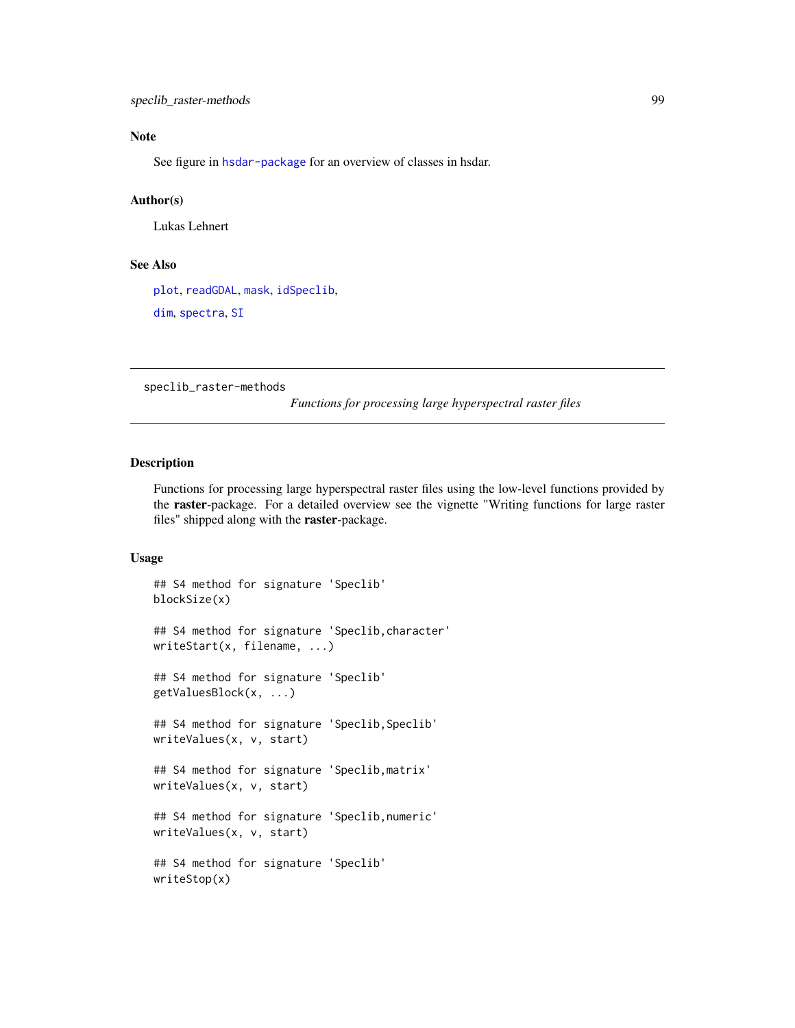### Note

See figure in hsdar-package for an overview of classes in hsdar.

### Author(s)

Lukas Lehnert

### See Also

plot, readGDAL, mask, idSpeclib,

dim, spectra, SI

---

## speclib_raster-methods

*Functions for processing large hyperspectral raster files*

---

### Description

Functions for processing large hyperspectral raster files using the low-level functions provided by the **raster**-package. For a detailed overview see the vignette "Writing functions for large raster files" shipped along with the **raster**-package.

### Usage

```
## S4 method for signature 'Speclib'
blockSize(x)

## S4 method for signature 'Speclib,character'
writeStart(x, filename, ...)

## S4 method for signature 'Speclib'
getValuesBlock(x, ...)

## S4 method for signature 'Speclib,Speclib'
writeValues(x, v, start)

## S4 method for signature 'Speclib,matrix'
writeValues(x, v, start)

## S4 method for signature 'Speclib,numeric'
writeValues(x, v, start)

## S4 method for signature 'Speclib'
writeStop(x)
```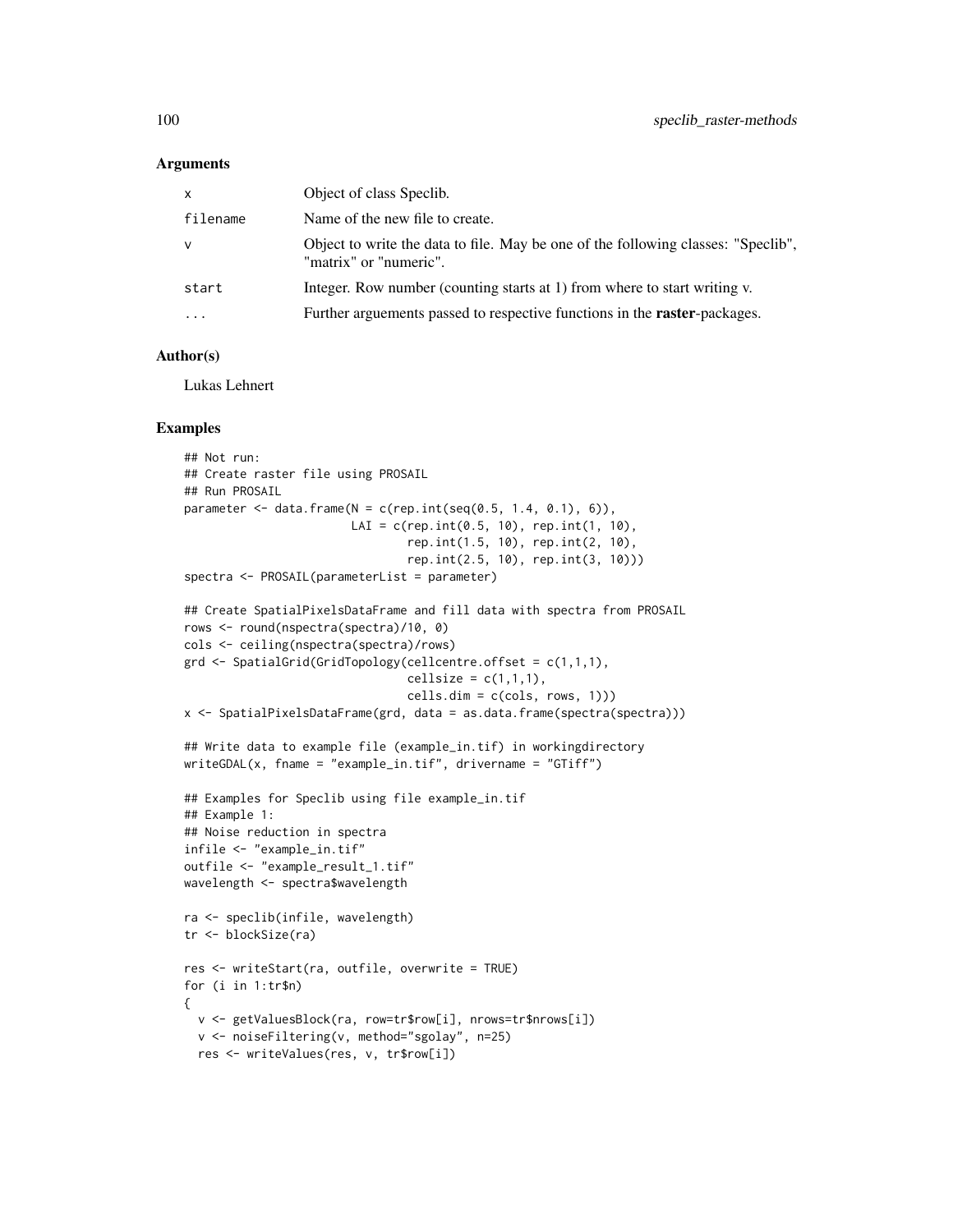### Arguments

| | |
|---|---|
| x | Object of class Speclib. |
| filename | Name of the new file to create. |
| v | Object to write the data to file. May be one of the following classes: "Speclib", "matrix" or "numeric". |
| start | Integer. Row number (counting starts at 1) from where to start writing v. |
| ... | Further arguements passed to respective functions in the **raster**-packages. |

### Author(s)

Lukas Lehnert

### Examples

```
## Not run:
## Create raster file using PROSAIL
## Run PROSAIL
parameter <- data.frame(N = c(rep.int(seq(0.5, 1.4, 0.1), 6)),
                        LAI = c(rep.int(0.5, 10), rep.int(1, 10),
                                rep.int(1.5, 10), rep.int(2, 10),
                                rep.int(2.5, 10), rep.int(3, 10)))
spectra <- PROSAIL(parameterList = parameter)

## Create SpatialPixelsDataFrame and fill data with spectra from PROSAIL
rows <- round(nspectra(spectra)/10, 0)
cols <- ceiling(nspectra(spectra)/rows)
grd <- SpatialGrid(GridTopology(cellcentre.offset = c(1,1,1),
                                cellsize = c(1,1,1),
                                cells.dim = c(cols, rows, 1)))
x <- SpatialPixelsDataFrame(grd, data = as.data.frame(spectra(spectra)))

## Write data to example file (example_in.tif) in workingdirectory
writeGDAL(x, fname = "example_in.tif", drivername = "GTiff")

## Examples for Speclib using file example_in.tif
## Example 1:
## Noise reduction in spectra
infile <- "example_in.tif"
outfile <- "example_result_1.tif"
wavelength <- spectra$wavelength

ra <- speclib(infile, wavelength)
tr <- blockSize(ra)

res <- writeStart(ra, outfile, overwrite = TRUE)
for (i in 1:tr$n)
{
  v <- getValuesBlock(ra, row=tr$row[i], nrows=tr$nrows[i])
  v <- noiseFiltering(v, method="sgolay", n=25)
  res <- writeValues(res, v, tr$row[i])
```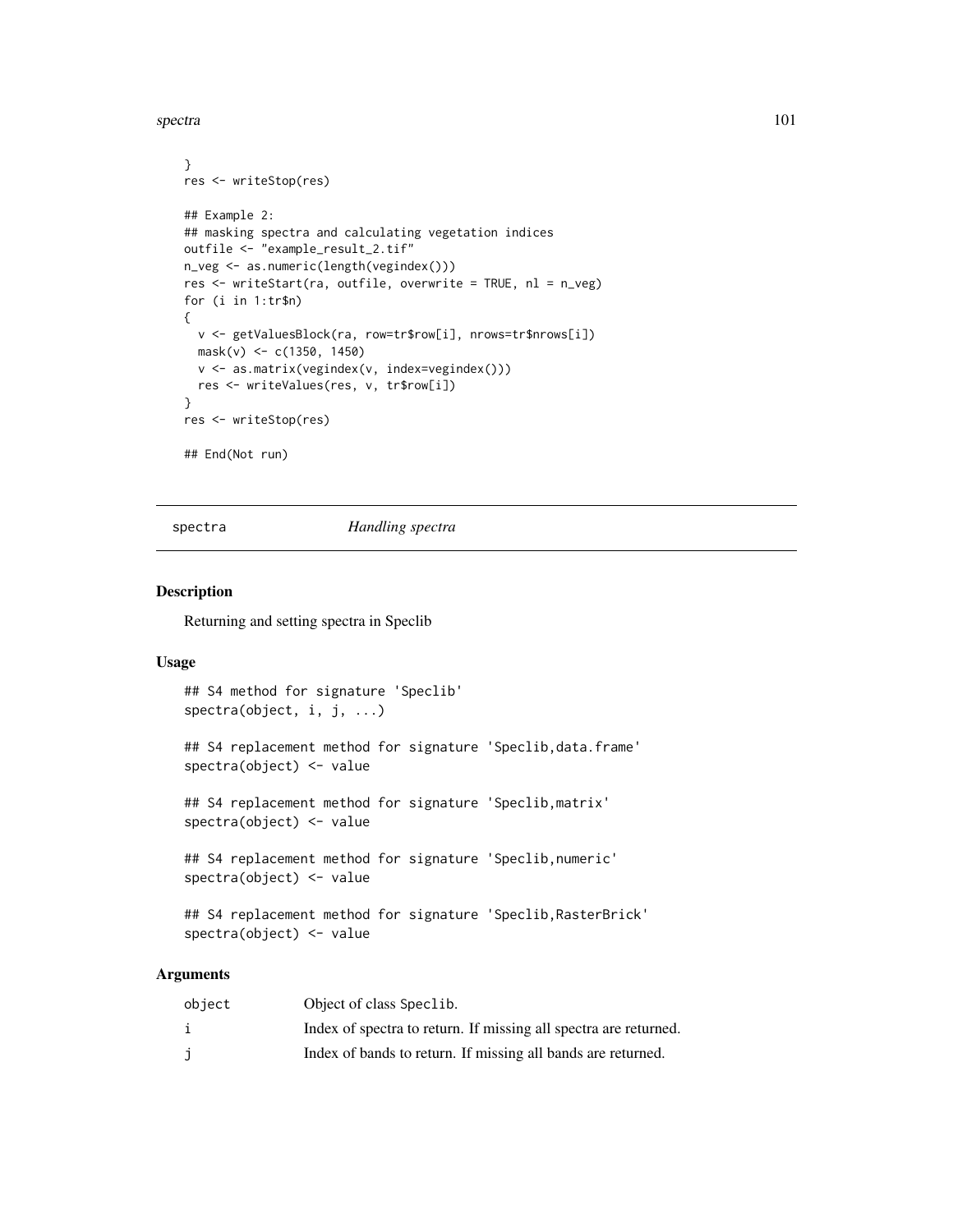```
}
res <- writeStop(res)

## Example 2:
## masking spectra and calculating vegetation indices
outfile <- "example_result_2.tif"
n_veg <- as.numeric(length(vegindex()))
res <- writeStart(ra, outfile, overwrite = TRUE, nl = n_veg)
for (i in 1:tr$n)
{
  v <- getValuesBlock(ra, row=tr$row[i], nrows=tr$nrows[i])
  mask(v) <- c(1350, 1450)
  v <- as.matrix(vegindex(v, index=vegindex()))
  res <- writeValues(res, v, tr$row[i])
}
res <- writeStop(res)

## End(Not run)
```

## spectra *Handling spectra*

### Description

Returning and setting spectra in Speclib

### Usage

```
## S4 method for signature 'Speclib'
spectra(object, i, j, ...)

## S4 replacement method for signature 'Speclib,data.frame'
spectra(object) <- value

## S4 replacement method for signature 'Speclib,matrix'
spectra(object) <- value

## S4 replacement method for signature 'Speclib,numeric'
spectra(object) <- value

## S4 replacement method for signature 'Speclib,RasterBrick'
spectra(object) <- value
```

### Arguments

| | |
|---|---|
| object | Object of class Speclib. |
| i | Index of spectra to return. If missing all spectra are returned. |
| j | Index of bands to return. If missing all bands are returned. |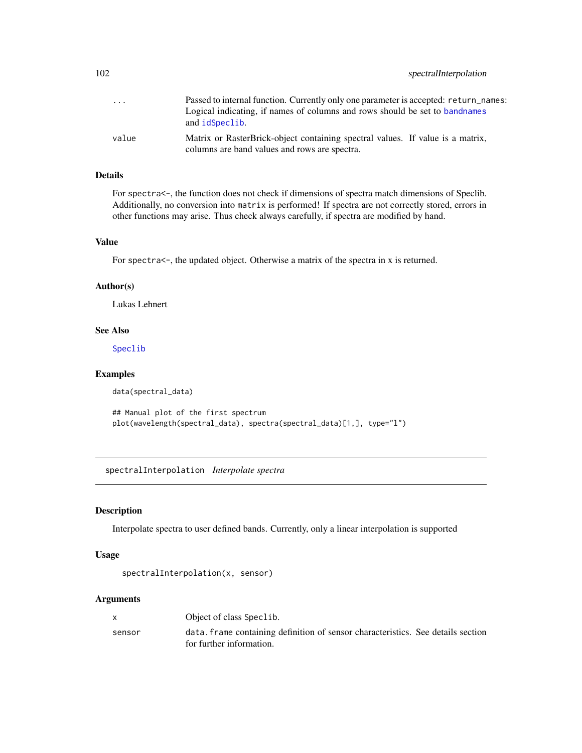| | |
|---|---|
| ... | Passed to internal function. Currently only one parameter is accepted: `return_names`: Logical indicating, if names of columns and rows should be set to `bandnames` and `idSpeclib`. |
| value | Matrix or RasterBrick-object containing spectral values. If value is a matrix, columns are band values and rows are spectra. |

## Details

For `spectra<-`, the function does not check if dimensions of spectra match dimensions of Speclib. Additionally, no conversion into `matrix` is performed! If spectra are not correctly stored, errors in other functions may arise. Thus check always carefully, if spectra are modified by hand.

## Value

For `spectra<-`, the updated object. Otherwise a matrix of the spectra in x is returned.

## Author(s)

Lukas Lehnert

## See Also

`Speclib`

## Examples

```
data(spectral_data)

## Manual plot of the first spectrum
plot(wavelength(spectral_data), spectra(spectral_data)[1,], type="l")
```

---

# spectralInterpolation *Interpolate spectra*

## Description

Interpolate spectra to user defined bands. Currently, only a linear interpolation is supported

## Usage

```
spectralInterpolation(x, sensor)
```

## Arguments

| | |
|---|---|
| x | Object of class `Speclib`. |
| sensor | `data.frame` containing definition of sensor characteristics. See details section for further information. |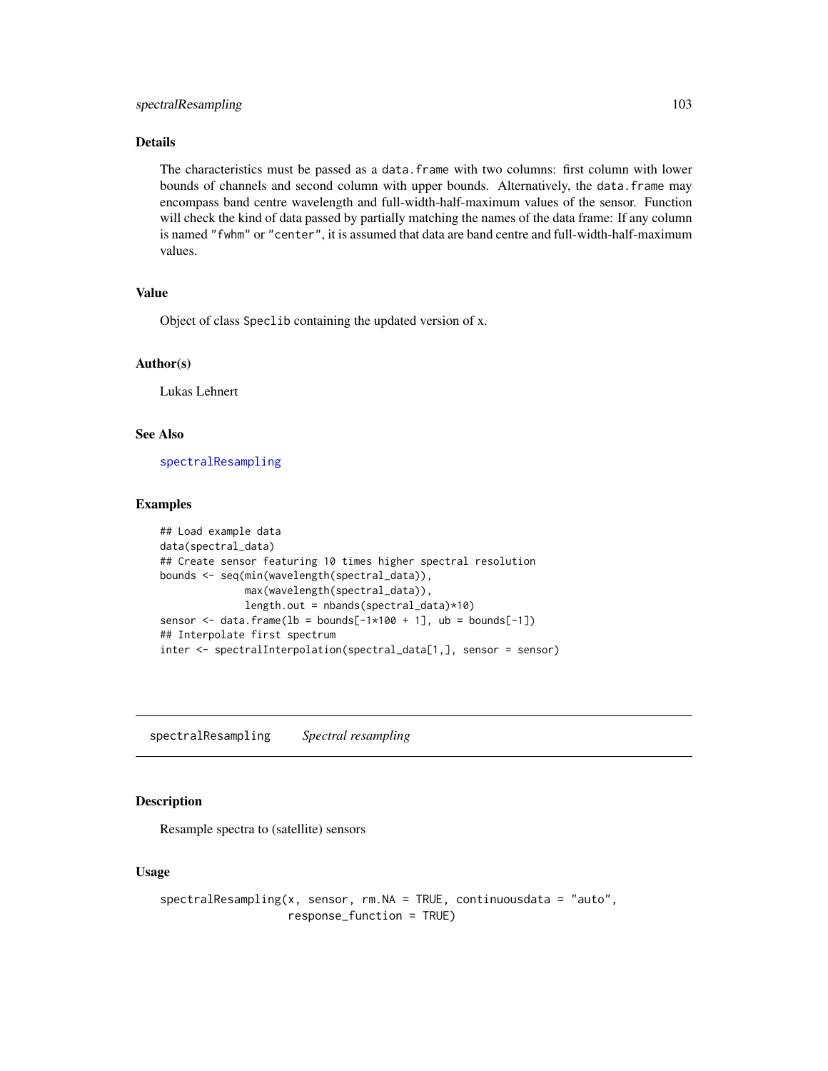### Details

The characteristics must be passed as a `data.frame` with two columns: first column with lower bounds of channels and second column with upper bounds. Alternatively, the `data.frame` may encompass band centre wavelength and full-width-half-maximum values of the sensor. Function will check the kind of data passed by partially matching the names of the data frame: If any column is named `"fwhm"` or `"center"`, it is assumed that data are band centre and full-width-half-maximum values.

### Value

Object of class `Speclib` containing the updated version of x.

### Author(s)

Lukas Lehnert

### See Also

spectralResampling

### Examples

```
## Load example data
data(spectral_data)
## Create sensor featuring 10 times higher spectral resolution
bounds <- seq(min(wavelength(spectral_data)),
              max(wavelength(spectral_data)),
              length.out = nbands(spectral_data)*10)
sensor <- data.frame(lb = bounds[-1*100 + 1], ub = bounds[-1])
## Interpolate first spectrum
inter <- spectralInterpolation(spectral_data[1,], sensor = sensor)
```

---

## spectralResampling    *Spectral resampling*

### Description

Resample spectra to (satellite) sensors

### Usage

```
spectralResampling(x, sensor, rm.NA = TRUE, continuousdata = "auto",
                   response_function = TRUE)
```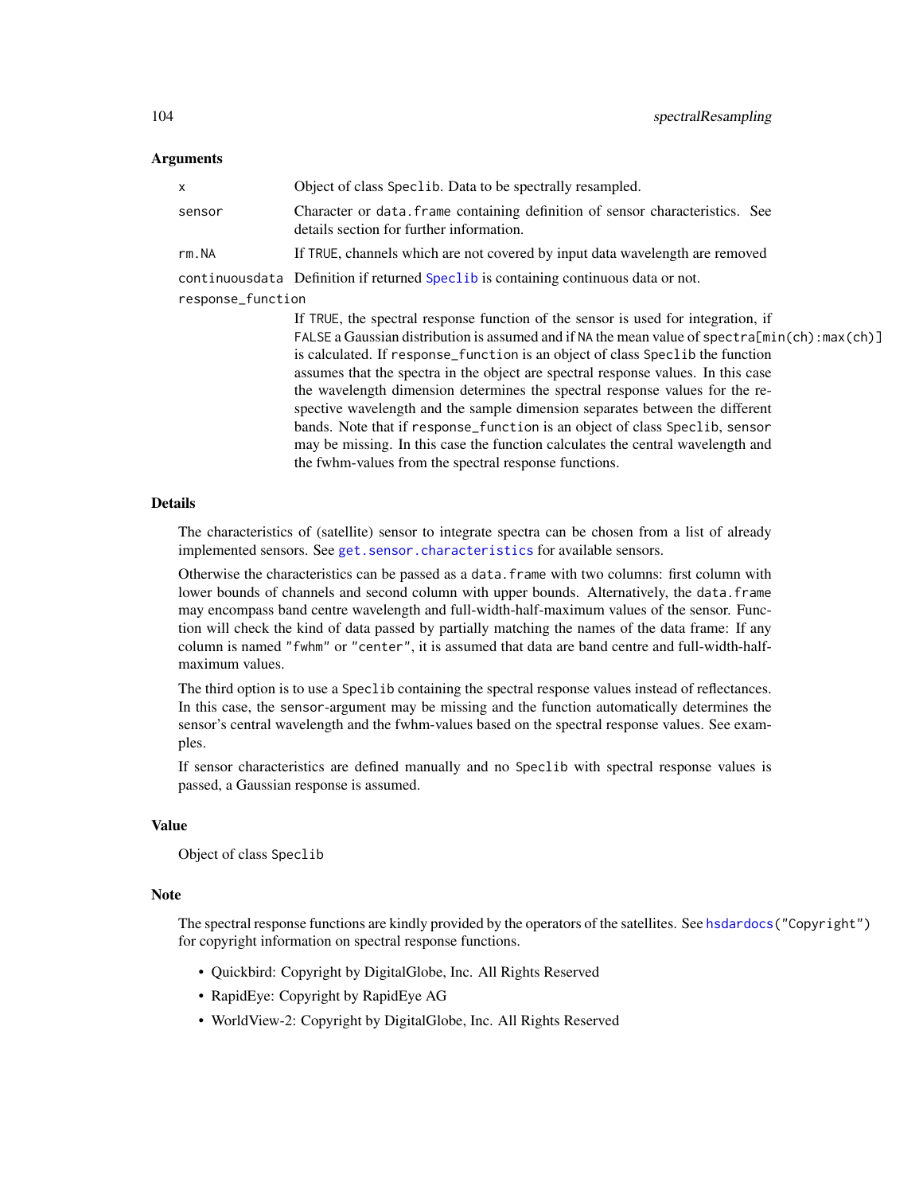## Arguments

| | |
|---|---|
| `x` | Object of class `Speclib`. Data to be spectrally resampled. |
| `sensor` | Character or `data.frame` containing definition of sensor characteristics. See details section for further information. |
| `rm.NA` | If `TRUE`, channels which are not covered by input data wavelength are removed |
| `continuousdata` | Definition if returned `Speclib` is containing continuous data or not. |
| `response_function` | If `TRUE`, the spectral response function of the sensor is used for integration, if `FALSE` a Gaussian distribution is assumed and if `NA` the mean value of `spectra[min(ch):max(ch)]` is calculated. If `response_function` is an object of class `Speclib` the function assumes that the spectra in the object are spectral response values. In this case the wavelength dimension determines the spectral response values for the respective wavelength and the sample dimension separates between the different bands. Note that if `response_function` is an object of class `Speclib`, `sensor` may be missing. In this case the function calculates the central wavelength and the fwhm-values from the spectral response functions. |

## Details

The characteristics of (satellite) sensor to integrate spectra can be chosen from a list of already implemented sensors. See `get.sensor.characteristics` for available sensors.

Otherwise the characteristics can be passed as a `data.frame` with two columns: first column with lower bounds of channels and second column with upper bounds. Alternatively, the `data.frame` may encompass band centre wavelength and full-width-half-maximum values of the sensor. Function will check the kind of data passed by partially matching the names of the data frame: If any column is named `"fwhm"` or `"center"`, it is assumed that data are band centre and full-width-half-maximum values.

The third option is to use a `Speclib` containing the spectral response values instead of reflectances. In this case, the `sensor`-argument may be missing and the function automatically determines the sensor's central wavelength and the fwhm-values based on the spectral response values. See examples.

If sensor characteristics are defined manually and no `Speclib` with spectral response values is passed, a Gaussian response is assumed.

## Value

Object of class `Speclib`

## Note

The spectral response functions are kindly provided by the operators of the satellites. See `hsdardocs("Copyright")` for copyright information on spectral response functions.

- Quickbird: Copyright by DigitalGlobe, Inc. All Rights Reserved
- RapidEye: Copyright by RapidEye AG
- WorldView-2: Copyright by DigitalGlobe, Inc. All Rights Reserved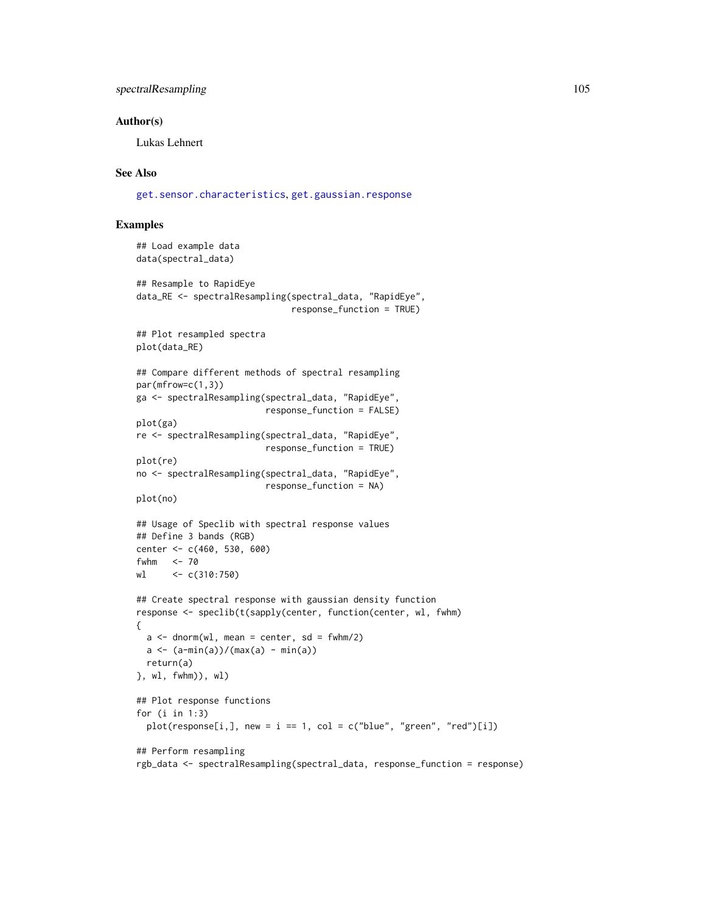## Author(s)

Lukas Lehnert

## See Also

get.sensor.characteristics, get.gaussian.response

## Examples

```
## Load example data
data(spectral_data)

## Resample to RapidEye
data_RE <- spectralResampling(spectral_data, "RapidEye",
                              response_function = TRUE)

## Plot resampled spectra
plot(data_RE)

## Compare different methods of spectral resampling
par(mfrow=c(1,3))
ga <- spectralResampling(spectral_data, "RapidEye",
                         response_function = FALSE)
plot(ga)
re <- spectralResampling(spectral_data, "RapidEye",
                         response_function = TRUE)
plot(re)
no <- spectralResampling(spectral_data, "RapidEye",
                         response_function = NA)
plot(no)

## Usage of Speclib with spectral response values
## Define 3 bands (RGB)
center <- c(460, 530, 600)
fwhm   <- 70
wl     <- c(310:750)

## Create spectral response with gaussian density function
response <- speclib(t(sapply(center, function(center, wl, fwhm)
{
  a <- dnorm(wl, mean = center, sd = fwhm/2)
  a <- (a-min(a))/(max(a) - min(a))
  return(a)
}, wl, fwhm)), wl)

## Plot response functions
for (i in 1:3)
  plot(response[i,], new = i == 1, col = c("blue", "green", "red")[i])

## Perform resampling
rgb_data <- spectralResampling(spectral_data, response_function = response)
```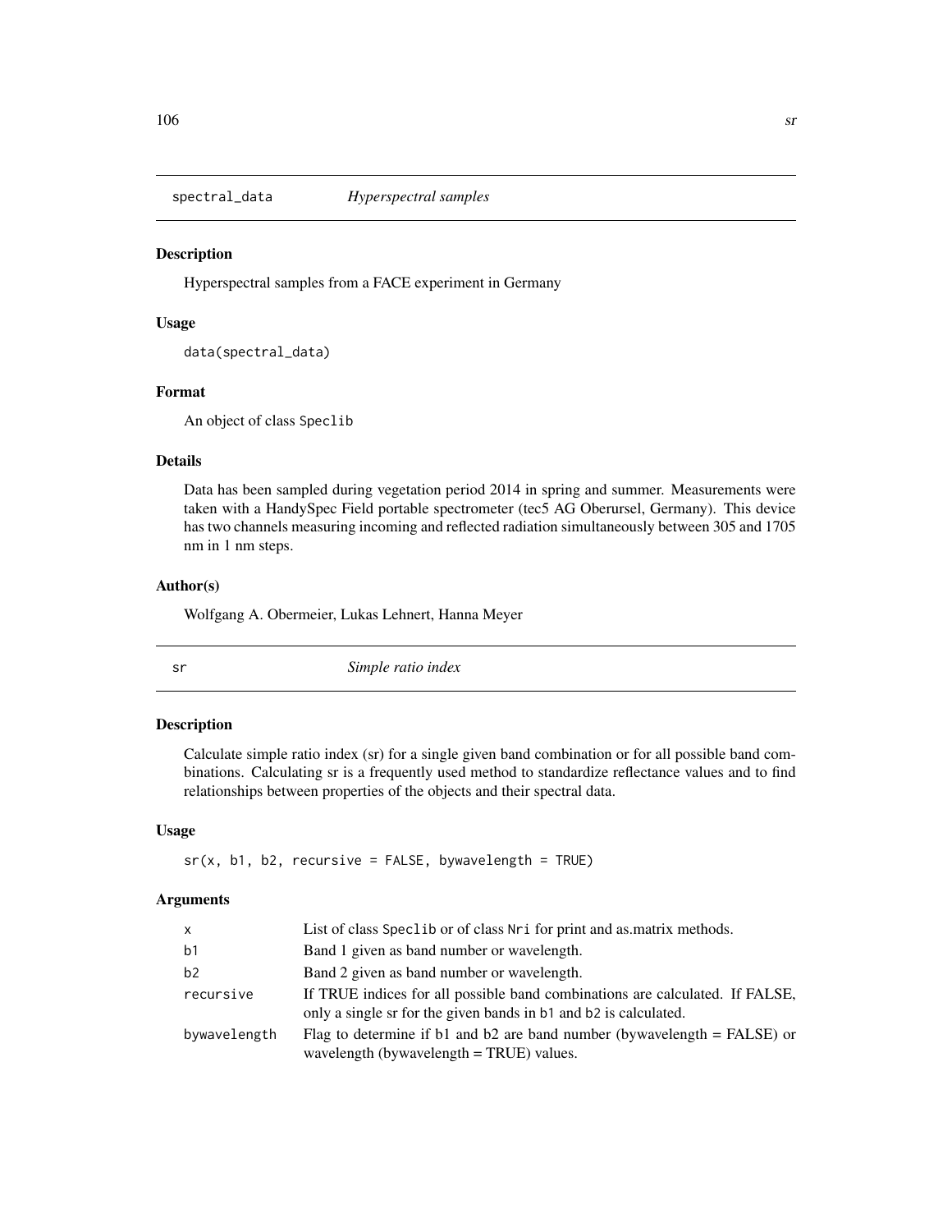## spectral_data *Hyperspectral samples*

### Description

Hyperspectral samples from a FACE experiment in Germany

### Usage

```
data(spectral_data)
```

### Format

An object of class Speclib

### Details

Data has been sampled during vegetation period 2014 in spring and summer. Measurements were taken with a HandySpec Field portable spectrometer (tec5 AG Oberursel, Germany). This device has two channels measuring incoming and reflected radiation simultaneously between 305 and 1705 nm in 1 nm steps.

### Author(s)

Wolfgang A. Obermeier, Lukas Lehnert, Hanna Meyer

## sr *Simple ratio index*

### Description

Calculate simple ratio index (sr) for a single given band combination or for all possible band combinations. Calculating sr is a frequently used method to standardize reflectance values and to find relationships between properties of the objects and their spectral data.

### Usage

```
sr(x, b1, b2, recursive = FALSE, bywavelength = TRUE)
```

### Arguments

| | |
|---|---|
| x | List of class Speclib or of class Nri for print and as.matrix methods. |
| b1 | Band 1 given as band number or wavelength. |
| b2 | Band 2 given as band number or wavelength. |
| recursive | If TRUE indices for all possible band combinations are calculated. If FALSE, only a single sr for the given bands in b1 and b2 is calculated. |
| bywavelength | Flag to determine if b1 and b2 are band number (bywavelength = FALSE) or wavelength (bywavelength = TRUE) values. |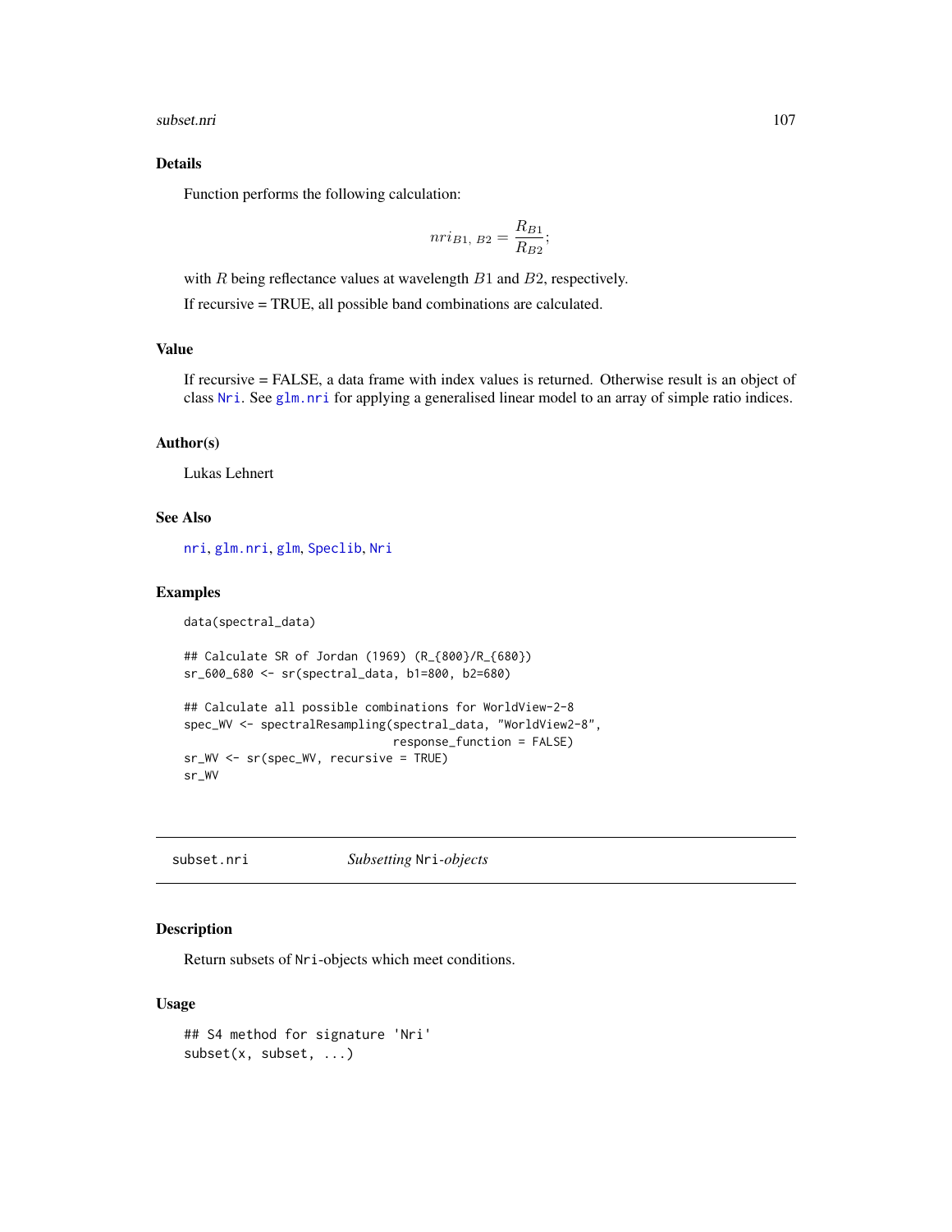## Details

Function performs the following calculation:

$$nri_{B1,\ B2} = \frac{R_{B1}}{R_{B2}};$$

with $R$ being reflectance values at wavelength $B1$ and $B2$, respectively.

If recursive = TRUE, all possible band combinations are calculated.

## Value

If recursive = FALSE, a data frame with index values is returned. Otherwise result is an object of class Nri. See glm.nri for applying a generalised linear model to an array of simple ratio indices.

## Author(s)

Lukas Lehnert

## See Also

nri, glm.nri, glm, Speclib, Nri

## Examples

```
data(spectral_data)

## Calculate SR of Jordan (1969) (R_{800}/R_{680})
sr_600_680 <- sr(spectral_data, b1=800, b2=680)

## Calculate all possible combinations for WorldView-2-8
spec_WV <- spectralResampling(spectral_data, "WorldView2-8",
                              response_function = FALSE)
sr_WV <- sr(spec_WV, recursive = TRUE)
sr_WV
```

---

# subset.nri — *Subsetting* `Nri`*-objects*

## Description

Return subsets of `Nri`-objects which meet conditions.

## Usage

```
## S4 method for signature 'Nri'
subset(x, subset, ...)
```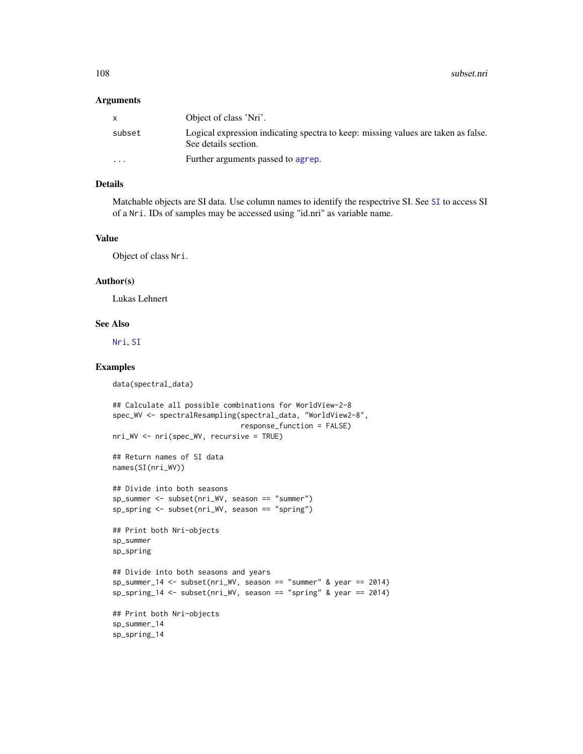### Arguments

| | |
|---|---|
| x | Object of class 'Nri'. |
| subset | Logical expression indicating spectra to keep: missing values are taken as false. See details section. |
| ... | Further arguments passed to agrep. |

### Details

Matchable objects are SI data. Use column names to identify the respectrive SI. See SI to access SI of a Nri. IDs of samples may be accessed using "id.nri" as variable name.

### Value

Object of class Nri.

### Author(s)

Lukas Lehnert

### See Also

Nri, SI

### Examples

```
data(spectral_data)

## Calculate all possible combinations for WorldView-2-8
spec_WV <- spectralResampling(spectral_data, "WorldView2-8",
                              response_function = FALSE)
nri_WV <- nri(spec_WV, recursive = TRUE)

## Return names of SI data
names(SI(nri_WV))

## Divide into both seasons
sp_summer <- subset(nri_WV, season == "summer")
sp_spring <- subset(nri_WV, season == "spring")

## Print both Nri-objects
sp_summer
sp_spring

## Divide into both seasons and years
sp_summer_14 <- subset(nri_WV, season == "summer" & year == 2014)
sp_spring_14 <- subset(nri_WV, season == "spring" & year == 2014)

## Print both Nri-objects
sp_summer_14
sp_spring_14
```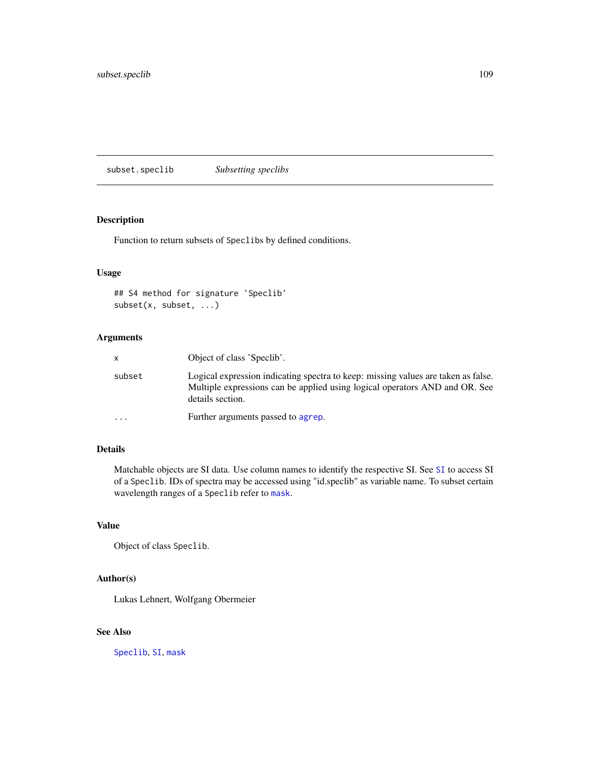## subset.speclib *Subsetting speclibs*

### Description

Function to return subsets of `Speclibs` by defined conditions.

### Usage

```
## S4 method for signature 'Speclib'
subset(x, subset, ...)
```

### Arguments

| | |
|---|---|
| `x` | Object of class 'Speclib'. |
| `subset` | Logical expression indicating spectra to keep: missing values are taken as false. Multiple expressions can be applied using logical operators AND and OR. See details section. |
| `...` | Further arguments passed to `agrep`. |

### Details

Matchable objects are SI data. Use column names to identify the respective SI. See `SI` to access SI of a `Speclib`. IDs of spectra may be accessed using "id.speclib" as variable name. To subset certain wavelength ranges of a `Speclib` refer to `mask`.

### Value

Object of class `Speclib`.

### Author(s)

Lukas Lehnert, Wolfgang Obermeier

### See Also

`Speclib`, `SI`, `mask`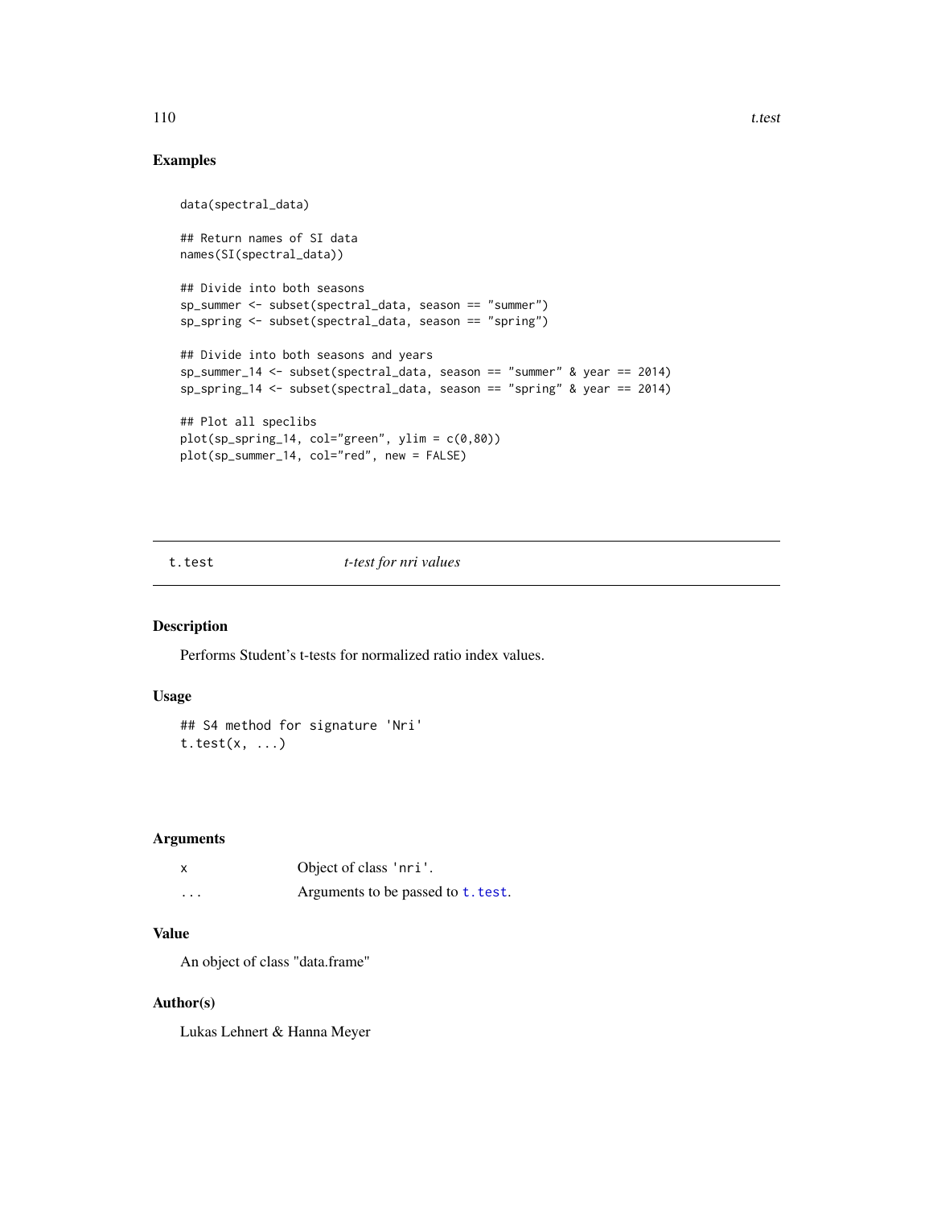## Examples

```
data(spectral_data)

## Return names of SI data
names(SI(spectral_data))

## Divide into both seasons
sp_summer <- subset(spectral_data, season == "summer")
sp_spring <- subset(spectral_data, season == "spring")

## Divide into both seasons and years
sp_summer_14 <- subset(spectral_data, season == "summer" & year == 2014)
sp_spring_14 <- subset(spectral_data, season == "spring" & year == 2014)

## Plot all speclibs
plot(sp_spring_14, col="green", ylim = c(0,80))
plot(sp_summer_14, col="red", new = FALSE)
```

---

# t.test *t-test for nri values*

---

## Description

Performs Student's t-tests for normalized ratio index values.

## Usage

```
## S4 method for signature 'Nri'
t.test(x, ...)
```

## Arguments

| | |
|---|---|
| x | Object of class 'nri'. |
| ... | Arguments to be passed to t.test. |

## Value

An object of class "data.frame"

## Author(s)

Lukas Lehnert & Hanna Meyer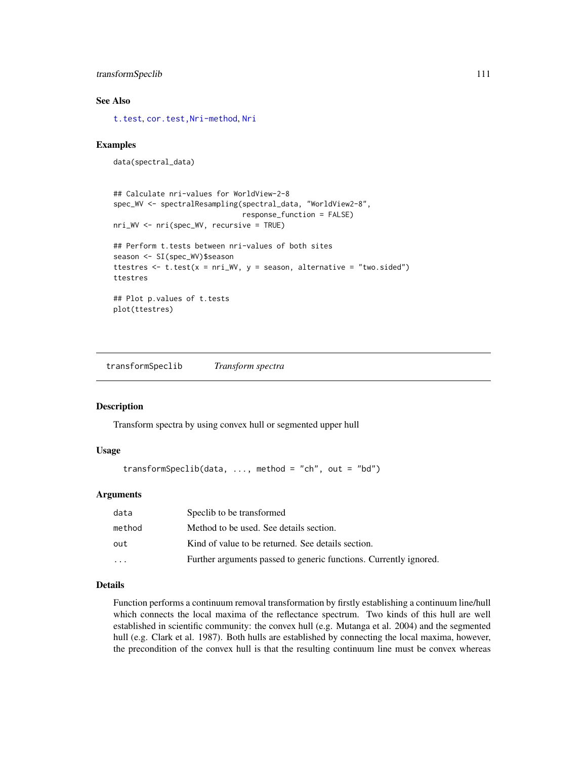### See Also

t.test, cor.test,Nri-method, Nri

### Examples

```
data(spectral_data)


## Calculate nri-values for WorldView-2-8
spec_WV <- spectralResampling(spectral_data, "WorldView2-8",
                              response_function = FALSE)
nri_WV <- nri(spec_WV, recursive = TRUE)

## Perform t.tests between nri-values of both sites
season <- SI(spec_WV)$season
ttestres <- t.test(x = nri_WV, y = season, alternative = "two.sided")
ttestres

## Plot p.values of t.tests
plot(ttestres)
```

---

## transformSpeclib *Transform spectra*

### Description

Transform spectra by using convex hull or segmented upper hull

### Usage

```
transformSpeclib(data, ..., method = "ch", out = "bd")
```

### Arguments

| | |
|---|---|
| data | Speclib to be transformed |
| method | Method to be used. See details section. |
| out | Kind of value to be returned. See details section. |
| ... | Further arguments passed to generic functions. Currently ignored. |

### Details

Function performs a continuum removal transformation by firstly establishing a continuum line/hull which connects the local maxima of the reflectance spectrum. Two kinds of this hull are well established in scientific community: the convex hull (e.g. Mutanga et al. 2004) and the segmented hull (e.g. Clark et al. 1987). Both hulls are established by connecting the local maxima, however, the precondition of the convex hull is that the resulting continuum line must be convex whereas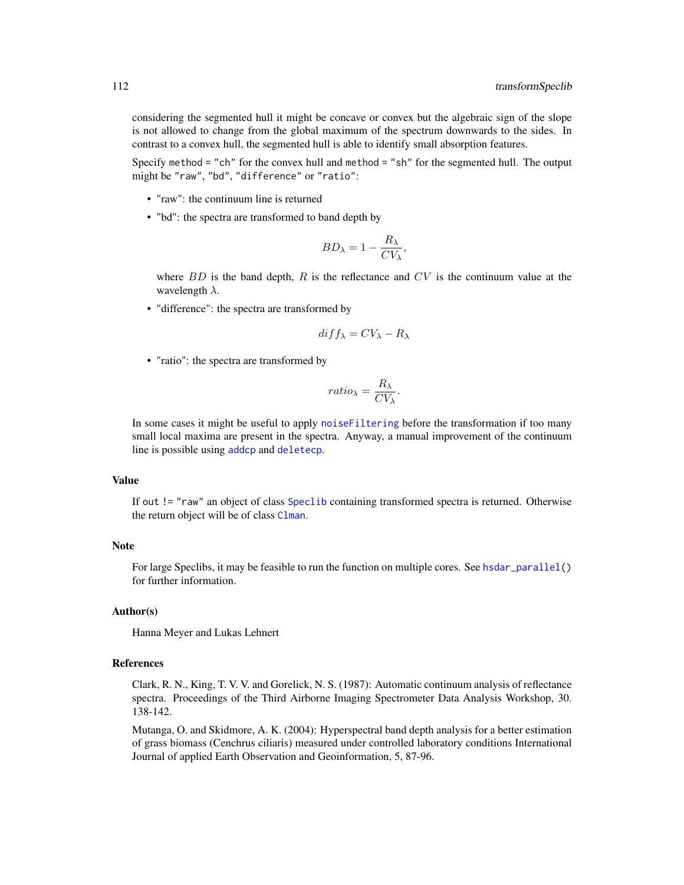considering the segmented hull it might be concave or convex but the algebraic sign of the slope is not allowed to change from the global maximum of the spectrum downwards to the sides. In contrast to a convex hull, the segmented hull is able to identify small absorption features.

Specify `method = "ch"` for the convex hull and `method = "sh"` for the segmented hull. The output might be `"raw"`, `"bd"`, `"difference"` or `"ratio"`:

- "raw": the continuum line is returned
- "bd": the spectra are transformed to band depth by

  $$BD_\lambda = 1 - \frac{R_\lambda}{CV_\lambda},$$

  where $BD$ is the band depth, $R$ is the reflectance and $CV$ is the continuum value at the wavelength $\lambda$.
- "difference": the spectra are transformed by

  $$diff_\lambda = CV_\lambda - R_\lambda$$

- "ratio": the spectra are transformed by

  $$ratio_\lambda = \frac{R_\lambda}{CV_\lambda}.$$

In some cases it might be useful to apply `noiseFiltering` before the transformation if too many small local maxima are present in the spectra. Anyway, a manual improvement of the continuum line is possible using `addcp` and `deletecp`.

## Value

If `out != "raw"` an object of class `Speclib` containing transformed spectra is returned. Otherwise the return object will be of class `Clman`.

## Note

For large Speclibs, it may be feasible to run the function on multiple cores. See `hsdar_parallel()` for further information.

## Author(s)

Hanna Meyer and Lukas Lehnert

## References

Clark, R. N., King, T. V. V. and Gorelick, N. S. (1987): Automatic continuum analysis of reflectance spectra. Proceedings of the Third Airborne Imaging Spectrometer Data Analysis Workshop, 30. 138-142.

Mutanga, O. and Skidmore, A. K. (2004): Hyperspectral band depth analysis for a better estimation of grass biomass (Cenchrus ciliaris) measured under controlled laboratory conditions International Journal of applied Earth Observation and Geoinformation, 5, 87-96.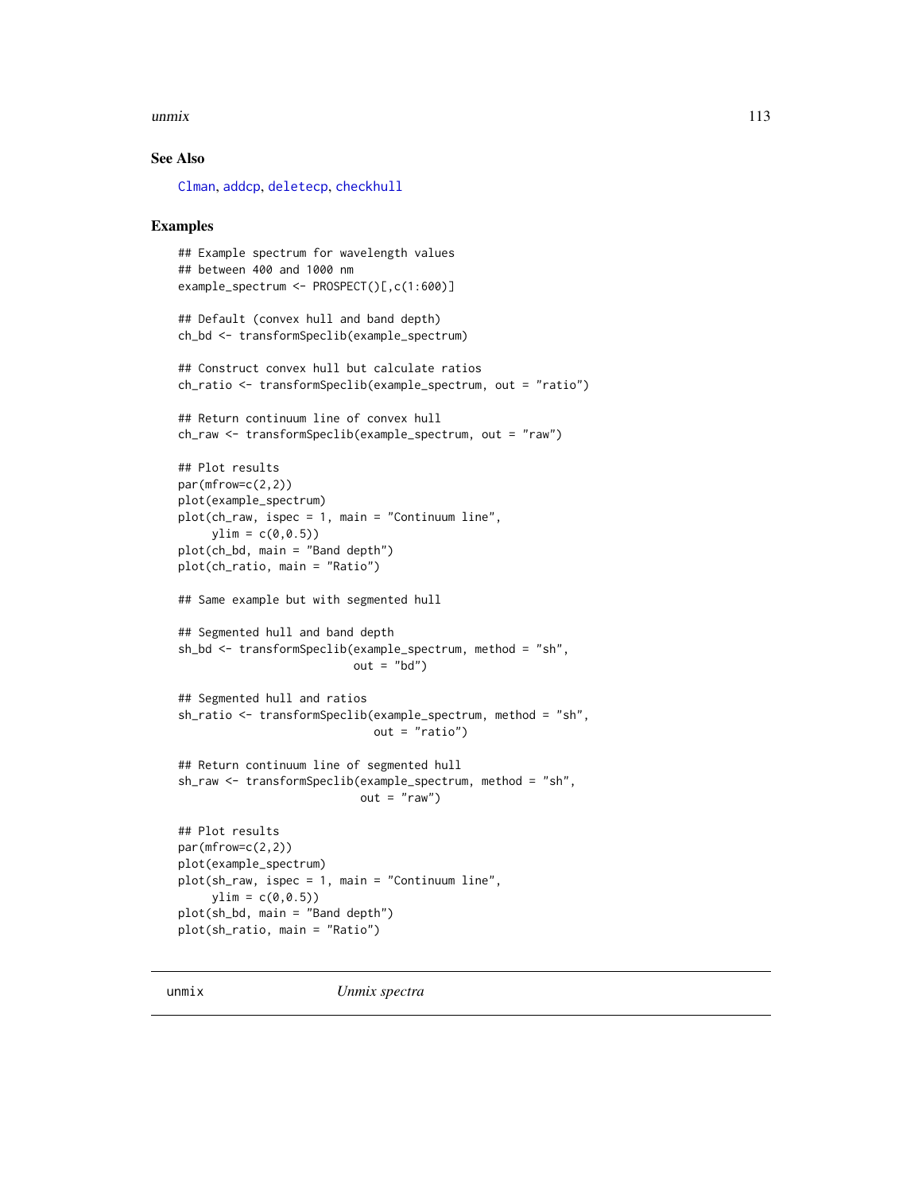## See Also

Clman, addcp, deletecp, checkhull

## Examples

```
## Example spectrum for wavelength values
## between 400 and 1000 nm
example_spectrum <- PROSPECT()[,c(1:600)]

## Default (convex hull and band depth)
ch_bd <- transformSpeclib(example_spectrum)

## Construct convex hull but calculate ratios
ch_ratio <- transformSpeclib(example_spectrum, out = "ratio")

## Return continuum line of convex hull
ch_raw <- transformSpeclib(example_spectrum, out = "raw")

## Plot results
par(mfrow=c(2,2))
plot(example_spectrum)
plot(ch_raw, ispec = 1, main = "Continuum line",
     ylim = c(0,0.5))
plot(ch_bd, main = "Band depth")
plot(ch_ratio, main = "Ratio")

## Same example but with segmented hull

## Segmented hull and band depth
sh_bd <- transformSpeclib(example_spectrum, method = "sh",
                          out = "bd")

## Segmented hull and ratios
sh_ratio <- transformSpeclib(example_spectrum, method = "sh",
                             out = "ratio")

## Return continuum line of segmented hull
sh_raw <- transformSpeclib(example_spectrum, method = "sh",
                           out = "raw")

## Plot results
par(mfrow=c(2,2))
plot(example_spectrum)
plot(sh_raw, ispec = 1, main = "Continuum line",
     ylim = c(0,0.5))
plot(sh_bd, main = "Band depth")
plot(sh_ratio, main = "Ratio")
```

---

# unmix    *Unmix spectra*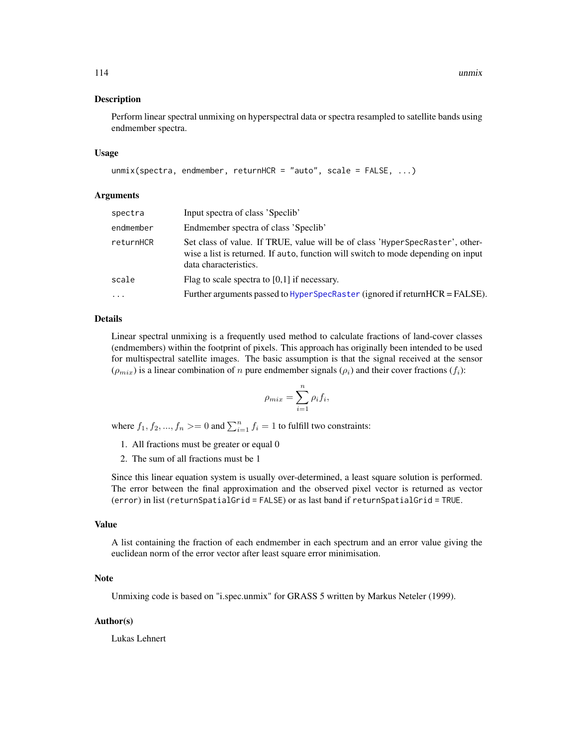## Description

Perform linear spectral unmixing on hyperspectral data or spectra resampled to satellite bands using endmember spectra.

## Usage

```
unmix(spectra, endmember, returnHCR = "auto", scale = FALSE, ...)
```

## Arguments

| | |
|---|---|
| `spectra` | Input spectra of class 'Speclib' |
| `endmember` | Endmember spectra of class 'Speclib' |
| `returnHCR` | Set class of value. If TRUE, value will be of class 'HyperSpecRaster', otherwise a list is returned. If auto, function will switch to mode depending on input data characteristics. |
| `scale` | Flag to scale spectra to [0,1] if necessary. |
| `...` | Further arguments passed to HyperSpecRaster (ignored if returnHCR = FALSE). |

## Details

Linear spectral unmixing is a frequently used method to calculate fractions of land-cover classes (endmembers) within the footprint of pixels. This approach has originally been intended to be used for multispectral satellite images. The basic assumption is that the signal received at the sensor ($\rho_{mix}$) is a linear combination of $n$ pure endmember signals ($\rho_i$) and their cover fractions ($f_i$):

$$\rho_{mix} = \sum_{i=1}^{n} \rho_i f_i,$$

where $f_1, f_2, ..., f_n >= 0$ and $\sum_{i=1}^{n} f_i = 1$ to fulfill two constraints:

1. All fractions must be greater or equal 0
2. The sum of all fractions must be 1

Since this linear equation system is usually over-determined, a least square solution is performed. The error between the final approximation and the observed pixel vector is returned as vector (`error`) in list (`returnSpatialGrid = FALSE`) or as last band if `returnSpatialGrid = TRUE`.

## Value

A list containing the fraction of each endmember in each spectrum and an error value giving the euclidean norm of the error vector after least square error minimisation.

## Note

Unmixing code is based on "i.spec.unmix" for GRASS 5 written by Markus Neteler (1999).

## Author(s)

Lukas Lehnert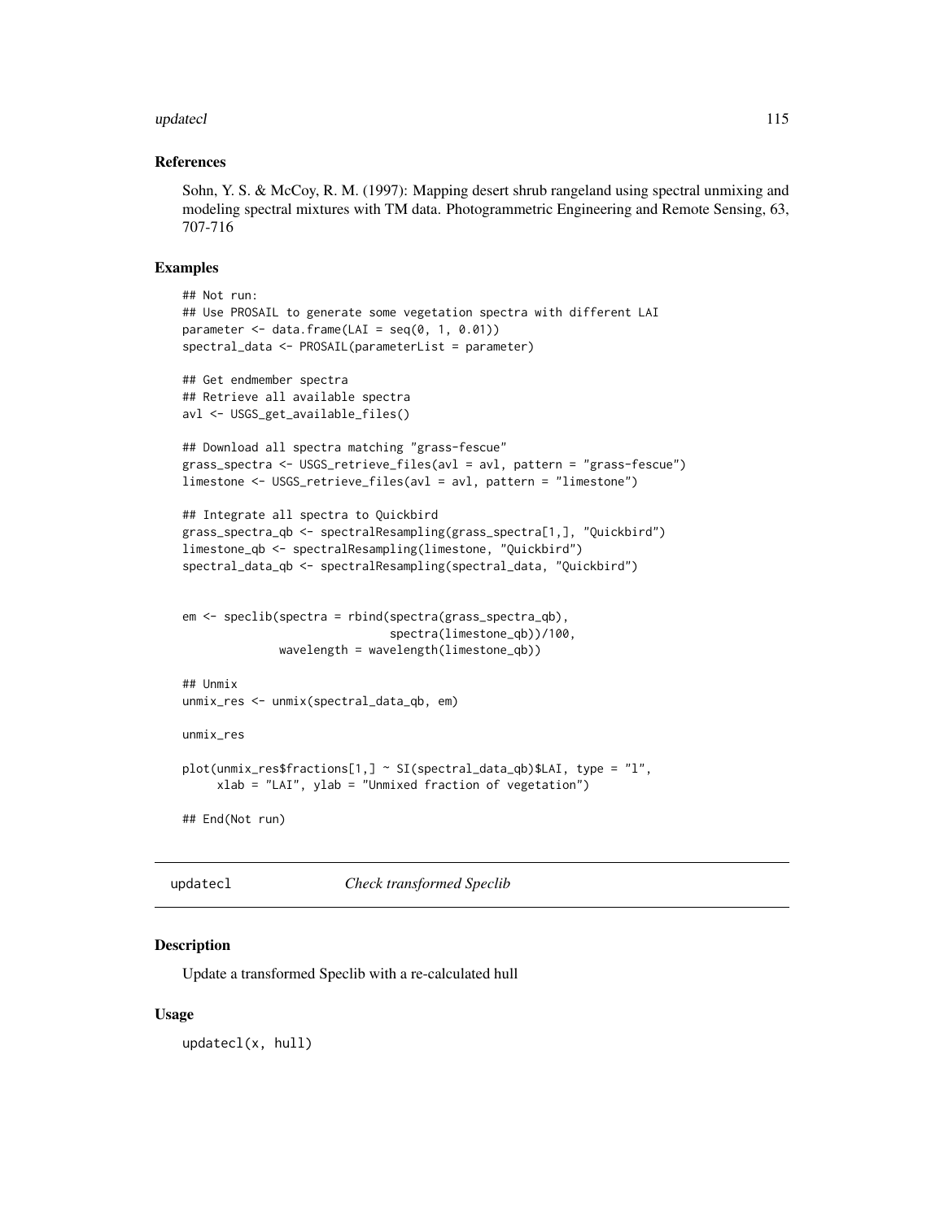### References

Sohn, Y. S. & McCoy, R. M. (1997): Mapping desert shrub rangeland using spectral unmixing and modeling spectral mixtures with TM data. Photogrammetric Engineering and Remote Sensing, 63, 707-716

### Examples

```
## Not run:
## Use PROSAIL to generate some vegetation spectra with different LAI
parameter <- data.frame(LAI = seq(0, 1, 0.01))
spectral_data <- PROSAIL(parameterList = parameter)

## Get endmember spectra
## Retrieve all available spectra
avl <- USGS_get_available_files()

## Download all spectra matching "grass-fescue"
grass_spectra <- USGS_retrieve_files(avl = avl, pattern = "grass-fescue")
limestone <- USGS_retrieve_files(avl = avl, pattern = "limestone")

## Integrate all spectra to Quickbird
grass_spectra_qb <- spectralResampling(grass_spectra[1,], "Quickbird")
limestone_qb <- spectralResampling(limestone, "Quickbird")
spectral_data_qb <- spectralResampling(spectral_data, "Quickbird")


em <- speclib(spectra = rbind(spectra(grass_spectra_qb),
                              spectra(limestone_qb))/100,
              wavelength = wavelength(limestone_qb))

## Unmix
unmix_res <- unmix(spectral_data_qb, em)

unmix_res

plot(unmix_res$fractions[1,] ~ SI(spectral_data_qb)$LAI, type = "l",
     xlab = "LAI", ylab = "Unmixed fraction of vegetation")

## End(Not run)
```

---

## updatecl *Check transformed Speclib*

### Description

Update a transformed Speclib with a re-calculated hull

### Usage

```
updatecl(x, hull)
```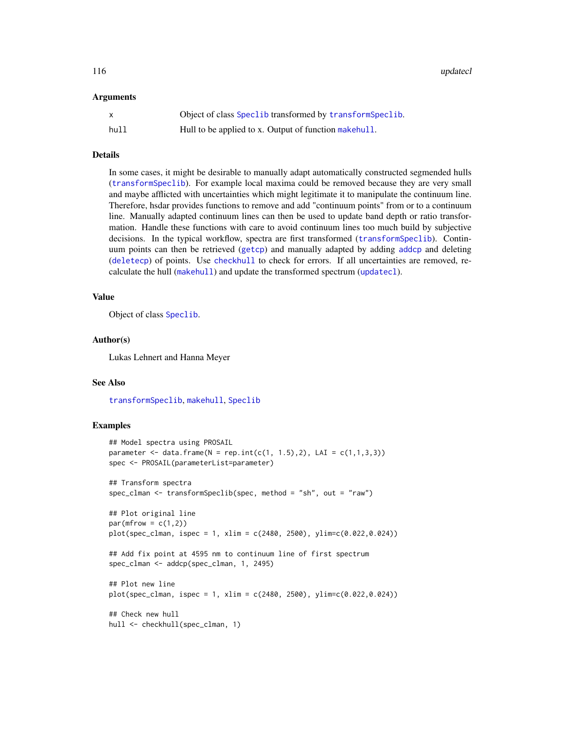### Arguments

| | |
|---|---|
| x | Object of class Speclib transformed by transformSpeclib. |
| hull | Hull to be applied to x. Output of function makehull. |

### Details

In some cases, it might be desirable to manually adapt automatically constructed segmended hulls (transformSpeclib). For example local maxima could be removed because they are very small and maybe afflicted with uncertainties which might legitimate it to manipulate the continuum line. Therefore, hsdar provides functions to remove and add "continuum points" from or to a continuum line. Manually adapted continuum lines can then be used to update band depth or ratio transformation. Handle these functions with care to avoid continuum lines too much build by subjective decisions. In the typical workflow, spectra are first transformed (transformSpeclib). Continuum points can then be retrieved (getcp) and manually adapted by adding addcp and deleting (deletecp) of points. Use checkhull to check for errors. If all uncertainties are removed, recalculate the hull (makehull) and update the transformed spectrum (updatecl).

### Value

Object of class Speclib.

### Author(s)

Lukas Lehnert and Hanna Meyer

### See Also

transformSpeclib, makehull, Speclib

### Examples

```
## Model spectra using PROSAIL
parameter <- data.frame(N = rep.int(c(1, 1.5),2), LAI = c(1,1,3,3))
spec <- PROSAIL(parameterList=parameter)

## Transform spectra
spec_clman <- transformSpeclib(spec, method = "sh", out = "raw")

## Plot original line
par(mfrow = c(1,2))
plot(spec_clman, ispec = 1, xlim = c(2480, 2500), ylim=c(0.022,0.024))

## Add fix point at 4595 nm to continuum line of first spectrum
spec_clman <- addcp(spec_clman, 1, 2495)

## Plot new line
plot(spec_clman, ispec = 1, xlim = c(2480, 2500), ylim=c(0.022,0.024))

## Check new hull
hull <- checkhull(spec_clman, 1)
```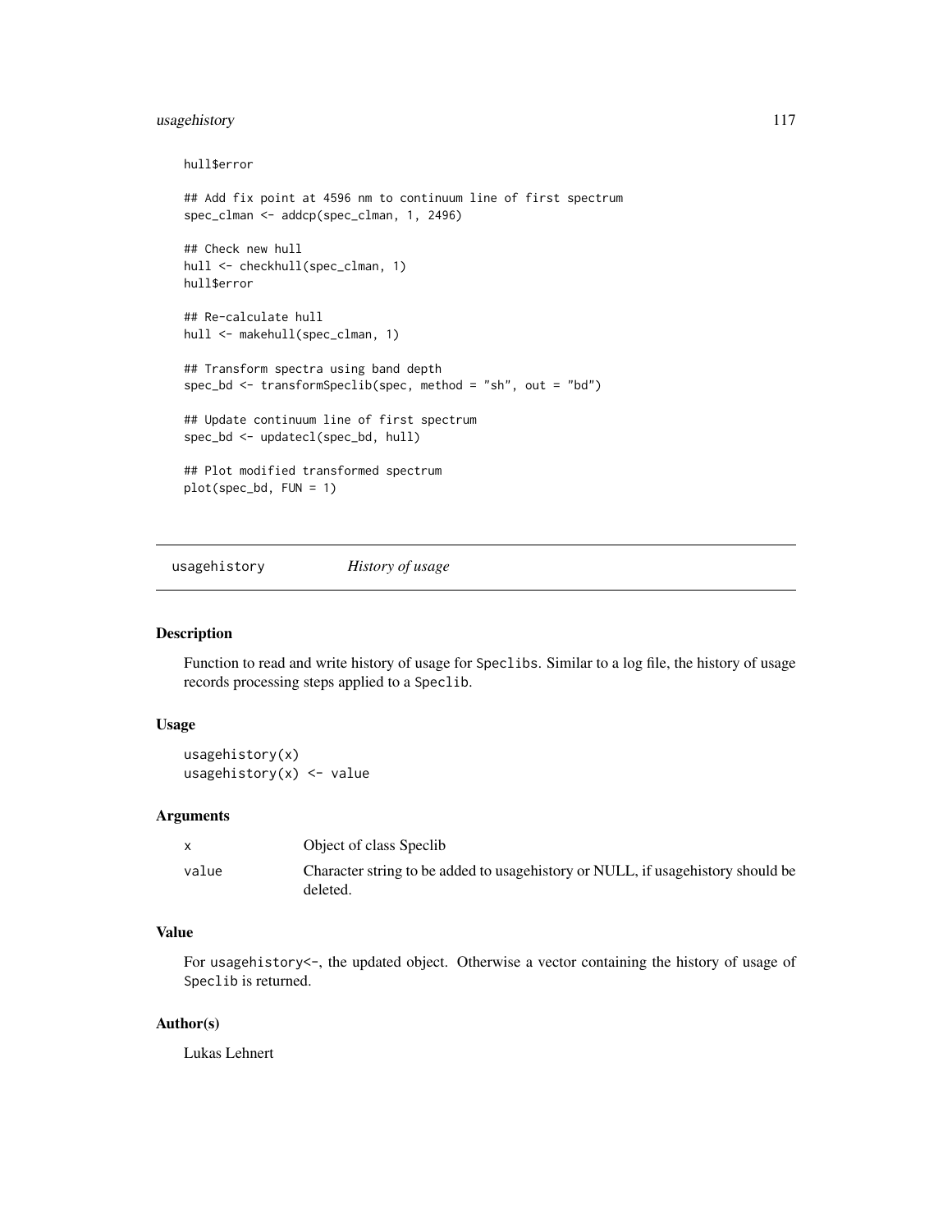```
hull$error

## Add fix point at 4596 nm to continuum line of first spectrum
spec_clman <- addcp(spec_clman, 1, 2496)

## Check new hull
hull <- checkhull(spec_clman, 1)
hull$error

## Re-calculate hull
hull <- makehull(spec_clman, 1)

## Transform spectra using band depth
spec_bd <- transformSpeclib(spec, method = "sh", out = "bd")

## Update continuum line of first spectrum
spec_bd <- updatecl(spec_bd, hull)

## Plot modified transformed spectrum
plot(spec_bd, FUN = 1)
```

---

## usagehistory *History of usage*

---

### Description

Function to read and write history of usage for Speclibs. Similar to a log file, the history of usage records processing steps applied to a Speclib.

### Usage

```
usagehistory(x)
usagehistory(x) <- value
```

### Arguments

| | |
|---|---|
| x | Object of class Speclib |
| value | Character string to be added to usagehistory or NULL, if usagehistory should be deleted. |

### Value

For usagehistory<-, the updated object. Otherwise a vector containing the history of usage of Speclib is returned.

### Author(s)

Lukas Lehnert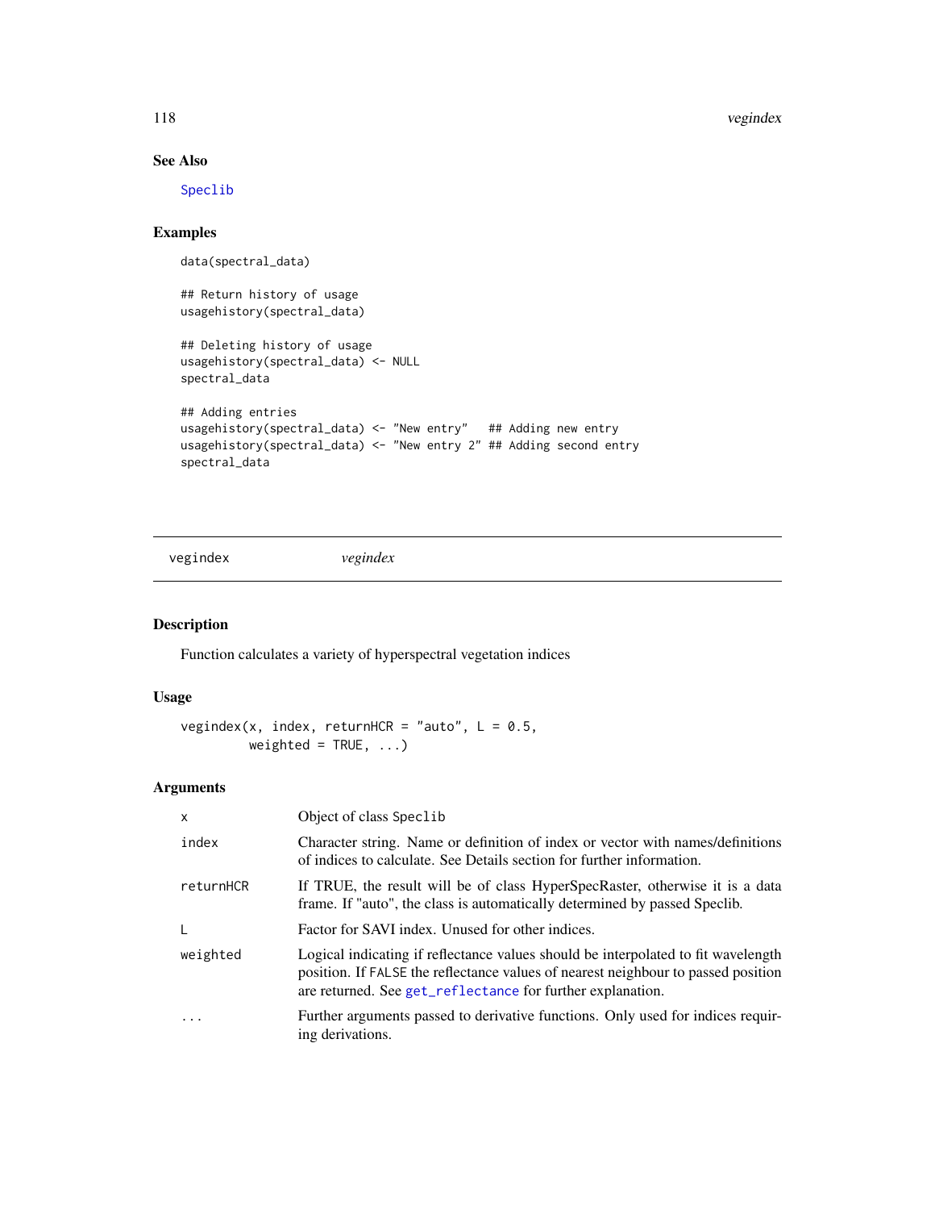## See Also

Speclib

## Examples

```
data(spectral_data)

## Return history of usage
usagehistory(spectral_data)

## Deleting history of usage
usagehistory(spectral_data) <- NULL
spectral_data

## Adding entries
usagehistory(spectral_data) <- "New entry"   ## Adding new entry
usagehistory(spectral_data) <- "New entry 2" ## Adding second entry
spectral_data
```

---

# vegindex *vegindex*

## Description

Function calculates a variety of hyperspectral vegetation indices

## Usage

```
vegindex(x, index, returnHCR = "auto", L = 0.5,
         weighted = TRUE, ...)
```

## Arguments

| | |
|---|---|
| x | Object of class Speclib |
| index | Character string. Name or definition of index or vector with names/definitions of indices to calculate. See Details section for further information. |
| returnHCR | If TRUE, the result will be of class HyperSpecRaster, otherwise it is a data frame. If "auto", the class is automatically determined by passed Speclib. |
| L | Factor for SAVI index. Unused for other indices. |
| weighted | Logical indicating if reflectance values should be interpolated to fit wavelength position. If FALSE the reflectance values of nearest neighbour to passed position are returned. See get_reflectance for further explanation. |
| ... | Further arguments passed to derivative functions. Only used for indices requiring derivations. |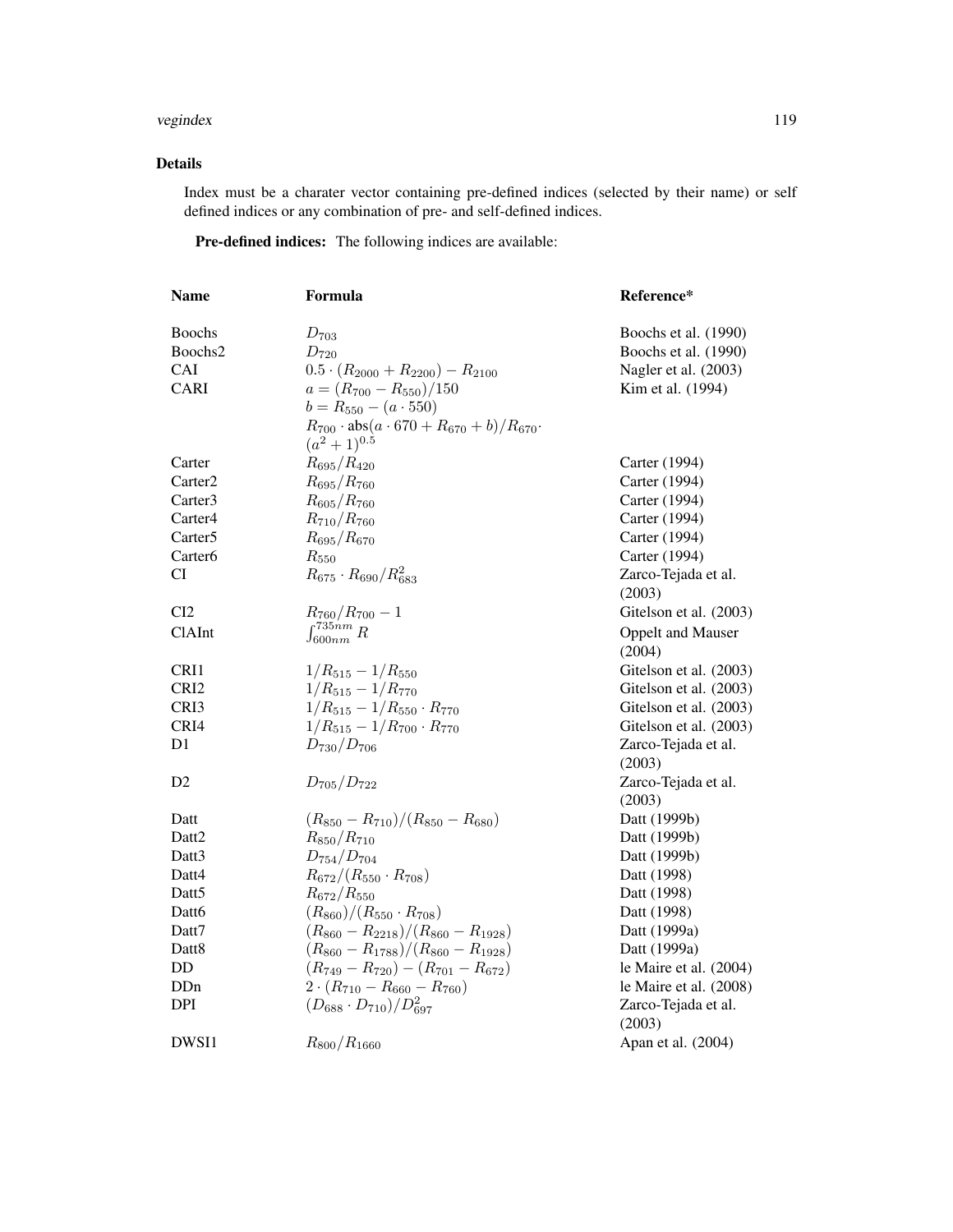### Details

Index must be a charater vector containing pre-defined indices (selected by their name) or self defined indices or any combination of pre- and self-defined indices.

**Pre-defined indices:** The following indices are available:

| Name | Formula | Reference* |
|---|---|---|
| Boochs | $D_{703}$ | Boochs et al. (1990) |
| Boochs2 | $D_{720}$ | Boochs et al. (1990) |
| CAI | $0.5 \cdot (R_{2000} + R_{2200}) - R_{2100}$ | Nagler et al. (2003) |
| CARI | $a = (R_{700} - R_{550})/150$ $b = R_{550} - (a \cdot 550)$ $R_{700} \cdot \text{abs}(a \cdot 670 + R_{670} + b)/R_{670} \cdot (a^2 + 1)^{0.5}$ | Kim et al. (1994) |
| Carter | $R_{695}/R_{420}$ | Carter (1994) |
| Carter2 | $R_{695}/R_{760}$ | Carter (1994) |
| Carter3 | $R_{605}/R_{760}$ | Carter (1994) |
| Carter4 | $R_{710}/R_{760}$ | Carter (1994) |
| Carter5 | $R_{695}/R_{670}$ | Carter (1994) |
| Carter6 | $R_{550}$ | Carter (1994) |
| CI | $R_{675} \cdot R_{690}/R_{683}^2$ | Zarco-Tejada et al. (2003) |
| CI2 | $R_{760}/R_{700} - 1$ | Gitelson et al. (2003) |
| ClAInt | $\int_{600nm}^{735nm} R$ | Oppelt and Mauser (2004) |
| CRI1 | $1/R_{515} - 1/R_{550}$ | Gitelson et al. (2003) |
| CRI2 | $1/R_{515} - 1/R_{770}$ | Gitelson et al. (2003) |
| CRI3 | $1/R_{515} - 1/R_{550} \cdot R_{770}$ | Gitelson et al. (2003) |
| CRI4 | $1/R_{515} - 1/R_{700} \cdot R_{770}$ | Gitelson et al. (2003) |
| D1 | $D_{730}/D_{706}$ | Zarco-Tejada et al. (2003) |
| D2 | $D_{705}/D_{722}$ | Zarco-Tejada et al. (2003) |
| Datt | $(R_{850} - R_{710})/(R_{850} - R_{680})$ | Datt (1999b) |
| Datt2 | $R_{850}/R_{710}$ | Datt (1999b) |
| Datt3 | $D_{754}/D_{704}$ | Datt (1999b) |
| Datt4 | $R_{672}/(R_{550} \cdot R_{708})$ | Datt (1998) |
| Datt5 | $R_{672}/R_{550}$ | Datt (1998) |
| Datt6 | $(R_{860})/(R_{550} \cdot R_{708})$ | Datt (1998) |
| Datt7 | $(R_{860} - R_{2218})/(R_{860} - R_{1928})$ | Datt (1999a) |
| Datt8 | $(R_{860} - R_{1788})/(R_{860} - R_{1928})$ | Datt (1999a) |
| DD | $(R_{749} - R_{720}) - (R_{701} - R_{672})$ | le Maire et al. (2004) |
| DDn | $2 \cdot (R_{710} - R_{660} - R_{760})$ | le Maire et al. (2008) |
| DPI | $(D_{688} \cdot D_{710})/D_{697}^2$ | Zarco-Tejada et al. (2003) |
| DWSI1 | $R_{800}/R_{1660}$ | Apan et al. (2004) |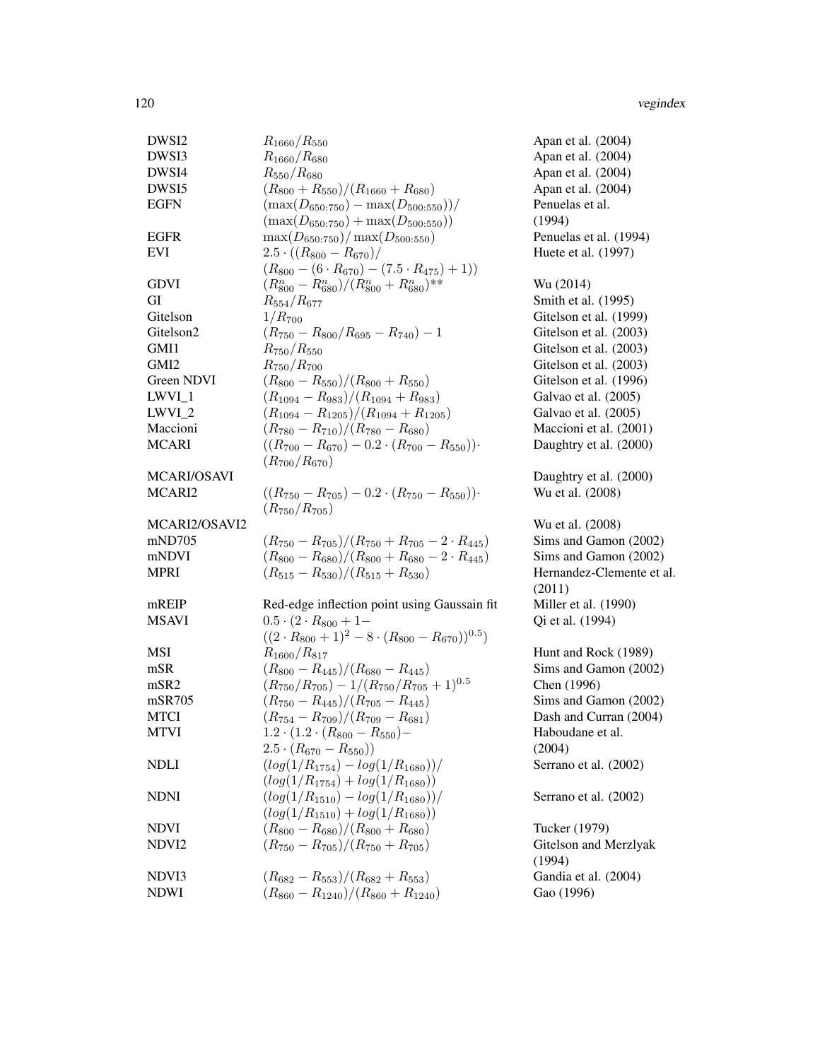| | | |
|---|---|---|
| DWSI2 | $R_{1660}/R_{550}$ | Apan et al. (2004) |
| DWSI3 | $R_{1660}/R_{680}$ | Apan et al. (2004) |
| DWSI4 | $R_{550}/R_{680}$ | Apan et al. (2004) |
| DWSI5 | $(R_{800} + R_{550})/(R_{1660} + R_{680})$ | Apan et al. (2004) |
| EGFN | $(\max(D_{650:750}) - \max(D_{500:550}))/$ $(\max(D_{650:750}) + \max(D_{500:550}))$ | Penuelas et al. (1994) |
| EGFR | $\max(D_{650:750})/\max(D_{500:550})$ | Penuelas et al. (1994) |
| EVI | $2.5 \cdot ((R_{800} - R_{670})/$ $(R_{800} - (6 \cdot R_{670}) - (7.5 \cdot R_{475}) + 1))$ | Huete et al. (1997) |
| GDVI | $(R_{800}^n - R_{680}^n)/(R_{800}^n + R_{680}^n)$** | Wu (2014) |
| GI | $R_{554}/R_{677}$ | Smith et al. (1995) |
| Gitelson | $1/R_{700}$ | Gitelson et al. (1999) |
| Gitelson2 | $(R_{750} - R_{800}/R_{695} - R_{740}) - 1$ | Gitelson et al. (2003) |
| GMI1 | $R_{750}/R_{550}$ | Gitelson et al. (2003) |
| GMI2 | $R_{750}/R_{700}$ | Gitelson et al. (2003) |
| Green NDVI | $(R_{800} - R_{550})/(R_{800} + R_{550})$ | Gitelson et al. (1996) |
| LWVI_1 | $(R_{1094} - R_{983})/(R_{1094} + R_{983})$ | Galvao et al. (2005) |
| LWVI_2 | $(R_{1094} - R_{1205})/(R_{1094} + R_{1205})$ | Galvao et al. (2005) |
| Maccioni | $(R_{780} - R_{710})/(R_{780} - R_{680})$ | Maccioni et al. (2001) |
| MCARI | $((R_{700} - R_{670}) - 0.2 \cdot (R_{700} - R_{550}))\cdot$ $(R_{700}/R_{670})$ | Daughtry et al. (2000) |
| MCARI/OSAVI | | Daughtry et al. (2000) |
| MCARI2 | $((R_{750} - R_{705}) - 0.2 \cdot (R_{750} - R_{550}))\cdot$ $(R_{750}/R_{705})$ | Wu et al. (2008) |
| MCARI2/OSAVI2 | | Wu et al. (2008) |
| mND705 | $(R_{750} - R_{705})/(R_{750} + R_{705} - 2 \cdot R_{445})$ | Sims and Gamon (2002) |
| mNDVI | $(R_{800} - R_{680})/(R_{800} + R_{680} - 2 \cdot R_{445})$ | Sims and Gamon (2002) |
| MPRI | $(R_{515} - R_{530})/(R_{515} + R_{530})$ | Hernandez-Clemente et al. (2011) |
| mREIP | Red-edge inflection point using Gaussain fit | Miller et al. (1990) |
| MSAVI | $0.5 \cdot (2 \cdot R_{800} + 1-$ $((2 \cdot R_{800} + 1)^2 - 8 \cdot (R_{800} - R_{670}))^{0.5})$ | Qi et al. (1994) |
| MSI | $R_{1600}/R_{817}$ | Hunt and Rock (1989) |
| mSR | $(R_{800} - R_{445})/(R_{680} - R_{445})$ | Sims and Gamon (2002) |
| mSR2 | $(R_{750}/R_{705}) - 1/(R_{750}/R_{705} + 1)^{0.5}$ | Chen (1996) |
| mSR705 | $(R_{750} - R_{445})/(R_{705} - R_{445})$ | Sims and Gamon (2002) |
| MTCI | $(R_{754} - R_{709})/(R_{709} - R_{681})$ | Dash and Curran (2004) |
| MTVI | $1.2 \cdot (1.2 \cdot (R_{800} - R_{550})-$ $2.5 \cdot (R_{670} - R_{550}))$ | Haboudane et al. (2004) |
| NDLI | $(log(1/R_{1754}) - log(1/R_{1680}))/$ $(log(1/R_{1754}) + log(1/R_{1680}))$ | Serrano et al. (2002) |
| NDNI | $(log(1/R_{1510}) - log(1/R_{1680}))/$ $(log(1/R_{1510}) + log(1/R_{1680}))$ | Serrano et al. (2002) |
| NDVI | $(R_{800} - R_{680})/(R_{800} + R_{680})$ | Tucker (1979) |
| NDVI2 | $(R_{750} - R_{705})/(R_{750} + R_{705})$ | Gitelson and Merzlyak (1994) |
| NDVI3 | $(R_{682} - R_{553})/(R_{682} + R_{553})$ | Gandia et al. (2004) |
| NDWI | $(R_{860} - R_{1240})/(R_{860} + R_{1240})$ | Gao (1996) |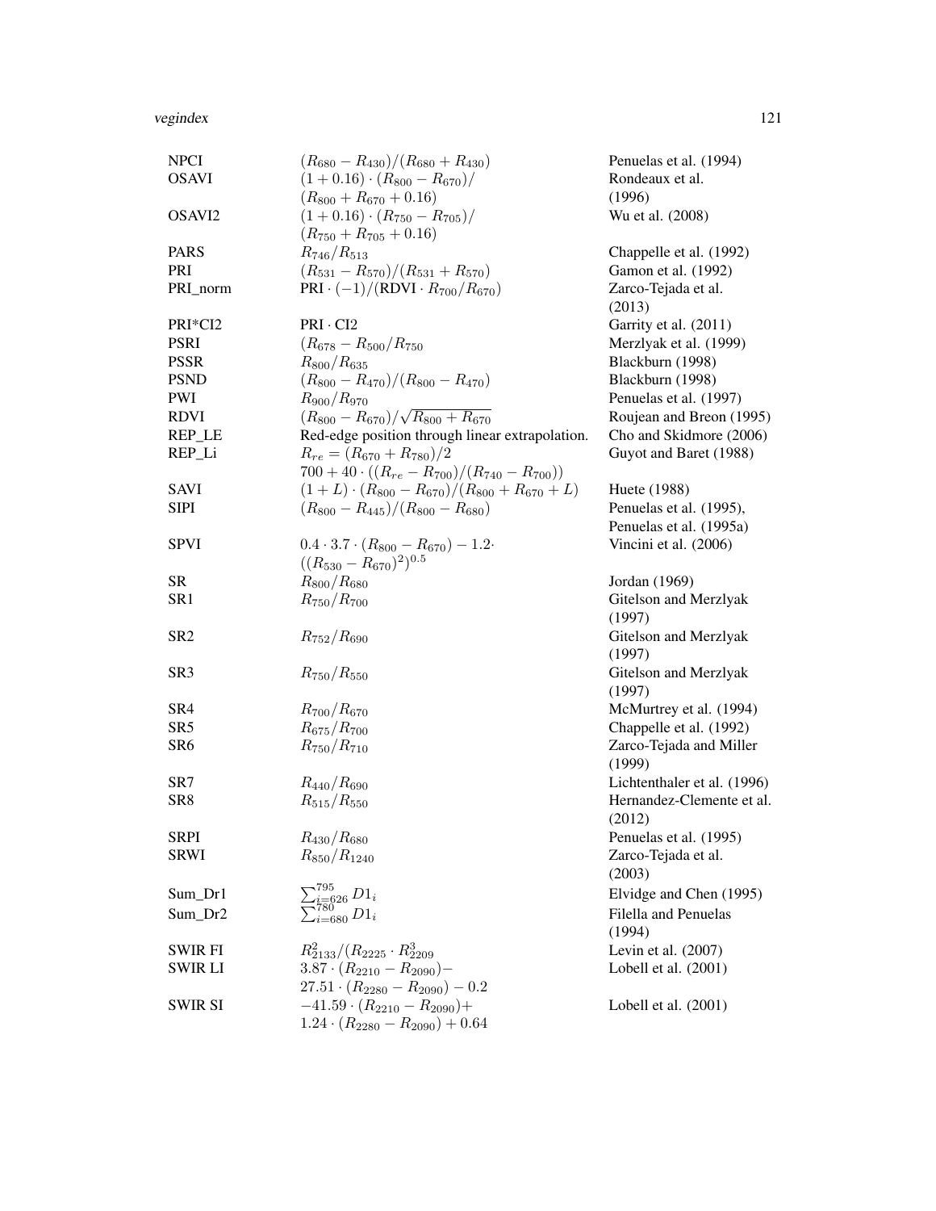| | | |
|---|---|---|
| NPCI | $(R_{680} - R_{430})/(R_{680} + R_{430})$ | Penuelas et al. (1994) |
| OSAVI | $(1 + 0.16) \cdot (R_{800} - R_{670})/$ $(R_{800} + R_{670} + 0.16)$ | Rondeaux et al. (1996) |
| OSAVI2 | $(1 + 0.16) \cdot (R_{750} - R_{705})/$ $(R_{750} + R_{705} + 0.16)$ | Wu et al. (2008) |
| PARS | $R_{746}/R_{513}$ | Chappelle et al. (1992) |
| PRI | $(R_{531} - R_{570})/(R_{531} + R_{570})$ | Gamon et al. (1992) |
| PRI_norm | $\text{PRI} \cdot (-1)/(\text{RDVI} \cdot R_{700}/R_{670})$ | Zarco-Tejada et al. (2013) |
| PRI*CI2 | $\text{PRI} \cdot \text{CI2}$ | Garrity et al. (2011) |
| PSRI | $(R_{678} - R_{500}/R_{750}$ | Merzlyak et al. (1999) |
| PSSR | $R_{800}/R_{635}$ | Blackburn (1998) |
| PSND | $(R_{800} - R_{470})/(R_{800} - R_{470})$ | Blackburn (1998) |
| PWI | $R_{900}/R_{970}$ | Penuelas et al. (1997) |
| RDVI | $(R_{800} - R_{670})/\sqrt{R_{800} + R_{670}}$ | Roujean and Breon (1995) |
| REP_LE | Red-edge position through linear extrapolation. | Cho and Skidmore (2006) |
| REP_Li | $R_{re} = (R_{670} + R_{780})/2$ $700 + 40 \cdot ((R_{re} - R_{700})/(R_{740} - R_{700}))$ | Guyot and Baret (1988) |
| SAVI | $(1 + L) \cdot (R_{800} - R_{670})/(R_{800} + R_{670} + L)$ | Huete (1988) |
| SIPI | $(R_{800} - R_{445})/(R_{800} - R_{680})$ | Penuelas et al. (1995), Penuelas et al. (1995a) |
| SPVI | $0.4 \cdot 3.7 \cdot (R_{800} - R_{670}) - 1.2 \cdot$ $((R_{530} - R_{670})^2)^{0.5}$ | Vincini et al. (2006) |
| SR | $R_{800}/R_{680}$ | Jordan (1969) |
| SR1 | $R_{750}/R_{700}$ | Gitelson and Merzlyak (1997) |
| SR2 | $R_{752}/R_{690}$ | Gitelson and Merzlyak (1997) |
| SR3 | $R_{750}/R_{550}$ | Gitelson and Merzlyak (1997) |
| SR4 | $R_{700}/R_{670}$ | McMurtrey et al. (1994) |
| SR5 | $R_{675}/R_{700}$ | Chappelle et al. (1992) |
| SR6 | $R_{750}/R_{710}$ | Zarco-Tejada and Miller (1999) |
| SR7 | $R_{440}/R_{690}$ | Lichtenthaler et al. (1996) |
| SR8 | $R_{515}/R_{550}$ | Hernandez-Clemente et al. (2012) |
| SRPI | $R_{430}/R_{680}$ | Penuelas et al. (1995) |
| SRWI | $R_{850}/R_{1240}$ | Zarco-Tejada et al. (2003) |
| Sum_Dr1 | $\sum_{i=626}^{795} D1_i$ | Elvidge and Chen (1995) |
| Sum_Dr2 | $\sum_{i=680}^{780} D1_i$ | Filella and Penuelas (1994) |
| SWIR FI | $R_{2133}^2/(R_{2225} \cdot R_{2209}^3$ | Levin et al. (2007) |
| SWIR LI | $3.87 \cdot (R_{2210} - R_{2090}) -$ $27.51 \cdot (R_{2280} - R_{2090}) - 0.2$ | Lobell et al. (2001) |
| SWIR SI | $-41.59 \cdot (R_{2210} - R_{2090}) +$ $1.24 \cdot (R_{2280} - R_{2090}) + 0.64$ | Lobell et al. (2001) |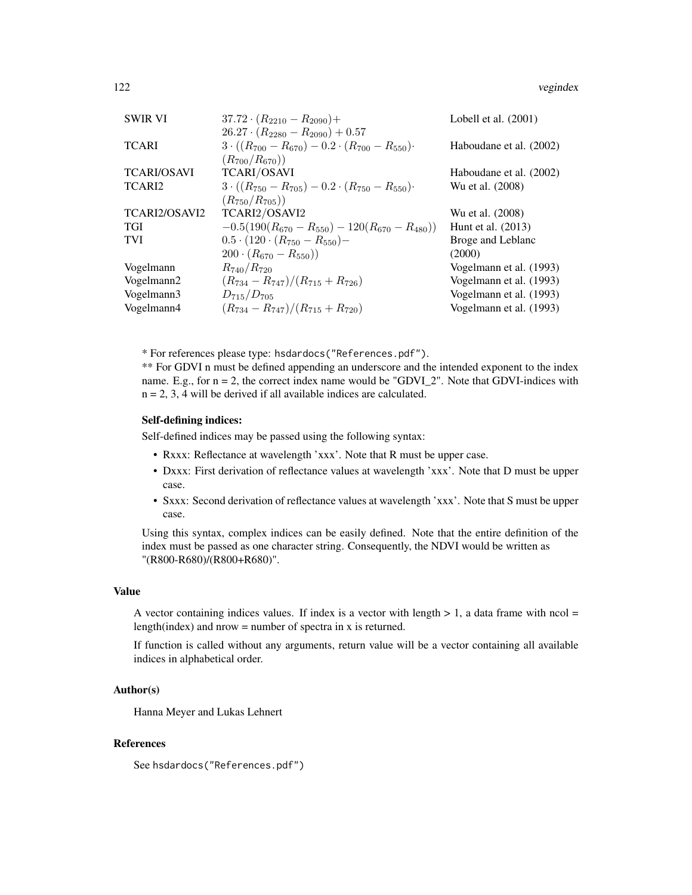| | | |
|---|---|---|
| SWIR VI | $37.72 \cdot (R_{2210} - R_{2090}) + 26.27 \cdot (R_{2280} - R_{2090}) + 0.57$ | Lobell et al. (2001) |
| TCARI | $3 \cdot ((R_{700} - R_{670}) - 0.2 \cdot (R_{700} - R_{550}) \cdot (R_{700}/R_{670}))$ | Haboudane et al. (2002) |
| TCARI/OSAVI | TCARI/OSAVI | Haboudane et al. (2002) |
| TCARI2 | $3 \cdot ((R_{750} - R_{705}) - 0.2 \cdot (R_{750} - R_{550}) \cdot (R_{750}/R_{705}))$ | Wu et al. (2008) |
| TCARI2/OSAVI2 | TCARI2/OSAVI2 | Wu et al. (2008) |
| TGI | $-0.5(190(R_{670} - R_{550}) - 120(R_{670} - R_{480}))$ | Hunt et al. (2013) |
| TVI | $0.5 \cdot (120 \cdot (R_{750} - R_{550}) - 200 \cdot (R_{670} - R_{550}))$ | Broge and Leblanc (2000) |
| Vogelmann | $R_{740}/R_{720}$ | Vogelmann et al. (1993) |
| Vogelmann2 | $(R_{734} - R_{747})/(R_{715} + R_{726})$ | Vogelmann et al. (1993) |
| Vogelmann3 | $D_{715}/D_{705}$ | Vogelmann et al. (1993) |
| Vogelmann4 | $(R_{734} - R_{747})/(R_{715} + R_{720})$ | Vogelmann et al. (1993) |

* For references please type: `hsdardocs("References.pdf")`.

** For GDVI n must be defined appending an underscore and the intended exponent to the index name. E.g., for n = 2, the correct index name would be "GDVI_2". Note that GDVI-indices with n = 2, 3, 4 will be derived if all available indices are calculated.

**Self-defining indices:**

Self-defined indices may be passed using the following syntax:

- Rxxx: Reflectance at wavelength 'xxx'. Note that R must be upper case.
- Dxxx: First derivation of reflectance values at wavelength 'xxx'. Note that D must be upper case.
- Sxxx: Second derivation of reflectance values at wavelength 'xxx'. Note that S must be upper case.

Using this syntax, complex indices can be easily defined. Note that the entire definition of the index must be passed as one character string. Consequently, the NDVI would be written as "(R800-R680)/(R800+R680)".

### Value

A vector containing indices values. If index is a vector with length > 1, a data frame with ncol = length(index) and nrow = number of spectra in x is returned.

If function is called without any arguments, return value will be a vector containing all available indices in alphabetical order.

### Author(s)

Hanna Meyer and Lukas Lehnert

### References

See `hsdardocs("References.pdf")`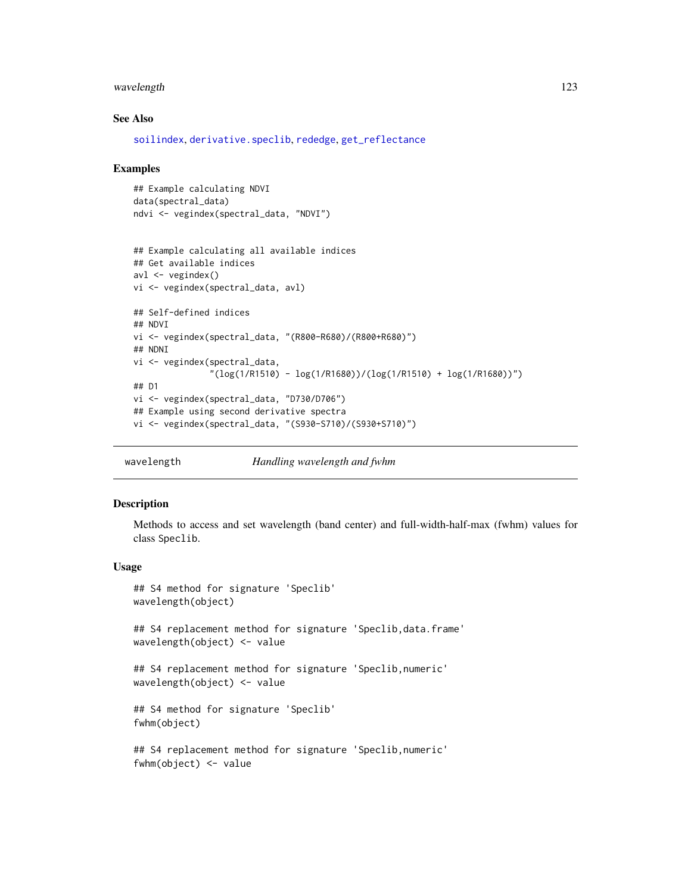### See Also

soilindex, derivative.speclib, rededge, get_reflectance

### Examples

```
## Example calculating NDVI
data(spectral_data)
ndvi <- vegindex(spectral_data, "NDVI")


## Example calculating all available indices
## Get available indices
avl <- vegindex()
vi <- vegindex(spectral_data, avl)

## Self-defined indices
## NDVI
vi <- vegindex(spectral_data, "(R800-R680)/(R800+R680)")
## NDNI
vi <- vegindex(spectral_data,
               "(log(1/R1510) - log(1/R1680))/(log(1/R1510) + log(1/R1680))")
## D1
vi <- vegindex(spectral_data, "D730/D706")
## Example using second derivative spectra
vi <- vegindex(spectral_data, "(S930-S710)/(S930+S710)")
```

---

## wavelength — *Handling wavelength and fwhm*

### Description

Methods to access and set wavelength (band center) and full-width-half-max (fwhm) values for class Speclib.

### Usage

```
## S4 method for signature 'Speclib'
wavelength(object)

## S4 replacement method for signature 'Speclib,data.frame'
wavelength(object) <- value

## S4 replacement method for signature 'Speclib,numeric'
wavelength(object) <- value

## S4 method for signature 'Speclib'
fwhm(object)

## S4 replacement method for signature 'Speclib,numeric'
fwhm(object) <- value
```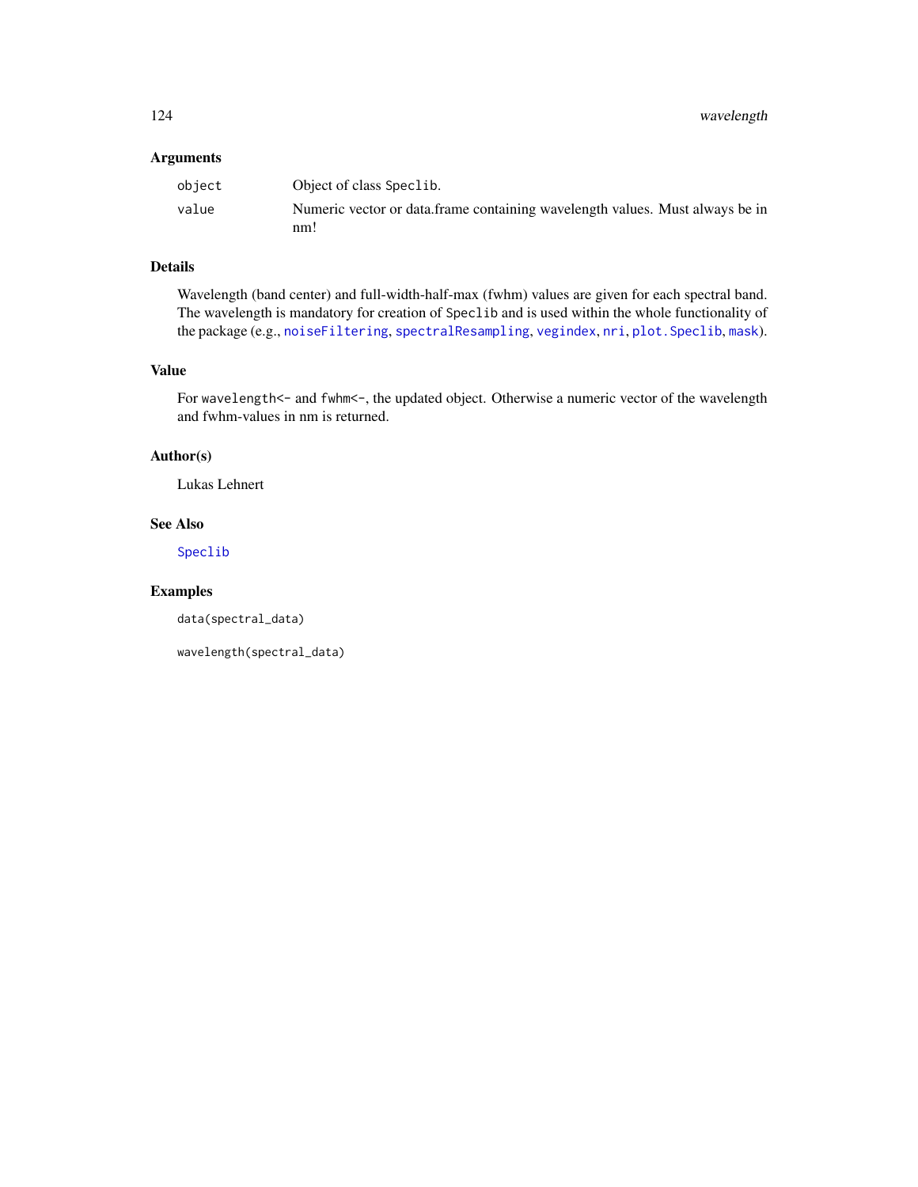## Arguments

| | |
|---|---|
| `object` | Object of class `Speclib`. |
| `value` | Numeric vector or data.frame containing wavelength values. Must always be in nm! |

## Details

Wavelength (band center) and full-width-half-max (fwhm) values are given for each spectral band. The wavelength is mandatory for creation of `Speclib` and is used within the whole functionality of the package (e.g., `noiseFiltering`, `spectralResampling`, `vegindex`, `nri`, `plot.Speclib`, `mask`).

## Value

For `wavelength<-` and `fwhm<-`, the updated object. Otherwise a numeric vector of the wavelength and fwhm-values in nm is returned.

## Author(s)

Lukas Lehnert

## See Also

`Speclib`

## Examples

```
data(spectral_data)

wavelength(spectral_data)
```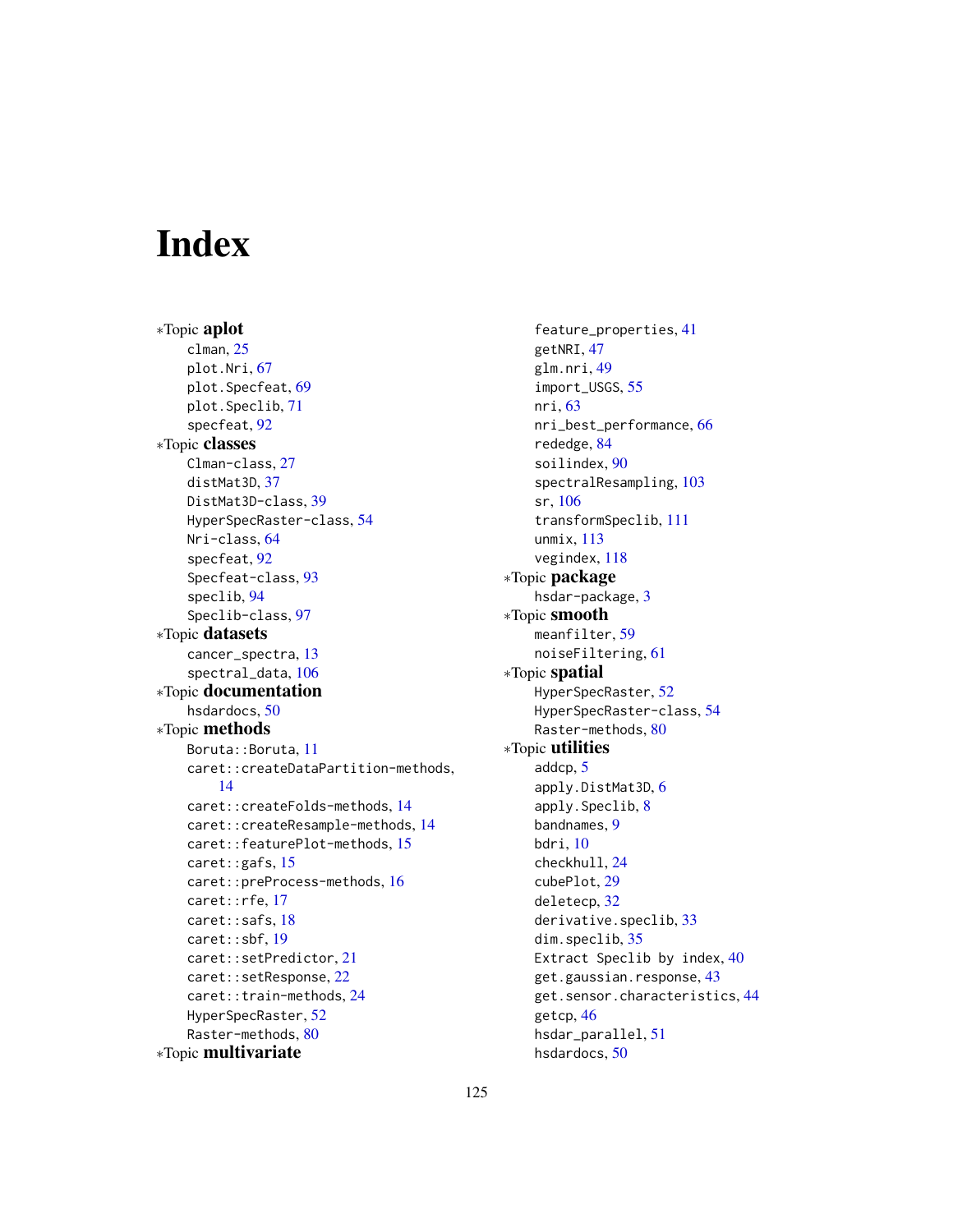# Index

∗Topic **aplot**
- clman, 25
- plot.Nri, 67
- plot.Specfeat, 69
- plot.Speclib, 71
- specfeat, 92

∗Topic **classes**
- Clman-class, 27
- distMat3D, 37
- DistMat3D-class, 39
- HyperSpecRaster-class, 54
- Nri-class, 64
- specfeat, 92
- Specfeat-class, 93
- speclib, 94
- Speclib-class, 97

∗Topic **datasets**
- cancer_spectra, 13
- spectral_data, 106

∗Topic **documentation**
- hsdardocs, 50

∗Topic **methods**
- Boruta::Boruta, 11
- caret::createDataPartition-methods, 14
- caret::createFolds-methods, 14
- caret::createResample-methods, 14
- caret::featurePlot-methods, 15
- caret::gafs, 15
- caret::preProcess-methods, 16
- caret::rfe, 17
- caret::safs, 18
- caret::sbf, 19
- caret::setPredictor, 21
- caret::setResponse, 22
- caret::train-methods, 24
- HyperSpecRaster, 52
- Raster-methods, 80

∗Topic **multivariate**
- feature_properties, 41
- getNRI, 47
- glm.nri, 49
- import_USGS, 55
- nri, 63
- nri_best_performance, 66
- rededge, 84
- soilindex, 90
- spectralResampling, 103
- sr, 106
- transformSpeclib, 111
- unmix, 113
- vegindex, 118

∗Topic **package**
- hsdar-package, 3

∗Topic **smooth**
- meanfilter, 59
- noiseFiltering, 61

∗Topic **spatial**
- HyperSpecRaster, 52
- HyperSpecRaster-class, 54
- Raster-methods, 80

∗Topic **utilities**
- addcp, 5
- apply.DistMat3D, 6
- apply.Speclib, 8
- bandnames, 9
- bdri, 10
- checkhull, 24
- cubePlot, 29
- deletecp, 32
- derivative.speclib, 33
- dim.speclib, 35
- Extract Speclib by index, 40
- get.gaussian.response, 43
- get.sensor.characteristics, 44
- getcp, 46
- hsdar_parallel, 51
- hsdardocs, 50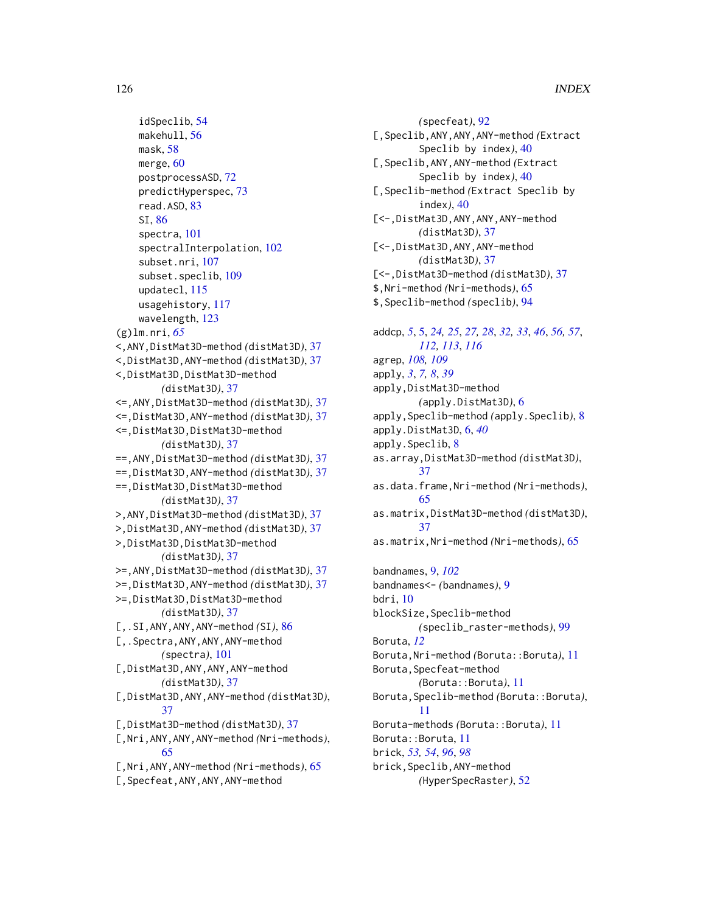idSpeclib, 54
makehull, 56
mask, 58
merge, 60
postprocessASD, 72
predictHyperspec, 73
read.ASD, 83
SI, 86
spectra, 101
spectralInterpolation, 102
subset.nri, 107
subset.speclib, 109
updatecl, 115
usagehistory, 117
wavelength, 123

(g)lm.nri, *65*
<,ANY,DistMat3D-method *(distMat3D)*, 37
<,DistMat3D,ANY-method *(distMat3D)*, 37
<,DistMat3D,DistMat3D-method *(distMat3D)*, 37
<=,ANY,DistMat3D-method *(distMat3D)*, 37
<=,DistMat3D,ANY-method *(distMat3D)*, 37
<=,DistMat3D,DistMat3D-method *(distMat3D)*, 37
==,ANY,DistMat3D-method *(distMat3D)*, 37
==,DistMat3D,ANY-method *(distMat3D)*, 37
==,DistMat3D,DistMat3D-method *(distMat3D)*, 37
>,ANY,DistMat3D-method *(distMat3D)*, 37
>,DistMat3D,ANY-method *(distMat3D)*, 37
>,DistMat3D,DistMat3D-method *(distMat3D)*, 37
>=,ANY,DistMat3D-method *(distMat3D)*, 37
>=,DistMat3D,ANY-method *(distMat3D)*, 37
>=,DistMat3D,DistMat3D-method *(distMat3D)*, 37
[,.SI,ANY,ANY,ANY-method *(SI)*, 86
[,.Spectra,ANY,ANY,ANY-method *(spectra)*, 101
[,DistMat3D,ANY,ANY,ANY-method *(distMat3D)*, 37
[,DistMat3D,ANY,ANY-method *(distMat3D)*, 37
[,DistMat3D-method *(distMat3D)*, 37
[,Nri,ANY,ANY,ANY-method *(Nri-methods)*, 65
[,Nri,ANY,ANY-method *(Nri-methods)*, 65
[,Specfeat,ANY,ANY,ANY-method *(specfeat)*, 92
[,Speclib,ANY,ANY,ANY-method *(Extract Speclib by index)*, 40
[,Speclib,ANY,ANY-method *(Extract Speclib by index)*, 40
[,Speclib-method *(Extract Speclib by index)*, 40
[<-,DistMat3D,ANY,ANY,ANY-method *(distMat3D)*, 37
[<-,DistMat3D,ANY,ANY-method *(distMat3D)*, 37
[<-,DistMat3D-method *(distMat3D)*, 37
$,Nri-method *(Nri-methods)*, 65
$,Speclib-method *(speclib)*, 94

addcp, *5*, 5, *24*, *25*, *27*, *28*, *32*, *33*, *46*, *56*, *57*, *112*, *113*, *116*
agrep, *108*, *109*
apply, *3*, *7*, *8*, *39*
apply,DistMat3D-method *(apply.DistMat3D)*, 6
apply,Speclib-method *(apply.Speclib)*, 8
apply.DistMat3D, 6, *40*
apply.Speclib, 8
as.array,DistMat3D-method *(distMat3D)*, 37
as.data.frame,Nri-method *(Nri-methods)*, 65
as.matrix,DistMat3D-method *(distMat3D)*, 37
as.matrix,Nri-method *(Nri-methods)*, 65

bandnames, 9, *102*
bandnames<- *(bandnames)*, 9
bdri, 10
blockSize,Speclib-method *(speclib_raster-methods)*, 99
Boruta, *12*
Boruta,Nri-method *(Boruta::Boruta)*, 11
Boruta,Specfeat-method *(Boruta::Boruta)*, 11
Boruta,Speclib-method *(Boruta::Boruta)*, 11
Boruta-methods *(Boruta::Boruta)*, 11
Boruta::Boruta, 11
brick, *53*, *54*, *96*, *98*
brick,Speclib,ANY-method *(HyperSpecRaster)*, 52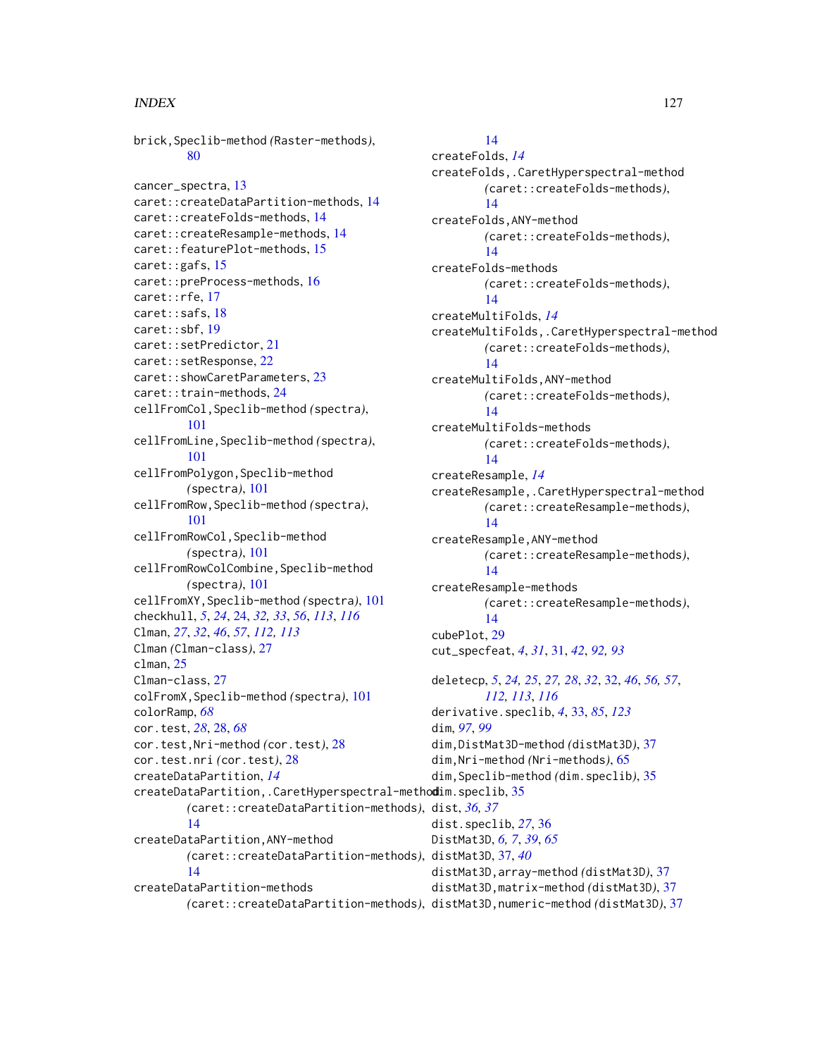brick,Speclib-method *(Raster-methods)*, 80

cancer_spectra, 13
caret::createDataPartition-methods, 14
caret::createFolds-methods, 14
caret::createResample-methods, 14
caret::featurePlot-methods, 15
caret::gafs, 15
caret::preProcess-methods, 16
caret::rfe, 17
caret::safs, 18
caret::sbf, 19
caret::setPredictor, 21
caret::setResponse, 22
caret::showCaretParameters, 23
caret::train-methods, 24
cellFromCol,Speclib-method *(spectra)*, 101
cellFromLine,Speclib-method *(spectra)*, 101
cellFromPolygon,Speclib-method *(spectra)*, 101
cellFromRow,Speclib-method *(spectra)*, 101
cellFromRowCol,Speclib-method *(spectra)*, 101
cellFromRowColCombine,Speclib-method *(spectra)*, 101
cellFromXY,Speclib-method *(spectra)*, 101
checkhull, *5*, *24*, 24, *32, 33*, *56*, *113*, *116*
Clman, *27*, *32*, *46*, *57*, *112, 113*
Clman *(Clman-class)*, 27
clman, 25
Clman-class, 27
colFromX,Speclib-method *(spectra)*, 101
colorRamp, *68*
cor.test, *28*, 28, *68*
cor.test,Nri-method *(cor.test)*, 28
cor.test.nri *(cor.test)*, 28
createDataPartition, *14*
createDataPartition,.CaretHyperspectral-method *(caret::createDataPartition-methods)*, 14
createDataPartition,ANY-method *(caret::createDataPartition-methods)*, 14
createDataPartition-methods *(caret::createDataPartition-methods)*, 14
createFolds, *14*
createFolds,.CaretHyperspectral-method *(caret::createFolds-methods)*, 14
createFolds,ANY-method *(caret::createFolds-methods)*, 14
createFolds-methods *(caret::createFolds-methods)*, 14
createMultiFolds, *14*
createMultiFolds,.CaretHyperspectral-method *(caret::createFolds-methods)*, 14
createMultiFolds,ANY-method *(caret::createFolds-methods)*, 14
createMultiFolds-methods *(caret::createFolds-methods)*, 14
createResample, *14*
createResample,.CaretHyperspectral-method *(caret::createResample-methods)*, 14
createResample,ANY-method *(caret::createResample-methods)*, 14
createResample-methods *(caret::createResample-methods)*, 14
cubePlot, 29
cut_specfeat, *4*, *31*, 31, *42*, *92, 93*

deletecp, *5*, *24, 25*, *27, 28*, *32*, 32, *46*, *56, 57*, *112, 113*, *116*
derivative.speclib, *4*, 33, *85*, *123*
dim, *97*, *99*
dim,DistMat3D-method *(distMat3D)*, 37
dim,Nri-method *(Nri-methods)*, 65
dim,Speclib-method *(dim.speclib)*, 35
dim.speclib, 35
dist, *36, 37*
dist.speclib, *27*, 36
DistMat3D, *6, 7*, *39*, *65*
distMat3D, 37, *40*
distMat3D,array-method *(distMat3D)*, 37
distMat3D,matrix-method *(distMat3D)*, 37
distMat3D,numeric-method *(distMat3D)*, 37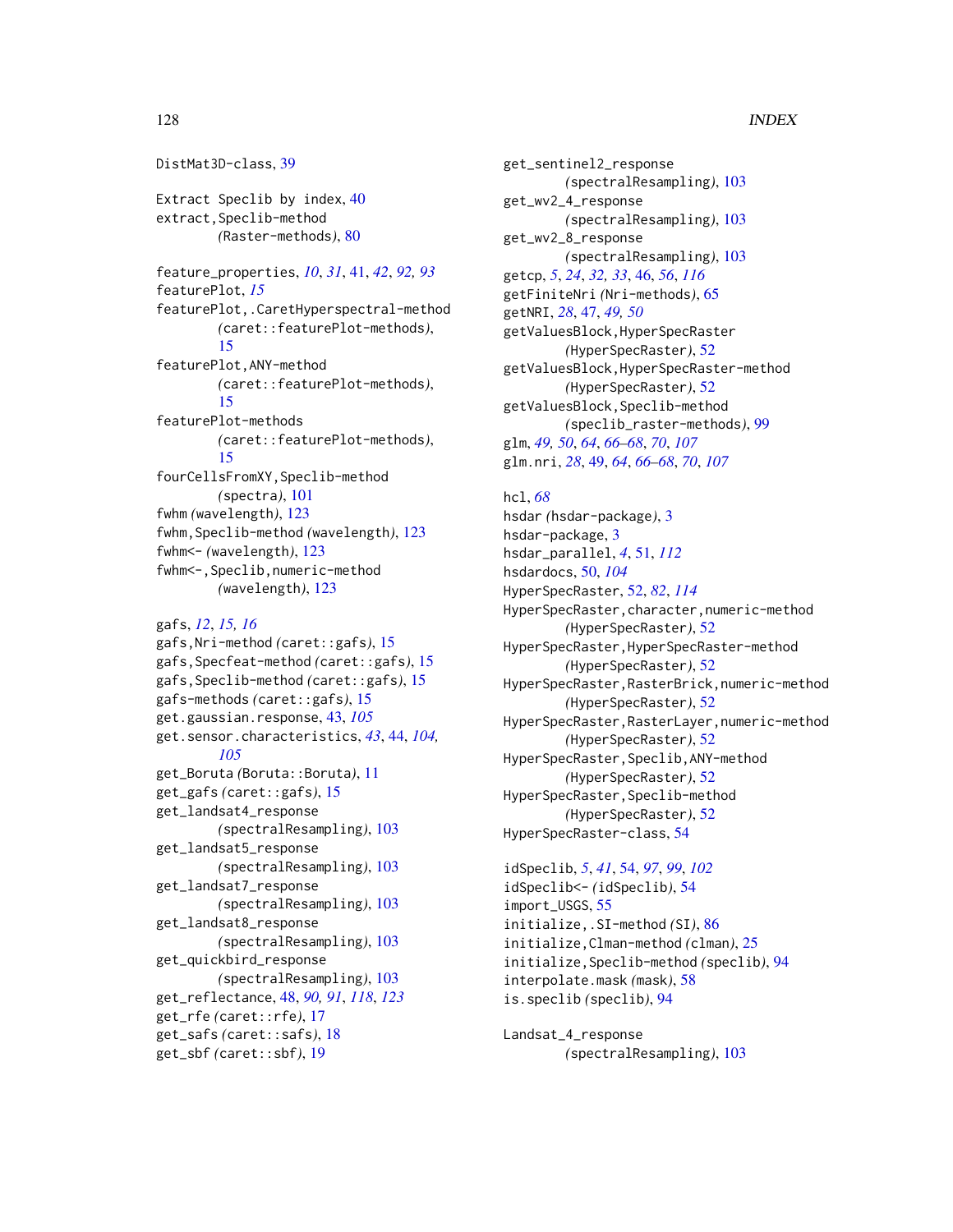DistMat3D-class, 39

Extract Speclib by index, 40
extract,Speclib-method
        *(Raster-methods)*, 80

feature_properties, *10*, *31*, 41, *42*, *92, 93*
featurePlot, *15*
featurePlot,.CaretHyperspectral-method
        *(caret::featurePlot-methods)*,
        15
featurePlot,ANY-method
        *(caret::featurePlot-methods)*,
        15
featurePlot-methods
        *(caret::featurePlot-methods)*,
        15
fourCellsFromXY,Speclib-method
        *(spectra)*, 101
fwhm *(wavelength)*, 123
fwhm,Speclib-method *(wavelength)*, 123
fwhm<- *(wavelength)*, 123
fwhm<-,Speclib,numeric-method
        *(wavelength)*, 123

gafs, *12*, *15, 16*
gafs,Nri-method *(caret::gafs)*, 15
gafs,Specfeat-method *(caret::gafs)*, 15
gafs,Speclib-method *(caret::gafs)*, 15
gafs-methods *(caret::gafs)*, 15
get.gaussian.response, 43, *105*
get.sensor.characteristics, *43*, 44, *104, 105*
get_Boruta *(Boruta::Boruta)*, 11
get_gafs *(caret::gafs)*, 15
get_landsat4_response
        *(spectralResampling)*, 103
get_landsat5_response
        *(spectralResampling)*, 103
get_landsat7_response
        *(spectralResampling)*, 103
get_landsat8_response
        *(spectralResampling)*, 103
get_quickbird_response
        *(spectralResampling)*, 103
get_reflectance, 48, *90, 91*, *118*, *123*
get_rfe *(caret::rfe)*, 17
get_safs *(caret::safs)*, 18
get_sbf *(caret::sbf)*, 19

get_sentinel2_response
        *(spectralResampling)*, 103
get_wv2_4_response
        *(spectralResampling)*, 103
get_wv2_8_response
        *(spectralResampling)*, 103
getcp, *5*, *24*, *32*, *33*, 46, *56*, *116*
getFiniteNri *(Nri-methods)*, 65
getNRI, *28*, 47, *49*, *50*
getValuesBlock,HyperSpecRaster
        *(HyperSpecRaster)*, 52
getValuesBlock,HyperSpecRaster-method
        *(HyperSpecRaster)*, 52
getValuesBlock,Speclib-method
        *(speclib_raster-methods)*, 99
glm, *49*, *50*, *64*, *66–68*, *70*, *107*
glm.nri, *28*, 49, *64*, *66–68*, *70*, *107*

hcl, *68*
hsdar *(hsdar-package)*, 3
hsdar-package, 3
hsdar_parallel, *4*, 51, *112*
hsdardocs, 50, *104*
HyperSpecRaster, 52, *82*, *114*
HyperSpecRaster,character,numeric-method
        *(HyperSpecRaster)*, 52
HyperSpecRaster,HyperSpecRaster-method
        *(HyperSpecRaster)*, 52
HyperSpecRaster,RasterBrick,numeric-method
        *(HyperSpecRaster)*, 52
HyperSpecRaster,RasterLayer,numeric-method
        *(HyperSpecRaster)*, 52
HyperSpecRaster,Speclib,ANY-method
        *(HyperSpecRaster)*, 52
HyperSpecRaster,Speclib-method
        *(HyperSpecRaster)*, 52
HyperSpecRaster-class, 54

idSpeclib, *5*, *41*, 54, *97*, *99*, *102*
idSpeclib<- *(idSpeclib)*, 54
import_USGS, 55
initialize,.SI-method *(SI)*, 86
initialize,Clman-method *(clman)*, 25
initialize,Speclib-method *(speclib)*, 94
interpolate.mask *(mask)*, 58
is.speclib *(speclib)*, 94

Landsat_4_response
        *(spectralResampling)*, 103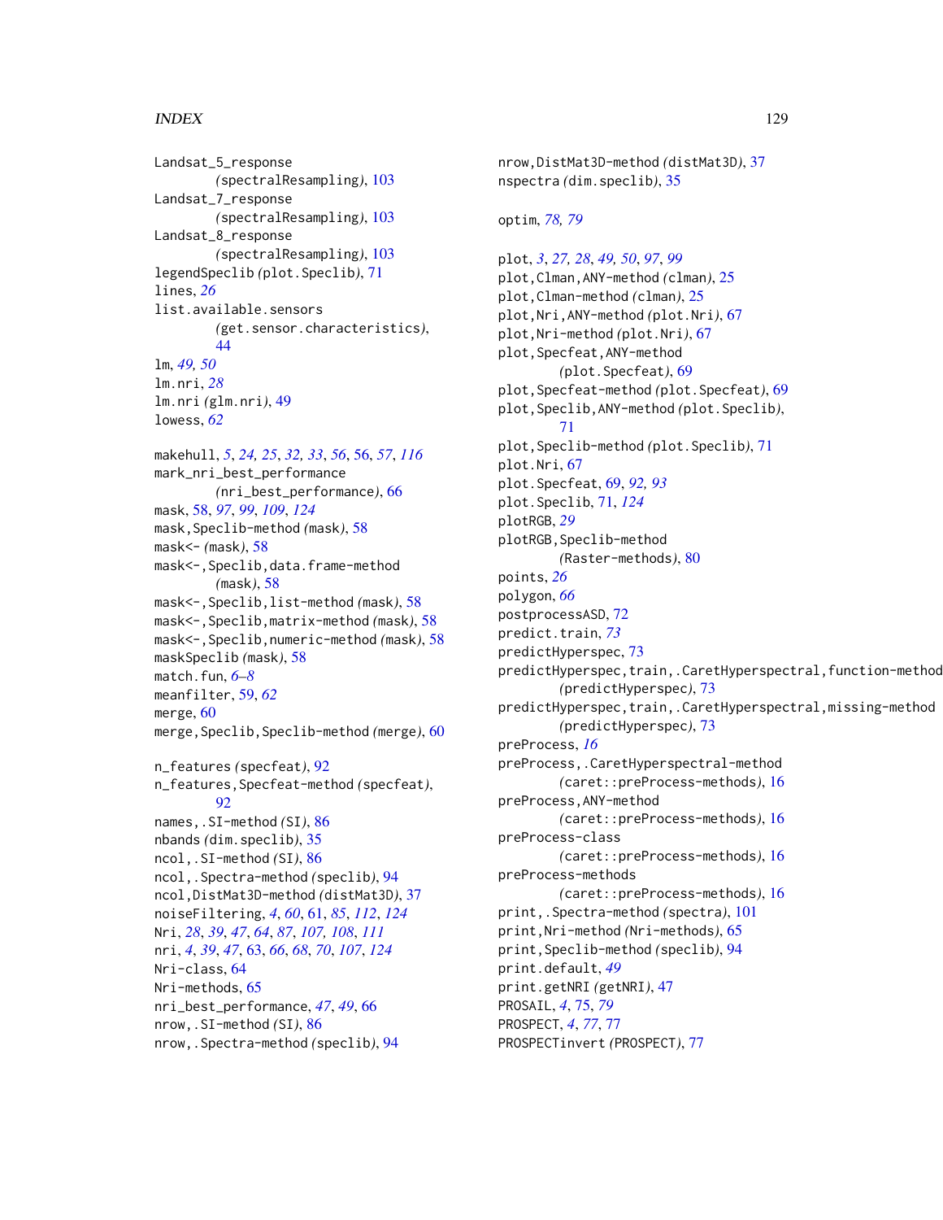Landsat_5_response (spectralResampling), 103
Landsat_7_response (spectralResampling), 103
Landsat_8_response (spectralResampling), 103
legendSpeclib (plot.Speclib), 71
lines, *26*
list.available.sensors (get.sensor.characteristics), 44
lm, *49, 50*
lm.nri, *28*
lm.nri (glm.nri), 49
lowess, *62*

makehull, *5*, *24, 25*, *32, 33*, *56*, 56, *57*, *116*
mark_nri_best_performance (nri_best_performance), 66
mask, 58, *97*, *99*, *109*, *124*
mask,Speclib-method (mask), 58
mask<- (mask), 58
mask<-,Speclib,data.frame-method (mask), 58
mask<-,Speclib,list-method (mask), 58
mask<-,Speclib,matrix-method (mask), 58
mask<-,Speclib,numeric-method (mask), 58
maskSpeclib (mask), 58
match.fun, *6–8*
meanfilter, 59, *62*
merge, 60
merge,Speclib,Speclib-method (merge), 60

n_features (specfeat), 92
n_features,Specfeat-method (specfeat), 92
names,.SI-method (SI), 86
nbands (dim.speclib), 35
ncol,.SI-method (SI), 86
ncol,.Spectra-method (speclib), 94
ncol,DistMat3D-method (distMat3D), 37
noiseFiltering, *4*, *60*, 61, *85*, *112*, *124*
Nri, *28*, *39*, *47*, *64*, *87*, *107, 108*, *111*
nri, *4*, *39*, *47*, 63, *66*, *68*, *70*, *107*, *124*
Nri-class, 64
Nri-methods, 65
nri_best_performance, *47*, *49*, 66
nrow,.SI-method (SI), 86
nrow,.Spectra-method (speclib), 94
nrow,DistMat3D-method (distMat3D), 37
nspectra (dim.speclib), 35

optim, *78, 79*

plot, *3*, *27, 28*, *49, 50*, *97*, *99*
plot,Clman,ANY-method (clman), 25
plot,Clman-method (clman), 25
plot,Nri,ANY-method (plot.Nri), 67
plot,Nri-method (plot.Nri), 67
plot,Specfeat,ANY-method (plot.Specfeat), 69
plot,Specfeat-method (plot.Specfeat), 69
plot,Speclib,ANY-method (plot.Speclib), 71
plot,Speclib-method (plot.Speclib), 71
plot.Nri, 67
plot.Specfeat, 69, *92, 93*
plot.Speclib, 71, *124*
plotRGB, *29*
plotRGB,Speclib-method (Raster-methods), 80
points, *26*
polygon, *66*
postprocessASD, 72
predict.train, *73*
predictHyperspec, 73
predictHyperspec,train,.CaretHyperspectral,function-method (predictHyperspec), 73
predictHyperspec,train,.CaretHyperspectral,missing-method (predictHyperspec), 73
preProcess, *16*
preProcess,.CaretHyperspectral-method (caret::preProcess-methods), 16
preProcess,ANY-method (caret::preProcess-methods), 16
preProcess-class (caret::preProcess-methods), 16
preProcess-methods (caret::preProcess-methods), 16
print,.Spectra-method (spectra), 101
print,Nri-method (Nri-methods), 65
print,Speclib-method (speclib), 94
print.default, *49*
print.getNRI (getNRI), 47
PROSAIL, *4*, 75, *79*
PROSPECT, *4*, *77*, 77
PROSPECTinvert (PROSPECT), 77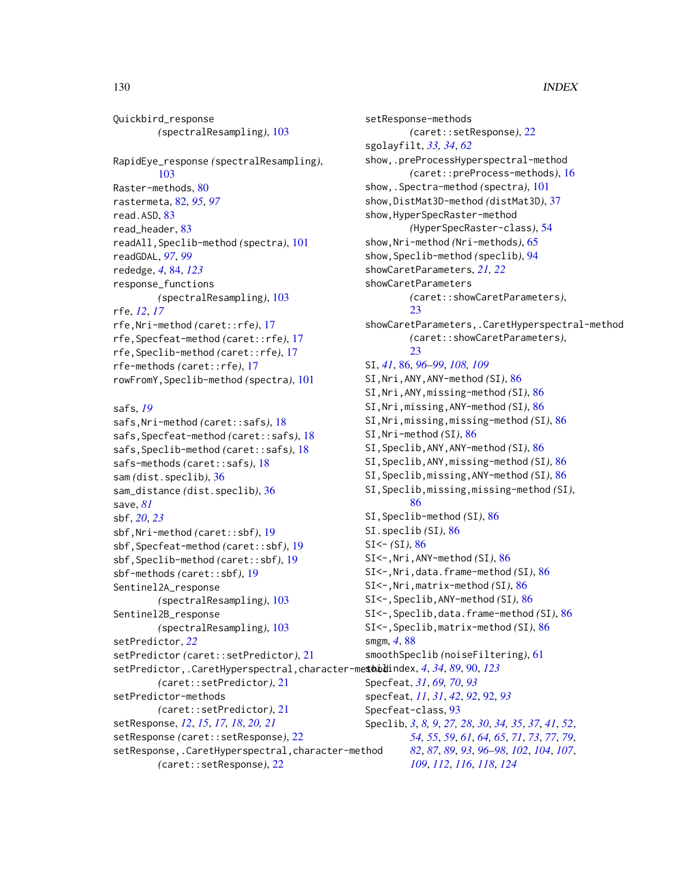Quickbird_response
(spectralResampling), 103

RapidEye_response (spectralResampling), 103
Raster-methods, 80
rastermeta, 82, *95*, *97*
read.ASD, 83
read_header, 83
readAll,Speclib-method (spectra), 101
readGDAL, *97*, *99*
rededge, *4*, 84, *123*
response_functions
(spectralResampling), 103
rfe, *12*, *17*
rfe,Nri-method (caret::rfe), 17
rfe,Specfeat-method (caret::rfe), 17
rfe,Speclib-method (caret::rfe), 17
rfe-methods (caret::rfe), 17
rowFromY,Speclib-method (spectra), 101

safs, *19*
safs,Nri-method (caret::safs), 18
safs,Specfeat-method (caret::safs), 18
safs,Speclib-method (caret::safs), 18
safs-methods (caret::safs), 18
sam (dist.speclib), 36
sam_distance (dist.speclib), 36
save, *81*
sbf, *20*, *23*
sbf,Nri-method (caret::sbf), 19
sbf,Specfeat-method (caret::sbf), 19
sbf,Speclib-method (caret::sbf), 19
sbf-methods (caret::sbf), 19
Sentinel2A_response
(spectralResampling), 103
Sentinel2B_response
(spectralResampling), 103
setPredictor, *22*
setPredictor (caret::setPredictor), 21
setPredictor,.CaretHyperspectral,character-method
(caret::setPredictor), 21
setPredictor-methods
(caret::setPredictor), 21
setResponse, *12*, *15*, *17, 18*, *20, 21*
setResponse (caret::setResponse), 22
setResponse,.CaretHyperspectral,character-method
(caret::setResponse), 22
setResponse-methods
(caret::setResponse), 22
sgolayfilt, *33, 34*, *62*
show,.preProcessHyperspectral-method
(caret::preProcess-methods), 16
show,.Spectra-method (spectra), 101
show,DistMat3D-method (distMat3D), 37
show,HyperSpecRaster-method
(HyperSpecRaster-class), 54
show,Nri-method (Nri-methods), 65
show,Speclib-method (speclib), 94
showCaretParameters, *21, 22*
showCaretParameters
(caret::showCaretParameters), 23
showCaretParameters,.CaretHyperspectral-method
(caret::showCaretParameters), 23
SI, *41*, 86, *96–99*, *108, 109*
SI,Nri,ANY,ANY-method (SI), 86
SI,Nri,ANY,missing-method (SI), 86
SI,Nri,missing,ANY-method (SI), 86
SI,Nri,missing,missing-method (SI), 86
SI,Nri-method (SI), 86
SI,Speclib,ANY,ANY-method (SI), 86
SI,Speclib,ANY,missing-method (SI), 86
SI,Speclib,missing,ANY-method (SI), 86
SI,Speclib,missing,missing-method (SI), 86
SI,Speclib-method (SI), 86
SI.speclib (SI), 86
SI<- (SI), 86
SI<-,Nri,ANY-method (SI), 86
SI<-,Nri,data.frame-method (SI), 86
SI<-,Nri,matrix-method (SI), 86
SI<-,Speclib,ANY-method (SI), 86
SI<-,Speclib,data.frame-method (SI), 86
SI<-,Speclib,matrix-method (SI), 86
smgm, *4*, 88
smoothSpeclib (noiseFiltering), 61
soilindex, *4*, *34*, *89*, 90, *123*
Specfeat, *31*, *69, 70*, *93*
specfeat, *11*, *31*, *42*, *92*, 92, *93*
Specfeat-class, 93
Speclib, *3*, *8, 9*, *27, 28*, *30*, *34, 35*, *37*, *41*, *52*, *54, 55*, *59*, *61*, *64, 65*, *71*, *73*, *77*, *79*, *82*, *87*, *89*, *93*, *96–98*, *102*, *104*, *107*, *109*, *112*, *116*, *118*, *124*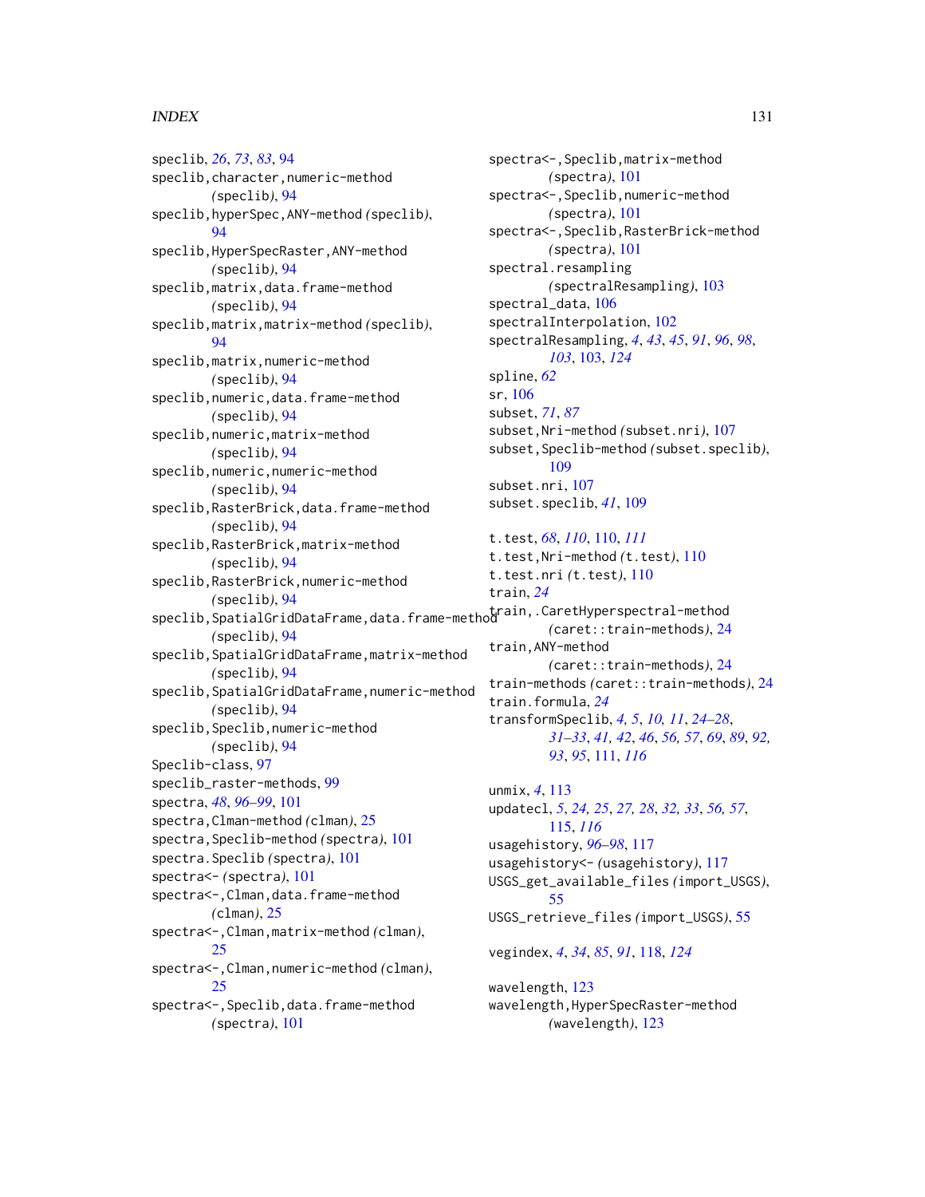speclib, *26*, *73*, *83*, 94
speclib,character,numeric-method (speclib), 94
speclib,hyperSpec,ANY-method (speclib), 94
speclib,HyperSpecRaster,ANY-method (speclib), 94
speclib,matrix,data.frame-method (speclib), 94
speclib,matrix,matrix-method (speclib), 94
speclib,matrix,numeric-method (speclib), 94
speclib,numeric,data.frame-method (speclib), 94
speclib,numeric,matrix-method (speclib), 94
speclib,numeric,numeric-method (speclib), 94
speclib,RasterBrick,data.frame-method (speclib), 94
speclib,RasterBrick,matrix-method (speclib), 94
speclib,RasterBrick,numeric-method (speclib), 94
speclib,SpatialGridDataFrame,data.frame-method (speclib), 94
speclib,SpatialGridDataFrame,matrix-method (speclib), 94
speclib,SpatialGridDataFrame,numeric-method (speclib), 94
speclib,Speclib,numeric-method (speclib), 94
Speclib-class, 97
speclib_raster-methods, 99
spectra, *48*, *96–99*, 101
spectra,Clman-method (clman), 25
spectra,Speclib-method (spectra), 101
spectra.Speclib (spectra), 101
spectra<- (spectra), 101
spectra<-,Clman,data.frame-method (clman), 25
spectra<-,Clman,matrix-method (clman), 25
spectra<-,Clman,numeric-method (clman), 25
spectra<-,Speclib,data.frame-method (spectra), 101
spectra<-,Speclib,matrix-method (spectra), 101
spectra<-,Speclib,numeric-method (spectra), 101
spectra<-,Speclib,RasterBrick-method (spectra), 101
spectral.resampling (spectralResampling), 103
spectral_data, 106
spectralInterpolation, 102
spectralResampling, *4*, *43*, *45*, *91*, *96*, *98*, *103*, 103, *124*
spline, *62*
sr, 106
subset, *71*, *87*
subset,Nri-method (subset.nri), 107
subset,Speclib-method (subset.speclib), 109
subset.nri, 107
subset.speclib, *41*, 109

t.test, *68*, *110*, 110, *111*
t.test,Nri-method (t.test), 110
t.test.nri (t.test), 110
train, *24*
train,.CaretHyperspectral-method (caret::train-methods), 24
train,ANY-method (caret::train-methods), 24
train-methods (caret::train-methods), 24
train.formula, *24*
transformSpeclib, *4, 5*, *10, 11*, *24–28*, *31–33*, *41, 42*, *46*, *56, 57*, *69*, *89*, *92, 93*, *95*, 111, *116*

unmix, *4*, 113
updatecl, *5*, *24, 25*, *27, 28*, *32, 33*, *56, 57*, 115, *116*
usagehistory, *96–98*, 117
usagehistory<- (usagehistory), 117
USGS_get_available_files (import_USGS), 55
USGS_retrieve_files (import_USGS), 55

vegindex, *4*, *34*, *85*, *91*, 118, *124*

wavelength, 123
wavelength,HyperSpecRaster-method (wavelength), 123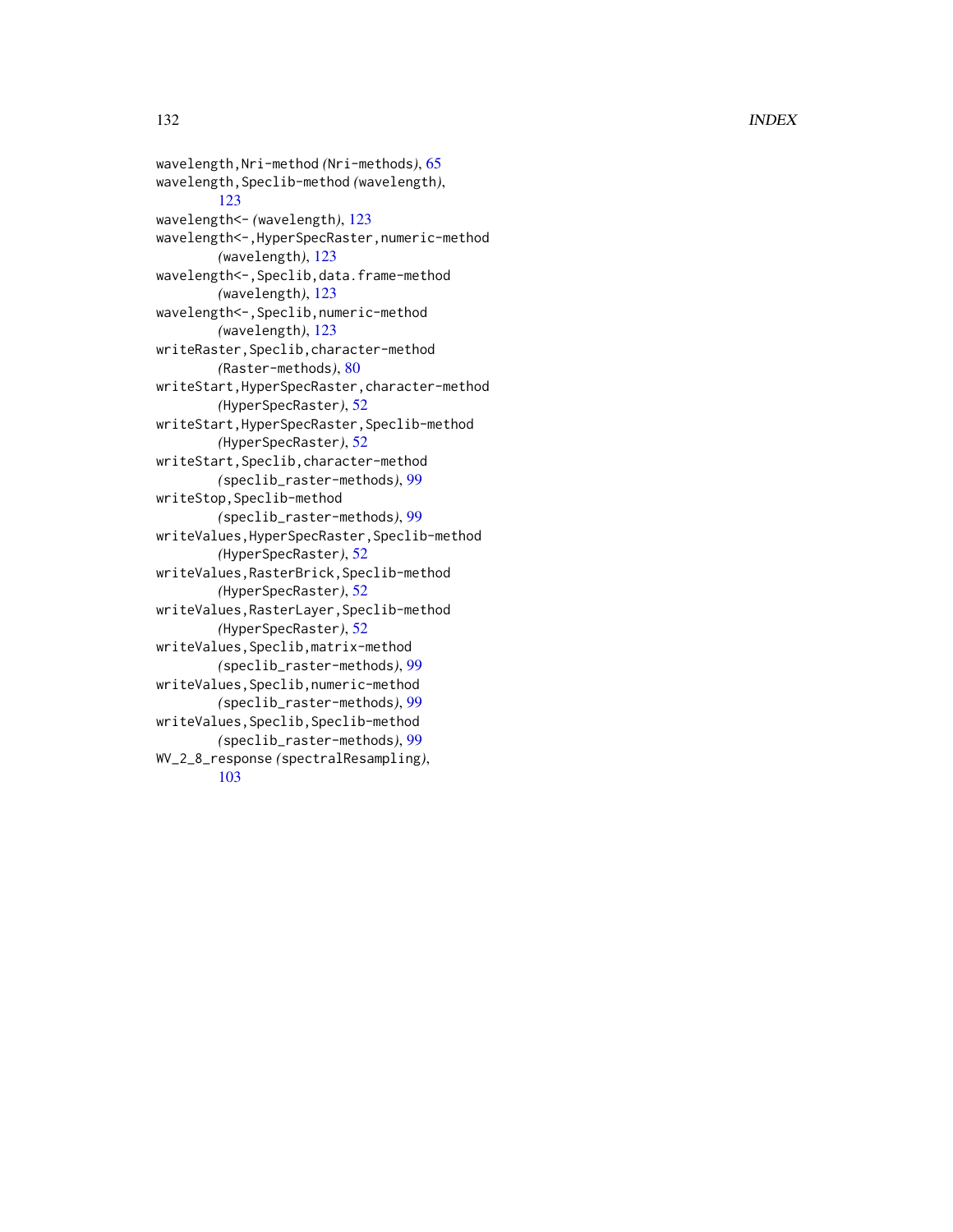wavelength,Nri-method *(*Nri-methods*)*, 65
wavelength,Speclib-method *(*wavelength*)*, 123
wavelength<- *(*wavelength*)*, 123
wavelength<-,HyperSpecRaster,numeric-method *(*wavelength*)*, 123
wavelength<-,Speclib,data.frame-method *(*wavelength*)*, 123
wavelength<-,Speclib,numeric-method *(*wavelength*)*, 123
writeRaster,Speclib,character-method *(*Raster-methods*)*, 80
writeStart,HyperSpecRaster,character-method *(*HyperSpecRaster*)*, 52
writeStart,HyperSpecRaster,Speclib-method *(*HyperSpecRaster*)*, 52
writeStart,Speclib,character-method *(*speclib_raster-methods*)*, 99
writeStop,Speclib-method *(*speclib_raster-methods*)*, 99
writeValues,HyperSpecRaster,Speclib-method *(*HyperSpecRaster*)*, 52
writeValues,RasterBrick,Speclib-method *(*HyperSpecRaster*)*, 52
writeValues,RasterLayer,Speclib-method *(*HyperSpecRaster*)*, 52
writeValues,Speclib,matrix-method *(*speclib_raster-methods*)*, 99
writeValues,Speclib,numeric-method *(*speclib_raster-methods*)*, 99
writeValues,Speclib,Speclib-method *(*speclib_raster-methods*)*, 99
WV_2_8_response *(*spectralResampling*)*, 103